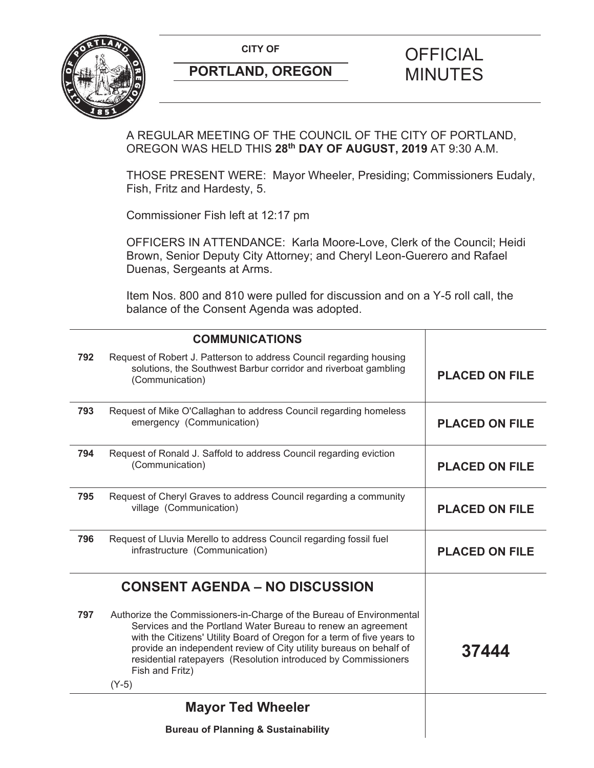**CITY OF**

**PORTLAND, OREGON**

# OFFICIAL MINUTES

A REGULAR MEETING OF THE COUNCIL OF THE CITY OF PORTLAND, OREGON WAS HELD THIS **28th DAY OF AUGUST, 2019** AT 9:30 A.M.

THOSE PRESENT WERE: Mayor Wheeler, Presiding; Commissioners Eudaly, Fish, Fritz and Hardesty, 5.

Commissioner Fish left at 12:17 pm

OFFICERS IN ATTENDANCE: Karla Moore-Love, Clerk of the Council; Heidi Brown, Senior Deputy City Attorney; and Cheryl Leon-Guerero and Rafael Duenas, Sergeants at Arms.

Item Nos. 800 and 810 were pulled for discussion and on a Y-5 roll call, the balance of the Consent Agenda was adopted.

| | **COMMUNICATIONS** | |
|---|---|---|
| **792** | Request of Robert J. Patterson to address Council regarding housing solutions, the Southwest Barbur corridor and riverboat gambling (Communication) | **PLACED ON FILE** |
| **793** | Request of Mike O'Callaghan to address Council regarding homeless emergency (Communication) | **PLACED ON FILE** |
| **794** | Request of Ronald J. Saffold to address Council regarding eviction (Communication) | **PLACED ON FILE** |
| **795** | Request of Cheryl Graves to address Council regarding a community village (Communication) | **PLACED ON FILE** |
| **796** | Request of Lluvia Merello to address Council regarding fossil fuel infrastructure (Communication) | **PLACED ON FILE** |
| | **CONSENT AGENDA – NO DISCUSSION** | |
| **797** | Authorize the Commissioners-in-Charge of the Bureau of Environmental Services and the Portland Water Bureau to renew an agreement with the Citizens' Utility Board of Oregon for a term of five years to provide an independent review of City utility bureaus on behalf of residential ratepayers (Resolution introduced by Commissioners Fish and Fritz) (Y-5) | **37444** |
| | **Mayor Ted Wheeler** | |
| | **Bureau of Planning & Sustainability** | |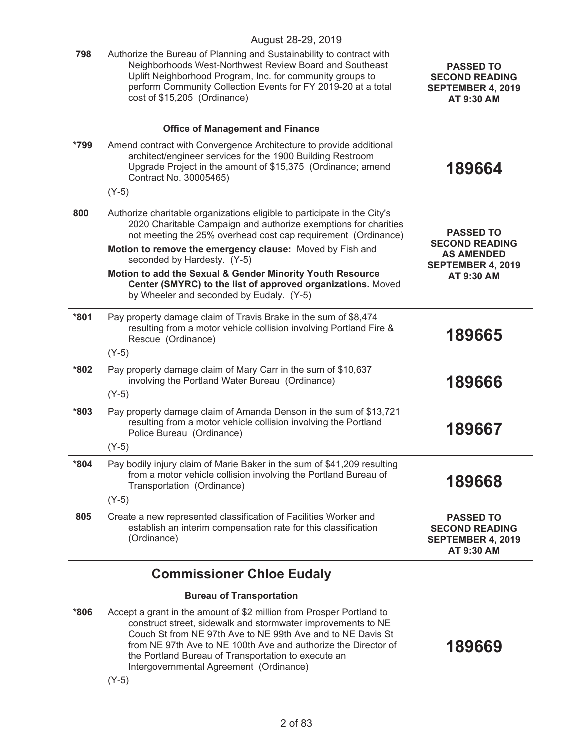August 28-29, 2019

| | | |
|---|---|---|
| **798** | Authorize the Bureau of Planning and Sustainability to contract with Neighborhoods West-Northwest Review Board and Southeast Uplift Neighborhood Program, Inc. for community groups to perform Community Collection Events for FY 2019-20 at a total cost of $15,205 (Ordinance) | **PASSED TO SECOND READING SEPTEMBER 4, 2019 AT 9:30 AM** |
| | **Office of Management and Finance** | |
| ***799** | Amend contract with Convergence Architecture to provide additional architect/engineer services for the 1900 Building Restroom Upgrade Project in the amount of $15,375 (Ordinance; amend Contract No. 30005465)<br>(Y-5) | **189664** |
| **800** | Authorize charitable organizations eligible to participate in the City's 2020 Charitable Campaign and authorize exemptions for charities not meeting the 25% overhead cost cap requirement (Ordinance)<br>**Motion to remove the emergency clause:** Moved by Fish and seconded by Hardesty. (Y-5)<br>**Motion to add the Sexual & Gender Minority Youth Resource Center (SMYRC) to the list of approved organizations.** Moved by Wheeler and seconded by Eudaly. (Y-5) | **PASSED TO SECOND READING AS AMENDED SEPTEMBER 4, 2019 AT 9:30 AM** |
| ***801** | Pay property damage claim of Travis Brake in the sum of $8,474 resulting from a motor vehicle collision involving Portland Fire & Rescue (Ordinance)<br>(Y-5) | **189665** |
| ***802** | Pay property damage claim of Mary Carr in the sum of $10,637 involving the Portland Water Bureau (Ordinance)<br>(Y-5) | **189666** |
| ***803** | Pay property damage claim of Amanda Denson in the sum of $13,721 resulting from a motor vehicle collision involving the Portland Police Bureau (Ordinance)<br>(Y-5) | **189667** |
| ***804** | Pay bodily injury claim of Marie Baker in the sum of $41,209 resulting from a motor vehicle collision involving the Portland Bureau of Transportation (Ordinance)<br>(Y-5) | **189668** |
| **805** | Create a new represented classification of Facilities Worker and establish an interim compensation rate for this classification (Ordinance) | **PASSED TO SECOND READING SEPTEMBER 4, 2019 AT 9:30 AM** |
| | **Commissioner Chloe Eudaly** | |
| | **Bureau of Transportation** | |
| ***806** | Accept a grant in the amount of $2 million from Prosper Portland to construct street, sidewalk and stormwater improvements to NE Couch St from NE 97th Ave to NE 99th Ave and to NE Davis St from NE 97th Ave to NE 100th Ave and authorize the Director of the Portland Bureau of Transportation to execute an Intergovernmental Agreement (Ordinance)<br>(Y-5) | **189669** |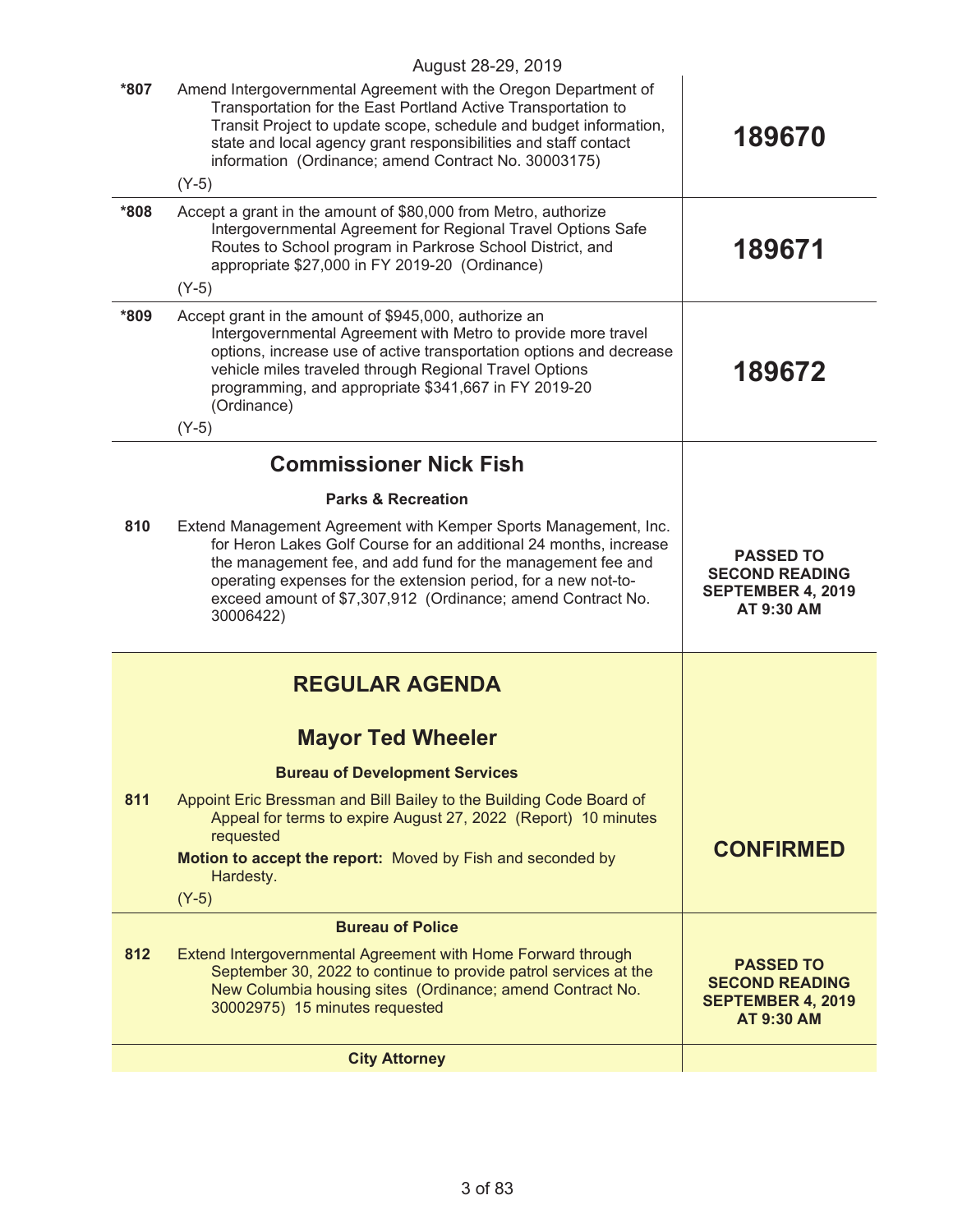August 28-29, 2019

| | | |
|---|---|---|
| *807 | Amend Intergovernmental Agreement with the Oregon Department of Transportation for the East Portland Active Transportation to Transit Project to update scope, schedule and budget information, state and local agency grant responsibilities and staff contact information (Ordinance; amend Contract No. 30003175)<br><br>(Y-5) | **189670** |
| *808 | Accept a grant in the amount of $80,000 from Metro, authorize Intergovernmental Agreement for Regional Travel Options Safe Routes to School program in Parkrose School District, and appropriate $27,000 in FY 2019-20 (Ordinance)<br><br>(Y-5) | **189671** |
| *809 | Accept grant in the amount of $945,000, authorize an Intergovernmental Agreement with Metro to provide more travel options, increase use of active transportation options and decrease vehicle miles traveled through Regional Travel Options programming, and appropriate $341,667 in FY 2019-20 (Ordinance)<br><br>(Y-5) | **189672** |

## Commissioner Nick Fish

### Parks & Recreation

| | | |
|---|---|---|
| 810 | Extend Management Agreement with Kemper Sports Management, Inc. for Heron Lakes Golf Course for an additional 24 months, increase the management fee, and add fund for the management fee and operating expenses for the extension period, for a new not-to-exceed amount of $7,307,912 (Ordinance; amend Contract No. 30006422) | **PASSED TO SECOND READING SEPTEMBER 4, 2019 AT 9:30 AM** |

## REGULAR AGENDA

## Mayor Ted Wheeler

### Bureau of Development Services

| | | |
|---|---|---|
| 811 | Appoint Eric Bressman and Bill Bailey to the Building Code Board of Appeal for terms to expire August 27, 2022 (Report) 10 minutes requested<br><br>**Motion to accept the report:** Moved by Fish and seconded by Hardesty.<br><br>(Y-5) | **CONFIRMED** |

### Bureau of Police

| | | |
|---|---|---|
| 812 | Extend Intergovernmental Agreement with Home Forward through September 30, 2022 to continue to provide patrol services at the New Columbia housing sites (Ordinance; amend Contract No. 30002975) 15 minutes requested | **PASSED TO SECOND READING SEPTEMBER 4, 2019 AT 9:30 AM** |

### City Attorney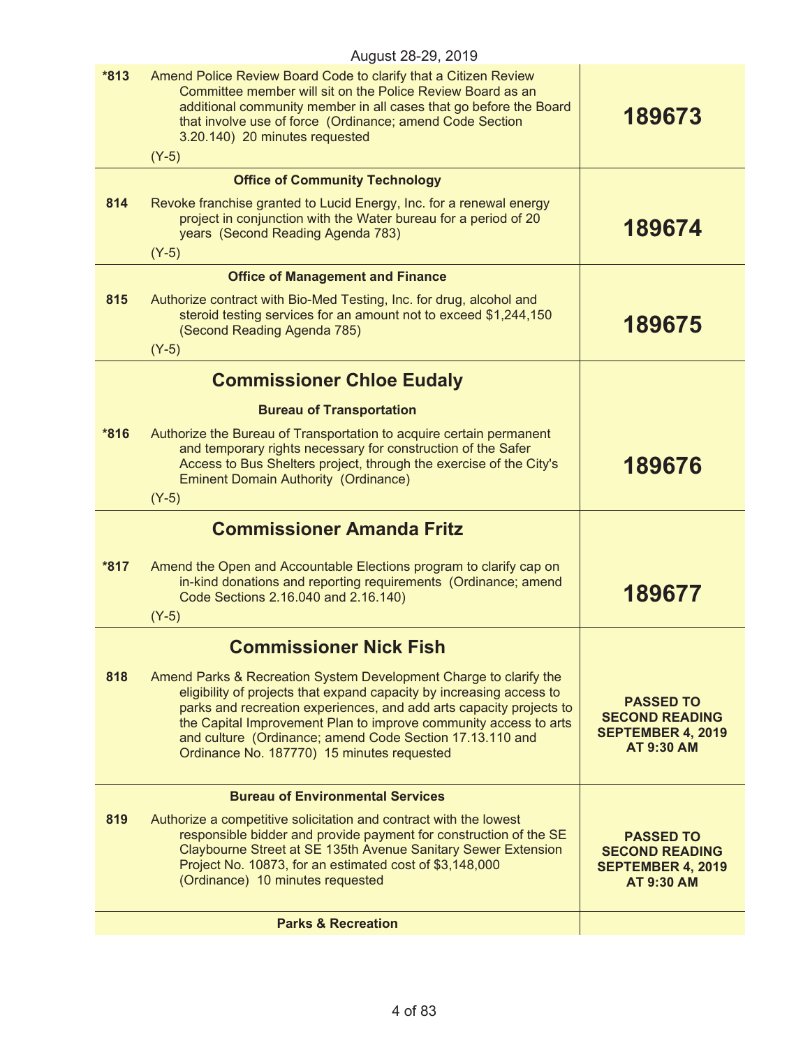August 28-29, 2019

| | | |
|---|---|---|
| *813 | Amend Police Review Board Code to clarify that a Citizen Review Committee member will sit on the Police Review Board as an additional community member in all cases that go before the Board that involve use of force (Ordinance; amend Code Section 3.20.140) 20 minutes requested<br>(Y-5) | **189673** |
| | **Office of Community Technology** | |
| 814 | Revoke franchise granted to Lucid Energy, Inc. for a renewal energy project in conjunction with the Water bureau for a period of 20 years (Second Reading Agenda 783)<br>(Y-5) | **189674** |
| | **Office of Management and Finance** | |
| 815 | Authorize contract with Bio-Med Testing, Inc. for drug, alcohol and steroid testing services for an amount not to exceed $1,244,150 (Second Reading Agenda 785)<br>(Y-5) | **189675** |
| | **Commissioner Chloe Eudaly** | |
| | **Bureau of Transportation** | |
| *816 | Authorize the Bureau of Transportation to acquire certain permanent and temporary rights necessary for construction of the Safer Access to Bus Shelters project, through the exercise of the City's Eminent Domain Authority (Ordinance)<br>(Y-5) | **189676** |
| | **Commissioner Amanda Fritz** | |
| *817 | Amend the Open and Accountable Elections program to clarify cap on in-kind donations and reporting requirements (Ordinance; amend Code Sections 2.16.040 and 2.16.140)<br>(Y-5) | **189677** |
| | **Commissioner Nick Fish** | |
| 818 | Amend Parks & Recreation System Development Charge to clarify the eligibility of projects that expand capacity by increasing access to parks and recreation experiences, and add arts capacity projects to the Capital Improvement Plan to improve community access to arts and culture (Ordinance; amend Code Section 17.13.110 and Ordinance No. 187770) 15 minutes requested | **PASSED TO SECOND READING SEPTEMBER 4, 2019 AT 9:30 AM** |
| | **Bureau of Environmental Services** | |
| 819 | Authorize a competitive solicitation and contract with the lowest responsible bidder and provide payment for construction of the SE Claybourne Street at SE 135th Avenue Sanitary Sewer Extension Project No. 10873, for an estimated cost of $3,148,000 (Ordinance) 10 minutes requested | **PASSED TO SECOND READING SEPTEMBER 4, 2019 AT 9:30 AM** |
| | **Parks & Recreation** | |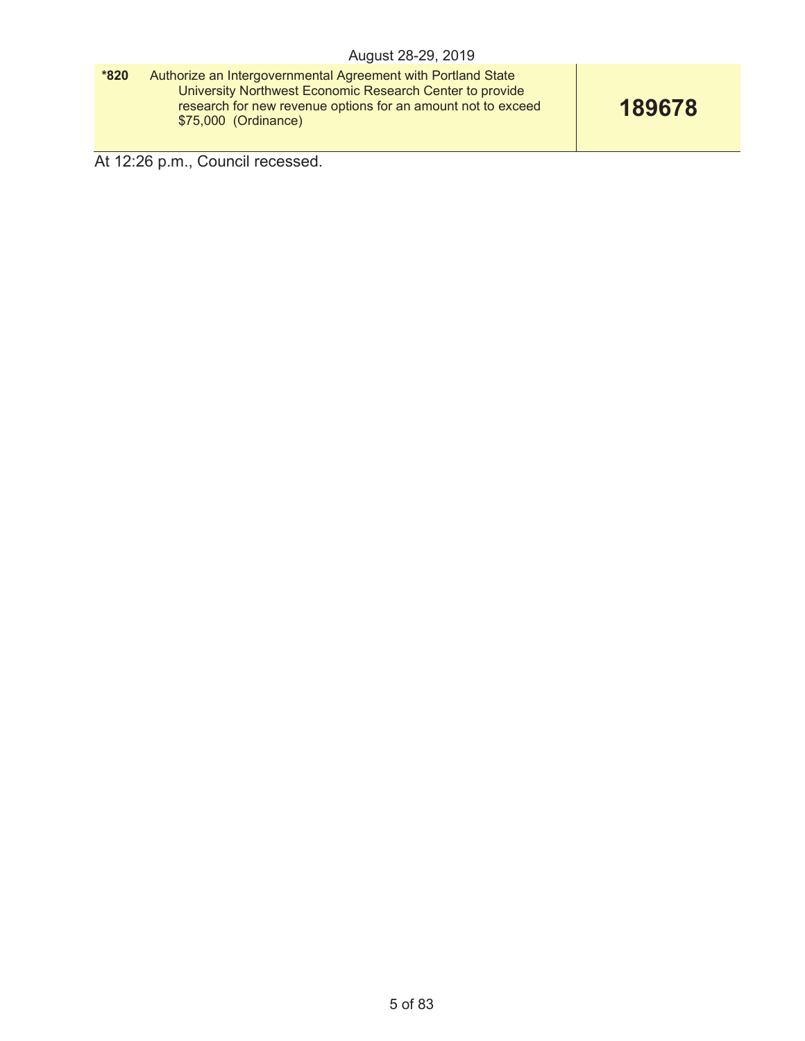August 28-29, 2019

| | | |
|---|---|---|
| ***820** | Authorize an Intergovernmental Agreement with Portland State University Northwest Economic Research Center to provide research for new revenue options for an amount not to exceed $75,000 (Ordinance) | **189678** |

At 12:26 p.m., Council recessed.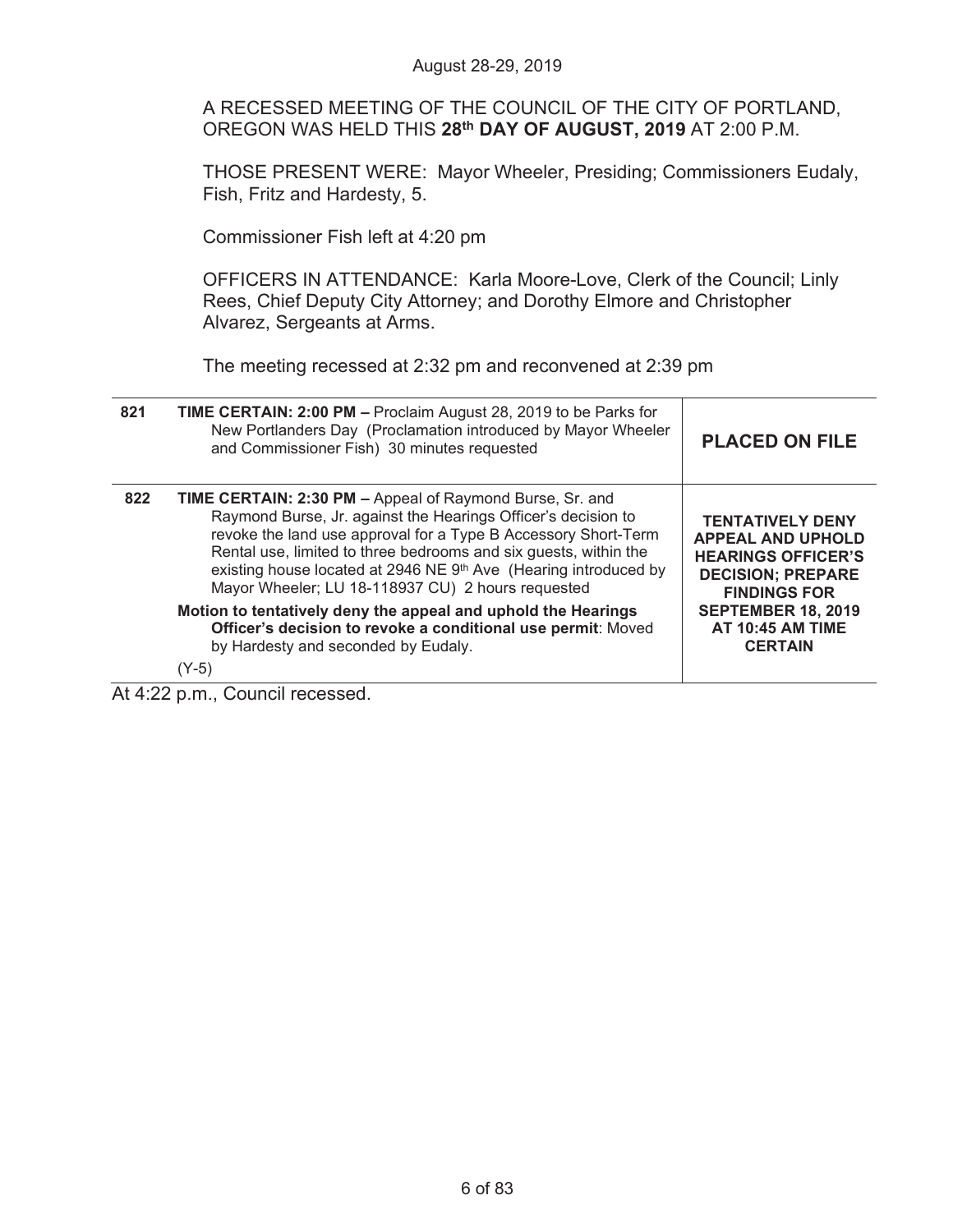August 28-29, 2019

A RECESSED MEETING OF THE COUNCIL OF THE CITY OF PORTLAND, OREGON WAS HELD THIS **28th DAY OF AUGUST, 2019** AT 2:00 P.M.

THOSE PRESENT WERE: Mayor Wheeler, Presiding; Commissioners Eudaly, Fish, Fritz and Hardesty, 5.

Commissioner Fish left at 4:20 pm

OFFICERS IN ATTENDANCE: Karla Moore-Love, Clerk of the Council; Linly Rees, Chief Deputy City Attorney; and Dorothy Elmore and Christopher Alvarez, Sergeants at Arms.

The meeting recessed at 2:32 pm and reconvened at 2:39 pm

| | | |
|---|---|---|
| **821** | **TIME CERTAIN: 2:00 PM –** Proclaim August 28, 2019 to be Parks for New Portlanders Day (Proclamation introduced by Mayor Wheeler and Commissioner Fish) 30 minutes requested | **PLACED ON FILE** |
| **822** | **TIME CERTAIN: 2:30 PM –** Appeal of Raymond Burse, Sr. and Raymond Burse, Jr. against the Hearings Officer's decision to revoke the land use approval for a Type B Accessory Short-Term Rental use, limited to three bedrooms and six guests, within the existing house located at 2946 NE 9th Ave (Hearing introduced by Mayor Wheeler; LU 18-118937 CU) 2 hours requested<br><br>**Motion to tentatively deny the appeal and uphold the Hearings Officer's decision to revoke a conditional use permit**: Moved by Hardesty and seconded by Eudaly.<br><br>(Y-5) | **TENTATIVELY DENY APPEAL AND UPHOLD HEARINGS OFFICER'S DECISION; PREPARE FINDINGS FOR SEPTEMBER 18, 2019 AT 10:45 AM TIME CERTAIN** |

At 4:22 p.m., Council recessed.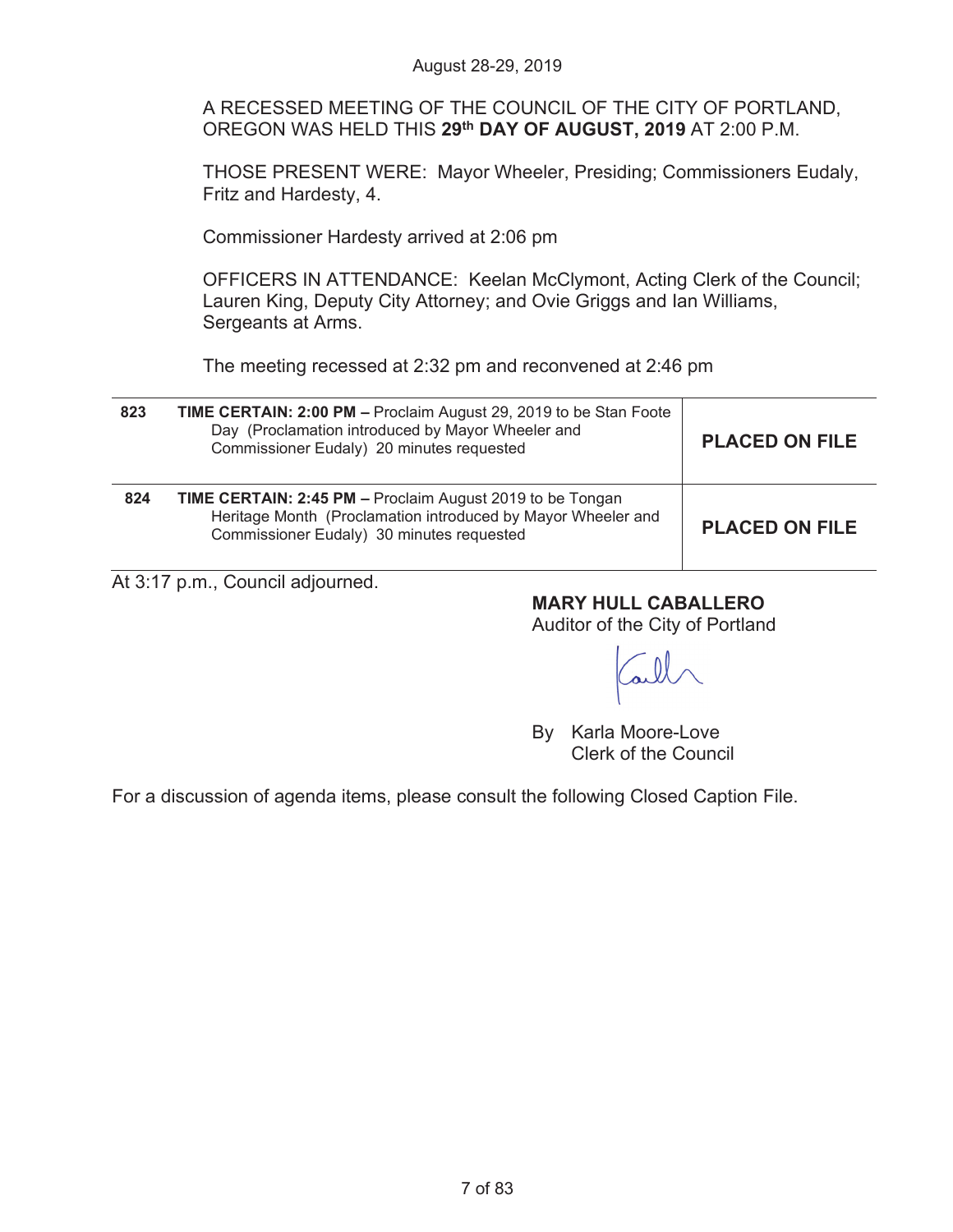August 28-29, 2019

A RECESSED MEETING OF THE COUNCIL OF THE CITY OF PORTLAND, OREGON WAS HELD THIS **29th DAY OF AUGUST, 2019** AT 2:00 P.M.

THOSE PRESENT WERE: Mayor Wheeler, Presiding; Commissioners Eudaly, Fritz and Hardesty, 4.

Commissioner Hardesty arrived at 2:06 pm

OFFICERS IN ATTENDANCE: Keelan McClymont, Acting Clerk of the Council; Lauren King, Deputy City Attorney; and Ovie Griggs and Ian Williams, Sergeants at Arms.

The meeting recessed at 2:32 pm and reconvened at 2:46 pm

| | | |
|---|---|---|
| **823** | **TIME CERTAIN: 2:00 PM –** Proclaim August 29, 2019 to be Stan Foote Day (Proclamation introduced by Mayor Wheeler and Commissioner Eudaly) 20 minutes requested | **PLACED ON FILE** |
| **824** | **TIME CERTAIN: 2:45 PM –** Proclaim August 2019 to be Tongan Heritage Month (Proclamation introduced by Mayor Wheeler and Commissioner Eudaly) 30 minutes requested | **PLACED ON FILE** |

At 3:17 p.m., Council adjourned.

**MARY HULL CABALLERO**
Auditor of the City of Portland

By Karla Moore-Love
Clerk of the Council

For a discussion of agenda items, please consult the following Closed Caption File.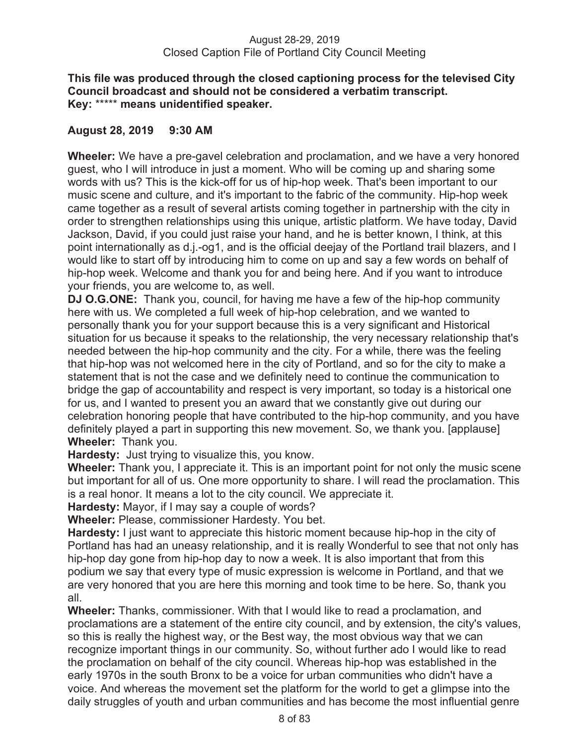August 28-29, 2019
Closed Caption File of Portland City Council Meeting

**This file was produced through the closed captioning process for the televised City Council broadcast and should not be considered a verbatim transcript.**
**Key: ***** means unidentified speaker.**

**August 28, 2019 9:30 AM**

**Wheeler:** We have a pre-gavel celebration and proclamation, and we have a very honored guest, who I will introduce in just a moment. Who will be coming up and sharing some words with us? This is the kick-off for us of hip-hop week. That's been important to our music scene and culture, and it's important to the fabric of the community. Hip-hop week came together as a result of several artists coming together in partnership with the city in order to strengthen relationships using this unique, artistic platform. We have today, David Jackson, David, if you could just raise your hand, and he is better known, I think, at this point internationally as d.j.-og1, and is the official deejay of the Portland trail blazers, and I would like to start off by introducing him to come on up and say a few words on behalf of hip-hop week. Welcome and thank you for and being here. And if you want to introduce your friends, you are welcome to, as well.

**DJ O.G.ONE:** Thank you, council, for having me have a few of the hip-hop community here with us. We completed a full week of hip-hop celebration, and we wanted to personally thank you for your support because this is a very significant and Historical situation for us because it speaks to the relationship, the very necessary relationship that's needed between the hip-hop community and the city. For a while, there was the feeling that hip-hop was not welcomed here in the city of Portland, and so for the city to make a statement that is not the case and we definitely need to continue the communication to bridge the gap of accountability and respect is very important, so today is a historical one for us, and I wanted to present you an award that we constantly give out during our celebration honoring people that have contributed to the hip-hop community, and you have definitely played a part in supporting this new movement. So, we thank you. [applause]

**Wheeler:** Thank you.

**Hardesty:** Just trying to visualize this, you know.

**Wheeler:** Thank you, I appreciate it. This is an important point for not only the music scene but important for all of us. One more opportunity to share. I will read the proclamation. This is a real honor. It means a lot to the city council. We appreciate it.

**Hardesty:** Mayor, if I may say a couple of words?

**Wheeler:** Please, commissioner Hardesty. You bet.

**Hardesty:** I just want to appreciate this historic moment because hip-hop in the city of Portland has had an uneasy relationship, and it is really Wonderful to see that not only has hip-hop day gone from hip-hop day to now a week. It is also important that from this podium we say that every type of music expression is welcome in Portland, and that we are very honored that you are here this morning and took time to be here. So, thank you all.

**Wheeler:** Thanks, commissioner. With that I would like to read a proclamation, and proclamations are a statement of the entire city council, and by extension, the city's values, so this is really the highest way, or the Best way, the most obvious way that we can recognize important things in our community. So, without further ado I would like to read the proclamation on behalf of the city council. Whereas hip-hop was established in the early 1970s in the south Bronx to be a voice for urban communities who didn't have a voice. And whereas the movement set the platform for the world to get a glimpse into the daily struggles of youth and urban communities and has become the most influential genre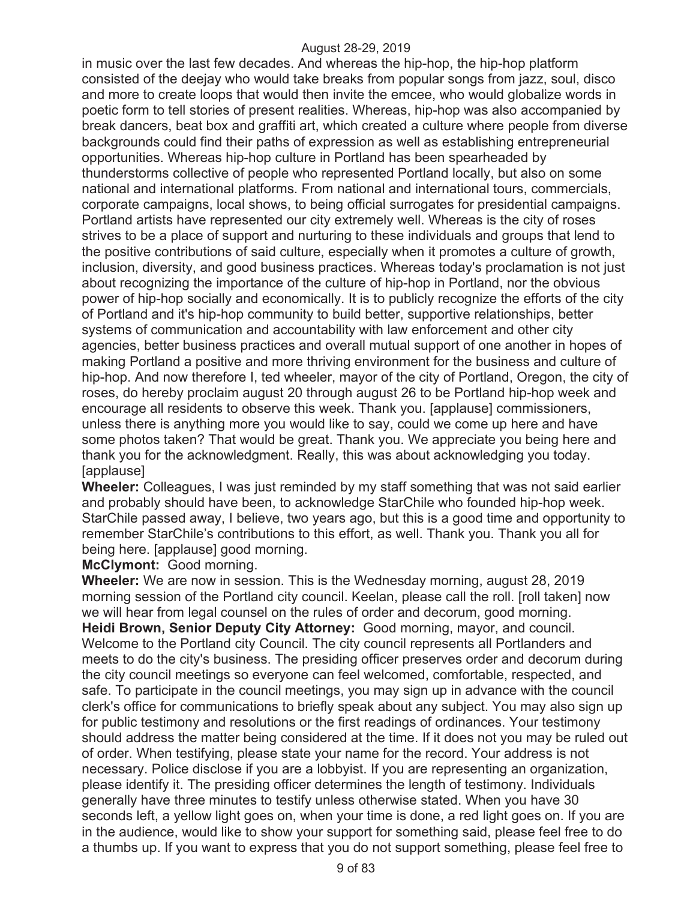in music over the last few decades. And whereas the hip-hop, the hip-hop platform consisted of the deejay who would take breaks from popular songs from jazz, soul, disco and more to create loops that would then invite the emcee, who would globalize words in poetic form to tell stories of present realities. Whereas, hip-hop was also accompanied by break dancers, beat box and graffiti art, which created a culture where people from diverse backgrounds could find their paths of expression as well as establishing entrepreneurial opportunities. Whereas hip-hop culture in Portland has been spearheaded by thunderstorms collective of people who represented Portland locally, but also on some national and international platforms. From national and international tours, commercials, corporate campaigns, local shows, to being official surrogates for presidential campaigns. Portland artists have represented our city extremely well. Whereas is the city of roses strives to be a place of support and nurturing to these individuals and groups that lend to the positive contributions of said culture, especially when it promotes a culture of growth, inclusion, diversity, and good business practices. Whereas today's proclamation is not just about recognizing the importance of the culture of hip-hop in Portland, nor the obvious power of hip-hop socially and economically. It is to publicly recognize the efforts of the city of Portland and it's hip-hop community to build better, supportive relationships, better systems of communication and accountability with law enforcement and other city agencies, better business practices and overall mutual support of one another in hopes of making Portland a positive and more thriving environment for the business and culture of hip-hop. And now therefore I, ted wheeler, mayor of the city of Portland, Oregon, the city of roses, do hereby proclaim august 20 through august 26 to be Portland hip-hop week and encourage all residents to observe this week. Thank you. [applause] commissioners, unless there is anything more you would like to say, could we come up here and have some photos taken? That would be great. Thank you. We appreciate you being here and thank you for the acknowledgment. Really, this was about acknowledging you today. [applause]

**Wheeler:** Colleagues, I was just reminded by my staff something that was not said earlier and probably should have been, to acknowledge StarChile who founded hip-hop week. StarChile passed away, I believe, two years ago, but this is a good time and opportunity to remember StarChile's contributions to this effort, as well. Thank you. Thank you all for being here. [applause] good morning.

**McClymont:** Good morning.

**Wheeler:** We are now in session. This is the Wednesday morning, august 28, 2019 morning session of the Portland city council. Keelan, please call the roll. [roll taken] now we will hear from legal counsel on the rules of order and decorum, good morning.

**Heidi Brown, Senior Deputy City Attorney:** Good morning, mayor, and council. Welcome to the Portland city Council. The city council represents all Portlanders and meets to do the city's business. The presiding officer preserves order and decorum during the city council meetings so everyone can feel welcomed, comfortable, respected, and safe. To participate in the council meetings, you may sign up in advance with the council clerk's office for communications to briefly speak about any subject. You may also sign up for public testimony and resolutions or the first readings of ordinances. Your testimony should address the matter being considered at the time. If it does not you may be ruled out of order. When testifying, please state your name for the record. Your address is not necessary. Police disclose if you are a lobbyist. If you are representing an organization, please identify it. The presiding officer determines the length of testimony. Individuals generally have three minutes to testify unless otherwise stated. When you have 30 seconds left, a yellow light goes on, when your time is done, a red light goes on. If you are in the audience, would like to show your support for something said, please feel free to do a thumbs up. If you want to express that you do not support something, please feel free to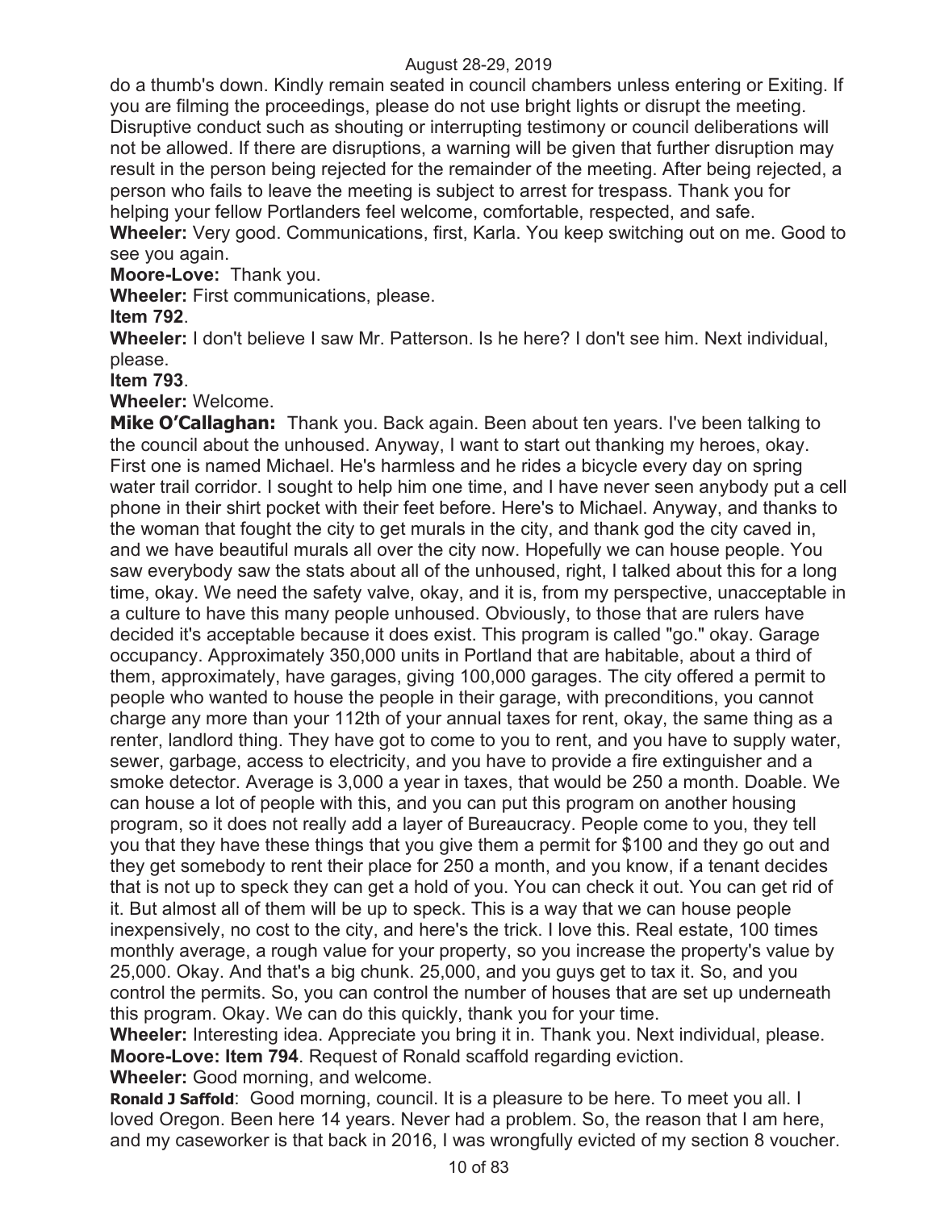do a thumb's down. Kindly remain seated in council chambers unless entering or Exiting. If you are filming the proceedings, please do not use bright lights or disrupt the meeting. Disruptive conduct such as shouting or interrupting testimony or council deliberations will not be allowed. If there are disruptions, a warning will be given that further disruption may result in the person being rejected for the remainder of the meeting. After being rejected, a person who fails to leave the meeting is subject to arrest for trespass. Thank you for helping your fellow Portlanders feel welcome, comfortable, respected, and safe.

**Wheeler:** Very good. Communications, first, Karla. You keep switching out on me. Good to see you again.

**Moore-Love:** Thank you.

**Wheeler:** First communications, please.

**Item 792**.

**Wheeler:** I don't believe I saw Mr. Patterson. Is he here? I don't see him. Next individual, please.

**Item 793**.

**Wheeler:** Welcome.

**Mike O'Callaghan:** Thank you. Back again. Been about ten years. I've been talking to the council about the unhoused. Anyway, I want to start out thanking my heroes, okay. First one is named Michael. He's harmless and he rides a bicycle every day on spring water trail corridor. I sought to help him one time, and I have never seen anybody put a cell phone in their shirt pocket with their feet before. Here's to Michael. Anyway, and thanks to the woman that fought the city to get murals in the city, and thank god the city caved in, and we have beautiful murals all over the city now. Hopefully we can house people. You saw everybody saw the stats about all of the unhoused, right, I talked about this for a long time, okay. We need the safety valve, okay, and it is, from my perspective, unacceptable in a culture to have this many people unhoused. Obviously, to those that are rulers have decided it's acceptable because it does exist. This program is called "go." okay. Garage occupancy. Approximately 350,000 units in Portland that are habitable, about a third of them, approximately, have garages, giving 100,000 garages. The city offered a permit to people who wanted to house the people in their garage, with preconditions, you cannot charge any more than your 112th of your annual taxes for rent, okay, the same thing as a renter, landlord thing. They have got to come to you to rent, and you have to supply water, sewer, garbage, access to electricity, and you have to provide a fire extinguisher and a smoke detector. Average is 3,000 a year in taxes, that would be 250 a month. Doable. We can house a lot of people with this, and you can put this program on another housing program, so it does not really add a layer of Bureaucracy. People come to you, they tell you that they have these things that you give them a permit for $100 and they go out and they get somebody to rent their place for 250 a month, and you know, if a tenant decides that is not up to speck they can get a hold of you. You can check it out. You can get rid of it. But almost all of them will be up to speck. This is a way that we can house people inexpensively, no cost to the city, and here's the trick. I love this. Real estate, 100 times monthly average, a rough value for your property, so you increase the property's value by 25,000. Okay. And that's a big chunk. 25,000, and you guys get to tax it. So, and you control the permits. So, you can control the number of houses that are set up underneath this program. Okay. We can do this quickly, thank you for your time.

**Wheeler:** Interesting idea. Appreciate you bring it in. Thank you. Next individual, please.

**Moore-Love: Item 794**. Request of Ronald scaffold regarding eviction.

**Wheeler:** Good morning, and welcome.

**Ronald J Saffold**: Good morning, council. It is a pleasure to be here. To meet you all. I loved Oregon. Been here 14 years. Never had a problem. So, the reason that I am here, and my caseworker is that back in 2016, I was wrongfully evicted of my section 8 voucher.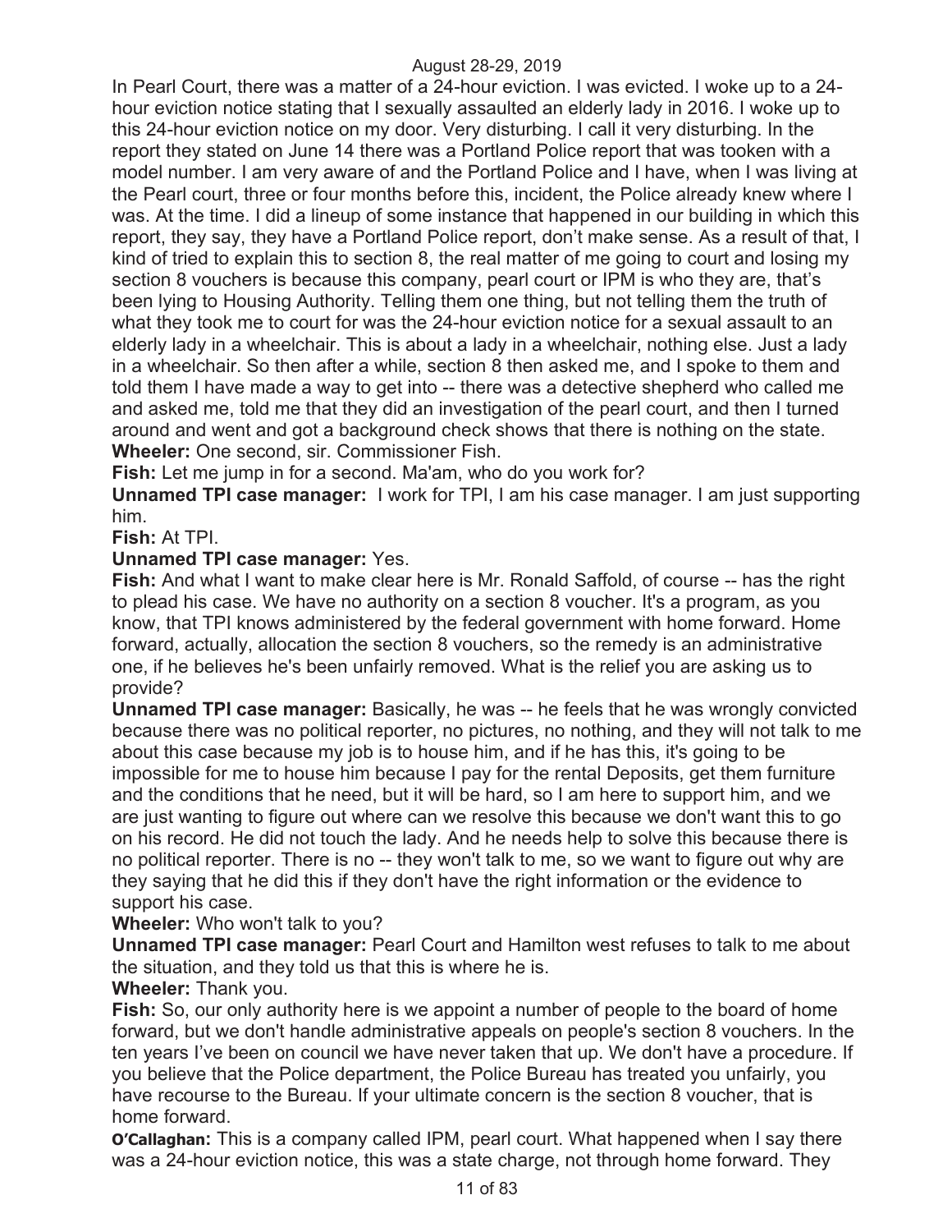In Pearl Court, there was a matter of a 24-hour eviction. I was evicted. I woke up to a 24-hour eviction notice stating that I sexually assaulted an elderly lady in 2016. I woke up to this 24-hour eviction notice on my door. Very disturbing. I call it very disturbing. In the report they stated on June 14 there was a Portland Police report that was tooken with a model number. I am very aware of and the Portland Police and I have, when I was living at the Pearl court, three or four months before this, incident, the Police already knew where I was. At the time. I did a lineup of some instance that happened in our building in which this report, they say, they have a Portland Police report, don't make sense. As a result of that, I kind of tried to explain this to section 8, the real matter of me going to court and losing my section 8 vouchers is because this company, pearl court or IPM is who they are, that's been lying to Housing Authority. Telling them one thing, but not telling them the truth of what they took me to court for was the 24-hour eviction notice for a sexual assault to an elderly lady in a wheelchair. This is about a lady in a wheelchair, nothing else. Just a lady in a wheelchair. So then after a while, section 8 then asked me, and I spoke to them and told them I have made a way to get into -- there was a detective shepherd who called me and asked me, told me that they did an investigation of the pearl court, and then I turned around and went and got a background check shows that there is nothing on the state.

**Wheeler:** One second, sir. Commissioner Fish.

**Fish:** Let me jump in for a second. Ma'am, who do you work for?

**Unnamed TPI case manager:** I work for TPI, I am his case manager. I am just supporting him.

**Fish:** At TPI.

**Unnamed TPI case manager:** Yes.

**Fish:** And what I want to make clear here is Mr. Ronald Saffold, of course -- has the right to plead his case. We have no authority on a section 8 voucher. It's a program, as you know, that TPI knows administered by the federal government with home forward. Home forward, actually, allocation the section 8 vouchers, so the remedy is an administrative one, if he believes he's been unfairly removed. What is the relief you are asking us to provide?

**Unnamed TPI case manager:** Basically, he was -- he feels that he was wrongly convicted because there was no political reporter, no pictures, no nothing, and they will not talk to me about this case because my job is to house him, and if he has this, it's going to be impossible for me to house him because I pay for the rental Deposits, get them furniture and the conditions that he need, but it will be hard, so I am here to support him, and we are just wanting to figure out where can we resolve this because we don't want this to go on his record. He did not touch the lady. And he needs help to solve this because there is no political reporter. There is no -- they won't talk to me, so we want to figure out why are they saying that he did this if they don't have the right information or the evidence to support his case.

**Wheeler:** Who won't talk to you?

**Unnamed TPI case manager:** Pearl Court and Hamilton west refuses to talk to me about the situation, and they told us that this is where he is.

**Wheeler:** Thank you.

**Fish:** So, our only authority here is we appoint a number of people to the board of home forward, but we don't handle administrative appeals on people's section 8 vouchers. In the ten years I've been on council we have never taken that up. We don't have a procedure. If you believe that the Police department, the Police Bureau has treated you unfairly, you have recourse to the Bureau. If your ultimate concern is the section 8 voucher, that is home forward.

**O'Callaghan:** This is a company called IPM, pearl court. What happened when I say there was a 24-hour eviction notice, this was a state charge, not through home forward. They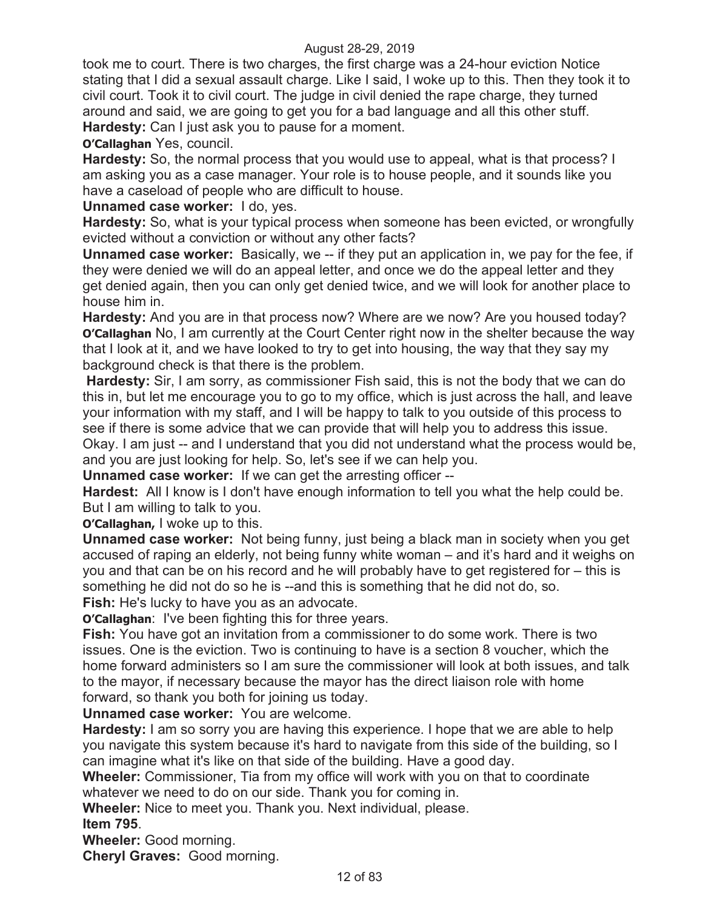took me to court. There is two charges, the first charge was a 24-hour eviction Notice stating that I did a sexual assault charge. Like I said, I woke up to this. Then they took it to civil court. Took it to civil court. The judge in civil denied the rape charge, they turned around and said, we are going to get you for a bad language and all this other stuff.

**Hardesty:** Can I just ask you to pause for a moment.

**O'Callaghan** Yes, council.

**Hardesty:** So, the normal process that you would use to appeal, what is that process? I am asking you as a case manager. Your role is to house people, and it sounds like you have a caseload of people who are difficult to house.

**Unnamed case worker:** I do, yes.

**Hardesty:** So, what is your typical process when someone has been evicted, or wrongfully evicted without a conviction or without any other facts?

**Unnamed case worker:** Basically, we -- if they put an application in, we pay for the fee, if they were denied we will do an appeal letter, and once we do the appeal letter and they get denied again, then you can only get denied twice, and we will look for another place to house him in.

**Hardesty:** And you are in that process now? Where are we now? Are you housed today?

**O'Callaghan** No, I am currently at the Court Center right now in the shelter because the way that I look at it, and we have looked to try to get into housing, the way that they say my background check is that there is the problem.

**Hardesty:** Sir, I am sorry, as commissioner Fish said, this is not the body that we can do this in, but let me encourage you to go to my office, which is just across the hall, and leave your information with my staff, and I will be happy to talk to you outside of this process to see if there is some advice that we can provide that will help you to address this issue. Okay. I am just -- and I understand that you did not understand what the process would be, and you are just looking for help. So, let's see if we can help you.

**Unnamed case worker:** If we can get the arresting officer --

**Hardest:** All I know is I don't have enough information to tell you what the help could be. But I am willing to talk to you.

**O'Callaghan,** I woke up to this.

**Unnamed case worker:** Not being funny, just being a black man in society when you get accused of raping an elderly, not being funny white woman – and it's hard and it weighs on you and that can be on his record and he will probably have to get registered for – this is something he did not do so he is --and this is something that he did not do, so.

**Fish:** He's lucky to have you as an advocate.

**O'Callaghan**: I've been fighting this for three years.

**Fish:** You have got an invitation from a commissioner to do some work. There is two issues. One is the eviction. Two is continuing to have is a section 8 voucher, which the home forward administers so I am sure the commissioner will look at both issues, and talk to the mayor, if necessary because the mayor has the direct liaison role with home forward, so thank you both for joining us today.

**Unnamed case worker:** You are welcome.

**Hardesty:** I am so sorry you are having this experience. I hope that we are able to help you navigate this system because it's hard to navigate from this side of the building, so I can imagine what it's like on that side of the building. Have a good day.

**Wheeler:** Commissioner, Tia from my office will work with you on that to coordinate whatever we need to do on our side. Thank you for coming in.

**Wheeler:** Nice to meet you. Thank you. Next individual, please.

**Item 795**.

**Wheeler:** Good morning.

**Cheryl Graves:** Good morning.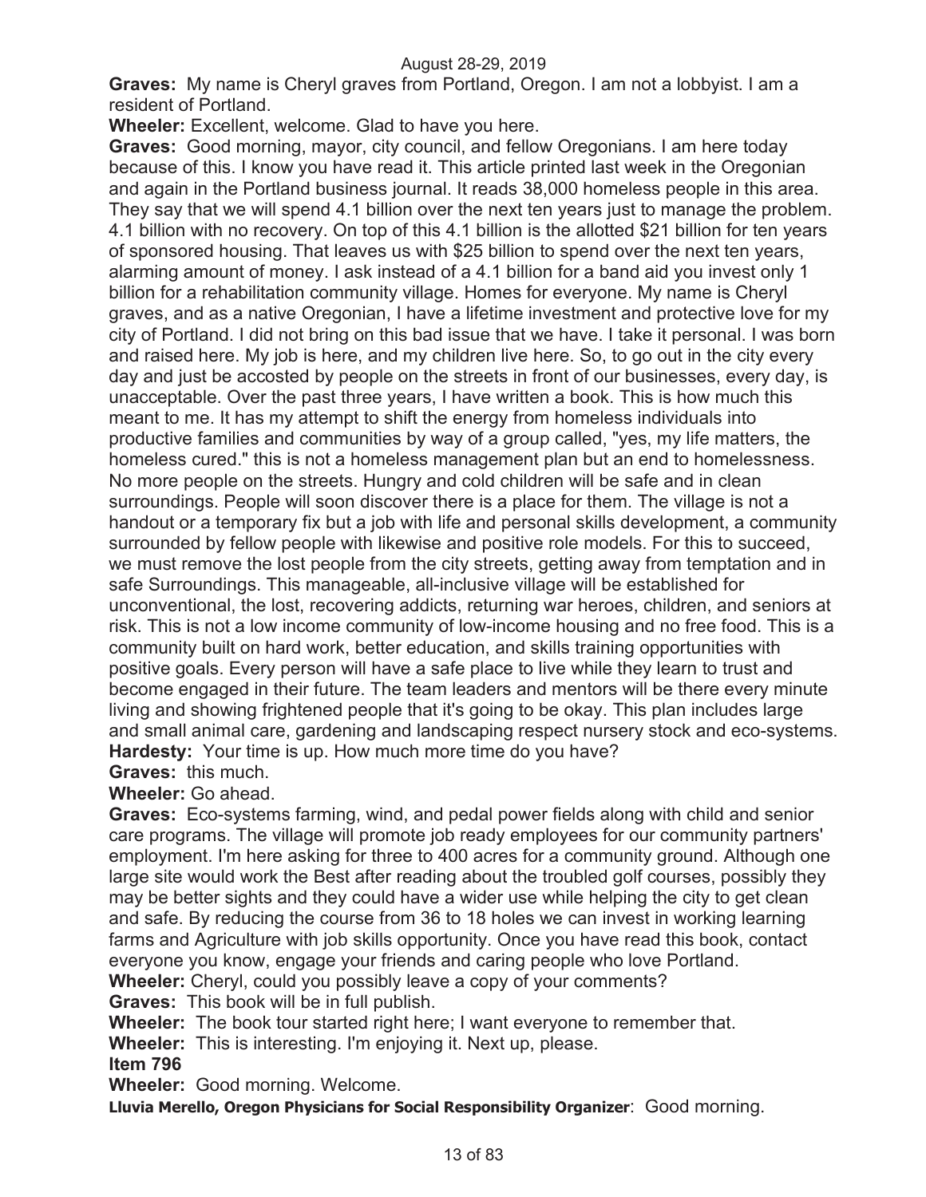**Graves:** My name is Cheryl graves from Portland, Oregon. I am not a lobbyist. I am a resident of Portland.

**Wheeler:** Excellent, welcome. Glad to have you here.

**Graves:** Good morning, mayor, city council, and fellow Oregonians. I am here today because of this. I know you have read it. This article printed last week in the Oregonian and again in the Portland business journal. It reads 38,000 homeless people in this area. They say that we will spend 4.1 billion over the next ten years just to manage the problem. 4.1 billion with no recovery. On top of this 4.1 billion is the allotted $21 billion for ten years of sponsored housing. That leaves us with $25 billion to spend over the next ten years, alarming amount of money. I ask instead of a 4.1 billion for a band aid you invest only 1 billion for a rehabilitation community village. Homes for everyone. My name is Cheryl graves, and as a native Oregonian, I have a lifetime investment and protective love for my city of Portland. I did not bring on this bad issue that we have. I take it personal. I was born and raised here. My job is here, and my children live here. So, to go out in the city every day and just be accosted by people on the streets in front of our businesses, every day, is unacceptable. Over the past three years, I have written a book. This is how much this meant to me. It has my attempt to shift the energy from homeless individuals into productive families and communities by way of a group called, "yes, my life matters, the homeless cured." this is not a homeless management plan but an end to homelessness. No more people on the streets. Hungry and cold children will be safe and in clean surroundings. People will soon discover there is a place for them. The village is not a handout or a temporary fix but a job with life and personal skills development, a community surrounded by fellow people with likewise and positive role models. For this to succeed, we must remove the lost people from the city streets, getting away from temptation and in safe Surroundings. This manageable, all-inclusive village will be established for unconventional, the lost, recovering addicts, returning war heroes, children, and seniors at risk. This is not a low income community of low-income housing and no free food. This is a community built on hard work, better education, and skills training opportunities with positive goals. Every person will have a safe place to live while they learn to trust and become engaged in their future. The team leaders and mentors will be there every minute living and showing frightened people that it's going to be okay. This plan includes large and small animal care, gardening and landscaping respect nursery stock and eco-systems.

**Hardesty:** Your time is up. How much more time do you have?

**Graves:** this much.

**Wheeler:** Go ahead.

**Graves:** Eco-systems farming, wind, and pedal power fields along with child and senior care programs. The village will promote job ready employees for our community partners' employment. I'm here asking for three to 400 acres for a community ground. Although one large site would work the Best after reading about the troubled golf courses, possibly they may be better sights and they could have a wider use while helping the city to get clean and safe. By reducing the course from 36 to 18 holes we can invest in working learning farms and Agriculture with job skills opportunity. Once you have read this book, contact everyone you know, engage your friends and caring people who love Portland.

**Wheeler:** Cheryl, could you possibly leave a copy of your comments?

**Graves:** This book will be in full publish.

**Wheeler:** The book tour started right here; I want everyone to remember that.

**Wheeler:** This is interesting. I'm enjoying it. Next up, please.

**Item 796**

**Wheeler:** Good morning. Welcome.

**Lluvia Merello, Oregon Physicians for Social Responsibility Organizer**: Good morning.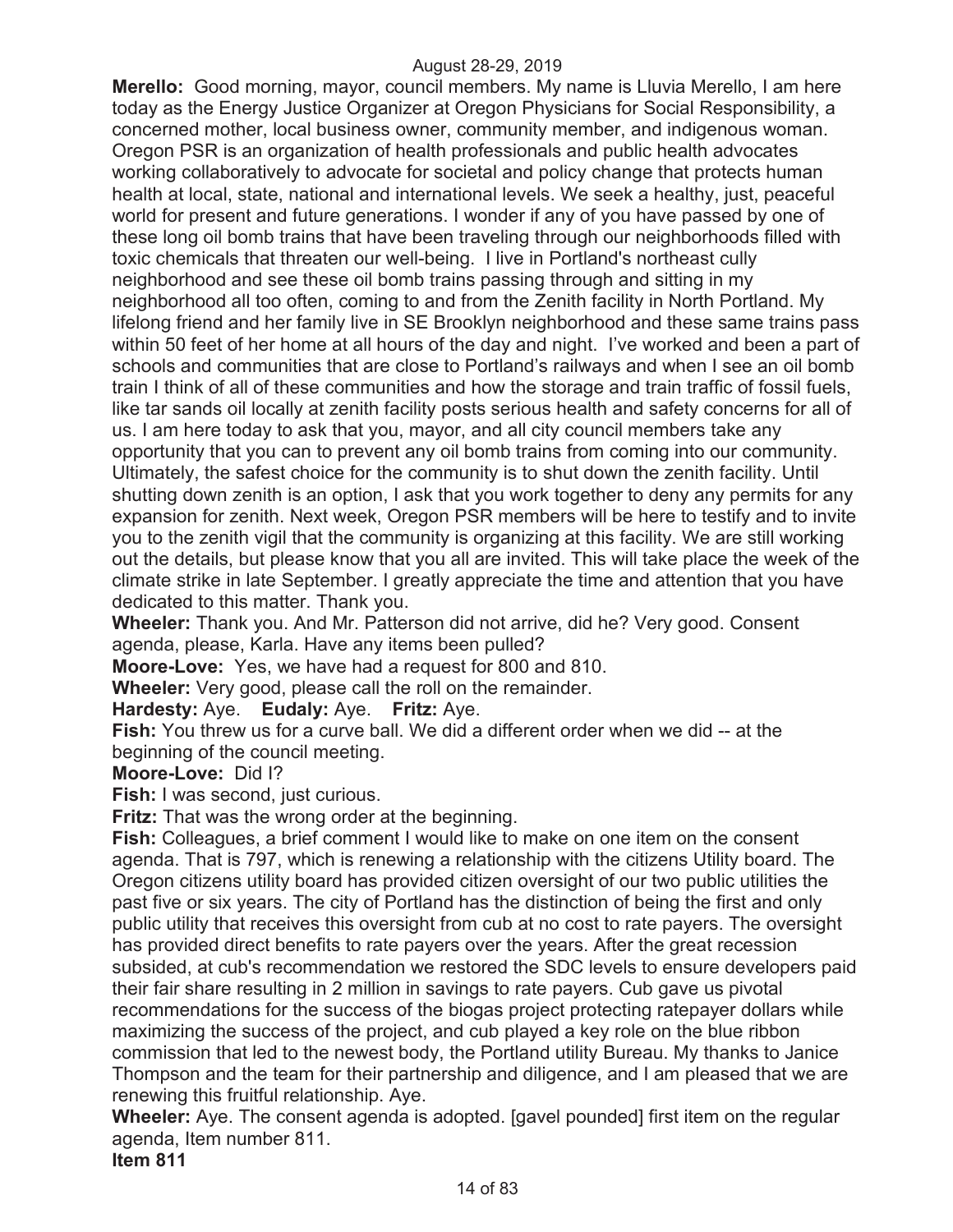**Merello:** Good morning, mayor, council members. My name is Lluvia Merello, I am here today as the Energy Justice Organizer at Oregon Physicians for Social Responsibility, a concerned mother, local business owner, community member, and indigenous woman. Oregon PSR is an organization of health professionals and public health advocates working collaboratively to advocate for societal and policy change that protects human health at local, state, national and international levels. We seek a healthy, just, peaceful world for present and future generations. I wonder if any of you have passed by one of these long oil bomb trains that have been traveling through our neighborhoods filled with toxic chemicals that threaten our well-being. I live in Portland's northeast cully neighborhood and see these oil bomb trains passing through and sitting in my neighborhood all too often, coming to and from the Zenith facility in North Portland. My lifelong friend and her family live in SE Brooklyn neighborhood and these same trains pass within 50 feet of her home at all hours of the day and night. I've worked and been a part of schools and communities that are close to Portland's railways and when I see an oil bomb train I think of all of these communities and how the storage and train traffic of fossil fuels, like tar sands oil locally at zenith facility posts serious health and safety concerns for all of us. I am here today to ask that you, mayor, and all city council members take any opportunity that you can to prevent any oil bomb trains from coming into our community. Ultimately, the safest choice for the community is to shut down the zenith facility. Until shutting down zenith is an option, I ask that you work together to deny any permits for any expansion for zenith. Next week, Oregon PSR members will be here to testify and to invite you to the zenith vigil that the community is organizing at this facility. We are still working out the details, but please know that you all are invited. This will take place the week of the climate strike in late September. I greatly appreciate the time and attention that you have dedicated to this matter. Thank you.

**Wheeler:** Thank you. And Mr. Patterson did not arrive, did he? Very good. Consent agenda, please, Karla. Have any items been pulled?

**Moore-Love:** Yes, we have had a request for 800 and 810.

**Wheeler:** Very good, please call the roll on the remainder.

**Hardesty:** Aye. **Eudaly:** Aye. **Fritz:** Aye.

**Fish:** You threw us for a curve ball. We did a different order when we did -- at the beginning of the council meeting.

**Moore-Love:** Did I?

**Fish:** I was second, just curious.

**Fritz:** That was the wrong order at the beginning.

**Fish:** Colleagues, a brief comment I would like to make on one item on the consent agenda. That is 797, which is renewing a relationship with the citizens Utility board. The Oregon citizens utility board has provided citizen oversight of our two public utilities the past five or six years. The city of Portland has the distinction of being the first and only public utility that receives this oversight from cub at no cost to rate payers. The oversight has provided direct benefits to rate payers over the years. After the great recession subsided, at cub's recommendation we restored the SDC levels to ensure developers paid their fair share resulting in 2 million in savings to rate payers. Cub gave us pivotal recommendations for the success of the biogas project protecting ratepayer dollars while maximizing the success of the project, and cub played a key role on the blue ribbon commission that led to the newest body, the Portland utility Bureau. My thanks to Janice Thompson and the team for their partnership and diligence, and I am pleased that we are renewing this fruitful relationship. Aye.

**Wheeler:** Aye. The consent agenda is adopted. [gavel pounded] first item on the regular agenda, Item number 811.

**Item 811**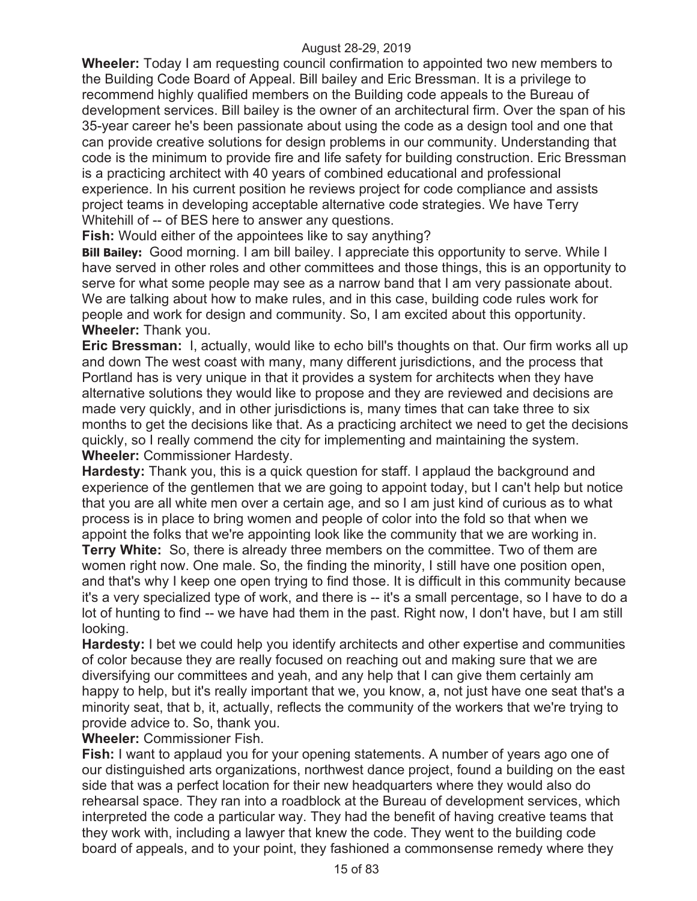**Wheeler:** Today I am requesting council confirmation to appointed two new members to the Building Code Board of Appeal. Bill bailey and Eric Bressman. It is a privilege to recommend highly qualified members on the Building code appeals to the Bureau of development services. Bill bailey is the owner of an architectural firm. Over the span of his 35-year career he's been passionate about using the code as a design tool and one that can provide creative solutions for design problems in our community. Understanding that code is the minimum to provide fire and life safety for building construction. Eric Bressman is a practicing architect with 40 years of combined educational and professional experience. In his current position he reviews project for code compliance and assists project teams in developing acceptable alternative code strategies. We have Terry Whitehill of -- of BES here to answer any questions.

**Fish:** Would either of the appointees like to say anything?

**Bill Bailey:** Good morning. I am bill bailey. I appreciate this opportunity to serve. While I have served in other roles and other committees and those things, this is an opportunity to serve for what some people may see as a narrow band that I am very passionate about. We are talking about how to make rules, and in this case, building code rules work for people and work for design and community. So, I am excited about this opportunity.

**Wheeler:** Thank you.

**Eric Bressman:** I, actually, would like to echo bill's thoughts on that. Our firm works all up and down The west coast with many, many different jurisdictions, and the process that Portland has is very unique in that it provides a system for architects when they have alternative solutions they would like to propose and they are reviewed and decisions are made very quickly, and in other jurisdictions is, many times that can take three to six months to get the decisions like that. As a practicing architect we need to get the decisions quickly, so I really commend the city for implementing and maintaining the system.

**Wheeler:** Commissioner Hardesty.

**Hardesty:** Thank you, this is a quick question for staff. I applaud the background and experience of the gentlemen that we are going to appoint today, but I can't help but notice that you are all white men over a certain age, and so I am just kind of curious as to what process is in place to bring women and people of color into the fold so that when we appoint the folks that we're appointing look like the community that we are working in.

**Terry White:** So, there is already three members on the committee. Two of them are women right now. One male. So, the finding the minority, I still have one position open, and that's why I keep one open trying to find those. It is difficult in this community because it's a very specialized type of work, and there is -- it's a small percentage, so I have to do a lot of hunting to find -- we have had them in the past. Right now, I don't have, but I am still looking.

**Hardesty:** I bet we could help you identify architects and other expertise and communities of color because they are really focused on reaching out and making sure that we are diversifying our committees and yeah, and any help that I can give them certainly am happy to help, but it's really important that we, you know, a, not just have one seat that's a minority seat, that b, it, actually, reflects the community of the workers that we're trying to provide advice to. So, thank you.

**Wheeler:** Commissioner Fish.

**Fish:** I want to applaud you for your opening statements. A number of years ago one of our distinguished arts organizations, northwest dance project, found a building on the east side that was a perfect location for their new headquarters where they would also do rehearsal space. They ran into a roadblock at the Bureau of development services, which interpreted the code a particular way. They had the benefit of having creative teams that they work with, including a lawyer that knew the code. They went to the building code board of appeals, and to your point, they fashioned a commonsense remedy where they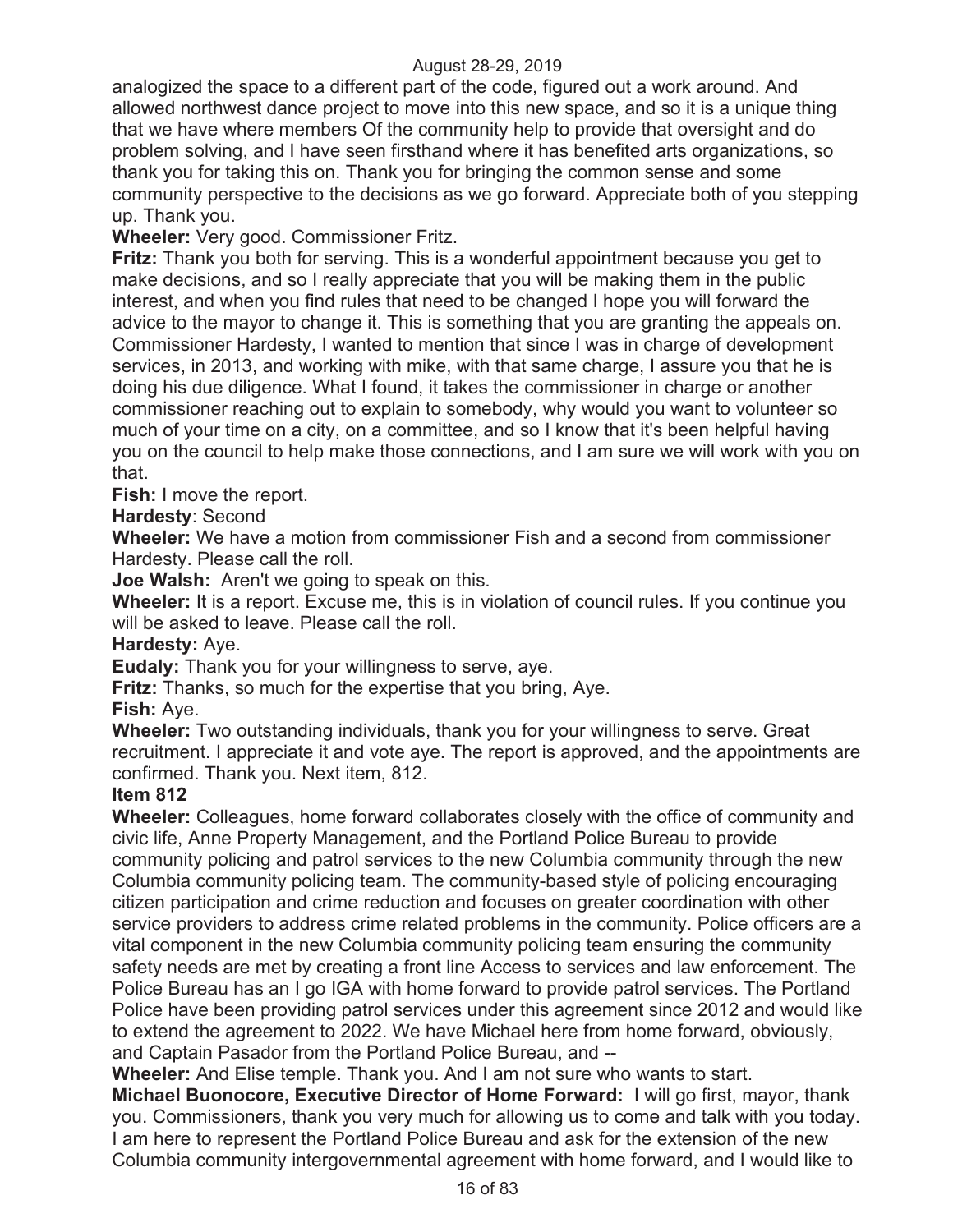analogized the space to a different part of the code, figured out a work around. And allowed northwest dance project to move into this new space, and so it is a unique thing that we have where members Of the community help to provide that oversight and do problem solving, and I have seen firsthand where it has benefited arts organizations, so thank you for taking this on. Thank you for bringing the common sense and some community perspective to the decisions as we go forward. Appreciate both of you stepping up. Thank you.

**Wheeler:** Very good. Commissioner Fritz.

**Fritz:** Thank you both for serving. This is a wonderful appointment because you get to make decisions, and so I really appreciate that you will be making them in the public interest, and when you find rules that need to be changed I hope you will forward the advice to the mayor to change it. This is something that you are granting the appeals on. Commissioner Hardesty, I wanted to mention that since I was in charge of development services, in 2013, and working with mike, with that same charge, I assure you that he is doing his due diligence. What I found, it takes the commissioner in charge or another commissioner reaching out to explain to somebody, why would you want to volunteer so much of your time on a city, on a committee, and so I know that it's been helpful having you on the council to help make those connections, and I am sure we will work with you on that.

**Fish:** I move the report.

**Hardesty**: Second

**Wheeler:** We have a motion from commissioner Fish and a second from commissioner Hardesty. Please call the roll.

**Joe Walsh:** Aren't we going to speak on this.

**Wheeler:** It is a report. Excuse me, this is in violation of council rules. If you continue you will be asked to leave. Please call the roll.

**Hardesty:** Aye.

**Eudaly:** Thank you for your willingness to serve, aye.

**Fritz:** Thanks, so much for the expertise that you bring, Aye.

**Fish:** Aye.

**Wheeler:** Two outstanding individuals, thank you for your willingness to serve. Great recruitment. I appreciate it and vote aye. The report is approved, and the appointments are confirmed. Thank you. Next item, 812.

**Item 812**

**Wheeler:** Colleagues, home forward collaborates closely with the office of community and civic life, Anne Property Management, and the Portland Police Bureau to provide community policing and patrol services to the new Columbia community through the new Columbia community policing team. The community-based style of policing encouraging citizen participation and crime reduction and focuses on greater coordination with other service providers to address crime related problems in the community. Police officers are a vital component in the new Columbia community policing team ensuring the community safety needs are met by creating a front line Access to services and law enforcement. The Police Bureau has an I go IGA with home forward to provide patrol services. The Portland Police have been providing patrol services under this agreement since 2012 and would like to extend the agreement to 2022. We have Michael here from home forward, obviously, and Captain Pasador from the Portland Police Bureau, and --

**Wheeler:** And Elise temple. Thank you. And I am not sure who wants to start.

**Michael Buonocore, Executive Director of Home Forward:** I will go first, mayor, thank you. Commissioners, thank you very much for allowing us to come and talk with you today. I am here to represent the Portland Police Bureau and ask for the extension of the new Columbia community intergovernmental agreement with home forward, and I would like to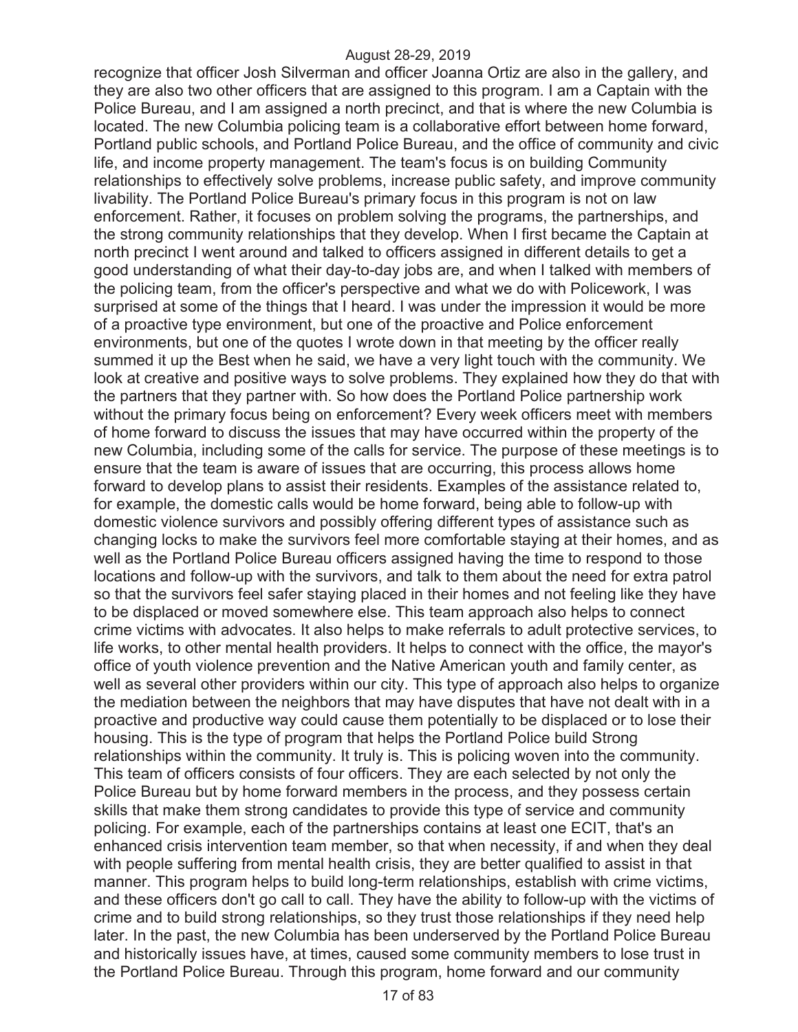recognize that officer Josh Silverman and officer Joanna Ortiz are also in the gallery, and they are also two other officers that are assigned to this program. I am a Captain with the Police Bureau, and I am assigned a north precinct, and that is where the new Columbia is located. The new Columbia policing team is a collaborative effort between home forward, Portland public schools, and Portland Police Bureau, and the office of community and civic life, and income property management. The team's focus is on building Community relationships to effectively solve problems, increase public safety, and improve community livability. The Portland Police Bureau's primary focus in this program is not on law enforcement. Rather, it focuses on problem solving the programs, the partnerships, and the strong community relationships that they develop. When I first became the Captain at north precinct I went around and talked to officers assigned in different details to get a good understanding of what their day-to-day jobs are, and when I talked with members of the policing team, from the officer's perspective and what we do with Policework, I was surprised at some of the things that I heard. I was under the impression it would be more of a proactive type environment, but one of the proactive and Police enforcement environments, but one of the quotes I wrote down in that meeting by the officer really summed it up the Best when he said, we have a very light touch with the community. We look at creative and positive ways to solve problems. They explained how they do that with the partners that they partner with. So how does the Portland Police partnership work without the primary focus being on enforcement? Every week officers meet with members of home forward to discuss the issues that may have occurred within the property of the new Columbia, including some of the calls for service. The purpose of these meetings is to ensure that the team is aware of issues that are occurring, this process allows home forward to develop plans to assist their residents. Examples of the assistance related to, for example, the domestic calls would be home forward, being able to follow-up with domestic violence survivors and possibly offering different types of assistance such as changing locks to make the survivors feel more comfortable staying at their homes, and as well as the Portland Police Bureau officers assigned having the time to respond to those locations and follow-up with the survivors, and talk to them about the need for extra patrol so that the survivors feel safer staying placed in their homes and not feeling like they have to be displaced or moved somewhere else. This team approach also helps to connect crime victims with advocates. It also helps to make referrals to adult protective services, to life works, to other mental health providers. It helps to connect with the office, the mayor's office of youth violence prevention and the Native American youth and family center, as well as several other providers within our city. This type of approach also helps to organize the mediation between the neighbors that may have disputes that have not dealt with in a proactive and productive way could cause them potentially to be displaced or to lose their housing. This is the type of program that helps the Portland Police build Strong relationships within the community. It truly is. This is policing woven into the community. This team of officers consists of four officers. They are each selected by not only the Police Bureau but by home forward members in the process, and they possess certain skills that make them strong candidates to provide this type of service and community policing. For example, each of the partnerships contains at least one ECIT, that's an enhanced crisis intervention team member, so that when necessity, if and when they deal with people suffering from mental health crisis, they are better qualified to assist in that manner. This program helps to build long-term relationships, establish with crime victims, and these officers don't go call to call. They have the ability to follow-up with the victims of crime and to build strong relationships, so they trust those relationships if they need help later. In the past, the new Columbia has been underserved by the Portland Police Bureau and historically issues have, at times, caused some community members to lose trust in the Portland Police Bureau. Through this program, home forward and our community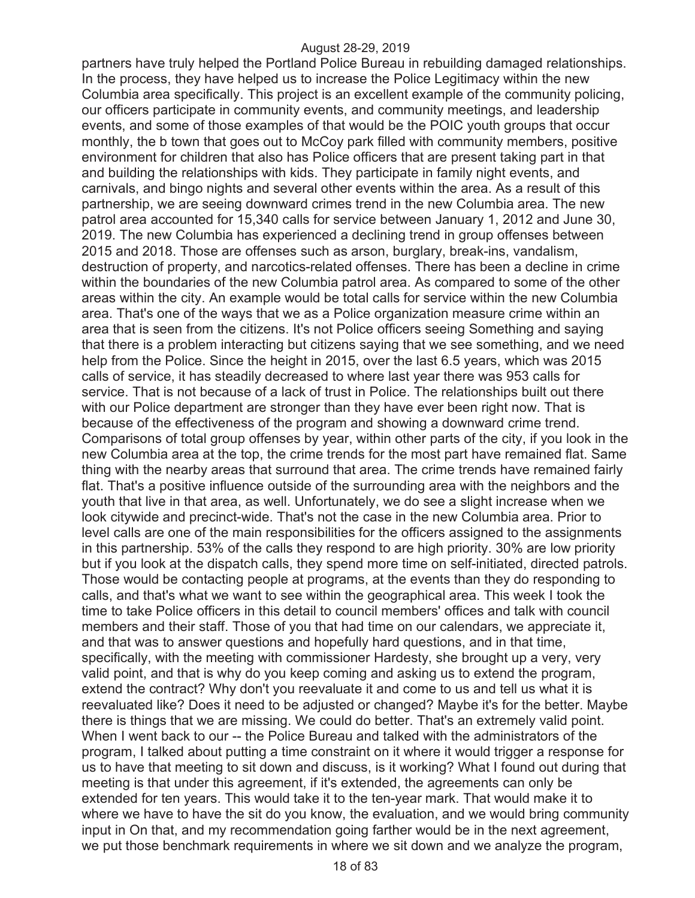partners have truly helped the Portland Police Bureau in rebuilding damaged relationships. In the process, they have helped us to increase the Police Legitimacy within the new Columbia area specifically. This project is an excellent example of the community policing, our officers participate in community events, and community meetings, and leadership events, and some of those examples of that would be the POIC youth groups that occur monthly, the b town that goes out to McCoy park filled with community members, positive environment for children that also has Police officers that are present taking part in that and building the relationships with kids. They participate in family night events, and carnivals, and bingo nights and several other events within the area. As a result of this partnership, we are seeing downward crimes trend in the new Columbia area. The new patrol area accounted for 15,340 calls for service between January 1, 2012 and June 30, 2019. The new Columbia has experienced a declining trend in group offenses between 2015 and 2018. Those are offenses such as arson, burglary, break-ins, vandalism, destruction of property, and narcotics-related offenses. There has been a decline in crime within the boundaries of the new Columbia patrol area. As compared to some of the other areas within the city. An example would be total calls for service within the new Columbia area. That's one of the ways that we as a Police organization measure crime within an area that is seen from the citizens. It's not Police officers seeing Something and saying that there is a problem interacting but citizens saying that we see something, and we need help from the Police. Since the height in 2015, over the last 6.5 years, which was 2015 calls of service, it has steadily decreased to where last year there was 953 calls for service. That is not because of a lack of trust in Police. The relationships built out there with our Police department are stronger than they have ever been right now. That is because of the effectiveness of the program and showing a downward crime trend. Comparisons of total group offenses by year, within other parts of the city, if you look in the new Columbia area at the top, the crime trends for the most part have remained flat. Same thing with the nearby areas that surround that area. The crime trends have remained fairly flat. That's a positive influence outside of the surrounding area with the neighbors and the youth that live in that area, as well. Unfortunately, we do see a slight increase when we look citywide and precinct-wide. That's not the case in the new Columbia area. Prior to level calls are one of the main responsibilities for the officers assigned to the assignments in this partnership. 53% of the calls they respond to are high priority. 30% are low priority but if you look at the dispatch calls, they spend more time on self-initiated, directed patrols. Those would be contacting people at programs, at the events than they do responding to calls, and that's what we want to see within the geographical area. This week I took the time to take Police officers in this detail to council members' offices and talk with council members and their staff. Those of you that had time on our calendars, we appreciate it, and that was to answer questions and hopefully hard questions, and in that time, specifically, with the meeting with commissioner Hardesty, she brought up a very, very valid point, and that is why do you keep coming and asking us to extend the program, extend the contract? Why don't you reevaluate it and come to us and tell us what it is reevaluated like? Does it need to be adjusted or changed? Maybe it's for the better. Maybe there is things that we are missing. We could do better. That's an extremely valid point. When I went back to our -- the Police Bureau and talked with the administrators of the program, I talked about putting a time constraint on it where it would trigger a response for us to have that meeting to sit down and discuss, is it working? What I found out during that meeting is that under this agreement, if it's extended, the agreements can only be extended for ten years. This would take it to the ten-year mark. That would make it to where we have to have the sit do you know, the evaluation, and we would bring community input in On that, and my recommendation going farther would be in the next agreement, we put those benchmark requirements in where we sit down and we analyze the program,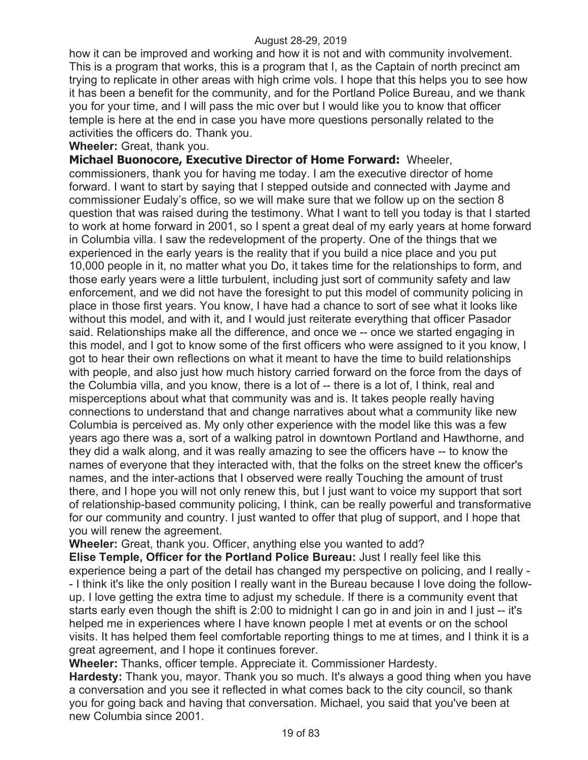how it can be improved and working and how it is not and with community involvement. This is a program that works, this is a program that I, as the Captain of north precinct am trying to replicate in other areas with high crime vols. I hope that this helps you to see how it has been a benefit for the community, and for the Portland Police Bureau, and we thank you for your time, and I will pass the mic over but I would like you to know that officer temple is here at the end in case you have more questions personally related to the activities the officers do. Thank you.

**Wheeler:** Great, thank you.

**Michael Buonocore, Executive Director of Home Forward:** Wheeler, commissioners, thank you for having me today. I am the executive director of home forward. I want to start by saying that I stepped outside and connected with Jayme and commissioner Eudaly's office, so we will make sure that we follow up on the section 8 question that was raised during the testimony. What I want to tell you today is that I started to work at home forward in 2001, so I spent a great deal of my early years at home forward in Columbia villa. I saw the redevelopment of the property. One of the things that we experienced in the early years is the reality that if you build a nice place and you put 10,000 people in it, no matter what you Do, it takes time for the relationships to form, and those early years were a little turbulent, including just sort of community safety and law enforcement, and we did not have the foresight to put this model of community policing in place in those first years. You know, I have had a chance to sort of see what it looks like without this model, and with it, and I would just reiterate everything that officer Pasador said. Relationships make all the difference, and once we -- once we started engaging in this model, and I got to know some of the first officers who were assigned to it you know, I got to hear their own reflections on what it meant to have the time to build relationships with people, and also just how much history carried forward on the force from the days of the Columbia villa, and you know, there is a lot of -- there is a lot of, I think, real and misperceptions about what that community was and is. It takes people really having connections to understand that and change narratives about what a community like new Columbia is perceived as. My only other experience with the model like this was a few years ago there was a, sort of a walking patrol in downtown Portland and Hawthorne, and they did a walk along, and it was really amazing to see the officers have -- to know the names of everyone that they interacted with, that the folks on the street knew the officer's names, and the inter-actions that I observed were really Touching the amount of trust there, and I hope you will not only renew this, but I just want to voice my support that sort of relationship-based community policing, I think, can be really powerful and transformative for our community and country. I just wanted to offer that plug of support, and I hope that you will renew the agreement.

**Wheeler:** Great, thank you. Officer, anything else you wanted to add?

**Elise Temple, Officer for the Portland Police Bureau:** Just I really feel like this experience being a part of the detail has changed my perspective on policing, and I really -- I think it's like the only position I really want in the Bureau because I love doing the follow-up. I love getting the extra time to adjust my schedule. If there is a community event that starts early even though the shift is 2:00 to midnight I can go in and join in and I just -- it's helped me in experiences where I have known people I met at events or on the school visits. It has helped them feel comfortable reporting things to me at times, and I think it is a great agreement, and I hope it continues forever.

**Wheeler:** Thanks, officer temple. Appreciate it. Commissioner Hardesty.

**Hardesty:** Thank you, mayor. Thank you so much. It's always a good thing when you have a conversation and you see it reflected in what comes back to the city council, so thank you for going back and having that conversation. Michael, you said that you've been at new Columbia since 2001.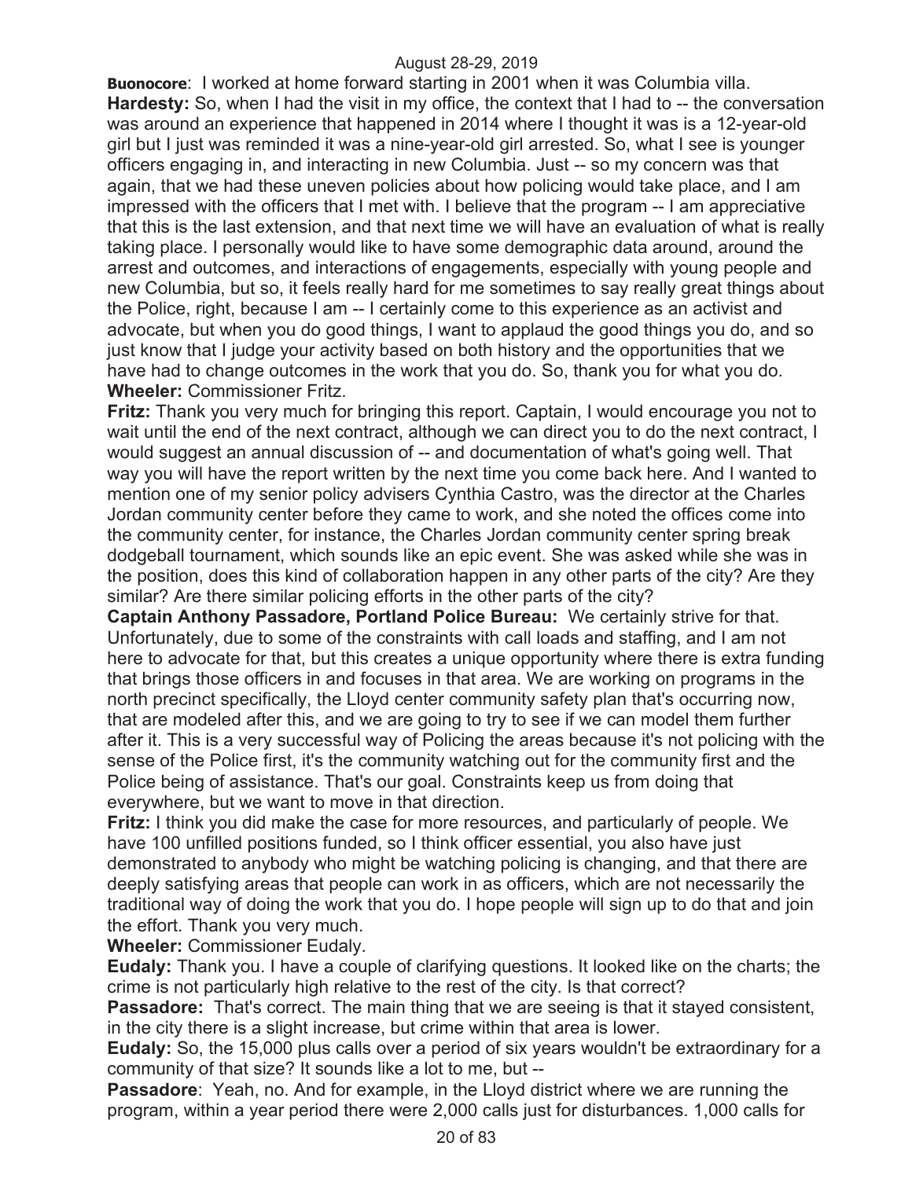**Buonocore**: I worked at home forward starting in 2001 when it was Columbia villa.

**Hardesty:** So, when I had the visit in my office, the context that I had to -- the conversation was around an experience that happened in 2014 where I thought it was is a 12-year-old girl but I just was reminded it was a nine-year-old girl arrested. So, what I see is younger officers engaging in, and interacting in new Columbia. Just -- so my concern was that again, that we had these uneven policies about how policing would take place, and I am impressed with the officers that I met with. I believe that the program -- I am appreciative that this is the last extension, and that next time we will have an evaluation of what is really taking place. I personally would like to have some demographic data around, around the arrest and outcomes, and interactions of engagements, especially with young people and new Columbia, but so, it feels really hard for me sometimes to say really great things about the Police, right, because I am -- I certainly come to this experience as an activist and advocate, but when you do good things, I want to applaud the good things you do, and so just know that I judge your activity based on both history and the opportunities that we have had to change outcomes in the work that you do. So, thank you for what you do.

**Wheeler:** Commissioner Fritz.

**Fritz:** Thank you very much for bringing this report. Captain, I would encourage you not to wait until the end of the next contract, although we can direct you to do the next contract, I would suggest an annual discussion of -- and documentation of what's going well. That way you will have the report written by the next time you come back here. And I wanted to mention one of my senior policy advisers Cynthia Castro, was the director at the Charles Jordan community center before they came to work, and she noted the offices come into the community center, for instance, the Charles Jordan community center spring break dodgeball tournament, which sounds like an epic event. She was asked while she was in the position, does this kind of collaboration happen in any other parts of the city? Are they similar? Are there similar policing efforts in the other parts of the city?

**Captain Anthony Passadore, Portland Police Bureau:** We certainly strive for that. Unfortunately, due to some of the constraints with call loads and staffing, and I am not here to advocate for that, but this creates a unique opportunity where there is extra funding that brings those officers in and focuses in that area. We are working on programs in the north precinct specifically, the Lloyd center community safety plan that's occurring now, that are modeled after this, and we are going to try to see if we can model them further after it. This is a very successful way of Policing the areas because it's not policing with the sense of the Police first, it's the community watching out for the community first and the Police being of assistance. That's our goal. Constraints keep us from doing that everywhere, but we want to move in that direction.

**Fritz:** I think you did make the case for more resources, and particularly of people. We have 100 unfilled positions funded, so I think officer essential, you also have just demonstrated to anybody who might be watching policing is changing, and that there are deeply satisfying areas that people can work in as officers, which are not necessarily the traditional way of doing the work that you do. I hope people will sign up to do that and join the effort. Thank you very much.

**Wheeler:** Commissioner Eudaly.

**Eudaly:** Thank you. I have a couple of clarifying questions. It looked like on the charts; the crime is not particularly high relative to the rest of the city. Is that correct?

**Passadore:** That's correct. The main thing that we are seeing is that it stayed consistent, in the city there is a slight increase, but crime within that area is lower.

**Eudaly:** So, the 15,000 plus calls over a period of six years wouldn't be extraordinary for a community of that size? It sounds like a lot to me, but --

**Passadore**: Yeah, no. And for example, in the Lloyd district where we are running the program, within a year period there were 2,000 calls just for disturbances. 1,000 calls for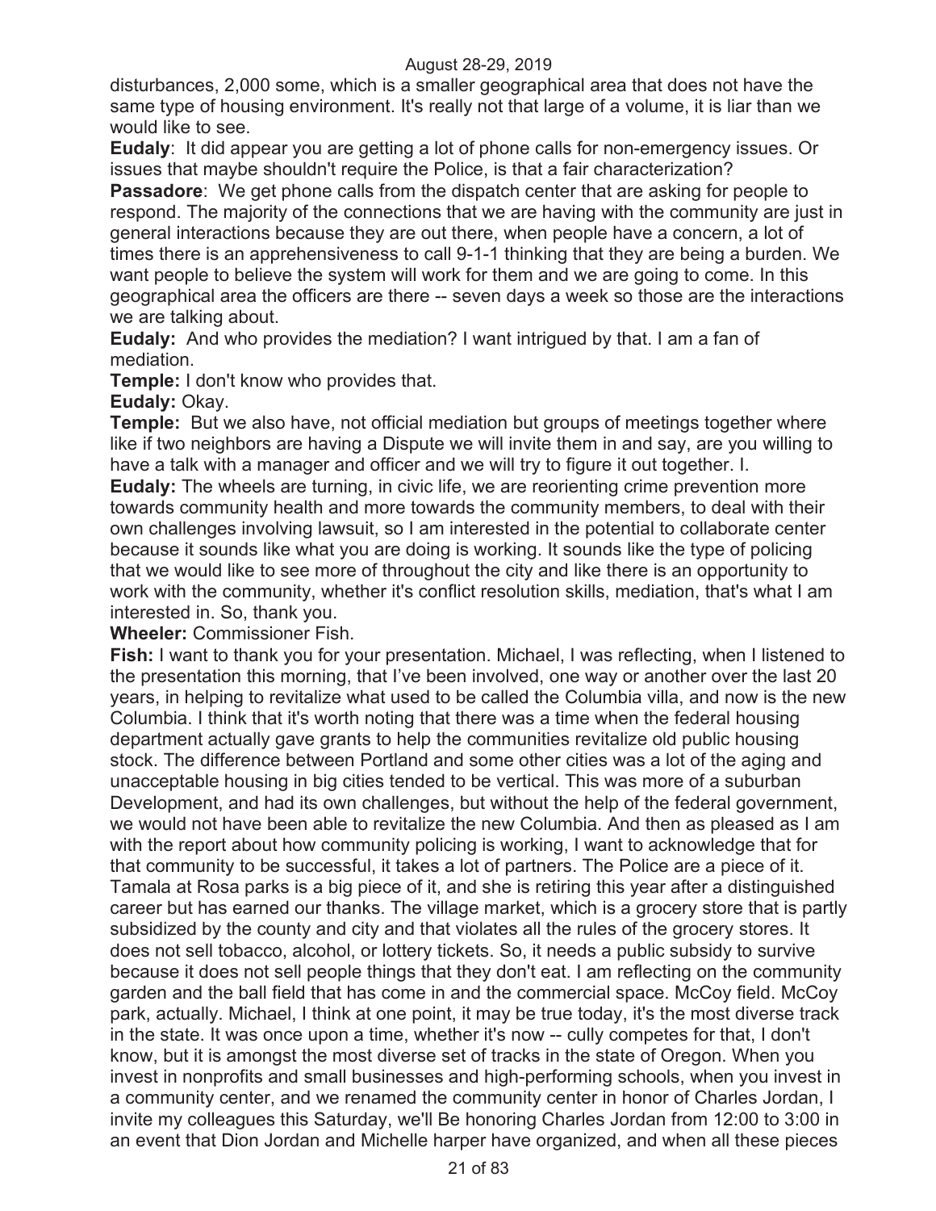disturbances, 2,000 some, which is a smaller geographical area that does not have the same type of housing environment. It's really not that large of a volume, it is liar than we would like to see.

**Eudaly**: It did appear you are getting a lot of phone calls for non-emergency issues. Or issues that maybe shouldn't require the Police, is that a fair characterization?

**Passadore**: We get phone calls from the dispatch center that are asking for people to respond. The majority of the connections that we are having with the community are just in general interactions because they are out there, when people have a concern, a lot of times there is an apprehensiveness to call 9-1-1 thinking that they are being a burden. We want people to believe the system will work for them and we are going to come. In this geographical area the officers are there -- seven days a week so those are the interactions we are talking about.

**Eudaly:** And who provides the mediation? I want intrigued by that. I am a fan of mediation.

**Temple:** I don't know who provides that.

**Eudaly:** Okay.

**Temple:** But we also have, not official mediation but groups of meetings together where like if two neighbors are having a Dispute we will invite them in and say, are you willing to have a talk with a manager and officer and we will try to figure it out together. I.

**Eudaly:** The wheels are turning, in civic life, we are reorienting crime prevention more towards community health and more towards the community members, to deal with their own challenges involving lawsuit, so I am interested in the potential to collaborate center because it sounds like what you are doing is working. It sounds like the type of policing that we would like to see more of throughout the city and like there is an opportunity to work with the community, whether it's conflict resolution skills, mediation, that's what I am interested in. So, thank you.

**Wheeler:** Commissioner Fish.

**Fish:** I want to thank you for your presentation. Michael, I was reflecting, when I listened to the presentation this morning, that I've been involved, one way or another over the last 20 years, in helping to revitalize what used to be called the Columbia villa, and now is the new Columbia. I think that it's worth noting that there was a time when the federal housing department actually gave grants to help the communities revitalize old public housing stock. The difference between Portland and some other cities was a lot of the aging and unacceptable housing in big cities tended to be vertical. This was more of a suburban Development, and had its own challenges, but without the help of the federal government, we would not have been able to revitalize the new Columbia. And then as pleased as I am with the report about how community policing is working, I want to acknowledge that for that community to be successful, it takes a lot of partners. The Police are a piece of it. Tamala at Rosa parks is a big piece of it, and she is retiring this year after a distinguished career but has earned our thanks. The village market, which is a grocery store that is partly subsidized by the county and city and that violates all the rules of the grocery stores. It does not sell tobacco, alcohol, or lottery tickets. So, it needs a public subsidy to survive because it does not sell people things that they don't eat. I am reflecting on the community garden and the ball field that has come in and the commercial space. McCoy field. McCoy park, actually. Michael, I think at one point, it may be true today, it's the most diverse track in the state. It was once upon a time, whether it's now -- cully competes for that, I don't know, but it is amongst the most diverse set of tracks in the state of Oregon. When you invest in nonprofits and small businesses and high-performing schools, when you invest in a community center, and we renamed the community center in honor of Charles Jordan, I invite my colleagues this Saturday, we'll Be honoring Charles Jordan from 12:00 to 3:00 in an event that Dion Jordan and Michelle harper have organized, and when all these pieces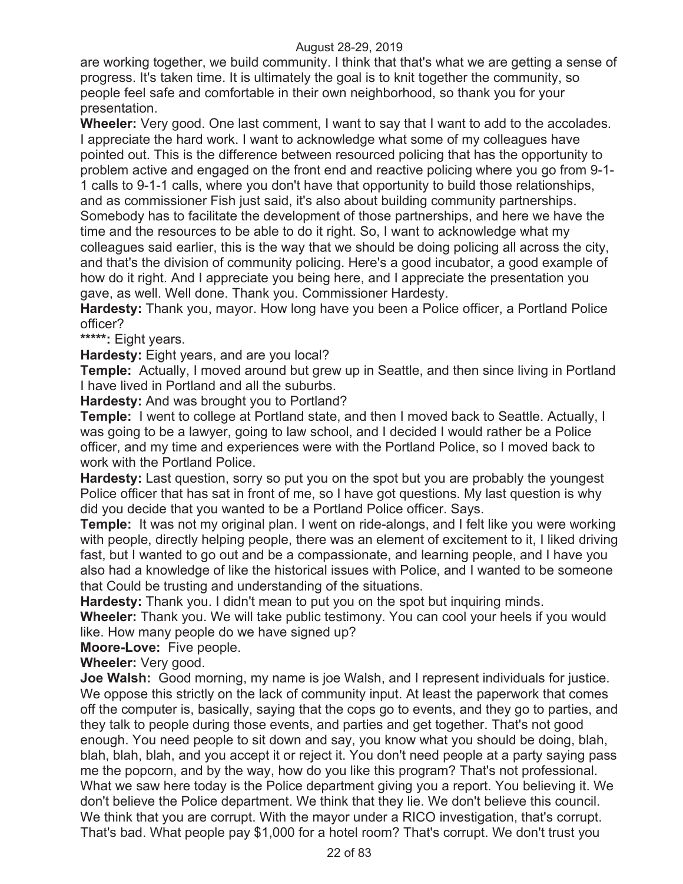are working together, we build community. I think that that's what we are getting a sense of progress. It's taken time. It is ultimately the goal is to knit together the community, so people feel safe and comfortable in their own neighborhood, so thank you for your presentation.

**Wheeler:** Very good. One last comment, I want to say that I want to add to the accolades. I appreciate the hard work. I want to acknowledge what some of my colleagues have pointed out. This is the difference between resourced policing that has the opportunity to problem active and engaged on the front end and reactive policing where you go from 9-1-1 calls to 9-1-1 calls, where you don't have that opportunity to build those relationships, and as commissioner Fish just said, it's also about building community partnerships. Somebody has to facilitate the development of those partnerships, and here we have the time and the resources to be able to do it right. So, I want to acknowledge what my colleagues said earlier, this is the way that we should be doing policing all across the city, and that's the division of community policing. Here's a good incubator, a good example of how do it right. And I appreciate you being here, and I appreciate the presentation you gave, as well. Well done. Thank you. Commissioner Hardesty.

**Hardesty:** Thank you, mayor. How long have you been a Police officer, a Portland Police officer?

**\*\*\*\*\*:** Eight years.

**Hardesty:** Eight years, and are you local?

**Temple:** Actually, I moved around but grew up in Seattle, and then since living in Portland I have lived in Portland and all the suburbs.

**Hardesty:** And was brought you to Portland?

**Temple:** I went to college at Portland state, and then I moved back to Seattle. Actually, I was going to be a lawyer, going to law school, and I decided I would rather be a Police officer, and my time and experiences were with the Portland Police, so I moved back to work with the Portland Police.

**Hardesty:** Last question, sorry so put you on the spot but you are probably the youngest Police officer that has sat in front of me, so I have got questions. My last question is why did you decide that you wanted to be a Portland Police officer. Says.

**Temple:** It was not my original plan. I went on ride-alongs, and I felt like you were working with people, directly helping people, there was an element of excitement to it, I liked driving fast, but I wanted to go out and be a compassionate, and learning people, and I have you also had a knowledge of like the historical issues with Police, and I wanted to be someone that Could be trusting and understanding of the situations.

**Hardesty:** Thank you. I didn't mean to put you on the spot but inquiring minds.

**Wheeler:** Thank you. We will take public testimony. You can cool your heels if you would like. How many people do we have signed up?

**Moore-Love:** Five people.

**Wheeler:** Very good.

**Joe Walsh:** Good morning, my name is joe Walsh, and I represent individuals for justice. We oppose this strictly on the lack of community input. At least the paperwork that comes off the computer is, basically, saying that the cops go to events, and they go to parties, and they talk to people during those events, and parties and get together. That's not good enough. You need people to sit down and say, you know what you should be doing, blah, blah, blah, blah, and you accept it or reject it. You don't need people at a party saying pass me the popcorn, and by the way, how do you like this program? That's not professional. What we saw here today is the Police department giving you a report. You believing it. We don't believe the Police department. We think that they lie. We don't believe this council. We think that you are corrupt. With the mayor under a RICO investigation, that's corrupt. That's bad. What people pay $1,000 for a hotel room? That's corrupt. We don't trust you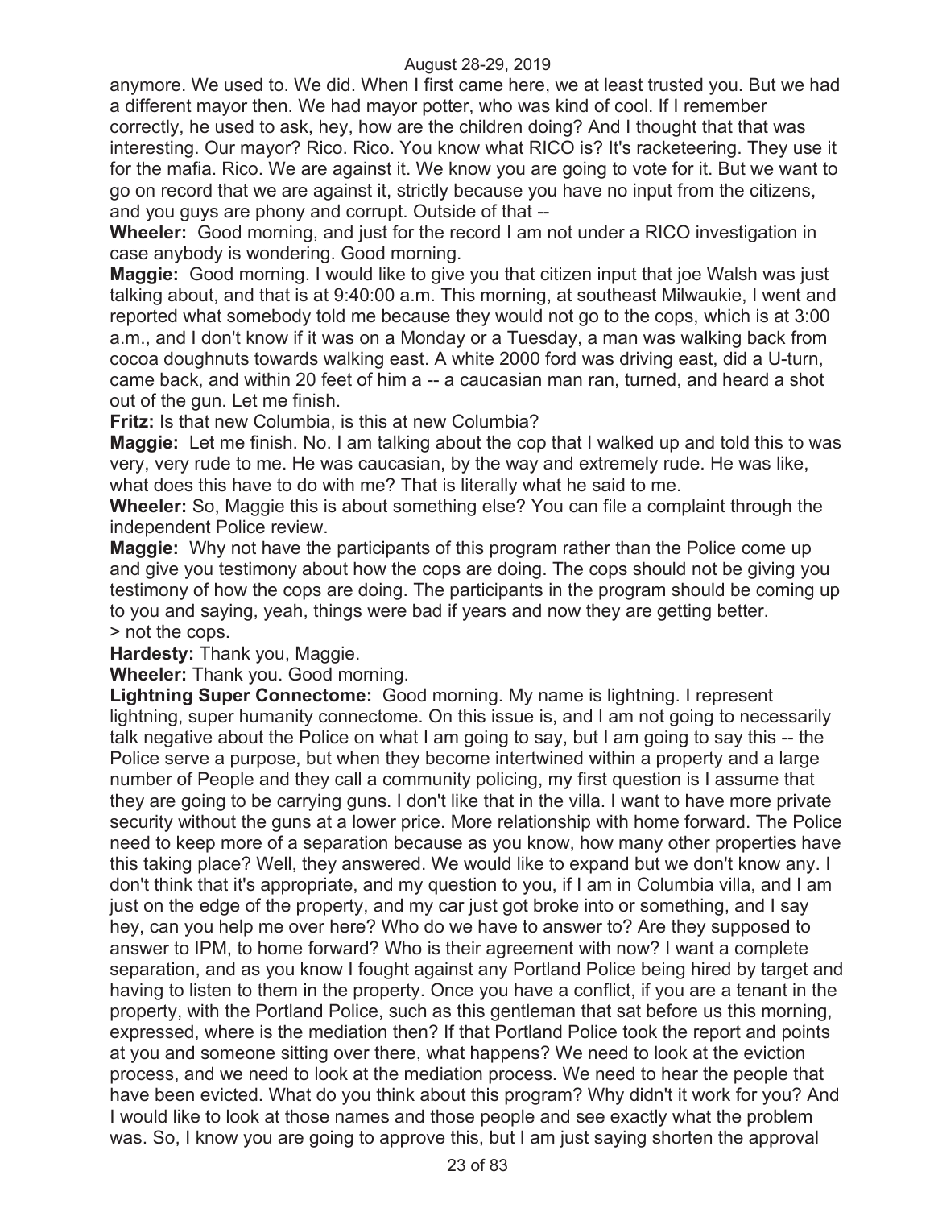anymore. We used to. We did. When I first came here, we at least trusted you. But we had a different mayor then. We had mayor potter, who was kind of cool. If I remember correctly, he used to ask, hey, how are the children doing? And I thought that that was interesting. Our mayor? Rico. Rico. You know what RICO is? It's racketeering. They use it for the mafia. Rico. We are against it. We know you are going to vote for it. But we want to go on record that we are against it, strictly because you have no input from the citizens, and you guys are phony and corrupt. Outside of that --

**Wheeler:** Good morning, and just for the record I am not under a RICO investigation in case anybody is wondering. Good morning.

**Maggie:** Good morning. I would like to give you that citizen input that joe Walsh was just talking about, and that is at 9:40:00 a.m. This morning, at southeast Milwaukie, I went and reported what somebody told me because they would not go to the cops, which is at 3:00 a.m., and I don't know if it was on a Monday or a Tuesday, a man was walking back from cocoa doughnuts towards walking east. A white 2000 ford was driving east, did a U-turn, came back, and within 20 feet of him a -- a caucasian man ran, turned, and heard a shot out of the gun. Let me finish.

**Fritz:** Is that new Columbia, is this at new Columbia?

**Maggie:** Let me finish. No. I am talking about the cop that I walked up and told this to was very, very rude to me. He was caucasian, by the way and extremely rude. He was like, what does this have to do with me? That is literally what he said to me.

**Wheeler:** So, Maggie this is about something else? You can file a complaint through the independent Police review.

**Maggie:** Why not have the participants of this program rather than the Police come up and give you testimony about how the cops are doing. The cops should not be giving you testimony of how the cops are doing. The participants in the program should be coming up to you and saying, yeah, things were bad if years and now they are getting better. > not the cops.

**Hardesty:** Thank you, Maggie.

**Wheeler:** Thank you. Good morning.

**Lightning Super Connectome:** Good morning. My name is lightning. I represent lightning, super humanity connectome. On this issue is, and I am not going to necessarily talk negative about the Police on what I am going to say, but I am going to say this -- the Police serve a purpose, but when they become intertwined within a property and a large number of People and they call a community policing, my first question is I assume that they are going to be carrying guns. I don't like that in the villa. I want to have more private security without the guns at a lower price. More relationship with home forward. The Police need to keep more of a separation because as you know, how many other properties have this taking place? Well, they answered. We would like to expand but we don't know any. I don't think that it's appropriate, and my question to you, if I am in Columbia villa, and I am just on the edge of the property, and my car just got broke into or something, and I say hey, can you help me over here? Who do we have to answer to? Are they supposed to answer to IPM, to home forward? Who is their agreement with now? I want a complete separation, and as you know I fought against any Portland Police being hired by target and having to listen to them in the property. Once you have a conflict, if you are a tenant in the property, with the Portland Police, such as this gentleman that sat before us this morning, expressed, where is the mediation then? If that Portland Police took the report and points at you and someone sitting over there, what happens? We need to look at the eviction process, and we need to look at the mediation process. We need to hear the people that have been evicted. What do you think about this program? Why didn't it work for you? And I would like to look at those names and those people and see exactly what the problem was. So, I know you are going to approve this, but I am just saying shorten the approval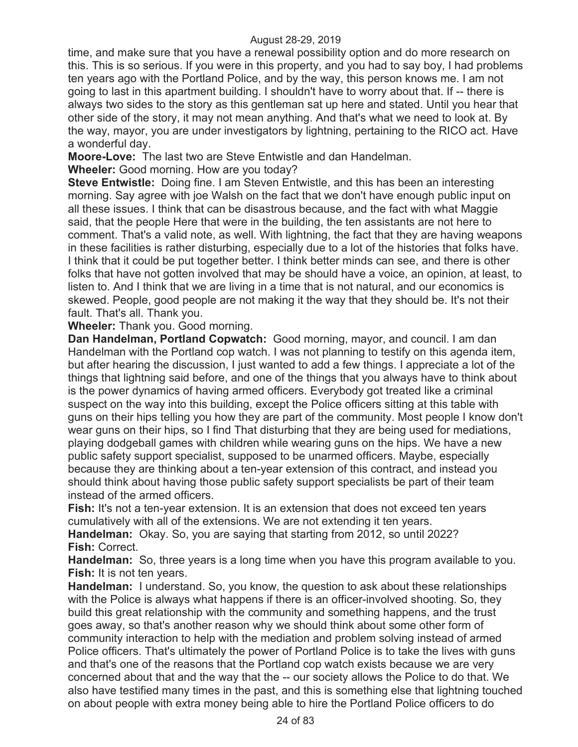time, and make sure that you have a renewal possibility option and do more research on this. This is so serious. If you were in this property, and you had to say boy, I had problems ten years ago with the Portland Police, and by the way, this person knows me. I am not going to last in this apartment building. I shouldn't have to worry about that. If -- there is always two sides to the story as this gentleman sat up here and stated. Until you hear that other side of the story, it may not mean anything. And that's what we need to look at. By the way, mayor, you are under investigators by lightning, pertaining to the RICO act. Have a wonderful day.

**Moore-Love:** The last two are Steve Entwistle and dan Handelman.

**Wheeler:** Good morning. How are you today?

**Steve Entwistle:** Doing fine. I am Steven Entwistle, and this has been an interesting morning. Say agree with joe Walsh on the fact that we don't have enough public input on all these issues. I think that can be disastrous because, and the fact with what Maggie said, that the people Here that were in the building, the ten assistants are not here to comment. That's a valid note, as well. With lightning, the fact that they are having weapons in these facilities is rather disturbing, especially due to a lot of the histories that folks have. I think that it could be put together better. I think better minds can see, and there is other folks that have not gotten involved that may be should have a voice, an opinion, at least, to listen to. And I think that we are living in a time that is not natural, and our economics is skewed. People, good people are not making it the way that they should be. It's not their fault. That's all. Thank you.

**Wheeler:** Thank you. Good morning.

**Dan Handelman, Portland Copwatch:** Good morning, mayor, and council. I am dan Handelman with the Portland cop watch. I was not planning to testify on this agenda item, but after hearing the discussion, I just wanted to add a few things. I appreciate a lot of the things that lightning said before, and one of the things that you always have to think about is the power dynamics of having armed officers. Everybody got treated like a criminal suspect on the way into this building, except the Police officers sitting at this table with guns on their hips telling you how they are part of the community. Most people I know don't wear guns on their hips, so I find That disturbing that they are being used for mediations, playing dodgeball games with children while wearing guns on the hips. We have a new public safety support specialist, supposed to be unarmed officers. Maybe, especially because they are thinking about a ten-year extension of this contract, and instead you should think about having those public safety support specialists be part of their team instead of the armed officers.

**Fish:** It's not a ten-year extension. It is an extension that does not exceed ten years cumulatively with all of the extensions. We are not extending it ten years.

**Handelman:** Okay. So, you are saying that starting from 2012, so until 2022?

**Fish:** Correct.

**Handelman:** So, three years is a long time when you have this program available to you.

**Fish:** It is not ten years.

**Handelman:** I understand. So, you know, the question to ask about these relationships with the Police is always what happens if there is an officer-involved shooting. So, they build this great relationship with the community and something happens, and the trust goes away, so that's another reason why we should think about some other form of community interaction to help with the mediation and problem solving instead of armed Police officers. That's ultimately the power of Portland Police is to take the lives with guns and that's one of the reasons that the Portland cop watch exists because we are very concerned about that and the way that the -- our society allows the Police to do that. We also have testified many times in the past, and this is something else that lightning touched on about people with extra money being able to hire the Portland Police officers to do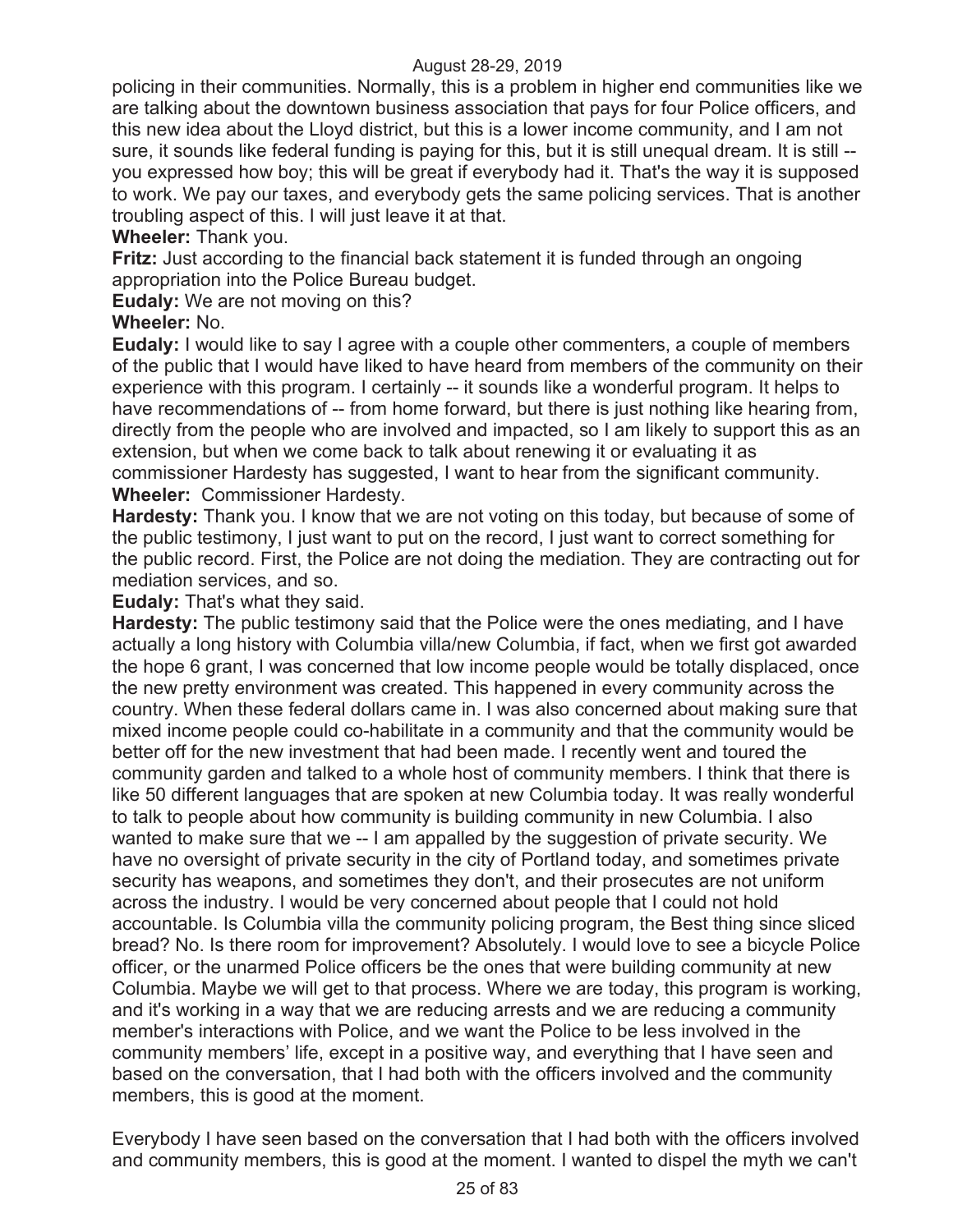policing in their communities. Normally, this is a problem in higher end communities like we are talking about the downtown business association that pays for four Police officers, and this new idea about the Lloyd district, but this is a lower income community, and I am not sure, it sounds like federal funding is paying for this, but it is still unequal dream. It is still -- you expressed how boy; this will be great if everybody had it. That's the way it is supposed to work. We pay our taxes, and everybody gets the same policing services. That is another troubling aspect of this. I will just leave it at that.

**Wheeler:** Thank you.

**Fritz:** Just according to the financial back statement it is funded through an ongoing appropriation into the Police Bureau budget.

**Eudaly:** We are not moving on this?

**Wheeler:** No.

**Eudaly:** I would like to say I agree with a couple other commenters, a couple of members of the public that I would have liked to have heard from members of the community on their experience with this program. I certainly -- it sounds like a wonderful program. It helps to have recommendations of -- from home forward, but there is just nothing like hearing from, directly from the people who are involved and impacted, so I am likely to support this as an extension, but when we come back to talk about renewing it or evaluating it as commissioner Hardesty has suggested, I want to hear from the significant community.

**Wheeler:** Commissioner Hardesty.

**Hardesty:** Thank you. I know that we are not voting on this today, but because of some of the public testimony, I just want to put on the record, I just want to correct something for the public record. First, the Police are not doing the mediation. They are contracting out for mediation services, and so.

**Eudaly:** That's what they said.

**Hardesty:** The public testimony said that the Police were the ones mediating, and I have actually a long history with Columbia villa/new Columbia, if fact, when we first got awarded the hope 6 grant, I was concerned that low income people would be totally displaced, once the new pretty environment was created. This happened in every community across the country. When these federal dollars came in. I was also concerned about making sure that mixed income people could co-habilitate in a community and that the community would be better off for the new investment that had been made. I recently went and toured the community garden and talked to a whole host of community members. I think that there is like 50 different languages that are spoken at new Columbia today. It was really wonderful to talk to people about how community is building community in new Columbia. I also wanted to make sure that we -- I am appalled by the suggestion of private security. We have no oversight of private security in the city of Portland today, and sometimes private security has weapons, and sometimes they don't, and their prosecutes are not uniform across the industry. I would be very concerned about people that I could not hold accountable. Is Columbia villa the community policing program, the Best thing since sliced bread? No. Is there room for improvement? Absolutely. I would love to see a bicycle Police officer, or the unarmed Police officers be the ones that were building community at new Columbia. Maybe we will get to that process. Where we are today, this program is working, and it's working in a way that we are reducing arrests and we are reducing a community member's interactions with Police, and we want the Police to be less involved in the community members' life, except in a positive way, and everything that I have seen and based on the conversation, that I had both with the officers involved and the community members, this is good at the moment.

Everybody I have seen based on the conversation that I had both with the officers involved and community members, this is good at the moment. I wanted to dispel the myth we can't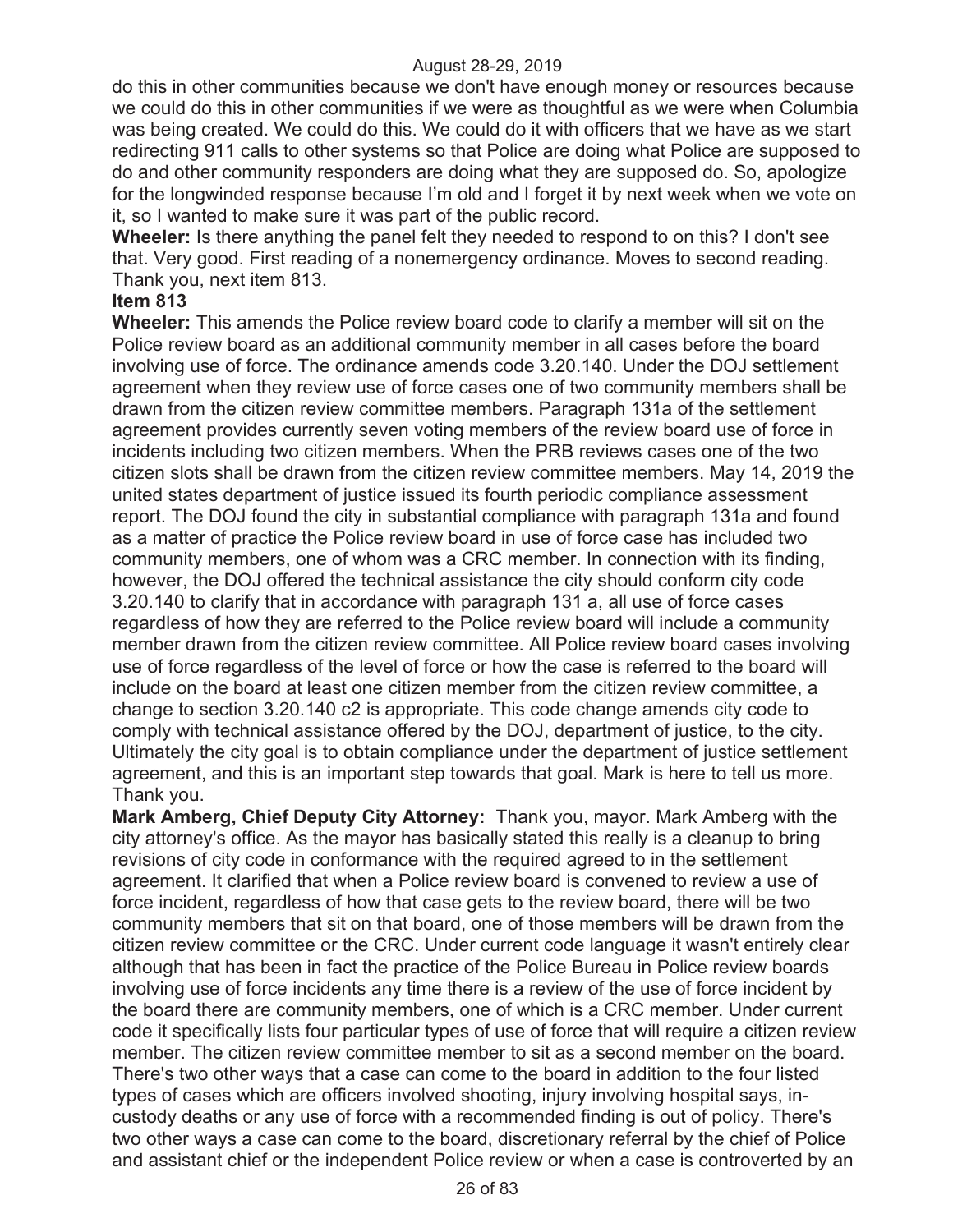do this in other communities because we don't have enough money or resources because we could do this in other communities if we were as thoughtful as we were when Columbia was being created. We could do this. We could do it with officers that we have as we start redirecting 911 calls to other systems so that Police are doing what Police are supposed to do and other community responders are doing what they are supposed do. So, apologize for the longwinded response because I'm old and I forget it by next week when we vote on it, so I wanted to make sure it was part of the public record.

**Wheeler:** Is there anything the panel felt they needed to respond to on this? I don't see that. Very good. First reading of a nonemergency ordinance. Moves to second reading. Thank you, next item 813.

**Item 813**

**Wheeler:** This amends the Police review board code to clarify a member will sit on the Police review board as an additional community member in all cases before the board involving use of force. The ordinance amends code 3.20.140. Under the DOJ settlement agreement when they review use of force cases one of two community members shall be drawn from the citizen review committee members. Paragraph 131a of the settlement agreement provides currently seven voting members of the review board use of force in incidents including two citizen members. When the PRB reviews cases one of the two citizen slots shall be drawn from the citizen review committee members. May 14, 2019 the united states department of justice issued its fourth periodic compliance assessment report. The DOJ found the city in substantial compliance with paragraph 131a and found as a matter of practice the Police review board in use of force case has included two community members, one of whom was a CRC member. In connection with its finding, however, the DOJ offered the technical assistance the city should conform city code 3.20.140 to clarify that in accordance with paragraph 131 a, all use of force cases regardless of how they are referred to the Police review board will include a community member drawn from the citizen review committee. All Police review board cases involving use of force regardless of the level of force or how the case is referred to the board will include on the board at least one citizen member from the citizen review committee, a change to section 3.20.140 c2 is appropriate. This code change amends city code to comply with technical assistance offered by the DOJ, department of justice, to the city. Ultimately the city goal is to obtain compliance under the department of justice settlement agreement, and this is an important step towards that goal. Mark is here to tell us more. Thank you.

**Mark Amberg, Chief Deputy City Attorney:** Thank you, mayor. Mark Amberg with the city attorney's office. As the mayor has basically stated this really is a cleanup to bring revisions of city code in conformance with the required agreed to in the settlement agreement. It clarified that when a Police review board is convened to review a use of force incident, regardless of how that case gets to the review board, there will be two community members that sit on that board, one of those members will be drawn from the citizen review committee or the CRC. Under current code language it wasn't entirely clear although that has been in fact the practice of the Police Bureau in Police review boards involving use of force incidents any time there is a review of the use of force incident by the board there are community members, one of which is a CRC member. Under current code it specifically lists four particular types of use of force that will require a citizen review member. The citizen review committee member to sit as a second member on the board. There's two other ways that a case can come to the board in addition to the four listed types of cases which are officers involved shooting, injury involving hospital says, in-custody deaths or any use of force with a recommended finding is out of policy. There's two other ways a case can come to the board, discretionary referral by the chief of Police and assistant chief or the independent Police review or when a case is controverted by an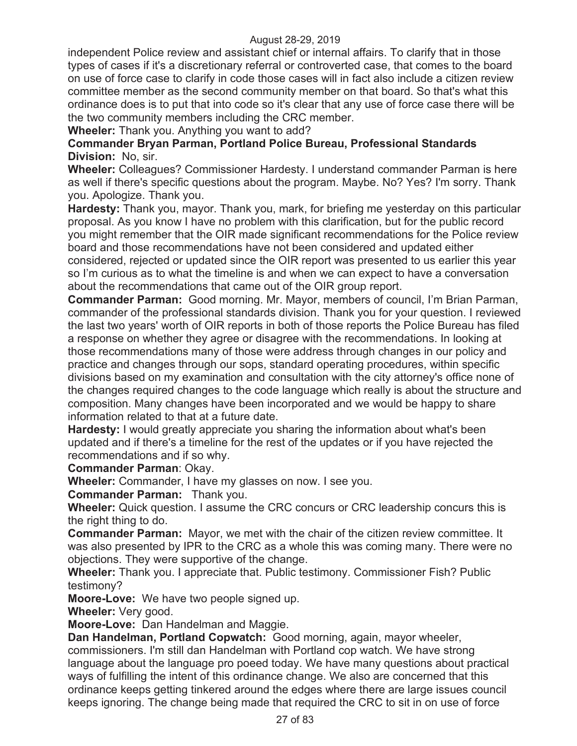independent Police review and assistant chief or internal affairs. To clarify that in those types of cases if it's a discretionary referral or controverted case, that comes to the board on use of force case to clarify in code those cases will in fact also include a citizen review committee member as the second community member on that board. So that's what this ordinance does is to put that into code so it's clear that any use of force case there will be the two community members including the CRC member.

**Wheeler:** Thank you. Anything you want to add?

**Commander Bryan Parman, Portland Police Bureau, Professional Standards Division:** No, sir.

**Wheeler:** Colleagues? Commissioner Hardesty. I understand commander Parman is here as well if there's specific questions about the program. Maybe. No? Yes? I'm sorry. Thank you. Apologize. Thank you.

**Hardesty:** Thank you, mayor. Thank you, mark, for briefing me yesterday on this particular proposal. As you know I have no problem with this clarification, but for the public record you might remember that the OIR made significant recommendations for the Police review board and those recommendations have not been considered and updated either considered, rejected or updated since the OIR report was presented to us earlier this year so I'm curious as to what the timeline is and when we can expect to have a conversation about the recommendations that came out of the OIR group report.

**Commander Parman:** Good morning. Mr. Mayor, members of council, I'm Brian Parman, commander of the professional standards division. Thank you for your question. I reviewed the last two years' worth of OIR reports in both of those reports the Police Bureau has filed a response on whether they agree or disagree with the recommendations. In looking at those recommendations many of those were address through changes in our policy and practice and changes through our sops, standard operating procedures, within specific divisions based on my examination and consultation with the city attorney's office none of the changes required changes to the code language which really is about the structure and composition. Many changes have been incorporated and we would be happy to share information related to that at a future date.

**Hardesty:** I would greatly appreciate you sharing the information about what's been updated and if there's a timeline for the rest of the updates or if you have rejected the recommendations and if so why.

**Commander Parman**: Okay.

**Wheeler:** Commander, I have my glasses on now. I see you.

**Commander Parman:** Thank you.

**Wheeler:** Quick question. I assume the CRC concurs or CRC leadership concurs this is the right thing to do.

**Commander Parman:** Mayor, we met with the chair of the citizen review committee. It was also presented by IPR to the CRC as a whole this was coming many. There were no objections. They were supportive of the change.

**Wheeler:** Thank you. I appreciate that. Public testimony. Commissioner Fish? Public testimony?

**Moore-Love:** We have two people signed up.

**Wheeler:** Very good.

**Moore-Love:** Dan Handelman and Maggie.

**Dan Handelman, Portland Copwatch:** Good morning, again, mayor wheeler, commissioners. I'm still dan Handelman with Portland cop watch. We have strong language about the language pro poeed today. We have many questions about practical ways of fulfilling the intent of this ordinance change. We also are concerned that this ordinance keeps getting tinkered around the edges where there are large issues council keeps ignoring. The change being made that required the CRC to sit in on use of force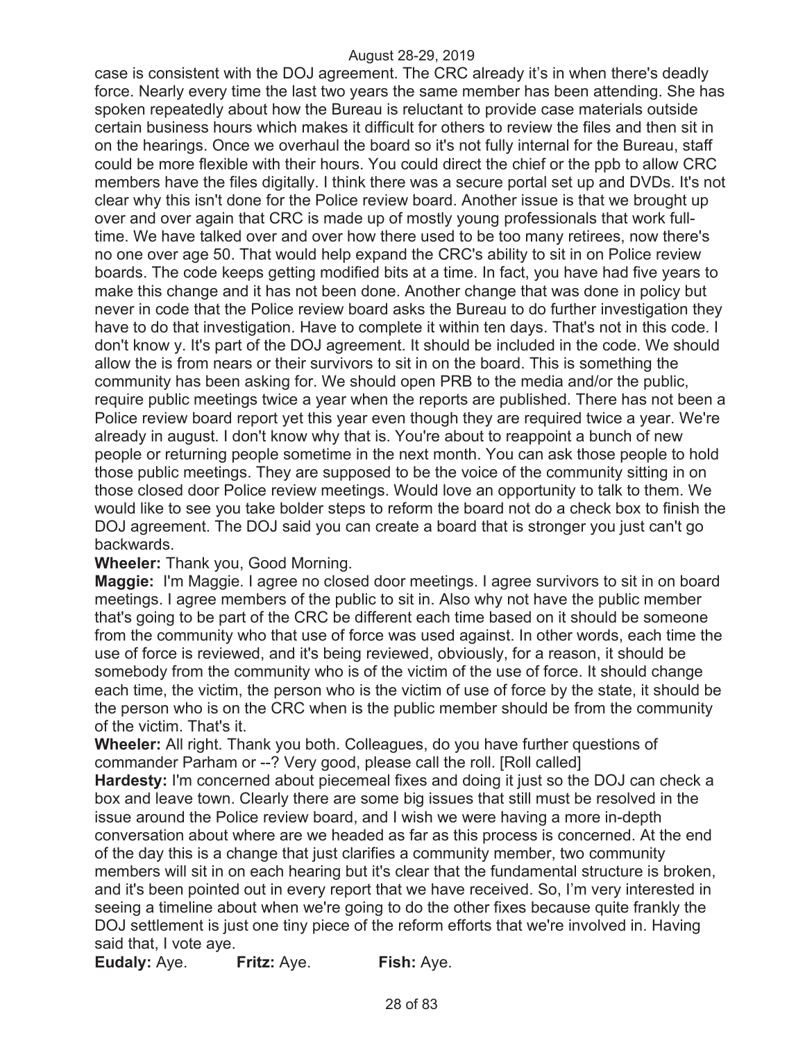case is consistent with the DOJ agreement. The CRC already it's in when there's deadly force. Nearly every time the last two years the same member has been attending. She has spoken repeatedly about how the Bureau is reluctant to provide case materials outside certain business hours which makes it difficult for others to review the files and then sit in on the hearings. Once we overhaul the board so it's not fully internal for the Bureau, staff could be more flexible with their hours. You could direct the chief or the ppb to allow CRC members have the files digitally. I think there was a secure portal set up and DVDs. It's not clear why this isn't done for the Police review board. Another issue is that we brought up over and over again that CRC is made up of mostly young professionals that work full-time. We have talked over and over how there used to be too many retirees, now there's no one over age 50. That would help expand the CRC's ability to sit in on Police review boards. The code keeps getting modified bits at a time. In fact, you have had five years to make this change and it has not been done. Another change that was done in policy but never in code that the Police review board asks the Bureau to do further investigation they have to do that investigation. Have to complete it within ten days. That's not in this code. I don't know y. It's part of the DOJ agreement. It should be included in the code. We should allow the is from nears or their survivors to sit in on the board. This is something the community has been asking for. We should open PRB to the media and/or the public, require public meetings twice a year when the reports are published. There has not been a Police review board report yet this year even though they are required twice a year. We're already in august. I don't know why that is. You're about to reappoint a bunch of new people or returning people sometime in the next month. You can ask those people to hold those public meetings. They are supposed to be the voice of the community sitting in on those closed door Police review meetings. Would love an opportunity to talk to them. We would like to see you take bolder steps to reform the board not do a check box to finish the DOJ agreement. The DOJ said you can create a board that is stronger you just can't go backwards.

**Wheeler:** Thank you, Good Morning.

**Maggie:** I'm Maggie. I agree no closed door meetings. I agree survivors to sit in on board meetings. I agree members of the public to sit in. Also why not have the public member that's going to be part of the CRC be different each time based on it should be someone from the community who that use of force was used against. In other words, each time the use of force is reviewed, and it's being reviewed, obviously, for a reason, it should be somebody from the community who is of the victim of the use of force. It should change each time, the victim, the person who is the victim of use of force by the state, it should be the person who is on the CRC when is the public member should be from the community of the victim. That's it.

**Wheeler:** All right. Thank you both. Colleagues, do you have further questions of commander Parham or --? Very good, please call the roll. [Roll called]

**Hardesty:** I'm concerned about piecemeal fixes and doing it just so the DOJ can check a box and leave town. Clearly there are some big issues that still must be resolved in the issue around the Police review board, and I wish we were having a more in-depth conversation about where are we headed as far as this process is concerned. At the end of the day this is a change that just clarifies a community member, two community members will sit in on each hearing but it's clear that the fundamental structure is broken, and it's been pointed out in every report that we have received. So, I'm very interested in seeing a timeline about when we're going to do the other fixes because quite frankly the DOJ settlement is just one tiny piece of the reform efforts that we're involved in. Having said that, I vote aye.

**Eudaly:** Aye. **Fritz:** Aye. **Fish:** Aye.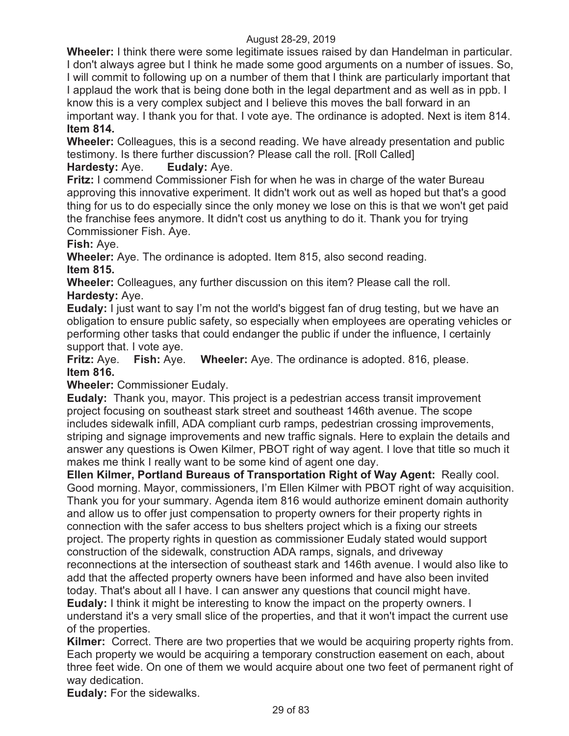**Wheeler:** I think there were some legitimate issues raised by dan Handelman in particular. I don't always agree but I think he made some good arguments on a number of issues. So, I will commit to following up on a number of them that I think are particularly important that I applaud the work that is being done both in the legal department and as well as in ppb. I know this is a very complex subject and I believe this moves the ball forward in an important way. I thank you for that. I vote aye. The ordinance is adopted. Next is item 814.

**Item 814.**

**Wheeler:** Colleagues, this is a second reading. We have already presentation and public testimony. Is there further discussion? Please call the roll. [Roll Called]

**Hardesty:** Aye. **Eudaly:** Aye.

**Fritz:** I commend Commissioner Fish for when he was in charge of the water Bureau approving this innovative experiment. It didn't work out as well as hoped but that's a good thing for us to do especially since the only money we lose on this is that we won't get paid the franchise fees anymore. It didn't cost us anything to do it. Thank you for trying Commissioner Fish. Aye.

**Fish:** Aye.

**Wheeler:** Aye. The ordinance is adopted. Item 815, also second reading.

**Item 815.**

**Wheeler:** Colleagues, any further discussion on this item? Please call the roll.

**Hardesty:** Aye.

**Eudaly:** I just want to say I'm not the world's biggest fan of drug testing, but we have an obligation to ensure public safety, so especially when employees are operating vehicles or performing other tasks that could endanger the public if under the influence, I certainly support that. I vote aye.

**Fritz:** Aye. **Fish:** Aye. **Wheeler:** Aye. The ordinance is adopted. 816, please.

**Item 816.**

**Wheeler:** Commissioner Eudaly.

**Eudaly:** Thank you, mayor. This project is a pedestrian access transit improvement project focusing on southeast stark street and southeast 146th avenue. The scope includes sidewalk infill, ADA compliant curb ramps, pedestrian crossing improvements, striping and signage improvements and new traffic signals. Here to explain the details and answer any questions is Owen Kilmer, PBOT right of way agent. I love that title so much it makes me think I really want to be some kind of agent one day.

**Ellen Kilmer, Portland Bureaus of Transportation Right of Way Agent:** Really cool. Good morning. Mayor, commissioners, I'm Ellen Kilmer with PBOT right of way acquisition. Thank you for your summary. Agenda item 816 would authorize eminent domain authority and allow us to offer just compensation to property owners for their property rights in connection with the safer access to bus shelters project which is a fixing our streets project. The property rights in question as commissioner Eudaly stated would support construction of the sidewalk, construction ADA ramps, signals, and driveway reconnections at the intersection of southeast stark and 146th avenue. I would also like to add that the affected property owners have been informed and have also been invited today. That's about all I have. I can answer any questions that council might have.

**Eudaly:** I think it might be interesting to know the impact on the property owners. I understand it's a very small slice of the properties, and that it won't impact the current use of the properties.

**Kilmer:** Correct. There are two properties that we would be acquiring property rights from. Each property we would be acquiring a temporary construction easement on each, about three feet wide. On one of them we would acquire about one two feet of permanent right of way dedication.

**Eudaly:** For the sidewalks.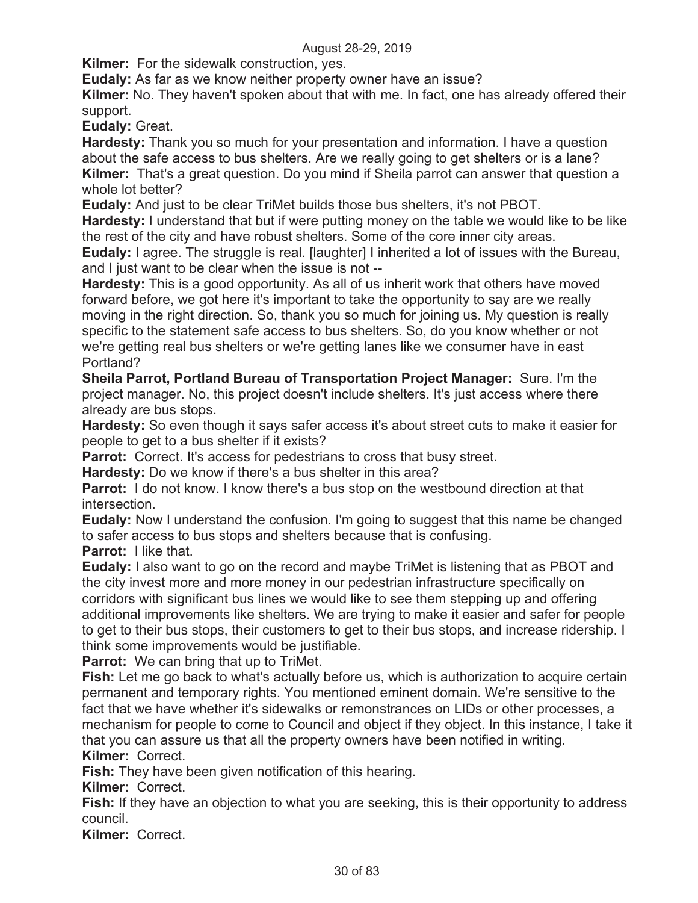**Kilmer:** For the sidewalk construction, yes.

**Eudaly:** As far as we know neither property owner have an issue?

**Kilmer:** No. They haven't spoken about that with me. In fact, one has already offered their support.

**Eudaly:** Great.

**Hardesty:** Thank you so much for your presentation and information. I have a question about the safe access to bus shelters. Are we really going to get shelters or is a lane?

**Kilmer:** That's a great question. Do you mind if Sheila parrot can answer that question a whole lot better?

**Eudaly:** And just to be clear TriMet builds those bus shelters, it's not PBOT.

**Hardesty:** I understand that but if were putting money on the table we would like to be like the rest of the city and have robust shelters. Some of the core inner city areas.

**Eudaly:** I agree. The struggle is real. [laughter] I inherited a lot of issues with the Bureau, and I just want to be clear when the issue is not --

**Hardesty:** This is a good opportunity. As all of us inherit work that others have moved forward before, we got here it's important to take the opportunity to say are we really moving in the right direction. So, thank you so much for joining us. My question is really specific to the statement safe access to bus shelters. So, do you know whether or not we're getting real bus shelters or we're getting lanes like we consumer have in east Portland?

**Sheila Parrot, Portland Bureau of Transportation Project Manager:** Sure. I'm the project manager. No, this project doesn't include shelters. It's just access where there already are bus stops.

**Hardesty:** So even though it says safer access it's about street cuts to make it easier for people to get to a bus shelter if it exists?

**Parrot:** Correct. It's access for pedestrians to cross that busy street.

**Hardesty:** Do we know if there's a bus shelter in this area?

**Parrot:** I do not know. I know there's a bus stop on the westbound direction at that intersection.

**Eudaly:** Now I understand the confusion. I'm going to suggest that this name be changed to safer access to bus stops and shelters because that is confusing.

**Parrot:** I like that.

**Eudaly:** I also want to go on the record and maybe TriMet is listening that as PBOT and the city invest more and more money in our pedestrian infrastructure specifically on corridors with significant bus lines we would like to see them stepping up and offering additional improvements like shelters. We are trying to make it easier and safer for people to get to their bus stops, their customers to get to their bus stops, and increase ridership. I think some improvements would be justifiable.

**Parrot:** We can bring that up to TriMet.

**Fish:** Let me go back to what's actually before us, which is authorization to acquire certain permanent and temporary rights. You mentioned eminent domain. We're sensitive to the fact that we have whether it's sidewalks or remonstrances on LIDs or other processes, a mechanism for people to come to Council and object if they object. In this instance, I take it that you can assure us that all the property owners have been notified in writing.

**Kilmer:** Correct.

**Fish:** They have been given notification of this hearing.

**Kilmer:** Correct.

**Fish:** If they have an objection to what you are seeking, this is their opportunity to address council.

**Kilmer:** Correct.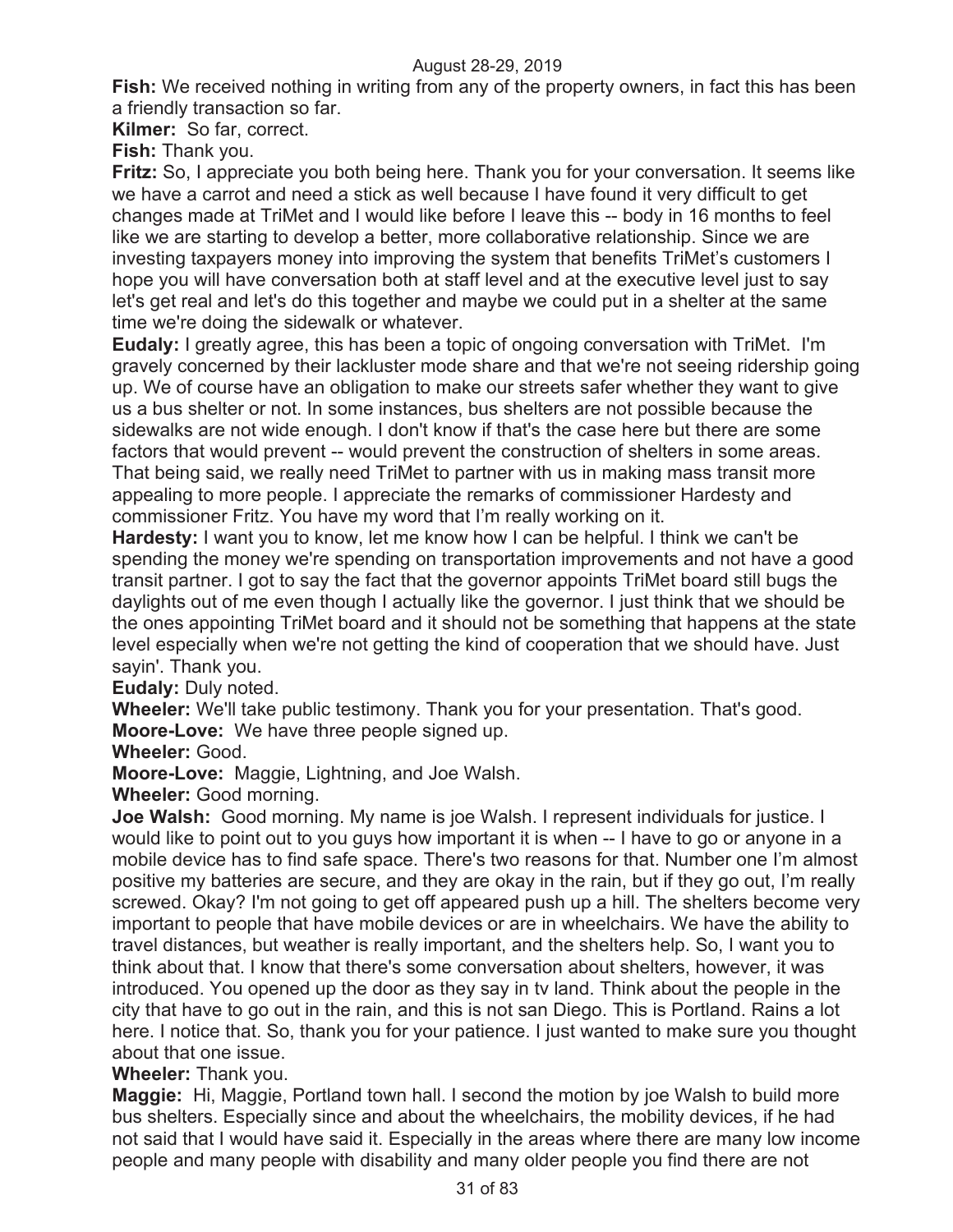**Fish:** We received nothing in writing from any of the property owners, in fact this has been a friendly transaction so far.

**Kilmer:** So far, correct.

**Fish:** Thank you.

**Fritz:** So, I appreciate you both being here. Thank you for your conversation. It seems like we have a carrot and need a stick as well because I have found it very difficult to get changes made at TriMet and I would like before I leave this -- body in 16 months to feel like we are starting to develop a better, more collaborative relationship. Since we are investing taxpayers money into improving the system that benefits TriMet's customers I hope you will have conversation both at staff level and at the executive level just to say let's get real and let's do this together and maybe we could put in a shelter at the same time we're doing the sidewalk or whatever.

**Eudaly:** I greatly agree, this has been a topic of ongoing conversation with TriMet. I'm gravely concerned by their lackluster mode share and that we're not seeing ridership going up. We of course have an obligation to make our streets safer whether they want to give us a bus shelter or not. In some instances, bus shelters are not possible because the sidewalks are not wide enough. I don't know if that's the case here but there are some factors that would prevent -- would prevent the construction of shelters in some areas. That being said, we really need TriMet to partner with us in making mass transit more appealing to more people. I appreciate the remarks of commissioner Hardesty and commissioner Fritz. You have my word that I'm really working on it.

**Hardesty:** I want you to know, let me know how I can be helpful. I think we can't be spending the money we're spending on transportation improvements and not have a good transit partner. I got to say the fact that the governor appoints TriMet board still bugs the daylights out of me even though I actually like the governor. I just think that we should be the ones appointing TriMet board and it should not be something that happens at the state level especially when we're not getting the kind of cooperation that we should have. Just sayin'. Thank you.

**Eudaly:** Duly noted.

**Wheeler:** We'll take public testimony. Thank you for your presentation. That's good.

**Moore-Love:** We have three people signed up.

**Wheeler:** Good.

**Moore-Love:** Maggie, Lightning, and Joe Walsh.

**Wheeler:** Good morning.

**Joe Walsh:** Good morning. My name is joe Walsh. I represent individuals for justice. I would like to point out to you guys how important it is when -- I have to go or anyone in a mobile device has to find safe space. There's two reasons for that. Number one I'm almost positive my batteries are secure, and they are okay in the rain, but if they go out, I'm really screwed. Okay? I'm not going to get off appeared push up a hill. The shelters become very important to people that have mobile devices or are in wheelchairs. We have the ability to travel distances, but weather is really important, and the shelters help. So, I want you to think about that. I know that there's some conversation about shelters, however, it was introduced. You opened up the door as they say in tv land. Think about the people in the city that have to go out in the rain, and this is not san Diego. This is Portland. Rains a lot here. I notice that. So, thank you for your patience. I just wanted to make sure you thought about that one issue.

**Wheeler:** Thank you.

**Maggie:** Hi, Maggie, Portland town hall. I second the motion by joe Walsh to build more bus shelters. Especially since and about the wheelchairs, the mobility devices, if he had not said that I would have said it. Especially in the areas where there are many low income people and many people with disability and many older people you find there are not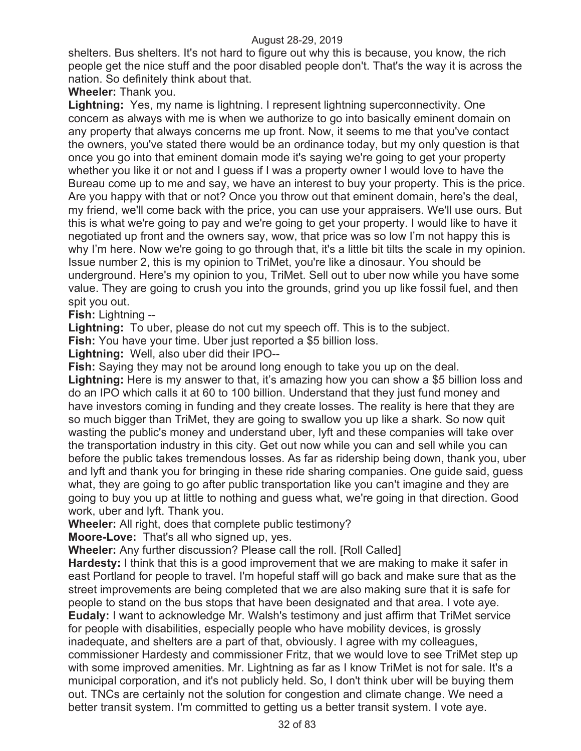shelters. Bus shelters. It's not hard to figure out why this is because, you know, the rich people get the nice stuff and the poor disabled people don't. That's the way it is across the nation. So definitely think about that.

**Wheeler:** Thank you.

**Lightning:** Yes, my name is lightning. I represent lightning superconnectivity. One concern as always with me is when we authorize to go into basically eminent domain on any property that always concerns me up front. Now, it seems to me that you've contact the owners, you've stated there would be an ordinance today, but my only question is that once you go into that eminent domain mode it's saying we're going to get your property whether you like it or not and I guess if I was a property owner I would love to have the Bureau come up to me and say, we have an interest to buy your property. This is the price. Are you happy with that or not? Once you throw out that eminent domain, here's the deal, my friend, we'll come back with the price, you can use your appraisers. We'll use ours. But this is what we're going to pay and we're going to get your property. I would like to have it negotiated up front and the owners say, wow, that price was so low I'm not happy this is why I'm here. Now we're going to go through that, it's a little bit tilts the scale in my opinion. Issue number 2, this is my opinion to TriMet, you're like a dinosaur. You should be underground. Here's my opinion to you, TriMet. Sell out to uber now while you have some value. They are going to crush you into the grounds, grind you up like fossil fuel, and then spit you out.

**Fish:** Lightning --

**Lightning:** To uber, please do not cut my speech off. This is to the subject.

**Fish:** You have your time. Uber just reported a $5 billion loss.

**Lightning:** Well, also uber did their IPO--

**Fish:** Saying they may not be around long enough to take you up on the deal.

**Lightning:** Here is my answer to that, it's amazing how you can show a $5 billion loss and do an IPO which calls it at 60 to 100 billion. Understand that they just fund money and have investors coming in funding and they create losses. The reality is here that they are so much bigger than TriMet, they are going to swallow you up like a shark. So now quit wasting the public's money and understand uber, lyft and these companies will take over the transportation industry in this city. Get out now while you can and sell while you can before the public takes tremendous losses. As far as ridership being down, thank you, uber and lyft and thank you for bringing in these ride sharing companies. One guide said, guess what, they are going to go after public transportation like you can't imagine and they are going to buy you up at little to nothing and guess what, we're going in that direction. Good work, uber and lyft. Thank you.

**Wheeler:** All right, does that complete public testimony?

**Moore-Love:** That's all who signed up, yes.

**Wheeler:** Any further discussion? Please call the roll. [Roll Called]

**Hardesty:** I think that this is a good improvement that we are making to make it safer in east Portland for people to travel. I'm hopeful staff will go back and make sure that as the street improvements are being completed that we are also making sure that it is safe for people to stand on the bus stops that have been designated and that area. I vote aye.

**Eudaly:** I want to acknowledge Mr. Walsh's testimony and just affirm that TriMet service for people with disabilities, especially people who have mobility devices, is grossly inadequate, and shelters are a part of that, obviously. I agree with my colleagues, commissioner Hardesty and commissioner Fritz, that we would love to see TriMet step up with some improved amenities. Mr. Lightning as far as I know TriMet is not for sale. It's a municipal corporation, and it's not publicly held. So, I don't think uber will be buying them out. TNCs are certainly not the solution for congestion and climate change. We need a better transit system. I'm committed to getting us a better transit system. I vote aye.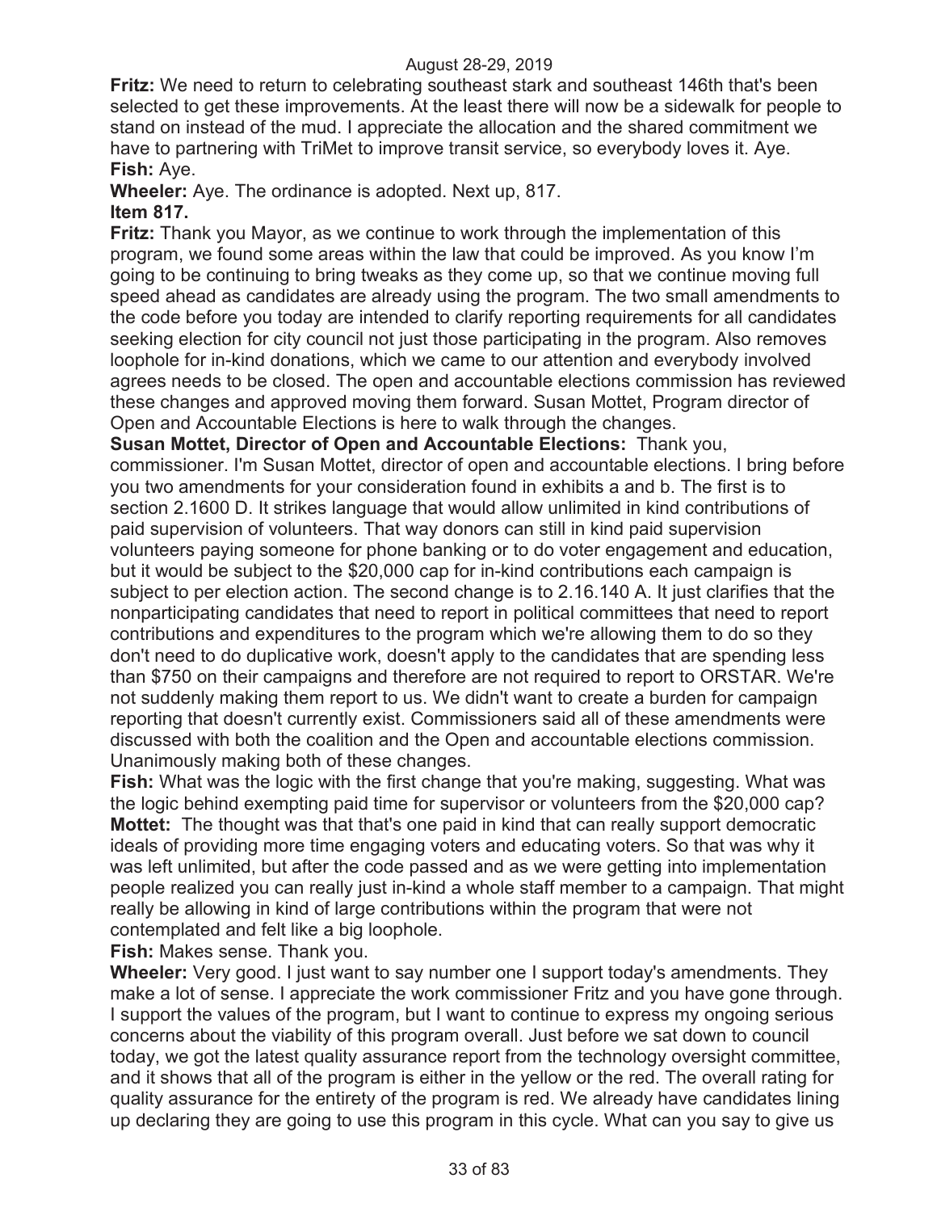**Fritz:** We need to return to celebrating southeast stark and southeast 146th that's been selected to get these improvements. At the least there will now be a sidewalk for people to stand on instead of the mud. I appreciate the allocation and the shared commitment we have to partnering with TriMet to improve transit service, so everybody loves it. Aye.
**Fish:** Aye.
**Wheeler:** Aye. The ordinance is adopted. Next up, 817.
**Item 817.**
**Fritz:** Thank you Mayor, as we continue to work through the implementation of this program, we found some areas within the law that could be improved. As you know I'm going to be continuing to bring tweaks as they come up, so that we continue moving full speed ahead as candidates are already using the program. The two small amendments to the code before you today are intended to clarify reporting requirements for all candidates seeking election for city council not just those participating in the program. Also removes loophole for in-kind donations, which we came to our attention and everybody involved agrees needs to be closed. The open and accountable elections commission has reviewed these changes and approved moving them forward. Susan Mottet, Program director of Open and Accountable Elections is here to walk through the changes.
**Susan Mottet, Director of Open and Accountable Elections:** Thank you, commissioner. I'm Susan Mottet, director of open and accountable elections. I bring before you two amendments for your consideration found in exhibits a and b. The first is to section 2.1600 D. It strikes language that would allow unlimited in kind contributions of paid supervision of volunteers. That way donors can still in kind paid supervision volunteers paying someone for phone banking or to do voter engagement and education, but it would be subject to the $20,000 cap for in-kind contributions each campaign is subject to per election action. The second change is to 2.16.140 A. It just clarifies that the nonparticipating candidates that need to report in political committees that need to report contributions and expenditures to the program which we're allowing them to do so they don't need to do duplicative work, doesn't apply to the candidates that are spending less than $750 on their campaigns and therefore are not required to report to ORSTAR. We're not suddenly making them report to us. We didn't want to create a burden for campaign reporting that doesn't currently exist. Commissioners said all of these amendments were discussed with both the coalition and the Open and accountable elections commission. Unanimously making both of these changes.
**Fish:** What was the logic with the first change that you're making, suggesting. What was the logic behind exempting paid time for supervisor or volunteers from the $20,000 cap?
**Mottet:** The thought was that that's one paid in kind that can really support democratic ideals of providing more time engaging voters and educating voters. So that was why it was left unlimited, but after the code passed and as we were getting into implementation people realized you can really just in-kind a whole staff member to a campaign. That might really be allowing in kind of large contributions within the program that were not contemplated and felt like a big loophole.
**Fish:** Makes sense. Thank you.
**Wheeler:** Very good. I just want to say number one I support today's amendments. They make a lot of sense. I appreciate the work commissioner Fritz and you have gone through. I support the values of the program, but I want to continue to express my ongoing serious concerns about the viability of this program overall. Just before we sat down to council today, we got the latest quality assurance report from the technology oversight committee, and it shows that all of the program is either in the yellow or the red. The overall rating for quality assurance for the entirety of the program is red. We already have candidates lining up declaring they are going to use this program in this cycle. What can you say to give us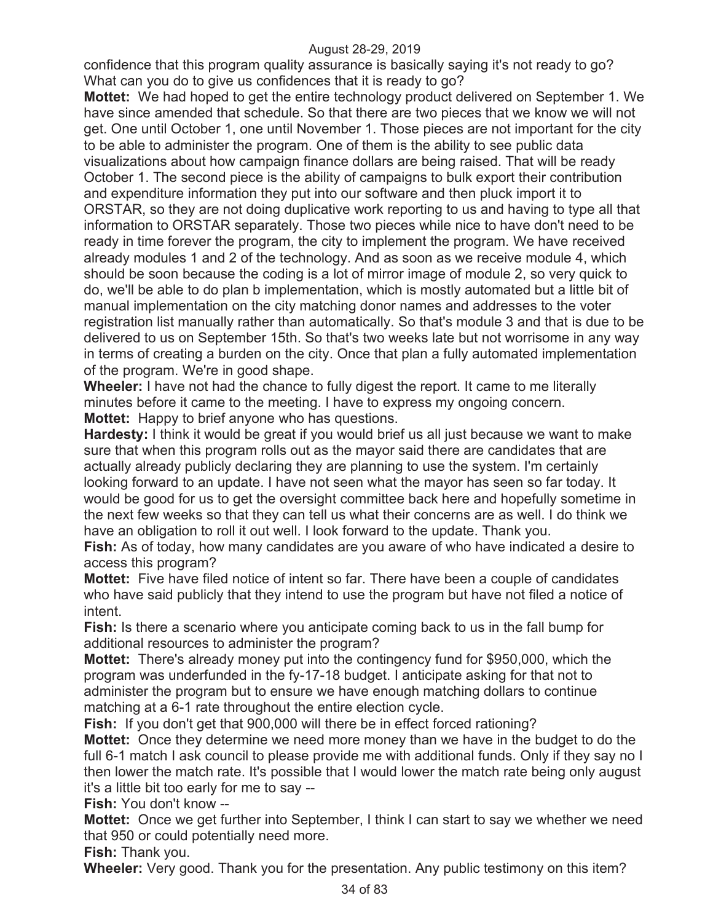confidence that this program quality assurance is basically saying it's not ready to go? What can you do to give us confidences that it is ready to go?

**Mottet:** We had hoped to get the entire technology product delivered on September 1. We have since amended that schedule. So that there are two pieces that we know we will not get. One until October 1, one until November 1. Those pieces are not important for the city to be able to administer the program. One of them is the ability to see public data visualizations about how campaign finance dollars are being raised. That will be ready October 1. The second piece is the ability of campaigns to bulk export their contribution and expenditure information they put into our software and then pluck import it to ORSTAR, so they are not doing duplicative work reporting to us and having to type all that information to ORSTAR separately. Those two pieces while nice to have don't need to be ready in time forever the program, the city to implement the program. We have received already modules 1 and 2 of the technology. And as soon as we receive module 4, which should be soon because the coding is a lot of mirror image of module 2, so very quick to do, we'll be able to do plan b implementation, which is mostly automated but a little bit of manual implementation on the city matching donor names and addresses to the voter registration list manually rather than automatically. So that's module 3 and that is due to be delivered to us on September 15th. So that's two weeks late but not worrisome in any way in terms of creating a burden on the city. Once that plan a fully automated implementation of the program. We're in good shape.

**Wheeler:** I have not had the chance to fully digest the report. It came to me literally minutes before it came to the meeting. I have to express my ongoing concern.

**Mottet:** Happy to brief anyone who has questions.

**Hardesty:** I think it would be great if you would brief us all just because we want to make sure that when this program rolls out as the mayor said there are candidates that are actually already publicly declaring they are planning to use the system. I'm certainly looking forward to an update. I have not seen what the mayor has seen so far today. It would be good for us to get the oversight committee back here and hopefully sometime in the next few weeks so that they can tell us what their concerns are as well. I do think we have an obligation to roll it out well. I look forward to the update. Thank you.

**Fish:** As of today, how many candidates are you aware of who have indicated a desire to access this program?

**Mottet:** Five have filed notice of intent so far. There have been a couple of candidates who have said publicly that they intend to use the program but have not filed a notice of intent.

**Fish:** Is there a scenario where you anticipate coming back to us in the fall bump for additional resources to administer the program?

**Mottet:** There's already money put into the contingency fund for $950,000, which the program was underfunded in the fy-17-18 budget. I anticipate asking for that not to administer the program but to ensure we have enough matching dollars to continue matching at a 6-1 rate throughout the entire election cycle.

**Fish:** If you don't get that 900,000 will there be in effect forced rationing?

**Mottet:** Once they determine we need more money than we have in the budget to do the full 6-1 match I ask council to please provide me with additional funds. Only if they say no I then lower the match rate. It's possible that I would lower the match rate being only august it's a little bit too early for me to say --

**Fish:** You don't know --

**Mottet:** Once we get further into September, I think I can start to say we whether we need that 950 or could potentially need more.

**Fish:** Thank you.

**Wheeler:** Very good. Thank you for the presentation. Any public testimony on this item?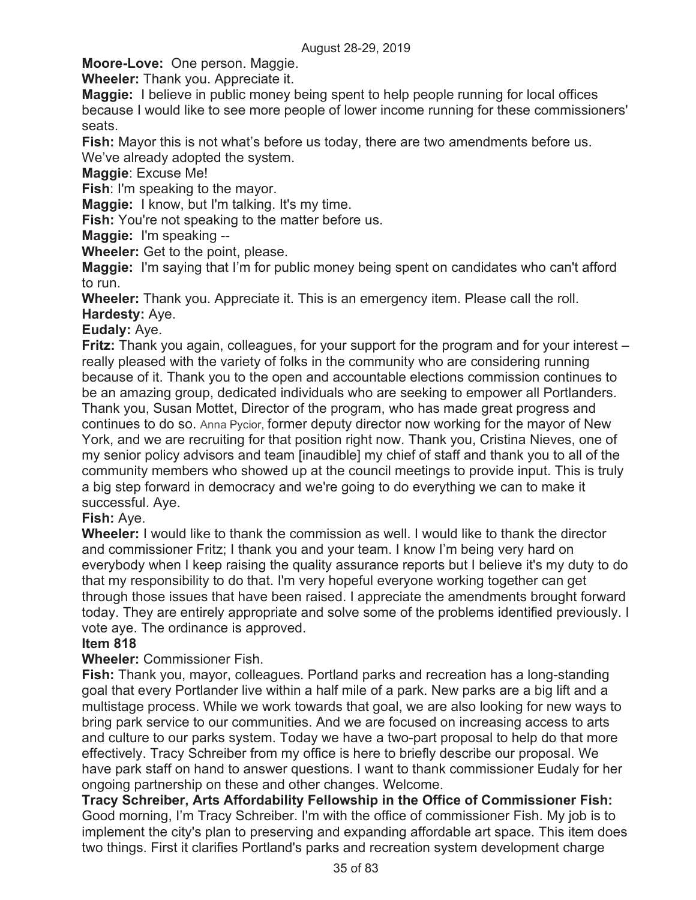**Moore-Love:** One person. Maggie.

**Wheeler:** Thank you. Appreciate it.

**Maggie:** I believe in public money being spent to help people running for local offices because I would like to see more people of lower income running for these commissioners' seats.

**Fish:** Mayor this is not what's before us today, there are two amendments before us. We've already adopted the system.

**Maggie**: Excuse Me!

**Fish**: I'm speaking to the mayor.

**Maggie:** I know, but I'm talking. It's my time.

**Fish:** You're not speaking to the matter before us.

**Maggie:** I'm speaking --

**Wheeler:** Get to the point, please.

**Maggie:** I'm saying that I'm for public money being spent on candidates who can't afford to run.

**Wheeler:** Thank you. Appreciate it. This is an emergency item. Please call the roll.

**Hardesty:** Aye.

**Eudaly:** Aye.

**Fritz:** Thank you again, colleagues, for your support for the program and for your interest – really pleased with the variety of folks in the community who are considering running because of it. Thank you to the open and accountable elections commission continues to be an amazing group, dedicated individuals who are seeking to empower all Portlanders. Thank you, Susan Mottet, Director of the program, who has made great progress and continues to do so. Anna Pycior, former deputy director now working for the mayor of New York, and we are recruiting for that position right now. Thank you, Cristina Nieves, one of my senior policy advisors and team [inaudible] my chief of staff and thank you to all of the community members who showed up at the council meetings to provide input. This is truly a big step forward in democracy and we're going to do everything we can to make it successful. Aye.

**Fish:** Aye.

**Wheeler:** I would like to thank the commission as well. I would like to thank the director and commissioner Fritz; I thank you and your team. I know I'm being very hard on everybody when I keep raising the quality assurance reports but I believe it's my duty to do that my responsibility to do that. I'm very hopeful everyone working together can get through those issues that have been raised. I appreciate the amendments brought forward today. They are entirely appropriate and solve some of the problems identified previously. I vote aye. The ordinance is approved.

**Item 818**

**Wheeler:** Commissioner Fish.

**Fish:** Thank you, mayor, colleagues. Portland parks and recreation has a long-standing goal that every Portlander live within a half mile of a park. New parks are a big lift and a multistage process. While we work towards that goal, we are also looking for new ways to bring park service to our communities. And we are focused on increasing access to arts and culture to our parks system. Today we have a two-part proposal to help do that more effectively. Tracy Schreiber from my office is here to briefly describe our proposal. We have park staff on hand to answer questions. I want to thank commissioner Eudaly for her ongoing partnership on these and other changes. Welcome.

**Tracy Schreiber, Arts Affordability Fellowship in the Office of Commissioner Fish:** Good morning, I'm Tracy Schreiber. I'm with the office of commissioner Fish. My job is to implement the city's plan to preserving and expanding affordable art space. This item does two things. First it clarifies Portland's parks and recreation system development charge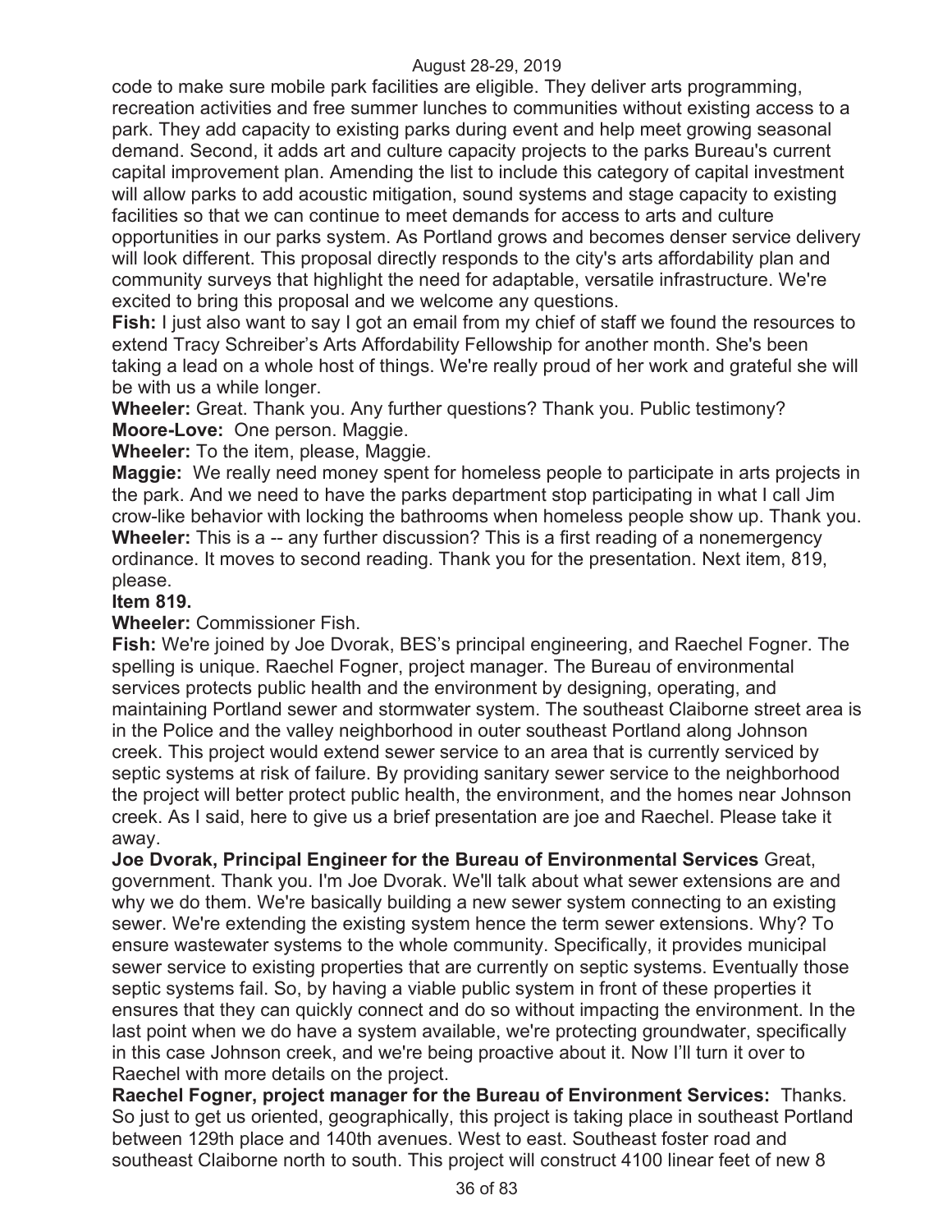code to make sure mobile park facilities are eligible. They deliver arts programming, recreation activities and free summer lunches to communities without existing access to a park. They add capacity to existing parks during event and help meet growing seasonal demand. Second, it adds art and culture capacity projects to the parks Bureau's current capital improvement plan. Amending the list to include this category of capital investment will allow parks to add acoustic mitigation, sound systems and stage capacity to existing facilities so that we can continue to meet demands for access to arts and culture opportunities in our parks system. As Portland grows and becomes denser service delivery will look different. This proposal directly responds to the city's arts affordability plan and community surveys that highlight the need for adaptable, versatile infrastructure. We're excited to bring this proposal and we welcome any questions.

**Fish:** I just also want to say I got an email from my chief of staff we found the resources to extend Tracy Schreiber's Arts Affordability Fellowship for another month. She's been taking a lead on a whole host of things. We're really proud of her work and grateful she will be with us a while longer.

**Wheeler:** Great. Thank you. Any further questions? Thank you. Public testimony?

**Moore-Love:** One person. Maggie.

**Wheeler:** To the item, please, Maggie.

**Maggie:** We really need money spent for homeless people to participate in arts projects in the park. And we need to have the parks department stop participating in what I call Jim crow-like behavior with locking the bathrooms when homeless people show up. Thank you.

**Wheeler:** This is a -- any further discussion? This is a first reading of a nonemergency ordinance. It moves to second reading. Thank you for the presentation. Next item, 819, please.

**Item 819.**

**Wheeler:** Commissioner Fish.

**Fish:** We're joined by Joe Dvorak, BES's principal engineering, and Raechel Fogner. The spelling is unique. Raechel Fogner, project manager. The Bureau of environmental services protects public health and the environment by designing, operating, and maintaining Portland sewer and stormwater system. The southeast Claiborne street area is in the Police and the valley neighborhood in outer southeast Portland along Johnson creek. This project would extend sewer service to an area that is currently serviced by septic systems at risk of failure. By providing sanitary sewer service to the neighborhood the project will better protect public health, the environment, and the homes near Johnson creek. As I said, here to give us a brief presentation are joe and Raechel. Please take it away.

**Joe Dvorak, Principal Engineer for the Bureau of Environmental Services** Great, government. Thank you. I'm Joe Dvorak. We'll talk about what sewer extensions are and why we do them. We're basically building a new sewer system connecting to an existing sewer. We're extending the existing system hence the term sewer extensions. Why? To ensure wastewater systems to the whole community. Specifically, it provides municipal sewer service to existing properties that are currently on septic systems. Eventually those septic systems fail. So, by having a viable public system in front of these properties it ensures that they can quickly connect and do so without impacting the environment. In the last point when we do have a system available, we're protecting groundwater, specifically in this case Johnson creek, and we're being proactive about it. Now I'll turn it over to Raechel with more details on the project.

**Raechel Fogner, project manager for the Bureau of Environment Services:** Thanks. So just to get us oriented, geographically, this project is taking place in southeast Portland between 129th place and 140th avenues. West to east. Southeast foster road and southeast Claiborne north to south. This project will construct 4100 linear feet of new 8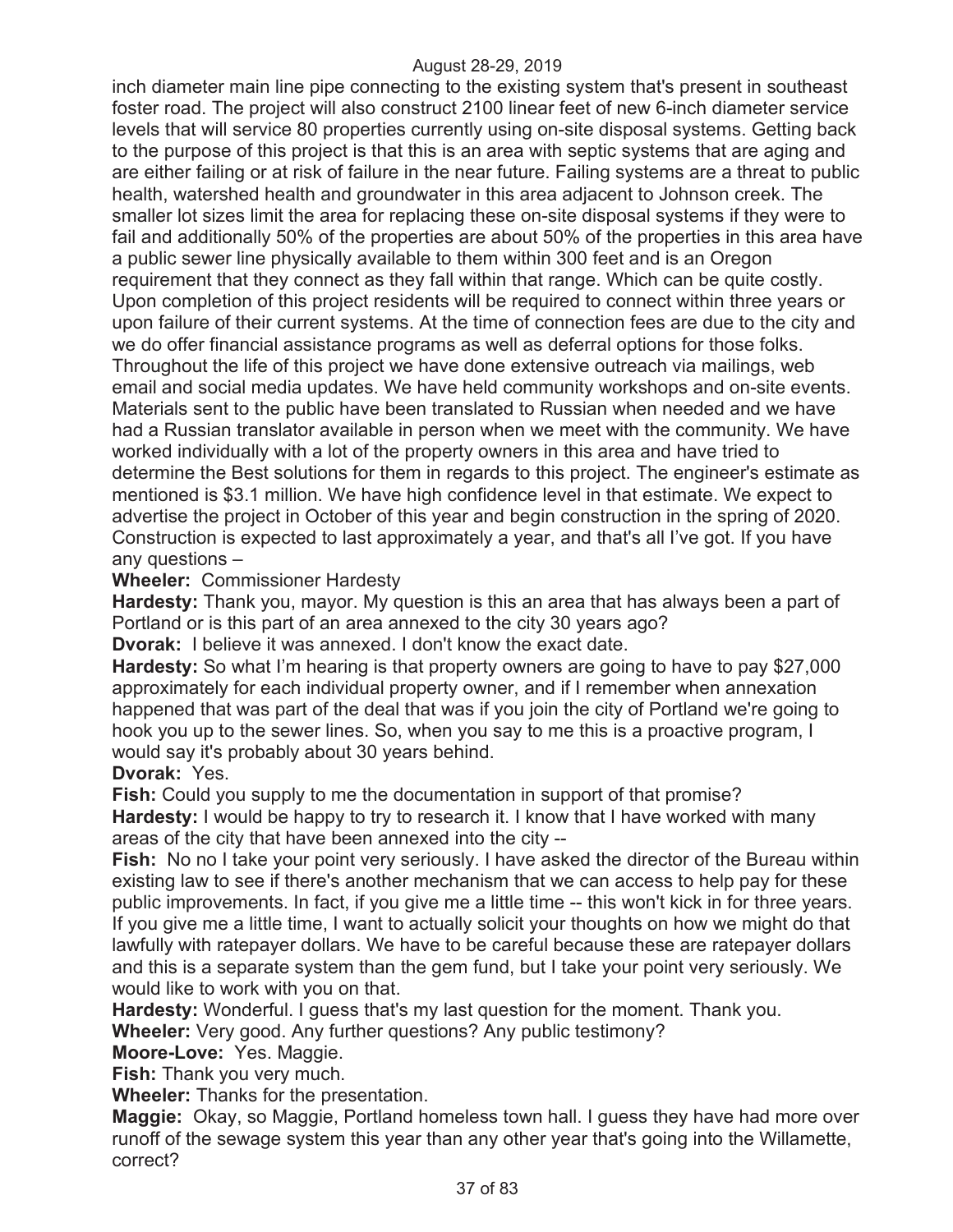inch diameter main line pipe connecting to the existing system that's present in southeast foster road. The project will also construct 2100 linear feet of new 6-inch diameter service levels that will service 80 properties currently using on-site disposal systems. Getting back to the purpose of this project is that this is an area with septic systems that are aging and are either failing or at risk of failure in the near future. Failing systems are a threat to public health, watershed health and groundwater in this area adjacent to Johnson creek. The smaller lot sizes limit the area for replacing these on-site disposal systems if they were to fail and additionally 50% of the properties are about 50% of the properties in this area have a public sewer line physically available to them within 300 feet and is an Oregon requirement that they connect as they fall within that range. Which can be quite costly. Upon completion of this project residents will be required to connect within three years or upon failure of their current systems. At the time of connection fees are due to the city and we do offer financial assistance programs as well as deferral options for those folks. Throughout the life of this project we have done extensive outreach via mailings, web email and social media updates. We have held community workshops and on-site events. Materials sent to the public have been translated to Russian when needed and we have had a Russian translator available in person when we meet with the community. We have worked individually with a lot of the property owners in this area and have tried to determine the Best solutions for them in regards to this project. The engineer's estimate as mentioned is $3.1 million. We have high confidence level in that estimate. We expect to advertise the project in October of this year and begin construction in the spring of 2020. Construction is expected to last approximately a year, and that's all I've got. If you have any questions –

**Wheeler:** Commissioner Hardesty

**Hardesty:** Thank you, mayor. My question is this an area that has always been a part of Portland or is this part of an area annexed to the city 30 years ago?

**Dvorak:** I believe it was annexed. I don't know the exact date.

**Hardesty:** So what I'm hearing is that property owners are going to have to pay $27,000 approximately for each individual property owner, and if I remember when annexation happened that was part of the deal that was if you join the city of Portland we're going to hook you up to the sewer lines. So, when you say to me this is a proactive program, I would say it's probably about 30 years behind.

**Dvorak:** Yes.

**Fish:** Could you supply to me the documentation in support of that promise?

**Hardesty:** I would be happy to try to research it. I know that I have worked with many areas of the city that have been annexed into the city --

**Fish:** No no I take your point very seriously. I have asked the director of the Bureau within existing law to see if there's another mechanism that we can access to help pay for these public improvements. In fact, if you give me a little time -- this won't kick in for three years. If you give me a little time, I want to actually solicit your thoughts on how we might do that lawfully with ratepayer dollars. We have to be careful because these are ratepayer dollars and this is a separate system than the gem fund, but I take your point very seriously. We would like to work with you on that.

**Hardesty:** Wonderful. I guess that's my last question for the moment. Thank you.

**Wheeler:** Very good. Any further questions? Any public testimony?

**Moore-Love:** Yes. Maggie.

**Fish:** Thank you very much.

**Wheeler:** Thanks for the presentation.

**Maggie:** Okay, so Maggie, Portland homeless town hall. I guess they have had more over runoff of the sewage system this year than any other year that's going into the Willamette, correct?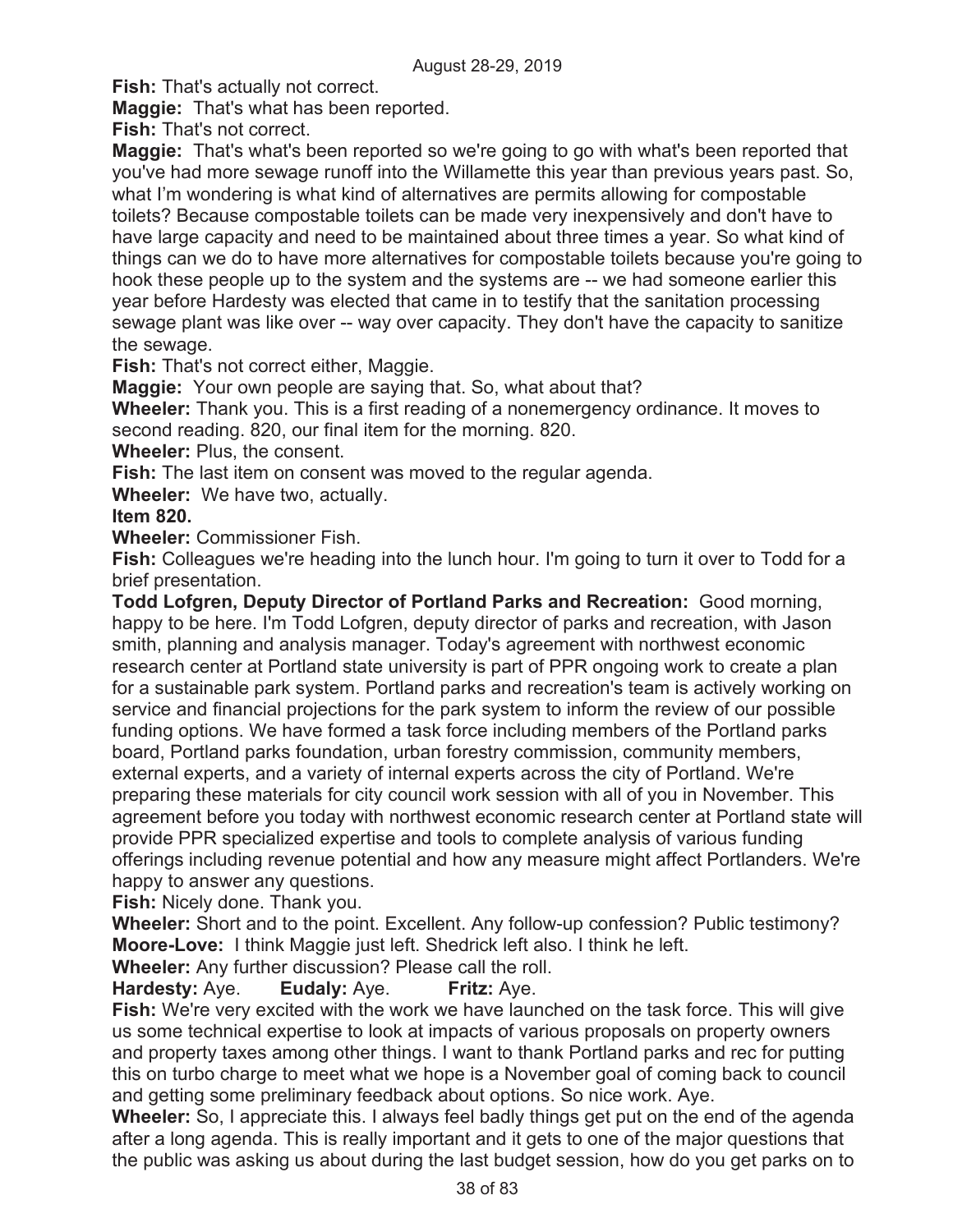**Fish:** That's actually not correct.

**Maggie:** That's what has been reported.

**Fish:** That's not correct.

**Maggie:** That's what's been reported so we're going to go with what's been reported that you've had more sewage runoff into the Willamette this year than previous years past. So, what I'm wondering is what kind of alternatives are permits allowing for compostable toilets? Because compostable toilets can be made very inexpensively and don't have to have large capacity and need to be maintained about three times a year. So what kind of things can we do to have more alternatives for compostable toilets because you're going to hook these people up to the system and the systems are -- we had someone earlier this year before Hardesty was elected that came in to testify that the sanitation processing sewage plant was like over -- way over capacity. They don't have the capacity to sanitize the sewage.

**Fish:** That's not correct either, Maggie.

**Maggie:** Your own people are saying that. So, what about that?

**Wheeler:** Thank you. This is a first reading of a nonemergency ordinance. It moves to second reading. 820, our final item for the morning. 820.

**Wheeler:** Plus, the consent.

**Fish:** The last item on consent was moved to the regular agenda.

**Wheeler:** We have two, actually.

**Item 820.**

**Wheeler:** Commissioner Fish.

**Fish:** Colleagues we're heading into the lunch hour. I'm going to turn it over to Todd for a brief presentation.

**Todd Lofgren, Deputy Director of Portland Parks and Recreation:** Good morning, happy to be here. I'm Todd Lofgren, deputy director of parks and recreation, with Jason smith, planning and analysis manager. Today's agreement with northwest economic research center at Portland state university is part of PPR ongoing work to create a plan for a sustainable park system. Portland parks and recreation's team is actively working on service and financial projections for the park system to inform the review of our possible funding options. We have formed a task force including members of the Portland parks board, Portland parks foundation, urban forestry commission, community members, external experts, and a variety of internal experts across the city of Portland. We're preparing these materials for city council work session with all of you in November. This agreement before you today with northwest economic research center at Portland state will provide PPR specialized expertise and tools to complete analysis of various funding offerings including revenue potential and how any measure might affect Portlanders. We're happy to answer any questions.

**Fish:** Nicely done. Thank you.

**Wheeler:** Short and to the point. Excellent. Any follow-up confession? Public testimony?

**Moore-Love:** I think Maggie just left. Shedrick left also. I think he left.

**Wheeler:** Any further discussion? Please call the roll.

**Hardesty:** Aye. **Eudaly:** Aye. **Fritz:** Aye.

**Fish:** We're very excited with the work we have launched on the task force. This will give us some technical expertise to look at impacts of various proposals on property owners and property taxes among other things. I want to thank Portland parks and rec for putting this on turbo charge to meet what we hope is a November goal of coming back to council and getting some preliminary feedback about options. So nice work. Aye.

**Wheeler:** So, I appreciate this. I always feel badly things get put on the end of the agenda after a long agenda. This is really important and it gets to one of the major questions that the public was asking us about during the last budget session, how do you get parks on to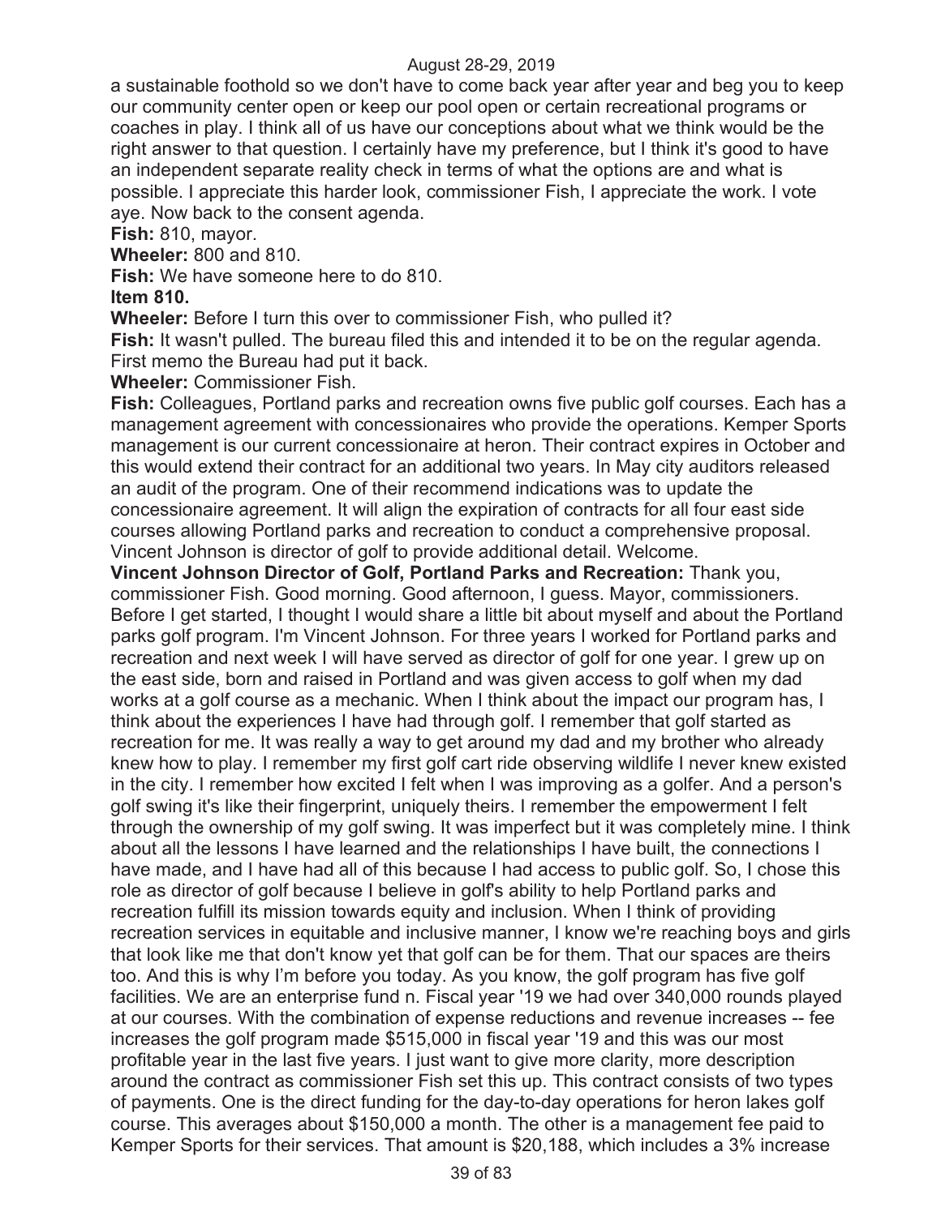a sustainable foothold so we don't have to come back year after year and beg you to keep our community center open or keep our pool open or certain recreational programs or coaches in play. I think all of us have our conceptions about what we think would be the right answer to that question. I certainly have my preference, but I think it's good to have an independent separate reality check in terms of what the options are and what is possible. I appreciate this harder look, commissioner Fish, I appreciate the work. I vote aye. Now back to the consent agenda.

**Fish:** 810, mayor.

**Wheeler:** 800 and 810.

**Fish:** We have someone here to do 810.

**Item 810.**

**Wheeler:** Before I turn this over to commissioner Fish, who pulled it?

**Fish:** It wasn't pulled. The bureau filed this and intended it to be on the regular agenda. First memo the Bureau had put it back.

**Wheeler:** Commissioner Fish.

**Fish:** Colleagues, Portland parks and recreation owns five public golf courses. Each has a management agreement with concessionaires who provide the operations. Kemper Sports management is our current concessionaire at heron. Their contract expires in October and this would extend their contract for an additional two years. In May city auditors released an audit of the program. One of their recommend indications was to update the concessionaire agreement. It will align the expiration of contracts for all four east side courses allowing Portland parks and recreation to conduct a comprehensive proposal. Vincent Johnson is director of golf to provide additional detail. Welcome.

**Vincent Johnson Director of Golf, Portland Parks and Recreation:** Thank you, commissioner Fish. Good morning. Good afternoon, I guess. Mayor, commissioners. Before I get started, I thought I would share a little bit about myself and about the Portland parks golf program. I'm Vincent Johnson. For three years I worked for Portland parks and recreation and next week I will have served as director of golf for one year. I grew up on the east side, born and raised in Portland and was given access to golf when my dad works at a golf course as a mechanic. When I think about the impact our program has, I think about the experiences I have had through golf. I remember that golf started as recreation for me. It was really a way to get around my dad and my brother who already knew how to play. I remember my first golf cart ride observing wildlife I never knew existed in the city. I remember how excited I felt when I was improving as a golfer. And a person's golf swing it's like their fingerprint, uniquely theirs. I remember the empowerment I felt through the ownership of my golf swing. It was imperfect but it was completely mine. I think about all the lessons I have learned and the relationships I have built, the connections I have made, and I have had all of this because I had access to public golf. So, I chose this role as director of golf because I believe in golf's ability to help Portland parks and recreation fulfill its mission towards equity and inclusion. When I think of providing recreation services in equitable and inclusive manner, I know we're reaching boys and girls that look like me that don't know yet that golf can be for them. That our spaces are theirs too. And this is why I'm before you today. As you know, the golf program has five golf facilities. We are an enterprise fund n. Fiscal year '19 we had over 340,000 rounds played at our courses. With the combination of expense reductions and revenue increases -- fee increases the golf program made $515,000 in fiscal year '19 and this was our most profitable year in the last five years. I just want to give more clarity, more description around the contract as commissioner Fish set this up. This contract consists of two types of payments. One is the direct funding for the day-to-day operations for heron lakes golf course. This averages about $150,000 a month. The other is a management fee paid to Kemper Sports for their services. That amount is $20,188, which includes a 3% increase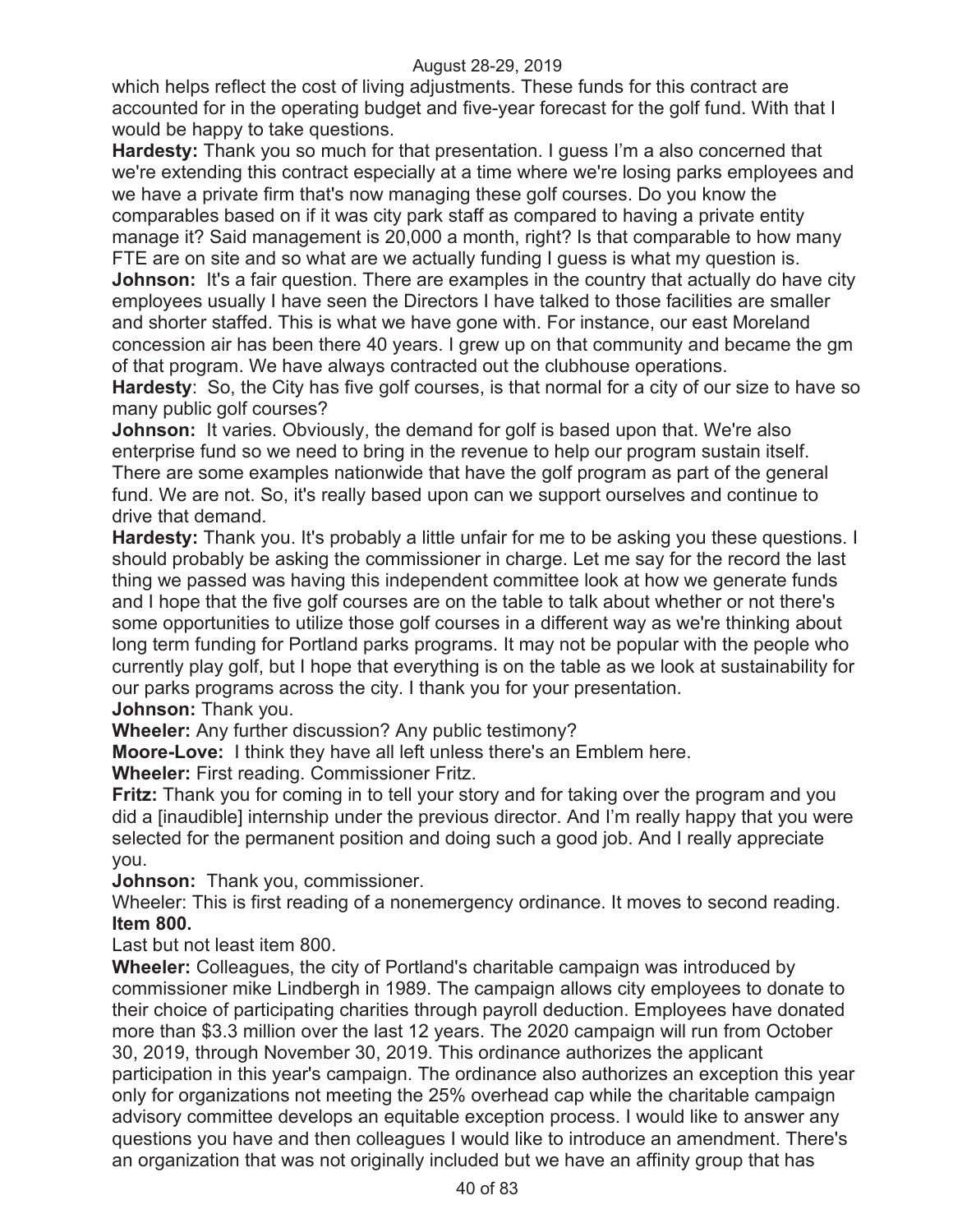which helps reflect the cost of living adjustments. These funds for this contract are accounted for in the operating budget and five-year forecast for the golf fund. With that I would be happy to take questions.

**Hardesty:** Thank you so much for that presentation. I guess I'm a also concerned that we're extending this contract especially at a time where we're losing parks employees and we have a private firm that's now managing these golf courses. Do you know the comparables based on if it was city park staff as compared to having a private entity manage it? Said management is 20,000 a month, right? Is that comparable to how many FTE are on site and so what are we actually funding I guess is what my question is.

**Johnson:** It's a fair question. There are examples in the country that actually do have city employees usually I have seen the Directors I have talked to those facilities are smaller and shorter staffed. This is what we have gone with. For instance, our east Moreland concession air has been there 40 years. I grew up on that community and became the gm of that program. We have always contracted out the clubhouse operations.

**Hardesty**: So, the City has five golf courses, is that normal for a city of our size to have so many public golf courses?

**Johnson:** It varies. Obviously, the demand for golf is based upon that. We're also enterprise fund so we need to bring in the revenue to help our program sustain itself. There are some examples nationwide that have the golf program as part of the general fund. We are not. So, it's really based upon can we support ourselves and continue to drive that demand.

**Hardesty:** Thank you. It's probably a little unfair for me to be asking you these questions. I should probably be asking the commissioner in charge. Let me say for the record the last thing we passed was having this independent committee look at how we generate funds and I hope that the five golf courses are on the table to talk about whether or not there's some opportunities to utilize those golf courses in a different way as we're thinking about long term funding for Portland parks programs. It may not be popular with the people who currently play golf, but I hope that everything is on the table as we look at sustainability for our parks programs across the city. I thank you for your presentation.

**Johnson:** Thank you.

**Wheeler:** Any further discussion? Any public testimony?

**Moore-Love:** I think they have all left unless there's an Emblem here.

**Wheeler:** First reading. Commissioner Fritz.

**Fritz:** Thank you for coming in to tell your story and for taking over the program and you did a [inaudible] internship under the previous director. And I'm really happy that you were selected for the permanent position and doing such a good job. And I really appreciate you.

**Johnson:** Thank you, commissioner.

Wheeler: This is first reading of a nonemergency ordinance. It moves to second reading.

**Item 800.**

Last but not least item 800.

**Wheeler:** Colleagues, the city of Portland's charitable campaign was introduced by commissioner mike Lindbergh in 1989. The campaign allows city employees to donate to their choice of participating charities through payroll deduction. Employees have donated more than $3.3 million over the last 12 years. The 2020 campaign will run from October 30, 2019, through November 30, 2019. This ordinance authorizes the applicant participation in this year's campaign. The ordinance also authorizes an exception this year only for organizations not meeting the 25% overhead cap while the charitable campaign advisory committee develops an equitable exception process. I would like to answer any questions you have and then colleagues I would like to introduce an amendment. There's an organization that was not originally included but we have an affinity group that has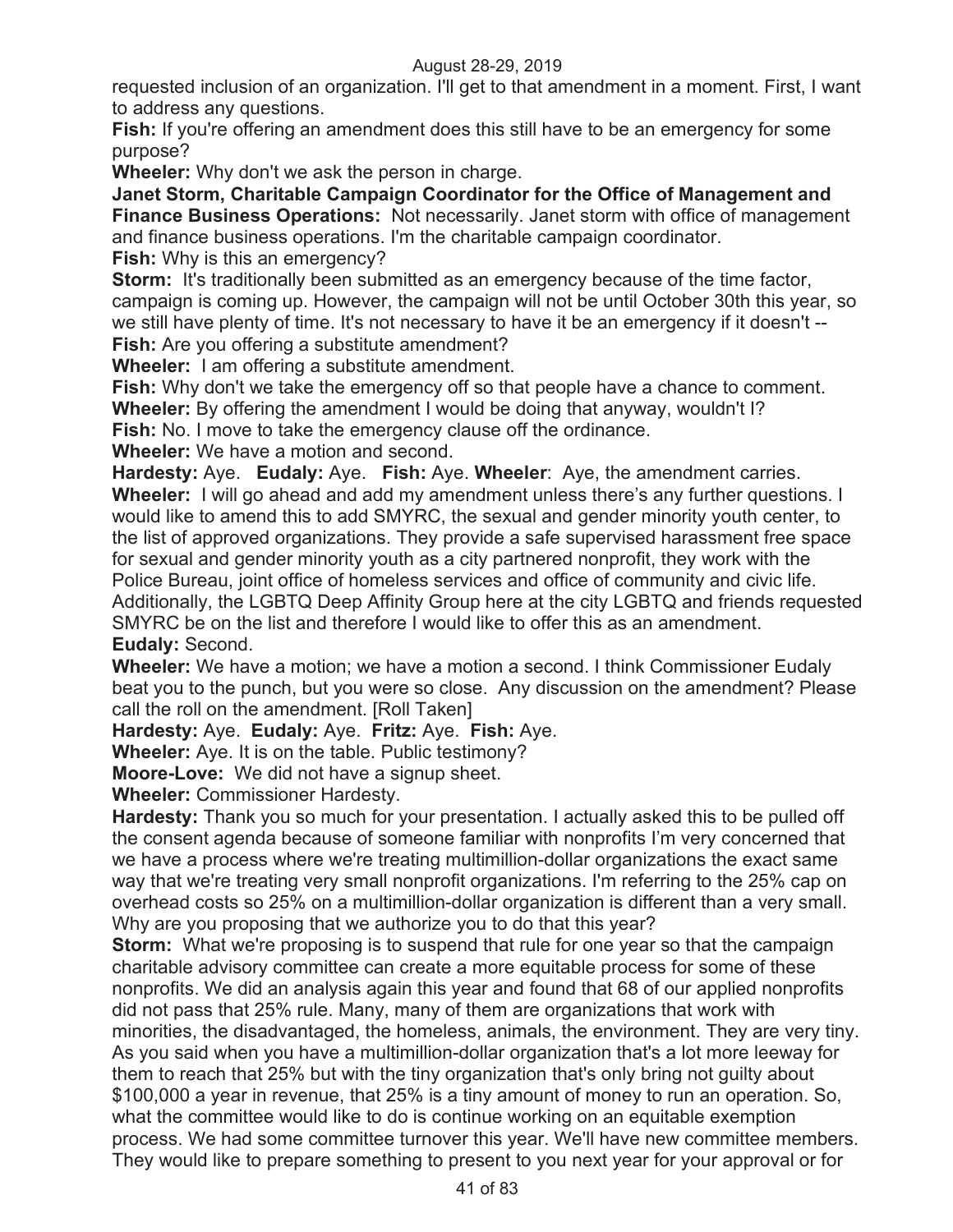requested inclusion of an organization. I'll get to that amendment in a moment. First, I want to address any questions.

**Fish:** If you're offering an amendment does this still have to be an emergency for some purpose?

**Wheeler:** Why don't we ask the person in charge.

**Janet Storm, Charitable Campaign Coordinator for the Office of Management and Finance Business Operations:** Not necessarily. Janet storm with office of management and finance business operations. I'm the charitable campaign coordinator.

**Fish:** Why is this an emergency?

**Storm:** It's traditionally been submitted as an emergency because of the time factor, campaign is coming up. However, the campaign will not be until October 30th this year, so we still have plenty of time. It's not necessary to have it be an emergency if it doesn't --

**Fish:** Are you offering a substitute amendment?

**Wheeler:** I am offering a substitute amendment.

**Fish:** Why don't we take the emergency off so that people have a chance to comment.

**Wheeler:** By offering the amendment I would be doing that anyway, wouldn't I?

**Fish:** No. I move to take the emergency clause off the ordinance.

**Wheeler:** We have a motion and second.

**Hardesty:** Aye. **Eudaly:** Aye. **Fish:** Aye. **Wheeler**: Aye, the amendment carries.

**Wheeler:** I will go ahead and add my amendment unless there's any further questions. I would like to amend this to add SMYRC, the sexual and gender minority youth center, to the list of approved organizations. They provide a safe supervised harassment free space for sexual and gender minority youth as a city partnered nonprofit, they work with the Police Bureau, joint office of homeless services and office of community and civic life. Additionally, the LGBTQ Deep Affinity Group here at the city LGBTQ and friends requested SMYRC be on the list and therefore I would like to offer this as an amendment.

**Eudaly:** Second.

**Wheeler:** We have a motion; we have a motion a second. I think Commissioner Eudaly beat you to the punch, but you were so close. Any discussion on the amendment? Please call the roll on the amendment. [Roll Taken]

**Hardesty:** Aye. **Eudaly:** Aye. **Fritz:** Aye. **Fish:** Aye.

**Wheeler:** Aye. It is on the table. Public testimony?

**Moore-Love:** We did not have a signup sheet.

**Wheeler:** Commissioner Hardesty.

**Hardesty:** Thank you so much for your presentation. I actually asked this to be pulled off the consent agenda because of someone familiar with nonprofits I'm very concerned that we have a process where we're treating multimillion-dollar organizations the exact same way that we're treating very small nonprofit organizations. I'm referring to the 25% cap on overhead costs so 25% on a multimillion-dollar organization is different than a very small. Why are you proposing that we authorize you to do that this year?

**Storm:** What we're proposing is to suspend that rule for one year so that the campaign charitable advisory committee can create a more equitable process for some of these nonprofits. We did an analysis again this year and found that 68 of our applied nonprofits did not pass that 25% rule. Many, many of them are organizations that work with minorities, the disadvantaged, the homeless, animals, the environment. They are very tiny. As you said when you have a multimillion-dollar organization that's a lot more leeway for them to reach that 25% but with the tiny organization that's only bring not guilty about $100,000 a year in revenue, that 25% is a tiny amount of money to run an operation. So, what the committee would like to do is continue working on an equitable exemption process. We had some committee turnover this year. We'll have new committee members. They would like to prepare something to present to you next year for your approval or for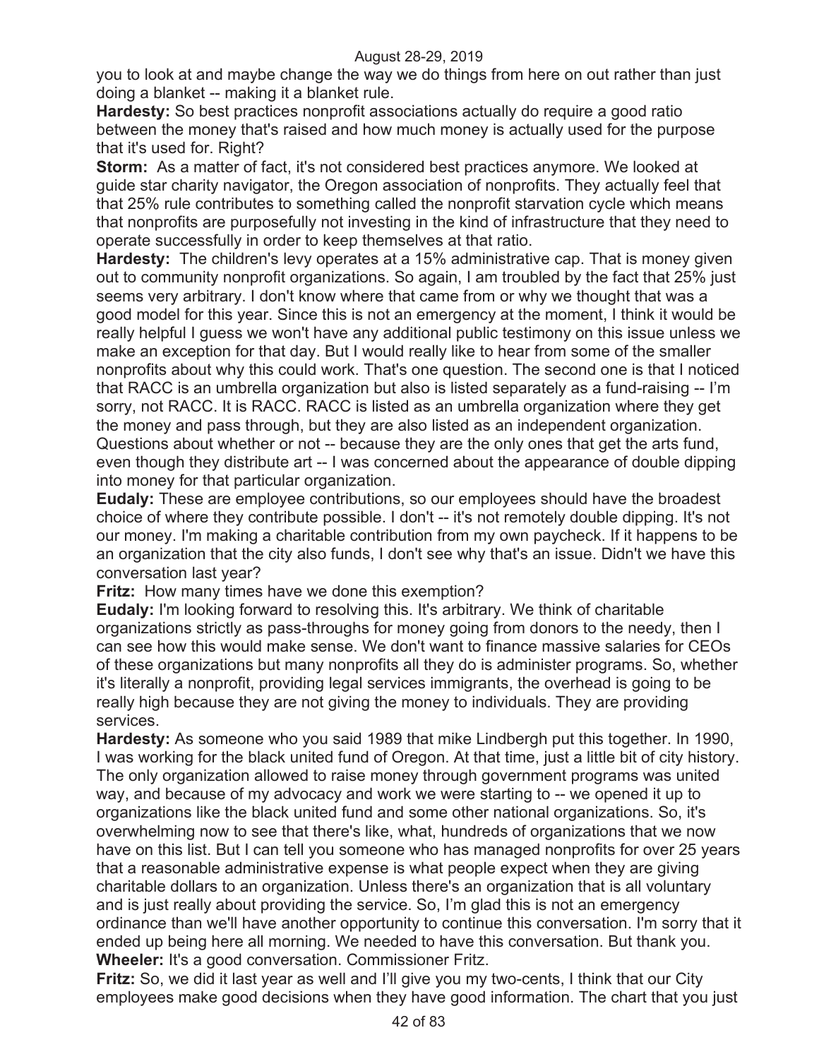you to look at and maybe change the way we do things from here on out rather than just doing a blanket -- making it a blanket rule.

**Hardesty:** So best practices nonprofit associations actually do require a good ratio between the money that's raised and how much money is actually used for the purpose that it's used for. Right?

**Storm:** As a matter of fact, it's not considered best practices anymore. We looked at guide star charity navigator, the Oregon association of nonprofits. They actually feel that that 25% rule contributes to something called the nonprofit starvation cycle which means that nonprofits are purposefully not investing in the kind of infrastructure that they need to operate successfully in order to keep themselves at that ratio.

**Hardesty:** The children's levy operates at a 15% administrative cap. That is money given out to community nonprofit organizations. So again, I am troubled by the fact that 25% just seems very arbitrary. I don't know where that came from or why we thought that was a good model for this year. Since this is not an emergency at the moment, I think it would be really helpful I guess we won't have any additional public testimony on this issue unless we make an exception for that day. But I would really like to hear from some of the smaller nonprofits about why this could work. That's one question. The second one is that I noticed that RACC is an umbrella organization but also is listed separately as a fund-raising -- I'm sorry, not RACC. It is RACC. RACC is listed as an umbrella organization where they get the money and pass through, but they are also listed as an independent organization. Questions about whether or not -- because they are the only ones that get the arts fund, even though they distribute art -- I was concerned about the appearance of double dipping into money for that particular organization.

**Eudaly:** These are employee contributions, so our employees should have the broadest choice of where they contribute possible. I don't -- it's not remotely double dipping. It's not our money. I'm making a charitable contribution from my own paycheck. If it happens to be an organization that the city also funds, I don't see why that's an issue. Didn't we have this conversation last year?

**Fritz:** How many times have we done this exemption?

**Eudaly:** I'm looking forward to resolving this. It's arbitrary. We think of charitable organizations strictly as pass-throughs for money going from donors to the needy, then I can see how this would make sense. We don't want to finance massive salaries for CEOs of these organizations but many nonprofits all they do is administer programs. So, whether it's literally a nonprofit, providing legal services immigrants, the overhead is going to be really high because they are not giving the money to individuals. They are providing services.

**Hardesty:** As someone who you said 1989 that mike Lindbergh put this together. In 1990, I was working for the black united fund of Oregon. At that time, just a little bit of city history. The only organization allowed to raise money through government programs was united way, and because of my advocacy and work we were starting to -- we opened it up to organizations like the black united fund and some other national organizations. So, it's overwhelming now to see that there's like, what, hundreds of organizations that we now have on this list. But I can tell you someone who has managed nonprofits for over 25 years that a reasonable administrative expense is what people expect when they are giving charitable dollars to an organization. Unless there's an organization that is all voluntary and is just really about providing the service. So, I'm glad this is not an emergency ordinance than we'll have another opportunity to continue this conversation. I'm sorry that it ended up being here all morning. We needed to have this conversation. But thank you.

**Wheeler:** It's a good conversation. Commissioner Fritz.

**Fritz:** So, we did it last year as well and I'll give you my two-cents, I think that our City employees make good decisions when they have good information. The chart that you just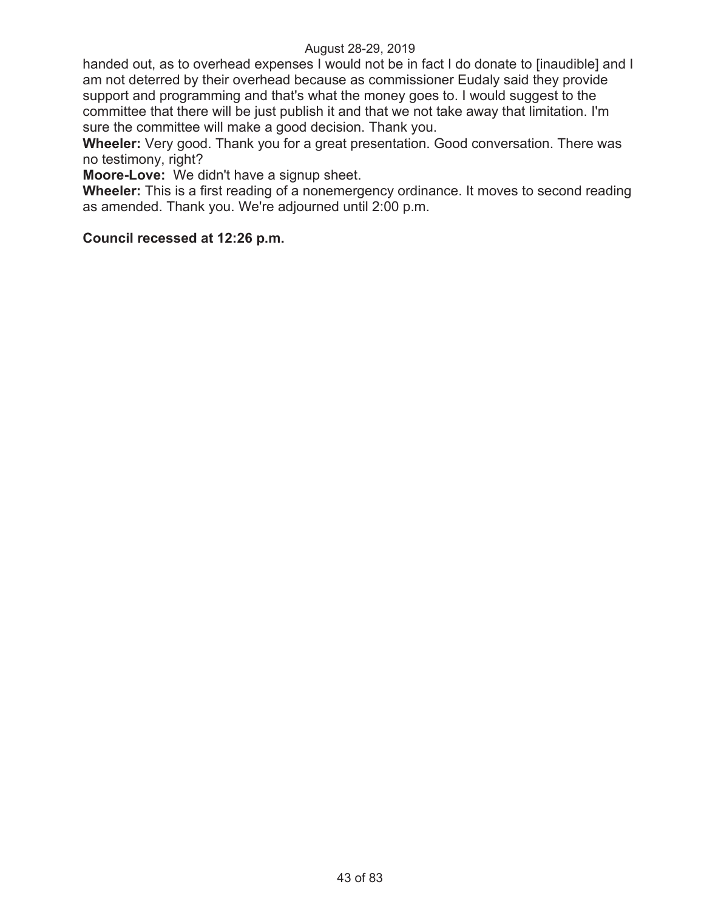handed out, as to overhead expenses I would not be in fact I do donate to [inaudible] and I am not deterred by their overhead because as commissioner Eudaly said they provide support and programming and that's what the money goes to. I would suggest to the committee that there will be just publish it and that we not take away that limitation. I'm sure the committee will make a good decision. Thank you.

**Wheeler:** Very good. Thank you for a great presentation. Good conversation. There was no testimony, right?

**Moore-Love:** We didn't have a signup sheet.

**Wheeler:** This is a first reading of a nonemergency ordinance. It moves to second reading as amended. Thank you. We're adjourned until 2:00 p.m.

**Council recessed at 12:26 p.m.**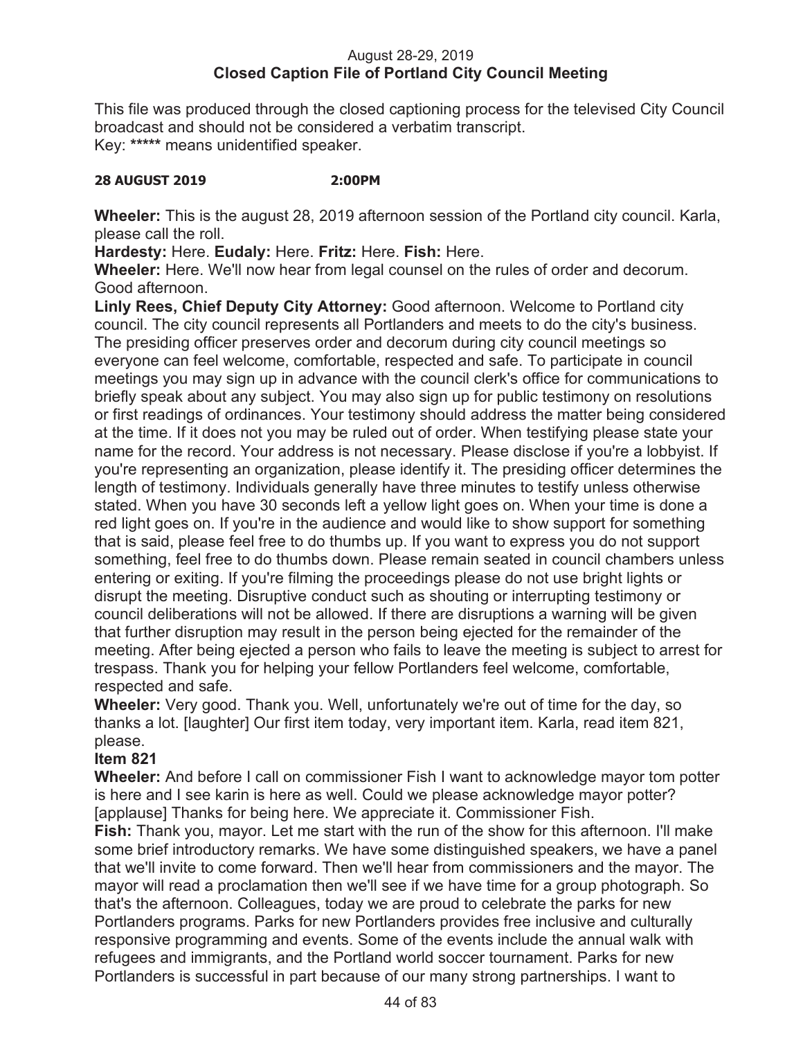August 28-29, 2019
**Closed Caption File of Portland City Council Meeting**

This file was produced through the closed captioning process for the televised City Council broadcast and should not be considered a verbatim transcript.
Key: ***** means unidentified speaker.

**28 AUGUST 2019 2:00PM**

**Wheeler:** This is the august 28, 2019 afternoon session of the Portland city council. Karla, please call the roll.
**Hardesty:** Here. **Eudaly:** Here. **Fritz:** Here. **Fish:** Here.
**Wheeler:** Here. We'll now hear from legal counsel on the rules of order and decorum. Good afternoon.
**Linly Rees, Chief Deputy City Attorney:** Good afternoon. Welcome to Portland city council. The city council represents all Portlanders and meets to do the city's business. The presiding officer preserves order and decorum during city council meetings so everyone can feel welcome, comfortable, respected and safe. To participate in council meetings you may sign up in advance with the council clerk's office for communications to briefly speak about any subject. You may also sign up for public testimony on resolutions or first readings of ordinances. Your testimony should address the matter being considered at the time. If it does not you may be ruled out of order. When testifying please state your name for the record. Your address is not necessary. Please disclose if you're a lobbyist. If you're representing an organization, please identify it. The presiding officer determines the length of testimony. Individuals generally have three minutes to testify unless otherwise stated. When you have 30 seconds left a yellow light goes on. When your time is done a red light goes on. If you're in the audience and would like to show support for something that is said, please feel free to do thumbs up. If you want to express you do not support something, feel free to do thumbs down. Please remain seated in council chambers unless entering or exiting. If you're filming the proceedings please do not use bright lights or disrupt the meeting. Disruptive conduct such as shouting or interrupting testimony or council deliberations will not be allowed. If there are disruptions a warning will be given that further disruption may result in the person being ejected for the remainder of the meeting. After being ejected a person who fails to leave the meeting is subject to arrest for trespass. Thank you for helping your fellow Portlanders feel welcome, comfortable, respected and safe.
**Wheeler:** Very good. Thank you. Well, unfortunately we're out of time for the day, so thanks a lot. [laughter] Our first item today, very important item. Karla, read item 821, please.
**Item 821**
**Wheeler:** And before I call on commissioner Fish I want to acknowledge mayor tom potter is here and I see karin is here as well. Could we please acknowledge mayor potter? [applause] Thanks for being here. We appreciate it. Commissioner Fish.
**Fish:** Thank you, mayor. Let me start with the run of the show for this afternoon. I'll make some brief introductory remarks. We have some distinguished speakers, we have a panel that we'll invite to come forward. Then we'll hear from commissioners and the mayor. The mayor will read a proclamation then we'll see if we have time for a group photograph. So that's the afternoon. Colleagues, today we are proud to celebrate the parks for new Portlanders programs. Parks for new Portlanders provides free inclusive and culturally responsive programming and events. Some of the events include the annual walk with refugees and immigrants, and the Portland world soccer tournament. Parks for new Portlanders is successful in part because of our many strong partnerships. I want to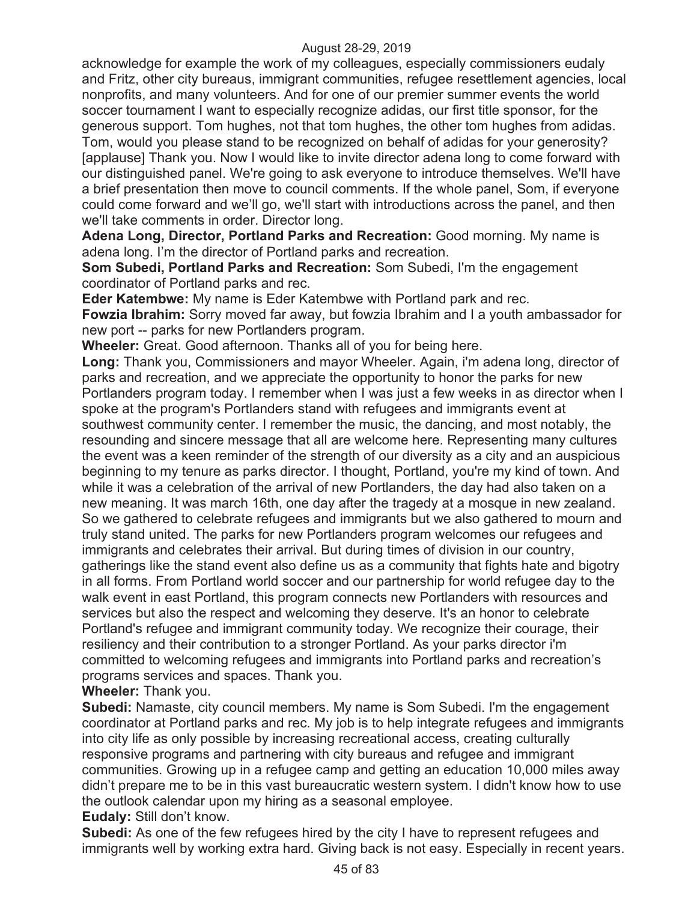acknowledge for example the work of my colleagues, especially commissioners eudaly and Fritz, other city bureaus, immigrant communities, refugee resettlement agencies, local nonprofits, and many volunteers. And for one of our premier summer events the world soccer tournament I want to especially recognize adidas, our first title sponsor, for the generous support. Tom hughes, not that tom hughes, the other tom hughes from adidas. Tom, would you please stand to be recognized on behalf of adidas for your generosity? [applause] Thank you. Now I would like to invite director adena long to come forward with our distinguished panel. We're going to ask everyone to introduce themselves. We'll have a brief presentation then move to council comments. If the whole panel, Som, if everyone could come forward and we'll go, we'll start with introductions across the panel, and then we'll take comments in order. Director long.

**Adena Long, Director, Portland Parks and Recreation:** Good morning. My name is adena long. I'm the director of Portland parks and recreation.

**Som Subedi, Portland Parks and Recreation:** Som Subedi, I'm the engagement coordinator of Portland parks and rec.

**Eder Katembwe:** My name is Eder Katembwe with Portland park and rec.

**Fowzia Ibrahim:** Sorry moved far away, but fowzia Ibrahim and I a youth ambassador for new port -- parks for new Portlanders program.

**Wheeler:** Great. Good afternoon. Thanks all of you for being here.

**Long:** Thank you, Commissioners and mayor Wheeler. Again, i'm adena long, director of parks and recreation, and we appreciate the opportunity to honor the parks for new Portlanders program today. I remember when I was just a few weeks in as director when I spoke at the program's Portlanders stand with refugees and immigrants event at southwest community center. I remember the music, the dancing, and most notably, the resounding and sincere message that all are welcome here. Representing many cultures the event was a keen reminder of the strength of our diversity as a city and an auspicious beginning to my tenure as parks director. I thought, Portland, you're my kind of town. And while it was a celebration of the arrival of new Portlanders, the day had also taken on a new meaning. It was march 16th, one day after the tragedy at a mosque in new zealand. So we gathered to celebrate refugees and immigrants but we also gathered to mourn and truly stand united. The parks for new Portlanders program welcomes our refugees and immigrants and celebrates their arrival. But during times of division in our country, gatherings like the stand event also define us as a community that fights hate and bigotry in all forms. From Portland world soccer and our partnership for world refugee day to the walk event in east Portland, this program connects new Portlanders with resources and services but also the respect and welcoming they deserve. It's an honor to celebrate Portland's refugee and immigrant community today. We recognize their courage, their resiliency and their contribution to a stronger Portland. As your parks director i'm committed to welcoming refugees and immigrants into Portland parks and recreation's programs services and spaces. Thank you.

**Wheeler:** Thank you.

**Subedi:** Namaste, city council members. My name is Som Subedi. I'm the engagement coordinator at Portland parks and rec. My job is to help integrate refugees and immigrants into city life as only possible by increasing recreational access, creating culturally responsive programs and partnering with city bureaus and refugee and immigrant communities. Growing up in a refugee camp and getting an education 10,000 miles away didn't prepare me to be in this vast bureaucratic western system. I didn't know how to use the outlook calendar upon my hiring as a seasonal employee.

**Eudaly:** Still don't know.

**Subedi:** As one of the few refugees hired by the city I have to represent refugees and immigrants well by working extra hard. Giving back is not easy. Especially in recent years.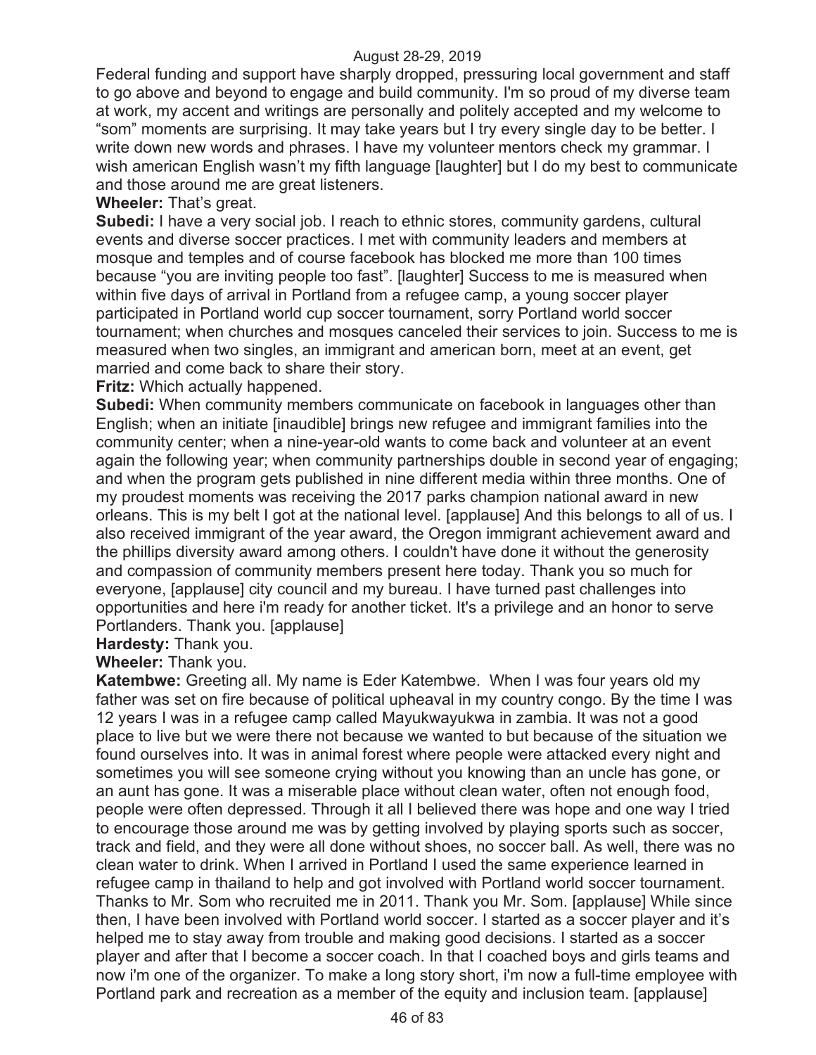Federal funding and support have sharply dropped, pressuring local government and staff to go above and beyond to engage and build community. I'm so proud of my diverse team at work, my accent and writings are personally and politely accepted and my welcome to "som" moments are surprising. It may take years but I try every single day to be better. I write down new words and phrases. I have my volunteer mentors check my grammar. I wish american English wasn't my fifth language [laughter] but I do my best to communicate and those around me are great listeners.

**Wheeler:** That's great.

**Subedi:** I have a very social job. I reach to ethnic stores, community gardens, cultural events and diverse soccer practices. I met with community leaders and members at mosque and temples and of course facebook has blocked me more than 100 times because "you are inviting people too fast". [laughter] Success to me is measured when within five days of arrival in Portland from a refugee camp, a young soccer player participated in Portland world cup soccer tournament, sorry Portland world soccer tournament; when churches and mosques canceled their services to join. Success to me is measured when two singles, an immigrant and american born, meet at an event, get married and come back to share their story.

**Fritz:** Which actually happened.

**Subedi:** When community members communicate on facebook in languages other than English; when an initiate [inaudible] brings new refugee and immigrant families into the community center; when a nine-year-old wants to come back and volunteer at an event again the following year; when community partnerships double in second year of engaging; and when the program gets published in nine different media within three months. One of my proudest moments was receiving the 2017 parks champion national award in new orleans. This is my belt I got at the national level. [applause] And this belongs to all of us. I also received immigrant of the year award, the Oregon immigrant achievement award and the phillips diversity award among others. I couldn't have done it without the generosity and compassion of community members present here today. Thank you so much for everyone, [applause] city council and my bureau. I have turned past challenges into opportunities and here i'm ready for another ticket. It's a privilege and an honor to serve Portlanders. Thank you. [applause]

**Hardesty:** Thank you.

**Wheeler:** Thank you.

**Katembwe:** Greeting all. My name is Eder Katembwe. When I was four years old my father was set on fire because of political upheaval in my country congo. By the time I was 12 years I was in a refugee camp called Mayukwayukwa in zambia. It was not a good place to live but we were there not because we wanted to but because of the situation we found ourselves into. It was in animal forest where people were attacked every night and sometimes you will see someone crying without you knowing than an uncle has gone, or an aunt has gone. It was a miserable place without clean water, often not enough food, people were often depressed. Through it all I believed there was hope and one way I tried to encourage those around me was by getting involved by playing sports such as soccer, track and field, and they were all done without shoes, no soccer ball. As well, there was no clean water to drink. When I arrived in Portland I used the same experience learned in refugee camp in thailand to help and got involved with Portland world soccer tournament. Thanks to Mr. Som who recruited me in 2011. Thank you Mr. Som. [applause] While since then, I have been involved with Portland world soccer. I started as a soccer player and it's helped me to stay away from trouble and making good decisions. I started as a soccer player and after that I become a soccer coach. In that I coached boys and girls teams and now i'm one of the organizer. To make a long story short, i'm now a full-time employee with Portland park and recreation as a member of the equity and inclusion team. [applause]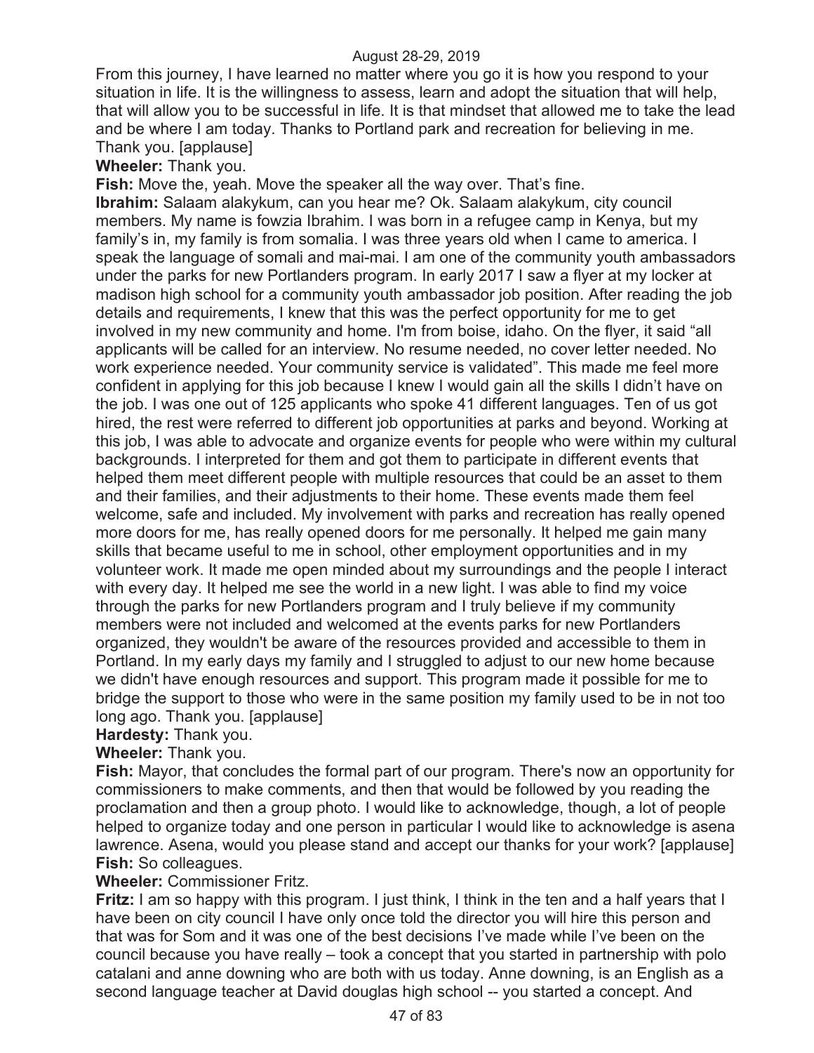From this journey, I have learned no matter where you go it is how you respond to your situation in life. It is the willingness to assess, learn and adopt the situation that will help, that will allow you to be successful in life. It is that mindset that allowed me to take the lead and be where I am today. Thanks to Portland park and recreation for believing in me. Thank you. [applause]

**Wheeler:** Thank you.

**Fish:** Move the, yeah. Move the speaker all the way over. That's fine.

**Ibrahim:** Salaam alakykum, can you hear me? Ok. Salaam alakykum, city council members. My name is fowzia Ibrahim. I was born in a refugee camp in Kenya, but my family's in, my family is from somalia. I was three years old when I came to america. I speak the language of somali and mai-mai. I am one of the community youth ambassadors under the parks for new Portlanders program. In early 2017 I saw a flyer at my locker at madison high school for a community youth ambassador job position. After reading the job details and requirements, I knew that this was the perfect opportunity for me to get involved in my new community and home. I'm from boise, idaho. On the flyer, it said "all applicants will be called for an interview. No resume needed, no cover letter needed. No work experience needed. Your community service is validated". This made me feel more confident in applying for this job because I knew I would gain all the skills I didn't have on the job. I was one out of 125 applicants who spoke 41 different languages. Ten of us got hired, the rest were referred to different job opportunities at parks and beyond. Working at this job, I was able to advocate and organize events for people who were within my cultural backgrounds. I interpreted for them and got them to participate in different events that helped them meet different people with multiple resources that could be an asset to them and their families, and their adjustments to their home. These events made them feel welcome, safe and included. My involvement with parks and recreation has really opened more doors for me, has really opened doors for me personally. It helped me gain many skills that became useful to me in school, other employment opportunities and in my volunteer work. It made me open minded about my surroundings and the people I interact with every day. It helped me see the world in a new light. I was able to find my voice through the parks for new Portlanders program and I truly believe if my community members were not included and welcomed at the events parks for new Portlanders organized, they wouldn't be aware of the resources provided and accessible to them in Portland. In my early days my family and I struggled to adjust to our new home because we didn't have enough resources and support. This program made it possible for me to bridge the support to those who were in the same position my family used to be in not too long ago. Thank you. [applause]

**Hardesty:** Thank you.

**Wheeler:** Thank you.

**Fish:** Mayor, that concludes the formal part of our program. There's now an opportunity for commissioners to make comments, and then that would be followed by you reading the proclamation and then a group photo. I would like to acknowledge, though, a lot of people helped to organize today and one person in particular I would like to acknowledge is asena lawrence. Asena, would you please stand and accept our thanks for your work? [applause]

**Fish:** So colleagues.

**Wheeler:** Commissioner Fritz.

**Fritz:** I am so happy with this program. I just think, I think in the ten and a half years that I have been on city council I have only once told the director you will hire this person and that was for Som and it was one of the best decisions I've made while I've been on the council because you have really – took a concept that you started in partnership with polo catalani and anne downing who are both with us today. Anne downing, is an English as a second language teacher at David douglas high school -- you started a concept. And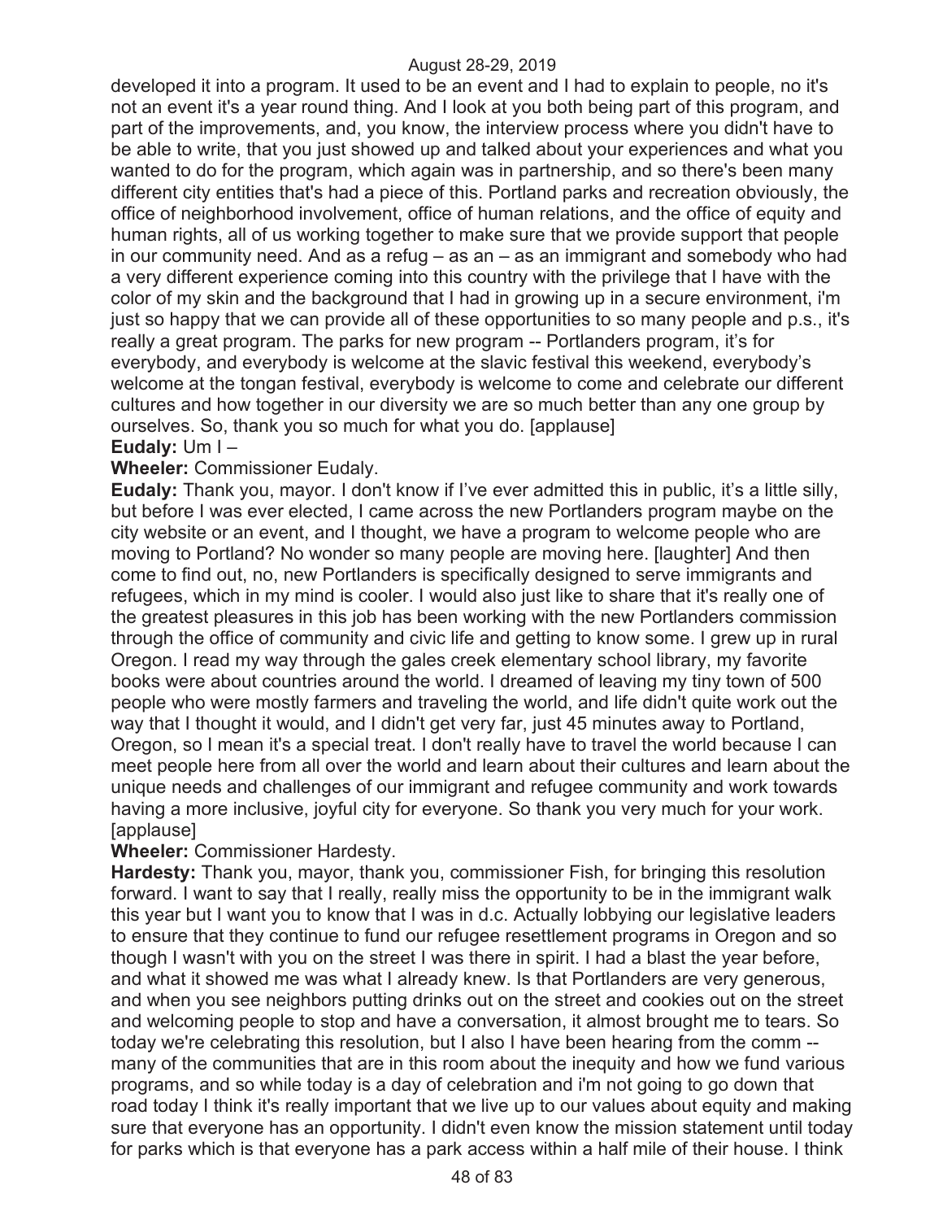developed it into a program. It used to be an event and I had to explain to people, no it's not an event it's a year round thing. And I look at you both being part of this program, and part of the improvements, and, you know, the interview process where you didn't have to be able to write, that you just showed up and talked about your experiences and what you wanted to do for the program, which again was in partnership, and so there's been many different city entities that's had a piece of this. Portland parks and recreation obviously, the office of neighborhood involvement, office of human relations, and the office of equity and human rights, all of us working together to make sure that we provide support that people in our community need. And as a refug – as an – as an immigrant and somebody who had a very different experience coming into this country with the privilege that I have with the color of my skin and the background that I had in growing up in a secure environment, i'm just so happy that we can provide all of these opportunities to so many people and p.s., it's really a great program. The parks for new program -- Portlanders program, it's for everybody, and everybody is welcome at the slavic festival this weekend, everybody's welcome at the tongan festival, everybody is welcome to come and celebrate our different cultures and how together in our diversity we are so much better than any one group by ourselves. So, thank you so much for what you do. [applause]

**Eudaly:** Um I –

**Wheeler:** Commissioner Eudaly.

**Eudaly:** Thank you, mayor. I don't know if I've ever admitted this in public, it's a little silly, but before I was ever elected, I came across the new Portlanders program maybe on the city website or an event, and I thought, we have a program to welcome people who are moving to Portland? No wonder so many people are moving here. [laughter] And then come to find out, no, new Portlanders is specifically designed to serve immigrants and refugees, which in my mind is cooler. I would also just like to share that it's really one of the greatest pleasures in this job has been working with the new Portlanders commission through the office of community and civic life and getting to know some. I grew up in rural Oregon. I read my way through the gales creek elementary school library, my favorite books were about countries around the world. I dreamed of leaving my tiny town of 500 people who were mostly farmers and traveling the world, and life didn't quite work out the way that I thought it would, and I didn't get very far, just 45 minutes away to Portland, Oregon, so I mean it's a special treat. I don't really have to travel the world because I can meet people here from all over the world and learn about their cultures and learn about the unique needs and challenges of our immigrant and refugee community and work towards having a more inclusive, joyful city for everyone. So thank you very much for your work. [applause]

**Wheeler:** Commissioner Hardesty.

**Hardesty:** Thank you, mayor, thank you, commissioner Fish, for bringing this resolution forward. I want to say that I really, really miss the opportunity to be in the immigrant walk this year but I want you to know that I was in d.c. Actually lobbying our legislative leaders to ensure that they continue to fund our refugee resettlement programs in Oregon and so though I wasn't with you on the street I was there in spirit. I had a blast the year before, and what it showed me was what I already knew. Is that Portlanders are very generous, and when you see neighbors putting drinks out on the street and cookies out on the street and welcoming people to stop and have a conversation, it almost brought me to tears. So today we're celebrating this resolution, but I also I have been hearing from the comm -- many of the communities that are in this room about the inequity and how we fund various programs, and so while today is a day of celebration and i'm not going to go down that road today I think it's really important that we live up to our values about equity and making sure that everyone has an opportunity. I didn't even know the mission statement until today for parks which is that everyone has a park access within a half mile of their house. I think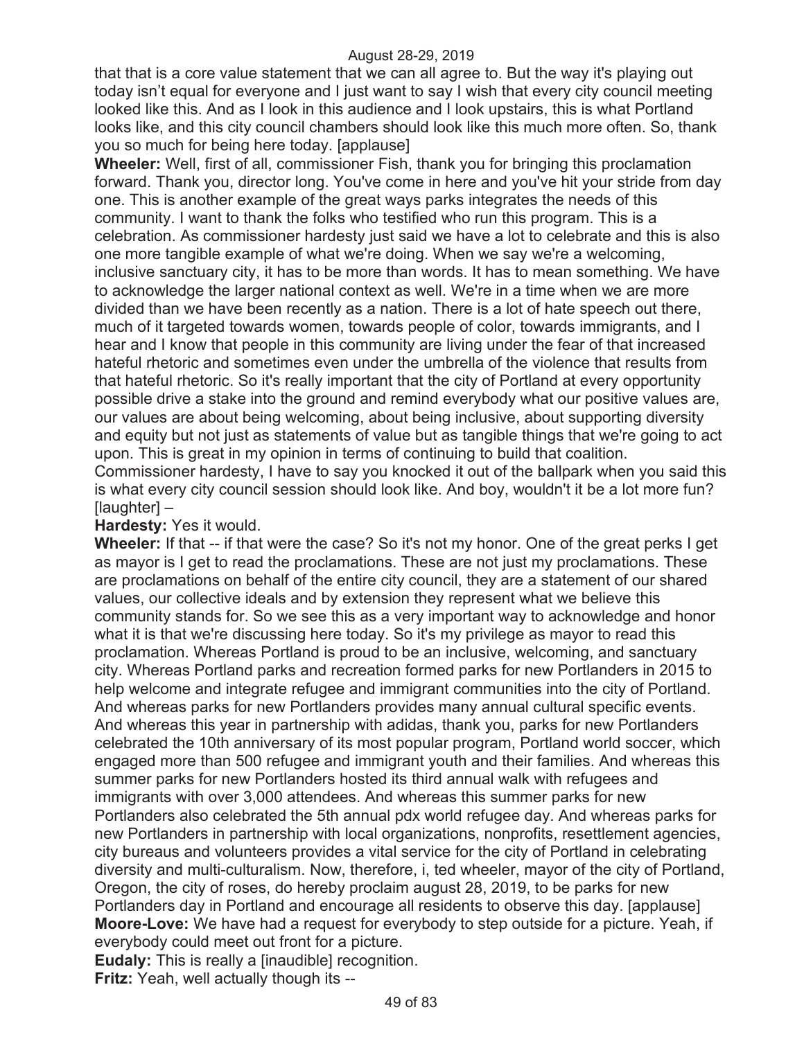that that is a core value statement that we can all agree to. But the way it's playing out today isn't equal for everyone and I just want to say I wish that every city council meeting looked like this. And as I look in this audience and I look upstairs, this is what Portland looks like, and this city council chambers should look like this much more often. So, thank you so much for being here today. [applause]

**Wheeler:** Well, first of all, commissioner Fish, thank you for bringing this proclamation forward. Thank you, director long. You've come in here and you've hit your stride from day one. This is another example of the great ways parks integrates the needs of this community. I want to thank the folks who testified who run this program. This is a celebration. As commissioner hardesty just said we have a lot to celebrate and this is also one more tangible example of what we're doing. When we say we're a welcoming, inclusive sanctuary city, it has to be more than words. It has to mean something. We have to acknowledge the larger national context as well. We're in a time when we are more divided than we have been recently as a nation. There is a lot of hate speech out there, much of it targeted towards women, towards people of color, towards immigrants, and I hear and I know that people in this community are living under the fear of that increased hateful rhetoric and sometimes even under the umbrella of the violence that results from that hateful rhetoric. So it's really important that the city of Portland at every opportunity possible drive a stake into the ground and remind everybody what our positive values are, our values are about being welcoming, about being inclusive, about supporting diversity and equity but not just as statements of value but as tangible things that we're going to act upon. This is great in my opinion in terms of continuing to build that coalition. Commissioner hardesty, I have to say you knocked it out of the ballpark when you said this is what every city council session should look like. And boy, wouldn't it be a lot more fun? [laughter] –

**Hardesty:** Yes it would.

**Wheeler:** If that -- if that were the case? So it's not my honor. One of the great perks I get as mayor is I get to read the proclamations. These are not just my proclamations. These are proclamations on behalf of the entire city council, they are a statement of our shared values, our collective ideals and by extension they represent what we believe this community stands for. So we see this as a very important way to acknowledge and honor what it is that we're discussing here today. So it's my privilege as mayor to read this proclamation. Whereas Portland is proud to be an inclusive, welcoming, and sanctuary city. Whereas Portland parks and recreation formed parks for new Portlanders in 2015 to help welcome and integrate refugee and immigrant communities into the city of Portland. And whereas parks for new Portlanders provides many annual cultural specific events. And whereas this year in partnership with adidas, thank you, parks for new Portlanders celebrated the 10th anniversary of its most popular program, Portland world soccer, which engaged more than 500 refugee and immigrant youth and their families. And whereas this summer parks for new Portlanders hosted its third annual walk with refugees and immigrants with over 3,000 attendees. And whereas this summer parks for new Portlanders also celebrated the 5th annual pdx world refugee day. And whereas parks for new Portlanders in partnership with local organizations, nonprofits, resettlement agencies, city bureaus and volunteers provides a vital service for the city of Portland in celebrating diversity and multi-culturalism. Now, therefore, i, ted wheeler, mayor of the city of Portland, Oregon, the city of roses, do hereby proclaim august 28, 2019, to be parks for new Portlanders day in Portland and encourage all residents to observe this day. [applause]

**Moore-Love:** We have had a request for everybody to step outside for a picture. Yeah, if everybody could meet out front for a picture.

**Eudaly:** This is really a [inaudible] recognition.

**Fritz:** Yeah, well actually though its --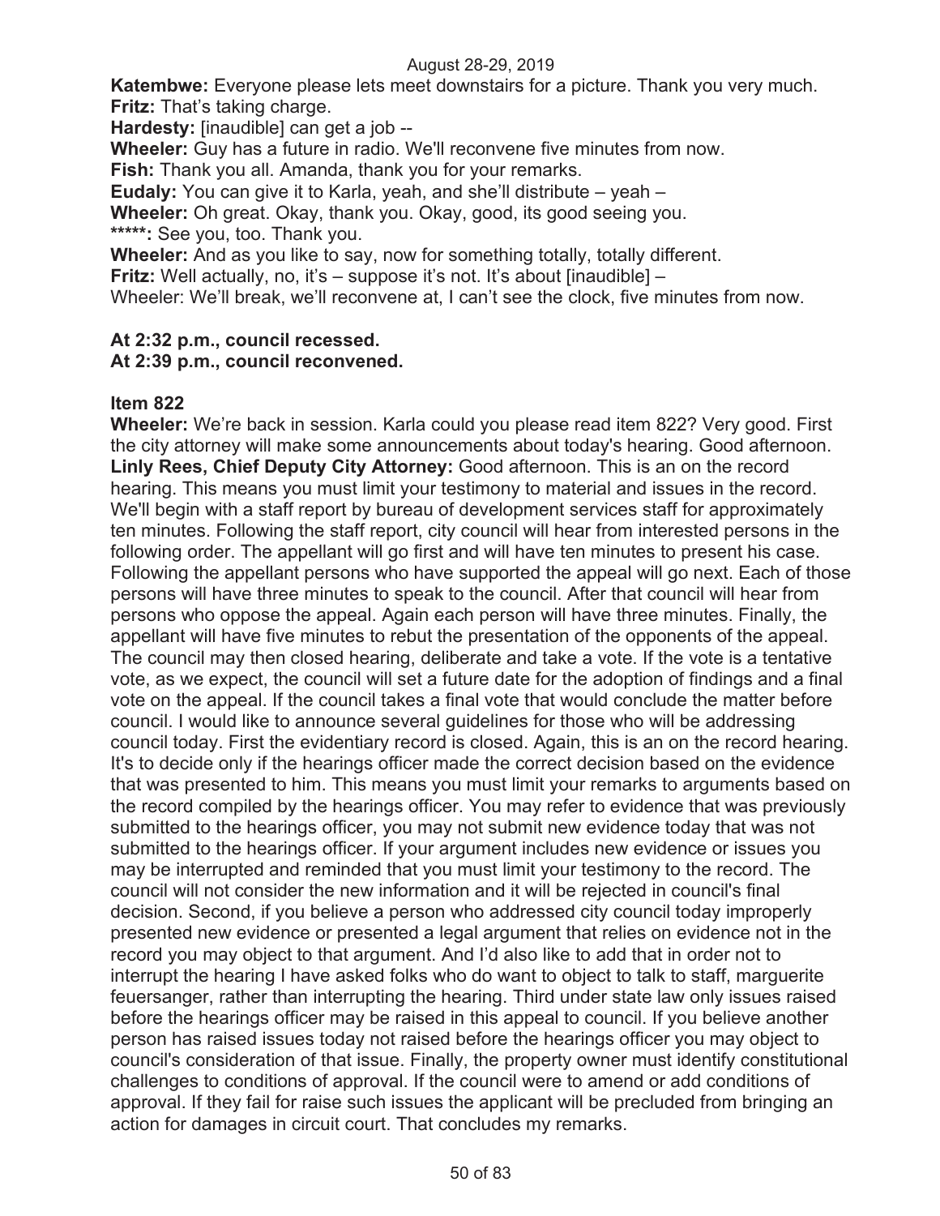**Katembwe:** Everyone please lets meet downstairs for a picture. Thank you very much.
**Fritz:** That's taking charge.
**Hardesty:** [inaudible] can get a job --
**Wheeler:** Guy has a future in radio. We'll reconvene five minutes from now.
**Fish:** Thank you all. Amanda, thank you for your remarks.
**Eudaly:** You can give it to Karla, yeah, and she'll distribute – yeah –
**Wheeler:** Oh great. Okay, thank you. Okay, good, its good seeing you.
**\*\*\*\*\*:** See you, too. Thank you.
**Wheeler:** And as you like to say, now for something totally, totally different.
**Fritz:** Well actually, no, it's – suppose it's not. It's about [inaudible] –
Wheeler: We'll break, we'll reconvene at, I can't see the clock, five minutes from now.

**At 2:32 p.m., council recessed.**
**At 2:39 p.m., council reconvened.**

**Item 822**
**Wheeler:** We're back in session. Karla could you please read item 822? Very good. First the city attorney will make some announcements about today's hearing. Good afternoon.
**Linly Rees, Chief Deputy City Attorney:** Good afternoon. This is an on the record hearing. This means you must limit your testimony to material and issues in the record. We'll begin with a staff report by bureau of development services staff for approximately ten minutes. Following the staff report, city council will hear from interested persons in the following order. The appellant will go first and will have ten minutes to present his case. Following the appellant persons who have supported the appeal will go next. Each of those persons will have three minutes to speak to the council. After that council will hear from persons who oppose the appeal. Again each person will have three minutes. Finally, the appellant will have five minutes to rebut the presentation of the opponents of the appeal. The council may then closed hearing, deliberate and take a vote. If the vote is a tentative vote, as we expect, the council will set a future date for the adoption of findings and a final vote on the appeal. If the council takes a final vote that would conclude the matter before council. I would like to announce several guidelines for those who will be addressing council today. First the evidentiary record is closed. Again, this is an on the record hearing. It's to decide only if the hearings officer made the correct decision based on the evidence that was presented to him. This means you must limit your remarks to arguments based on the record compiled by the hearings officer. You may refer to evidence that was previously submitted to the hearings officer, you may not submit new evidence today that was not submitted to the hearings officer. If your argument includes new evidence or issues you may be interrupted and reminded that you must limit your testimony to the record. The council will not consider the new information and it will be rejected in council's final decision. Second, if you believe a person who addressed city council today improperly presented new evidence or presented a legal argument that relies on evidence not in the record you may object to that argument. And I'd also like to add that in order not to interrupt the hearing I have asked folks who do want to object to talk to staff, marguerite feuersanger, rather than interrupting the hearing. Third under state law only issues raised before the hearings officer may be raised in this appeal to council. If you believe another person has raised issues today not raised before the hearings officer you may object to council's consideration of that issue. Finally, the property owner must identify constitutional challenges to conditions of approval. If the council were to amend or add conditions of approval. If they fail for raise such issues the applicant will be precluded from bringing an action for damages in circuit court. That concludes my remarks.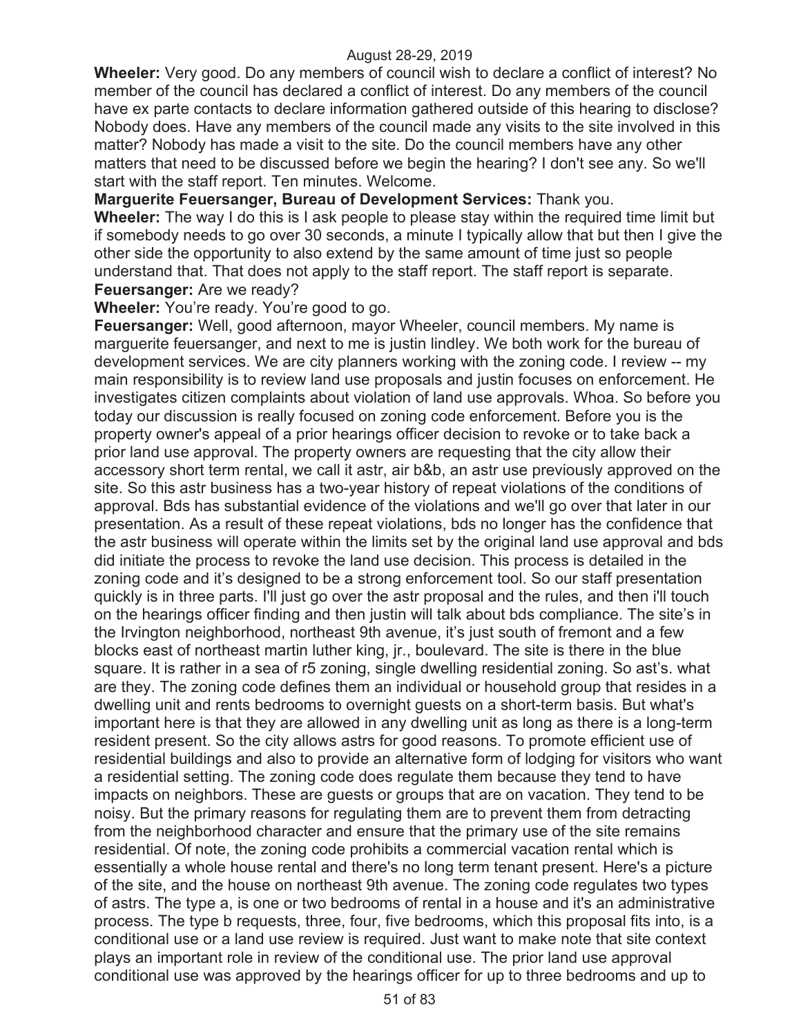**Wheeler:** Very good. Do any members of council wish to declare a conflict of interest? No member of the council has declared a conflict of interest. Do any members of the council have ex parte contacts to declare information gathered outside of this hearing to disclose? Nobody does. Have any members of the council made any visits to the site involved in this matter? Nobody has made a visit to the site. Do the council members have any other matters that need to be discussed before we begin the hearing? I don't see any. So we'll start with the staff report. Ten minutes. Welcome.

**Marguerite Feuersanger, Bureau of Development Services:** Thank you.

**Wheeler:** The way I do this is I ask people to please stay within the required time limit but if somebody needs to go over 30 seconds, a minute I typically allow that but then I give the other side the opportunity to also extend by the same amount of time just so people understand that. That does not apply to the staff report. The staff report is separate.

**Feuersanger:** Are we ready?

**Wheeler:** You're ready. You're good to go.

**Feuersanger:** Well, good afternoon, mayor Wheeler, council members. My name is marguerite feuersanger, and next to me is justin lindley. We both work for the bureau of development services. We are city planners working with the zoning code. I review -- my main responsibility is to review land use proposals and justin focuses on enforcement. He investigates citizen complaints about violation of land use approvals. Whoa. So before you today our discussion is really focused on zoning code enforcement. Before you is the property owner's appeal of a prior hearings officer decision to revoke or to take back a prior land use approval. The property owners are requesting that the city allow their accessory short term rental, we call it astr, air b&b, an astr use previously approved on the site. So this astr business has a two-year history of repeat violations of the conditions of approval. Bds has substantial evidence of the violations and we'll go over that later in our presentation. As a result of these repeat violations, bds no longer has the confidence that the astr business will operate within the limits set by the original land use approval and bds did initiate the process to revoke the land use decision. This process is detailed in the zoning code and it's designed to be a strong enforcement tool. So our staff presentation quickly is in three parts. I'll just go over the astr proposal and the rules, and then i'll touch on the hearings officer finding and then justin will talk about bds compliance. The site's in the Irvington neighborhood, northeast 9th avenue, it's just south of fremont and a few blocks east of northeast martin luther king, jr., boulevard. The site is there in the blue square. It is rather in a sea of r5 zoning, single dwelling residential zoning. So ast's. what are they. The zoning code defines them an individual or household group that resides in a dwelling unit and rents bedrooms to overnight guests on a short-term basis. But what's important here is that they are allowed in any dwelling unit as long as there is a long-term resident present. So the city allows astrs for good reasons. To promote efficient use of residential buildings and also to provide an alternative form of lodging for visitors who want a residential setting. The zoning code does regulate them because they tend to have impacts on neighbors. These are guests or groups that are on vacation. They tend to be noisy. But the primary reasons for regulating them are to prevent them from detracting from the neighborhood character and ensure that the primary use of the site remains residential. Of note, the zoning code prohibits a commercial vacation rental which is essentially a whole house rental and there's no long term tenant present. Here's a picture of the site, and the house on northeast 9th avenue. The zoning code regulates two types of astrs. The type a, is one or two bedrooms of rental in a house and it's an administrative process. The type b requests, three, four, five bedrooms, which this proposal fits into, is a conditional use or a land use review is required. Just want to make note that site context plays an important role in review of the conditional use. The prior land use approval conditional use was approved by the hearings officer for up to three bedrooms and up to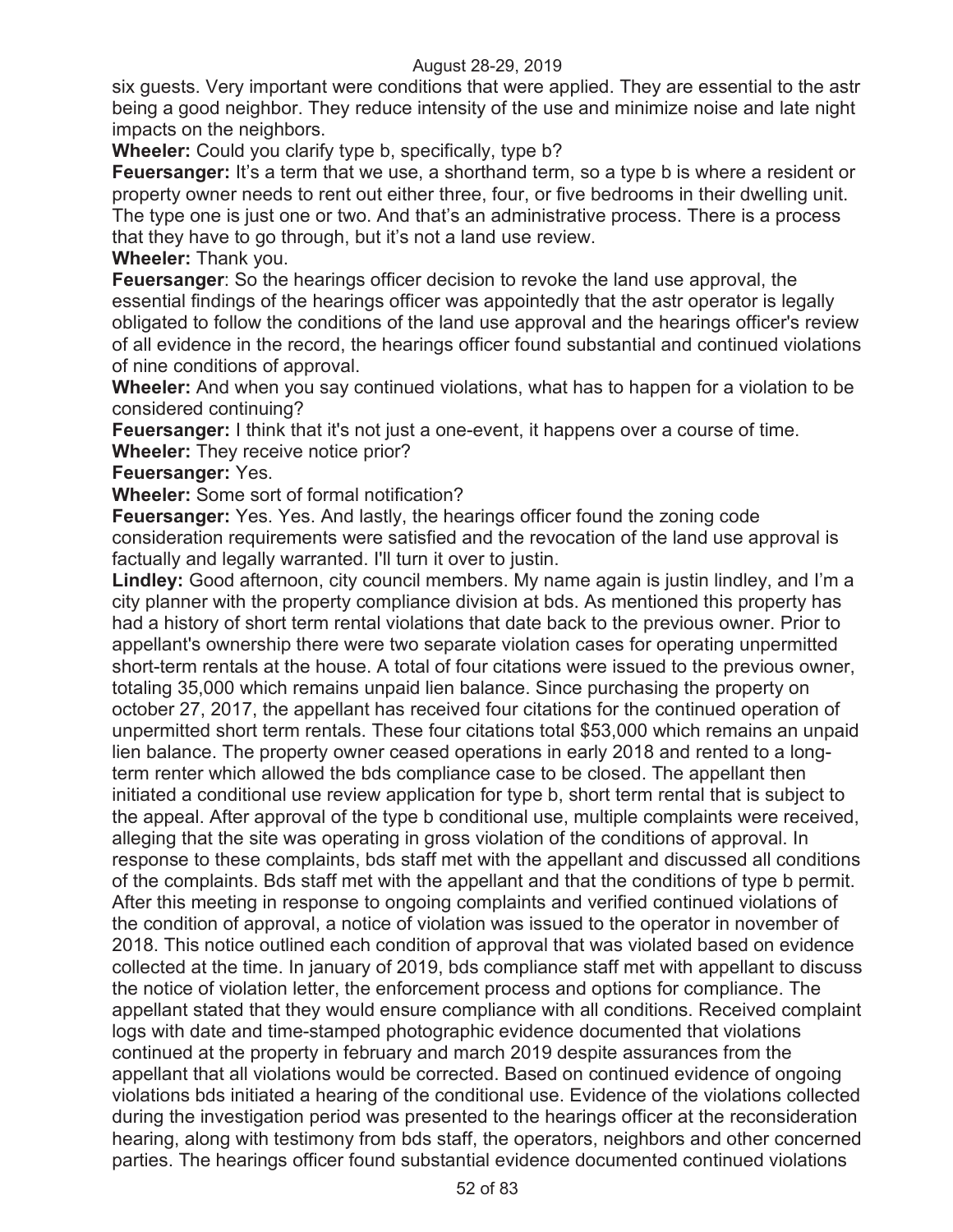six guests. Very important were conditions that were applied. They are essential to the astr being a good neighbor. They reduce intensity of the use and minimize noise and late night impacts on the neighbors.

**Wheeler:** Could you clarify type b, specifically, type b?

**Feuersanger:** It's a term that we use, a shorthand term, so a type b is where a resident or property owner needs to rent out either three, four, or five bedrooms in their dwelling unit. The type one is just one or two. And that's an administrative process. There is a process that they have to go through, but it's not a land use review.

**Wheeler:** Thank you.

**Feuersanger**: So the hearings officer decision to revoke the land use approval, the essential findings of the hearings officer was appointedly that the astr operator is legally obligated to follow the conditions of the land use approval and the hearings officer's review of all evidence in the record, the hearings officer found substantial and continued violations of nine conditions of approval.

**Wheeler:** And when you say continued violations, what has to happen for a violation to be considered continuing?

**Feuersanger:** I think that it's not just a one-event, it happens over a course of time.

**Wheeler:** They receive notice prior?

**Feuersanger:** Yes.

**Wheeler:** Some sort of formal notification?

**Feuersanger:** Yes. Yes. And lastly, the hearings officer found the zoning code consideration requirements were satisfied and the revocation of the land use approval is factually and legally warranted. I'll turn it over to justin.

**Lindley:** Good afternoon, city council members. My name again is justin lindley, and I'm a city planner with the property compliance division at bds. As mentioned this property has had a history of short term rental violations that date back to the previous owner. Prior to appellant's ownership there were two separate violation cases for operating unpermitted short-term rentals at the house. A total of four citations were issued to the previous owner, totaling 35,000 which remains unpaid lien balance. Since purchasing the property on october 27, 2017, the appellant has received four citations for the continued operation of unpermitted short term rentals. These four citations total $53,000 which remains an unpaid lien balance. The property owner ceased operations in early 2018 and rented to a long-term renter which allowed the bds compliance case to be closed. The appellant then initiated a conditional use review application for type b, short term rental that is subject to the appeal. After approval of the type b conditional use, multiple complaints were received, alleging that the site was operating in gross violation of the conditions of approval. In response to these complaints, bds staff met with the appellant and discussed all conditions of the complaints. Bds staff met with the appellant and that the conditions of type b permit. After this meeting in response to ongoing complaints and verified continued violations of the condition of approval, a notice of violation was issued to the operator in november of 2018. This notice outlined each condition of approval that was violated based on evidence collected at the time. In january of 2019, bds compliance staff met with appellant to discuss the notice of violation letter, the enforcement process and options for compliance. The appellant stated that they would ensure compliance with all conditions. Received complaint logs with date and time-stamped photographic evidence documented that violations continued at the property in february and march 2019 despite assurances from the appellant that all violations would be corrected. Based on continued evidence of ongoing violations bds initiated a hearing of the conditional use. Evidence of the violations collected during the investigation period was presented to the hearings officer at the reconsideration hearing, along with testimony from bds staff, the operators, neighbors and other concerned parties. The hearings officer found substantial evidence documented continued violations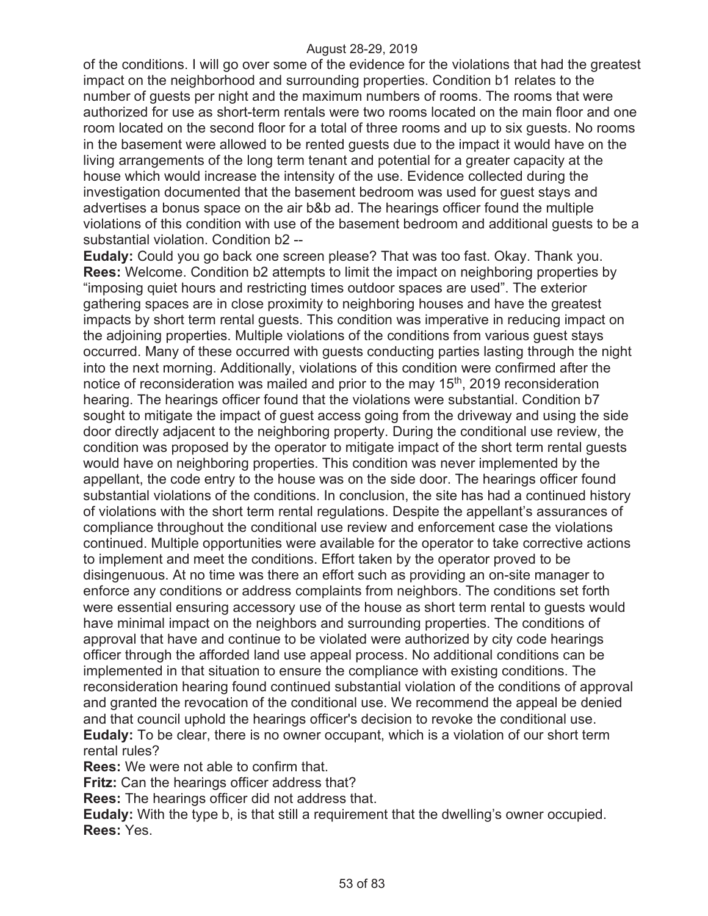of the conditions. I will go over some of the evidence for the violations that had the greatest impact on the neighborhood and surrounding properties. Condition b1 relates to the number of guests per night and the maximum numbers of rooms. The rooms that were authorized for use as short-term rentals were two rooms located on the main floor and one room located on the second floor for a total of three rooms and up to six guests. No rooms in the basement were allowed to be rented guests due to the impact it would have on the living arrangements of the long term tenant and potential for a greater capacity at the house which would increase the intensity of the use. Evidence collected during the investigation documented that the basement bedroom was used for guest stays and advertises a bonus space on the air b&b ad. The hearings officer found the multiple violations of this condition with use of the basement bedroom and additional guests to be a substantial violation. Condition b2 --

**Eudaly:** Could you go back one screen please? That was too fast. Okay. Thank you.

**Rees:** Welcome. Condition b2 attempts to limit the impact on neighboring properties by "imposing quiet hours and restricting times outdoor spaces are used". The exterior gathering spaces are in close proximity to neighboring houses and have the greatest impacts by short term rental guests. This condition was imperative in reducing impact on the adjoining properties. Multiple violations of the conditions from various guest stays occurred. Many of these occurred with guests conducting parties lasting through the night into the next morning. Additionally, violations of this condition were confirmed after the notice of reconsideration was mailed and prior to the may 15th, 2019 reconsideration hearing. The hearings officer found that the violations were substantial. Condition b7 sought to mitigate the impact of guest access going from the driveway and using the side door directly adjacent to the neighboring property. During the conditional use review, the condition was proposed by the operator to mitigate impact of the short term rental guests would have on neighboring properties. This condition was never implemented by the appellant, the code entry to the house was on the side door. The hearings officer found substantial violations of the conditions. In conclusion, the site has had a continued history of violations with the short term rental regulations. Despite the appellant's assurances of compliance throughout the conditional use review and enforcement case the violations continued. Multiple opportunities were available for the operator to take corrective actions to implement and meet the conditions. Effort taken by the operator proved to be disingenuous. At no time was there an effort such as providing an on-site manager to enforce any conditions or address complaints from neighbors. The conditions set forth were essential ensuring accessory use of the house as short term rental to guests would have minimal impact on the neighbors and surrounding properties. The conditions of approval that have and continue to be violated were authorized by city code hearings officer through the afforded land use appeal process. No additional conditions can be implemented in that situation to ensure the compliance with existing conditions. The reconsideration hearing found continued substantial violation of the conditions of approval and granted the revocation of the conditional use. We recommend the appeal be denied and that council uphold the hearings officer's decision to revoke the conditional use.

**Eudaly:** To be clear, there is no owner occupant, which is a violation of our short term rental rules?

**Rees:** We were not able to confirm that.

**Fritz:** Can the hearings officer address that?

**Rees:** The hearings officer did not address that.

**Eudaly:** With the type b, is that still a requirement that the dwelling's owner occupied.

**Rees:** Yes.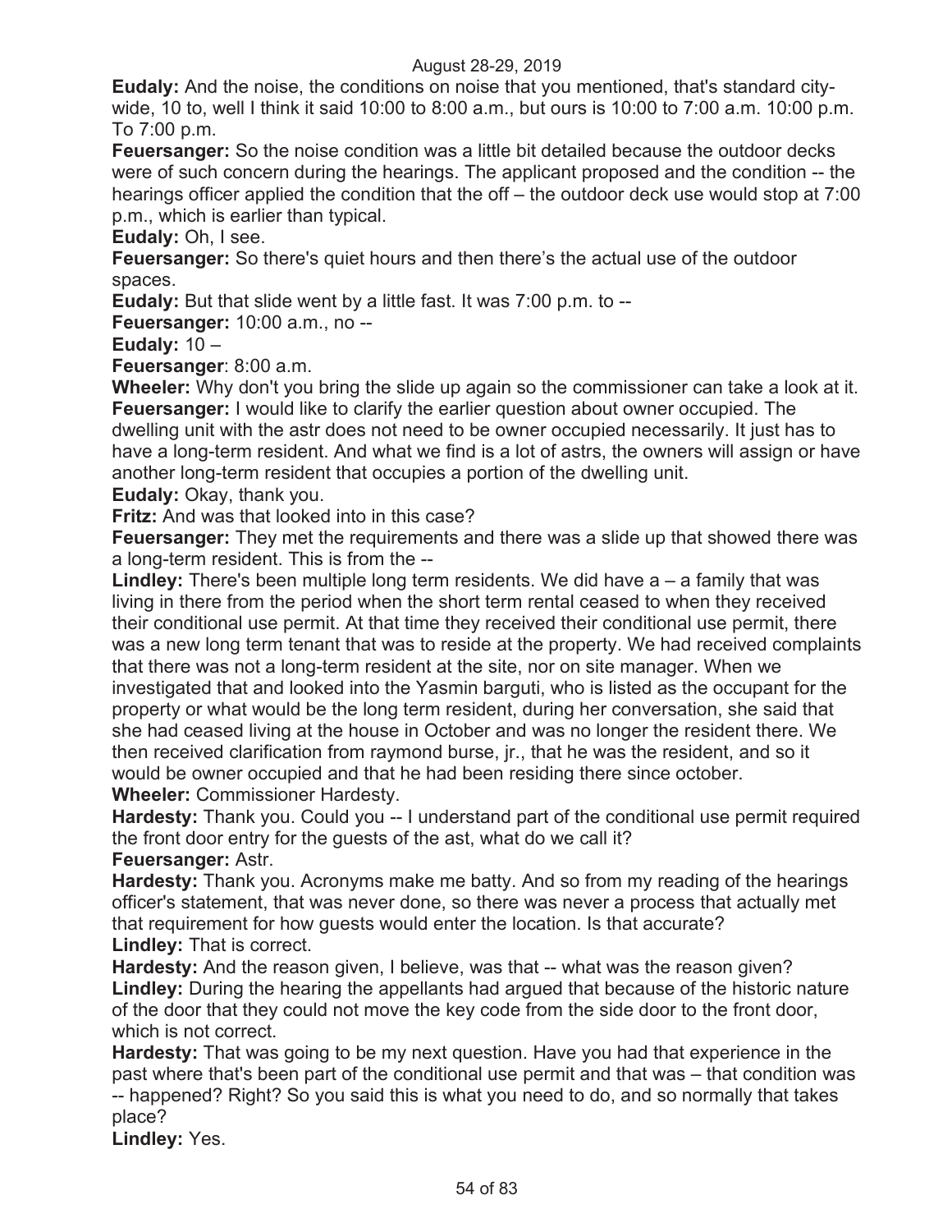**Eudaly:** And the noise, the conditions on noise that you mentioned, that's standard city-wide, 10 to, well I think it said 10:00 to 8:00 a.m., but ours is 10:00 to 7:00 a.m. 10:00 p.m. To 7:00 p.m.

**Feuersanger:** So the noise condition was a little bit detailed because the outdoor decks were of such concern during the hearings. The applicant proposed and the condition -- the hearings officer applied the condition that the off – the outdoor deck use would stop at 7:00 p.m., which is earlier than typical.

**Eudaly:** Oh, I see.

**Feuersanger:** So there's quiet hours and then there's the actual use of the outdoor spaces.

**Eudaly:** But that slide went by a little fast. It was 7:00 p.m. to --

**Feuersanger:** 10:00 a.m., no --

**Eudaly:** 10 –

**Feuersanger**: 8:00 a.m.

**Wheeler:** Why don't you bring the slide up again so the commissioner can take a look at it.

**Feuersanger:** I would like to clarify the earlier question about owner occupied. The dwelling unit with the astr does not need to be owner occupied necessarily. It just has to have a long-term resident. And what we find is a lot of astrs, the owners will assign or have another long-term resident that occupies a portion of the dwelling unit.

**Eudaly:** Okay, thank you.

**Fritz:** And was that looked into in this case?

**Feuersanger:** They met the requirements and there was a slide up that showed there was a long-term resident. This is from the --

**Lindley:** There's been multiple long term residents. We did have a – a family that was living in there from the period when the short term rental ceased to when they received their conditional use permit. At that time they received their conditional use permit, there was a new long term tenant that was to reside at the property. We had received complaints that there was not a long-term resident at the site, nor on site manager. When we investigated that and looked into the Yasmin barguti, who is listed as the occupant for the property or what would be the long term resident, during her conversation, she said that she had ceased living at the house in October and was no longer the resident there. We then received clarification from raymond burse, jr., that he was the resident, and so it would be owner occupied and that he had been residing there since october.

**Wheeler:** Commissioner Hardesty.

**Hardesty:** Thank you. Could you -- I understand part of the conditional use permit required the front door entry for the guests of the ast, what do we call it?

**Feuersanger:** Astr.

**Hardesty:** Thank you. Acronyms make me batty. And so from my reading of the hearings officer's statement, that was never done, so there was never a process that actually met that requirement for how guests would enter the location. Is that accurate?

**Lindley:** That is correct.

**Hardesty:** And the reason given, I believe, was that -- what was the reason given?

**Lindley:** During the hearing the appellants had argued that because of the historic nature of the door that they could not move the key code from the side door to the front door, which is not correct.

**Hardesty:** That was going to be my next question. Have you had that experience in the past where that's been part of the conditional use permit and that was – that condition was -- happened? Right? So you said this is what you need to do, and so normally that takes place?

**Lindley:** Yes.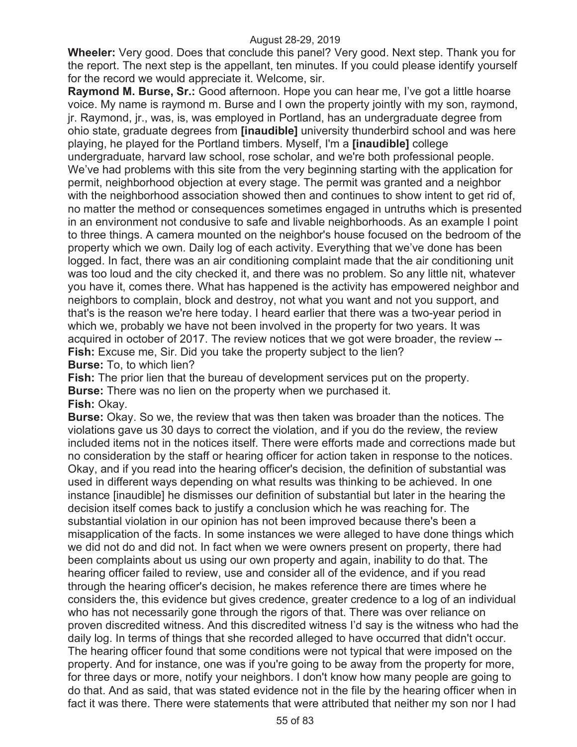**Wheeler:** Very good. Does that conclude this panel? Very good. Next step. Thank you for the report. The next step is the appellant, ten minutes. If you could please identify yourself for the record we would appreciate it. Welcome, sir.

**Raymond M. Burse, Sr.:** Good afternoon. Hope you can hear me, I've got a little hoarse voice. My name is raymond m. Burse and I own the property jointly with my son, raymond, jr. Raymond, jr., was, is, was employed in Portland, has an undergraduate degree from ohio state, graduate degrees from **[inaudible]** university thunderbird school and was here playing, he played for the Portland timbers. Myself, I'm a **[inaudible]** college undergraduate, harvard law school, rose scholar, and we're both professional people. We've had problems with this site from the very beginning starting with the application for permit, neighborhood objection at every stage. The permit was granted and a neighbor with the neighborhood association showed then and continues to show intent to get rid of, no matter the method or consequences sometimes engaged in untruths which is presented in an environment not condusive to safe and livable neighborhoods. As an example I point to three things. A camera mounted on the neighbor's house focused on the bedroom of the property which we own. Daily log of each activity. Everything that we've done has been logged. In fact, there was an air conditioning complaint made that the air conditioning unit was too loud and the city checked it, and there was no problem. So any little nit, whatever you have it, comes there. What has happened is the activity has empowered neighbor and neighbors to complain, block and destroy, not what you want and not you support, and that's is the reason we're here today. I heard earlier that there was a two-year period in which we, probably we have not been involved in the property for two years. It was acquired in october of 2017. The review notices that we got were broader, the review --

**Fish:** Excuse me, Sir. Did you take the property subject to the lien?

**Burse:** To, to which lien?

**Fish:** The prior lien that the bureau of development services put on the property.

**Burse:** There was no lien on the property when we purchased it.

**Fish:** Okay.

**Burse:** Okay. So we, the review that was then taken was broader than the notices. The violations gave us 30 days to correct the violation, and if you do the review, the review included items not in the notices itself. There were efforts made and corrections made but no consideration by the staff or hearing officer for action taken in response to the notices. Okay, and if you read into the hearing officer's decision, the definition of substantial was used in different ways depending on what results was thinking to be achieved. In one instance [inaudible] he dismisses our definition of substantial but later in the hearing the decision itself comes back to justify a conclusion which he was reaching for. The substantial violation in our opinion has not been improved because there's been a misapplication of the facts. In some instances we were alleged to have done things which we did not do and did not. In fact when we were owners present on property, there had been complaints about us using our own property and again, inability to do that. The hearing officer failed to review, use and consider all of the evidence, and if you read through the hearing officer's decision, he makes reference there are times where he considers the, this evidence but gives credence, greater credence to a log of an individual who has not necessarily gone through the rigors of that. There was over reliance on proven discredited witness. And this discredited witness I'd say is the witness who had the daily log. In terms of things that she recorded alleged to have occurred that didn't occur. The hearing officer found that some conditions were not typical that were imposed on the property. And for instance, one was if you're going to be away from the property for more, for three days or more, notify your neighbors. I don't know how many people are going to do that. And as said, that was stated evidence not in the file by the hearing officer when in fact it was there. There were statements that were attributed that neither my son nor I had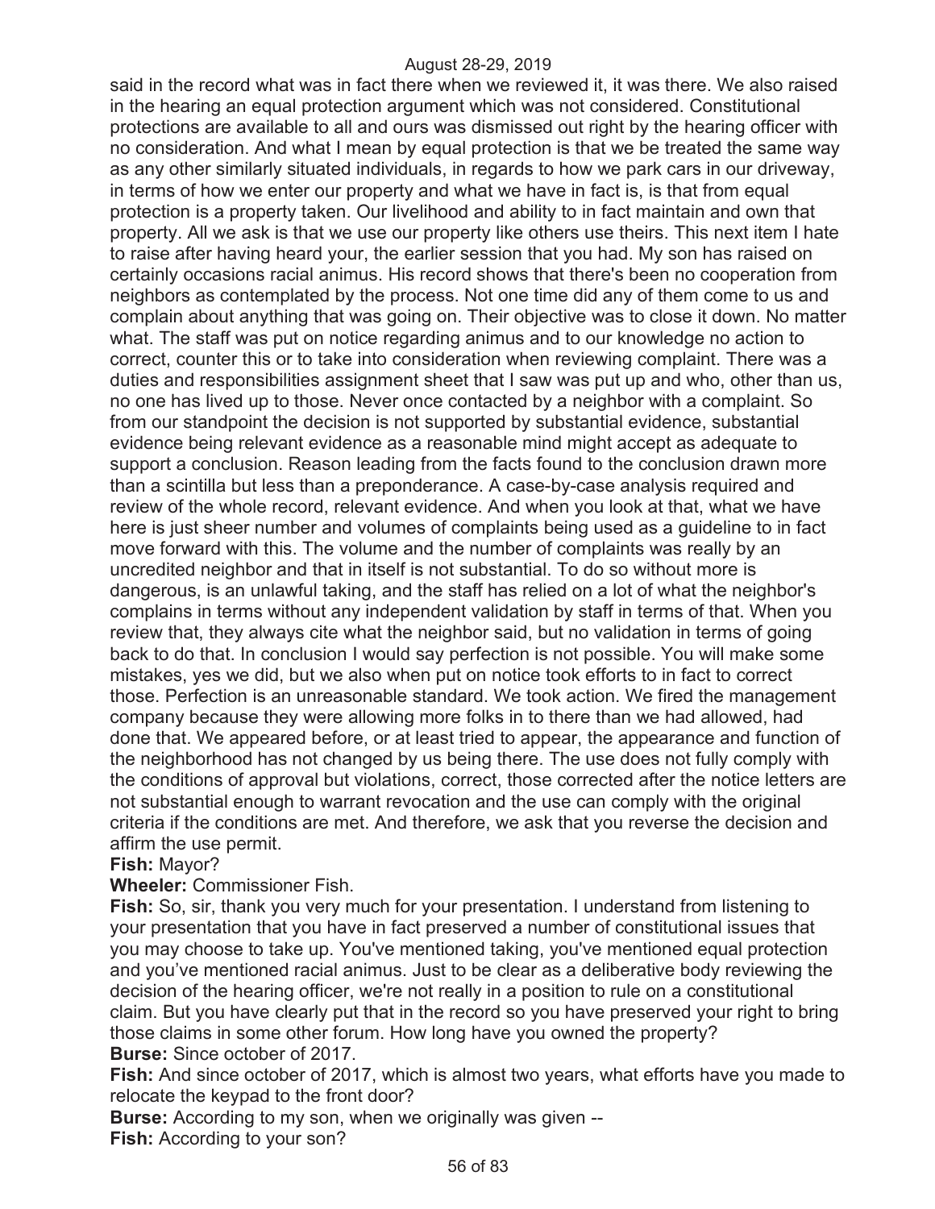said in the record what was in fact there when we reviewed it, it was there. We also raised in the hearing an equal protection argument which was not considered. Constitutional protections are available to all and ours was dismissed out right by the hearing officer with no consideration. And what I mean by equal protection is that we be treated the same way as any other similarly situated individuals, in regards to how we park cars in our driveway, in terms of how we enter our property and what we have in fact is, is that from equal protection is a property taken. Our livelihood and ability to in fact maintain and own that property. All we ask is that we use our property like others use theirs. This next item I hate to raise after having heard your, the earlier session that you had. My son has raised on certainly occasions racial animus. His record shows that there's been no cooperation from neighbors as contemplated by the process. Not one time did any of them come to us and complain about anything that was going on. Their objective was to close it down. No matter what. The staff was put on notice regarding animus and to our knowledge no action to correct, counter this or to take into consideration when reviewing complaint. There was a duties and responsibilities assignment sheet that I saw was put up and who, other than us, no one has lived up to those. Never once contacted by a neighbor with a complaint. So from our standpoint the decision is not supported by substantial evidence, substantial evidence being relevant evidence as a reasonable mind might accept as adequate to support a conclusion. Reason leading from the facts found to the conclusion drawn more than a scintilla but less than a preponderance. A case-by-case analysis required and review of the whole record, relevant evidence. And when you look at that, what we have here is just sheer number and volumes of complaints being used as a guideline to in fact move forward with this. The volume and the number of complaints was really by an uncredited neighbor and that in itself is not substantial. To do so without more is dangerous, is an unlawful taking, and the staff has relied on a lot of what the neighbor's complains in terms without any independent validation by staff in terms of that. When you review that, they always cite what the neighbor said, but no validation in terms of going back to do that. In conclusion I would say perfection is not possible. You will make some mistakes, yes we did, but we also when put on notice took efforts to in fact to correct those. Perfection is an unreasonable standard. We took action. We fired the management company because they were allowing more folks in to there than we had allowed, had done that. We appeared before, or at least tried to appear, the appearance and function of the neighborhood has not changed by us being there. The use does not fully comply with the conditions of approval but violations, correct, those corrected after the notice letters are not substantial enough to warrant revocation and the use can comply with the original criteria if the conditions are met. And therefore, we ask that you reverse the decision and affirm the use permit.

**Fish:** Mayor?

**Wheeler:** Commissioner Fish.

**Fish:** So, sir, thank you very much for your presentation. I understand from listening to your presentation that you have in fact preserved a number of constitutional issues that you may choose to take up. You've mentioned taking, you've mentioned equal protection and you've mentioned racial animus. Just to be clear as a deliberative body reviewing the decision of the hearing officer, we're not really in a position to rule on a constitutional claim. But you have clearly put that in the record so you have preserved your right to bring those claims in some other forum. How long have you owned the property?

**Burse:** Since october of 2017.

**Fish:** And since october of 2017, which is almost two years, what efforts have you made to relocate the keypad to the front door?

**Burse:** According to my son, when we originally was given --

**Fish:** According to your son?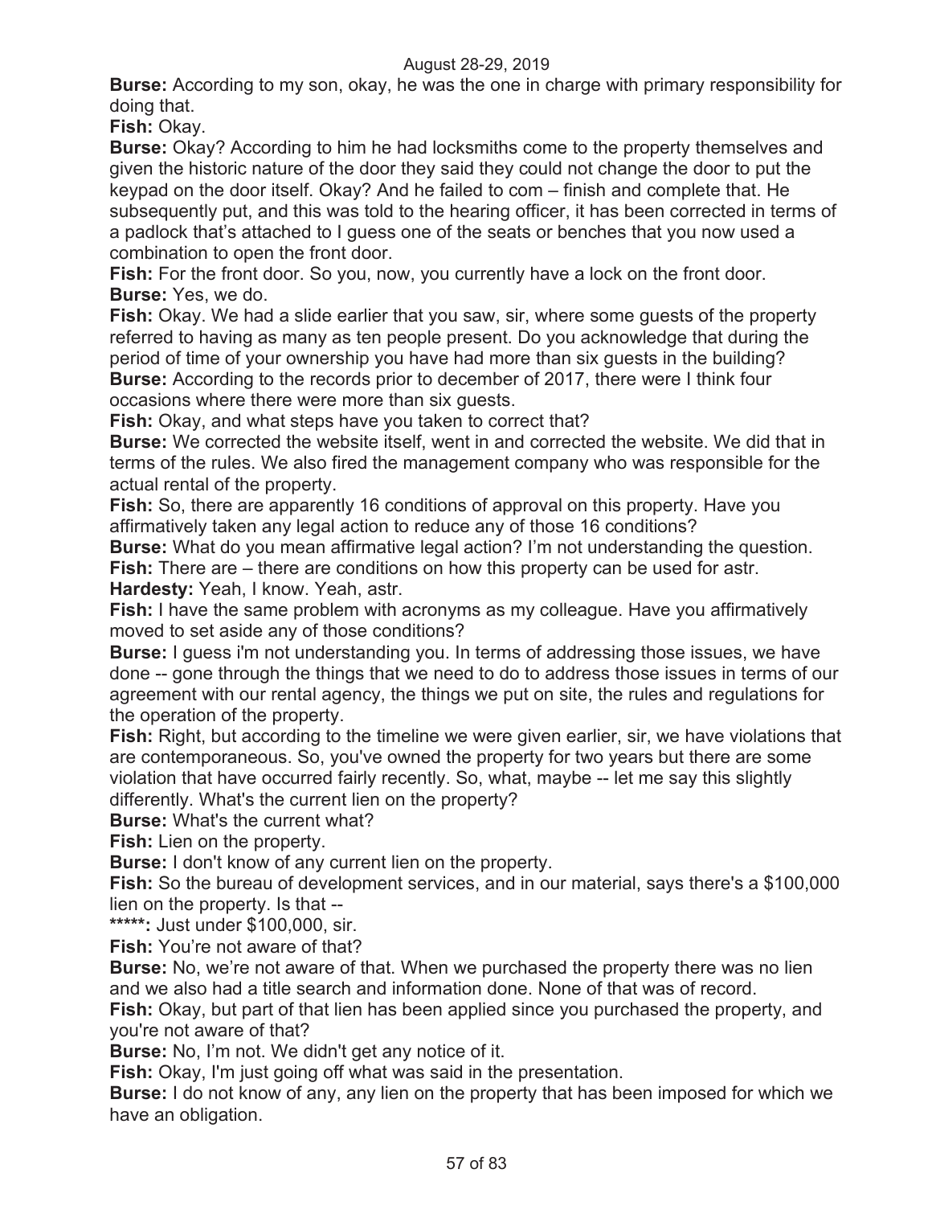**Burse:** According to my son, okay, he was the one in charge with primary responsibility for doing that.

**Fish:** Okay.

**Burse:** Okay? According to him he had locksmiths come to the property themselves and given the historic nature of the door they said they could not change the door to put the keypad on the door itself. Okay? And he failed to com – finish and complete that. He subsequently put, and this was told to the hearing officer, it has been corrected in terms of a padlock that's attached to I guess one of the seats or benches that you now used a combination to open the front door.

**Fish:** For the front door. So you, now, you currently have a lock on the front door.

**Burse:** Yes, we do.

**Fish:** Okay. We had a slide earlier that you saw, sir, where some guests of the property referred to having as many as ten people present. Do you acknowledge that during the period of time of your ownership you have had more than six guests in the building?

**Burse:** According to the records prior to december of 2017, there were I think four occasions where there were more than six guests.

**Fish:** Okay, and what steps have you taken to correct that?

**Burse:** We corrected the website itself, went in and corrected the website. We did that in terms of the rules. We also fired the management company who was responsible for the actual rental of the property.

**Fish:** So, there are apparently 16 conditions of approval on this property. Have you affirmatively taken any legal action to reduce any of those 16 conditions?

**Burse:** What do you mean affirmative legal action? I'm not understanding the question.

**Fish:** There are – there are conditions on how this property can be used for astr.

**Hardesty:** Yeah, I know. Yeah, astr.

**Fish:** I have the same problem with acronyms as my colleague. Have you affirmatively moved to set aside any of those conditions?

**Burse:** I guess i'm not understanding you. In terms of addressing those issues, we have done -- gone through the things that we need to do to address those issues in terms of our agreement with our rental agency, the things we put on site, the rules and regulations for the operation of the property.

**Fish:** Right, but according to the timeline we were given earlier, sir, we have violations that are contemporaneous. So, you've owned the property for two years but there are some violation that have occurred fairly recently. So, what, maybe -- let me say this slightly differently. What's the current lien on the property?

**Burse:** What's the current what?

**Fish:** Lien on the property.

**Burse:** I don't know of any current lien on the property.

**Fish:** So the bureau of development services, and in our material, says there's a $100,000 lien on the property. Is that --

**\*\*\*\*\*:** Just under $100,000, sir.

**Fish:** You're not aware of that?

**Burse:** No, we're not aware of that. When we purchased the property there was no lien and we also had a title search and information done. None of that was of record.

**Fish:** Okay, but part of that lien has been applied since you purchased the property, and you're not aware of that?

**Burse:** No, I'm not. We didn't get any notice of it.

**Fish:** Okay, I'm just going off what was said in the presentation.

**Burse:** I do not know of any, any lien on the property that has been imposed for which we have an obligation.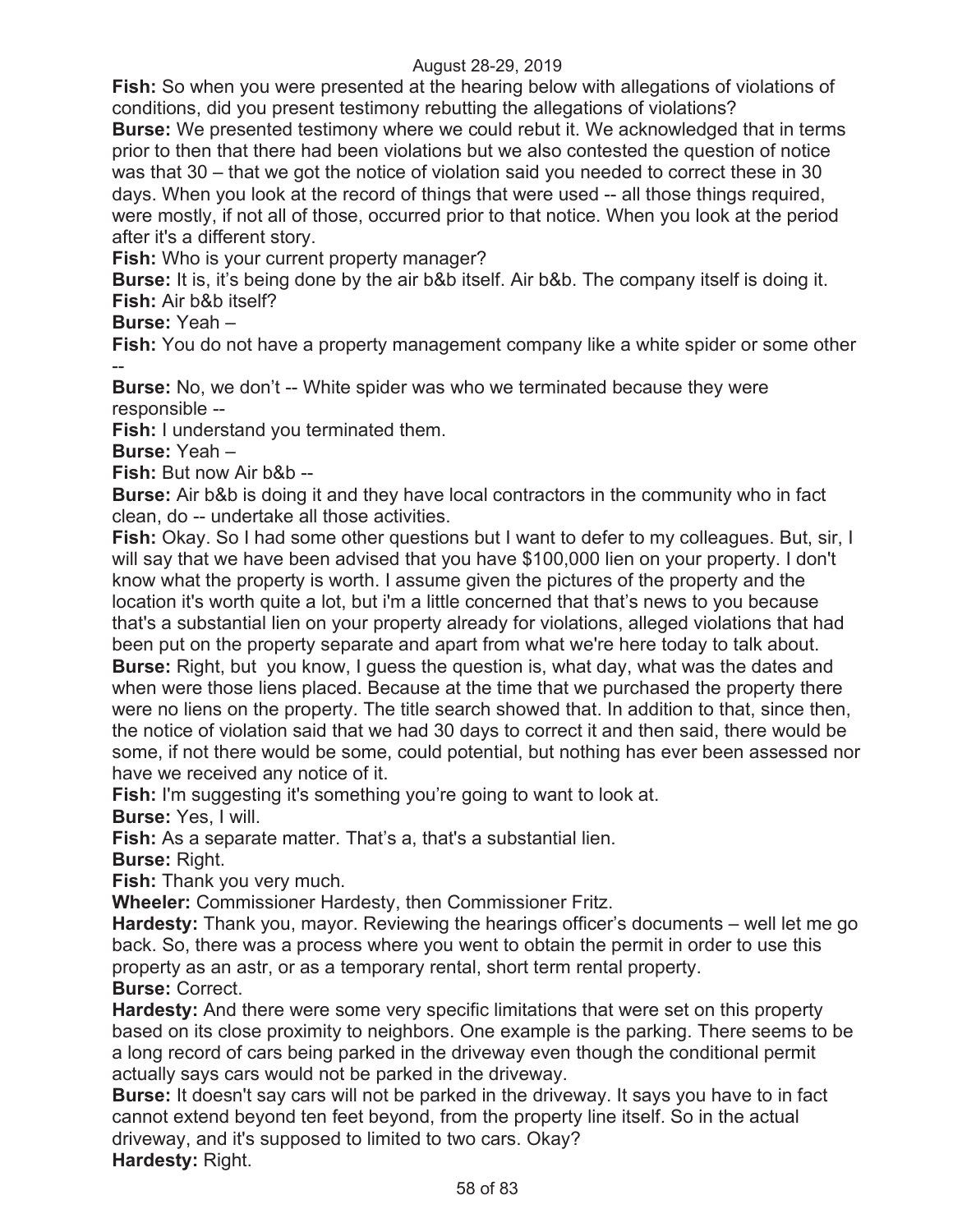**Fish:** So when you were presented at the hearing below with allegations of violations of conditions, did you present testimony rebutting the allegations of violations?

**Burse:** We presented testimony where we could rebut it. We acknowledged that in terms prior to then that there had been violations but we also contested the question of notice was that 30 – that we got the notice of violation said you needed to correct these in 30 days. When you look at the record of things that were used -- all those things required, were mostly, if not all of those, occurred prior to that notice. When you look at the period after it's a different story.

**Fish:** Who is your current property manager?

**Burse:** It is, it's being done by the air b&b itself. Air b&b. The company itself is doing it.

**Fish:** Air b&b itself?

**Burse:** Yeah –

**Fish:** You do not have a property management company like a white spider or some other --

**Burse:** No, we don't -- White spider was who we terminated because they were responsible --

**Fish:** I understand you terminated them.

**Burse:** Yeah –

**Fish:** But now Air b&b --

**Burse:** Air b&b is doing it and they have local contractors in the community who in fact clean, do -- undertake all those activities.

**Fish:** Okay. So I had some other questions but I want to defer to my colleagues. But, sir, I will say that we have been advised that you have $100,000 lien on your property. I don't know what the property is worth. I assume given the pictures of the property and the location it's worth quite a lot, but i'm a little concerned that that's news to you because that's a substantial lien on your property already for violations, alleged violations that had been put on the property separate and apart from what we're here today to talk about.

**Burse:** Right, but you know, I guess the question is, what day, what was the dates and when were those liens placed. Because at the time that we purchased the property there were no liens on the property. The title search showed that. In addition to that, since then, the notice of violation said that we had 30 days to correct it and then said, there would be some, if not there would be some, could potential, but nothing has ever been assessed nor have we received any notice of it.

**Fish:** I'm suggesting it's something you're going to want to look at.

**Burse:** Yes, I will.

**Fish:** As a separate matter. That's a, that's a substantial lien.

**Burse:** Right.

**Fish:** Thank you very much.

**Wheeler:** Commissioner Hardesty, then Commissioner Fritz.

**Hardesty:** Thank you, mayor. Reviewing the hearings officer's documents – well let me go back. So, there was a process where you went to obtain the permit in order to use this property as an astr, or as a temporary rental, short term rental property.

**Burse:** Correct.

**Hardesty:** And there were some very specific limitations that were set on this property based on its close proximity to neighbors. One example is the parking. There seems to be a long record of cars being parked in the driveway even though the conditional permit actually says cars would not be parked in the driveway.

**Burse:** It doesn't say cars will not be parked in the driveway. It says you have to in fact cannot extend beyond ten feet beyond, from the property line itself. So in the actual driveway, and it's supposed to limited to two cars. Okay?

**Hardesty:** Right.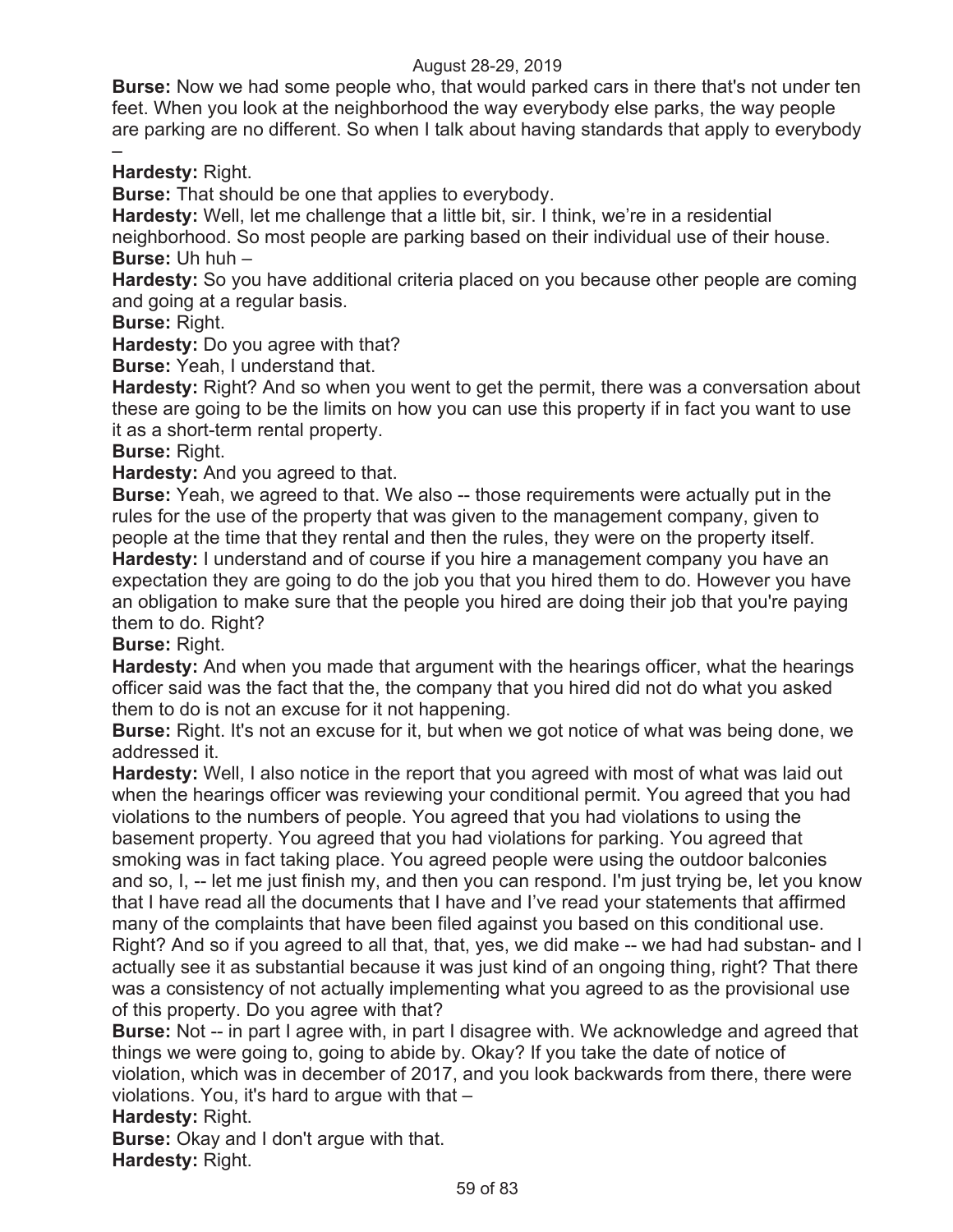**Burse:** Now we had some people who, that would parked cars in there that's not under ten feet. When you look at the neighborhood the way everybody else parks, the way people are parking are no different. So when I talk about having standards that apply to everybody –

**Hardesty:** Right.

**Burse:** That should be one that applies to everybody.

**Hardesty:** Well, let me challenge that a little bit, sir. I think, we're in a residential neighborhood. So most people are parking based on their individual use of their house.

**Burse:** Uh huh –

**Hardesty:** So you have additional criteria placed on you because other people are coming and going at a regular basis.

**Burse:** Right.

**Hardesty:** Do you agree with that?

**Burse:** Yeah, I understand that.

**Hardesty:** Right? And so when you went to get the permit, there was a conversation about these are going to be the limits on how you can use this property if in fact you want to use it as a short-term rental property.

**Burse:** Right.

**Hardesty:** And you agreed to that.

**Burse:** Yeah, we agreed to that. We also -- those requirements were actually put in the rules for the use of the property that was given to the management company, given to people at the time that they rental and then the rules, they were on the property itself.

**Hardesty:** I understand and of course if you hire a management company you have an expectation they are going to do the job you that you hired them to do. However you have an obligation to make sure that the people you hired are doing their job that you're paying them to do. Right?

**Burse:** Right.

**Hardesty:** And when you made that argument with the hearings officer, what the hearings officer said was the fact that the, the company that you hired did not do what you asked them to do is not an excuse for it not happening.

**Burse:** Right. It's not an excuse for it, but when we got notice of what was being done, we addressed it.

**Hardesty:** Well, I also notice in the report that you agreed with most of what was laid out when the hearings officer was reviewing your conditional permit. You agreed that you had violations to the numbers of people. You agreed that you had violations to using the basement property. You agreed that you had violations for parking. You agreed that smoking was in fact taking place. You agreed people were using the outdoor balconies and so, I, -- let me just finish my, and then you can respond. I'm just trying be, let you know that I have read all the documents that I have and I've read your statements that affirmed many of the complaints that have been filed against you based on this conditional use. Right? And so if you agreed to all that, that, yes, we did make -- we had had substan- and I actually see it as substantial because it was just kind of an ongoing thing, right? That there was a consistency of not actually implementing what you agreed to as the provisional use of this property. Do you agree with that?

**Burse:** Not -- in part I agree with, in part I disagree with. We acknowledge and agreed that things we were going to, going to abide by. Okay? If you take the date of notice of violation, which was in december of 2017, and you look backwards from there, there were violations. You, it's hard to argue with that –

**Hardesty:** Right.

**Burse:** Okay and I don't argue with that.

**Hardesty:** Right.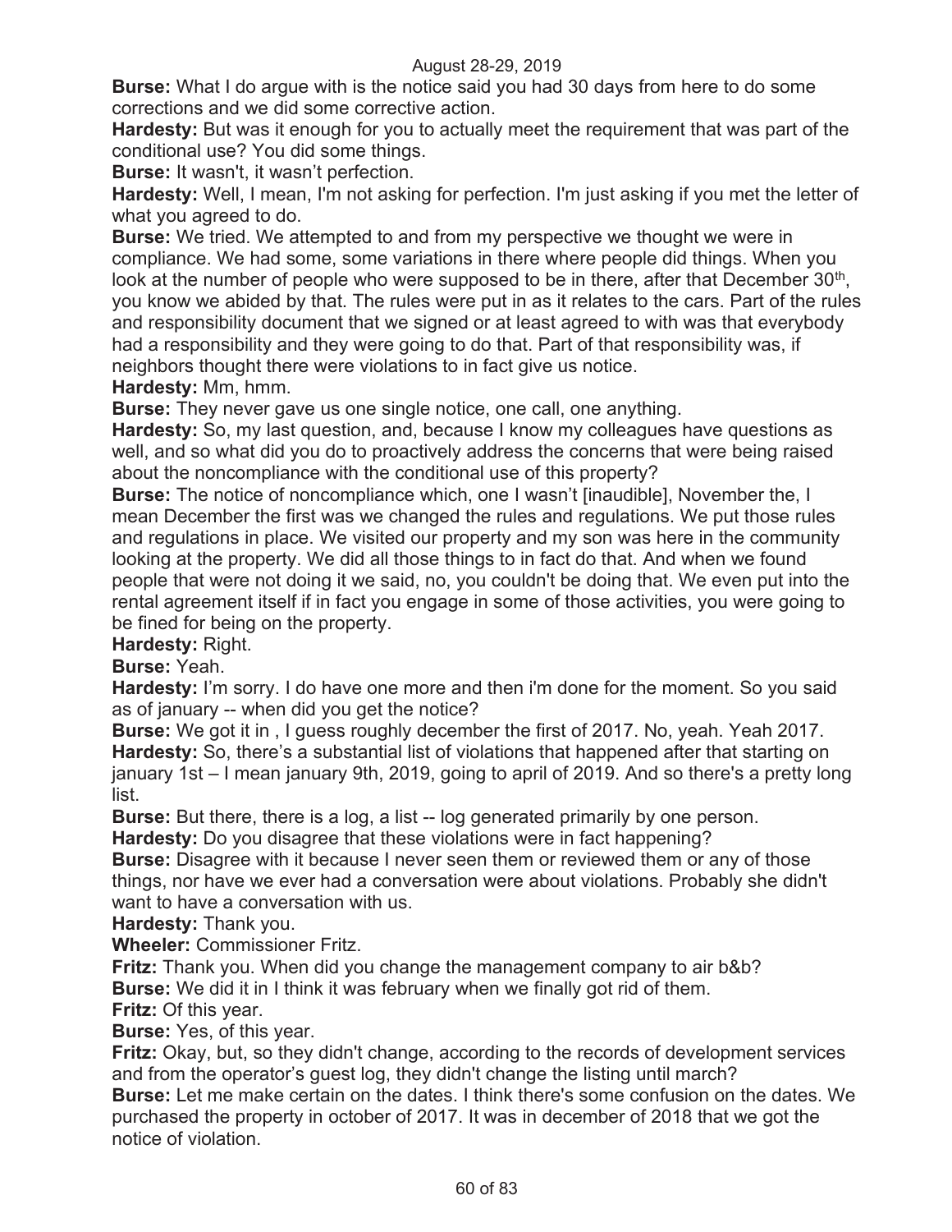**Burse:** What I do argue with is the notice said you had 30 days from here to do some corrections and we did some corrective action.

**Hardesty:** But was it enough for you to actually meet the requirement that was part of the conditional use? You did some things.

**Burse:** It wasn't, it wasn't perfection.

**Hardesty:** Well, I mean, I'm not asking for perfection. I'm just asking if you met the letter of what you agreed to do.

**Burse:** We tried. We attempted to and from my perspective we thought we were in compliance. We had some, some variations in there where people did things. When you look at the number of people who were supposed to be in there, after that December 30th, you know we abided by that. The rules were put in as it relates to the cars. Part of the rules and responsibility document that we signed or at least agreed to with was that everybody had a responsibility and they were going to do that. Part of that responsibility was, if neighbors thought there were violations to in fact give us notice.

**Hardesty:** Mm, hmm.

**Burse:** They never gave us one single notice, one call, one anything.

**Hardesty:** So, my last question, and, because I know my colleagues have questions as well, and so what did you do to proactively address the concerns that were being raised about the noncompliance with the conditional use of this property?

**Burse:** The notice of noncompliance which, one I wasn't [inaudible], November the, I mean December the first was we changed the rules and regulations. We put those rules and regulations in place. We visited our property and my son was here in the community looking at the property. We did all those things to in fact do that. And when we found people that were not doing it we said, no, you couldn't be doing that. We even put into the rental agreement itself if in fact you engage in some of those activities, you were going to be fined for being on the property.

**Hardesty:** Right.

**Burse:** Yeah.

**Hardesty:** I'm sorry. I do have one more and then i'm done for the moment. So you said as of january -- when did you get the notice?

**Burse:** We got it in , I guess roughly december the first of 2017. No, yeah. Yeah 2017.

**Hardesty:** So, there's a substantial list of violations that happened after that starting on january 1st – I mean january 9th, 2019, going to april of 2019. And so there's a pretty long list.

**Burse:** But there, there is a log, a list -- log generated primarily by one person.

**Hardesty:** Do you disagree that these violations were in fact happening?

**Burse:** Disagree with it because I never seen them or reviewed them or any of those things, nor have we ever had a conversation were about violations. Probably she didn't want to have a conversation with us.

**Hardesty:** Thank you.

**Wheeler:** Commissioner Fritz.

**Fritz:** Thank you. When did you change the management company to air b&b?

**Burse:** We did it in I think it was february when we finally got rid of them.

**Fritz:** Of this year.

**Burse:** Yes, of this year.

**Fritz:** Okay, but, so they didn't change, according to the records of development services and from the operator's guest log, they didn't change the listing until march?

**Burse:** Let me make certain on the dates. I think there's some confusion on the dates. We purchased the property in october of 2017. It was in december of 2018 that we got the notice of violation.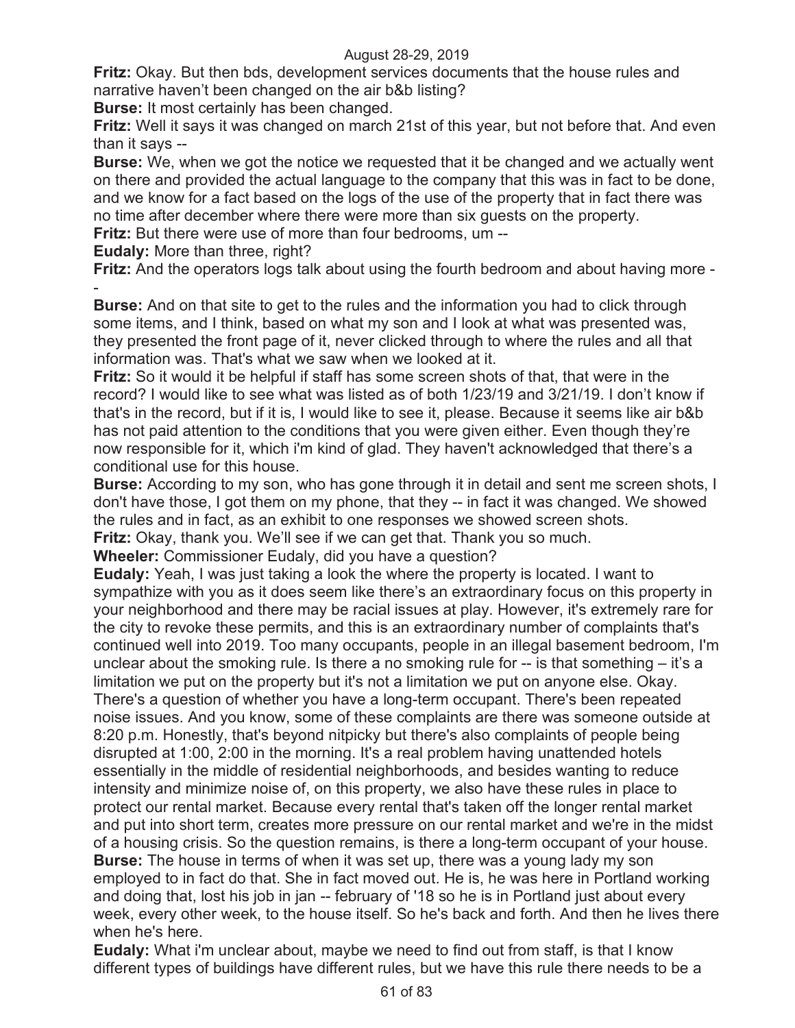**Fritz:** Okay. But then bds, development services documents that the house rules and narrative haven't been changed on the air b&b listing?

**Burse:** It most certainly has been changed.

**Fritz:** Well it says it was changed on march 21st of this year, but not before that. And even than it says --

**Burse:** We, when we got the notice we requested that it be changed and we actually went on there and provided the actual language to the company that this was in fact to be done, and we know for a fact based on the logs of the use of the property that in fact there was no time after december where there were more than six guests on the property.

**Fritz:** But there were use of more than four bedrooms, um --

**Eudaly:** More than three, right?

**Fritz:** And the operators logs talk about using the fourth bedroom and about having more --

**Burse:** And on that site to get to the rules and the information you had to click through some items, and I think, based on what my son and I look at what was presented was, they presented the front page of it, never clicked through to where the rules and all that information was. That's what we saw when we looked at it.

**Fritz:** So it would it be helpful if staff has some screen shots of that, that were in the record? I would like to see what was listed as of both 1/23/19 and 3/21/19. I don't know if that's in the record, but if it is, I would like to see it, please. Because it seems like air b&b has not paid attention to the conditions that you were given either. Even though they're now responsible for it, which i'm kind of glad. They haven't acknowledged that there's a conditional use for this house.

**Burse:** According to my son, who has gone through it in detail and sent me screen shots, I don't have those, I got them on my phone, that they -- in fact it was changed. We showed the rules and in fact, as an exhibit to one responses we showed screen shots.

**Fritz:** Okay, thank you. We'll see if we can get that. Thank you so much.

**Wheeler:** Commissioner Eudaly, did you have a question?

**Eudaly:** Yeah, I was just taking a look the where the property is located. I want to sympathize with you as it does seem like there's an extraordinary focus on this property in your neighborhood and there may be racial issues at play. However, it's extremely rare for the city to revoke these permits, and this is an extraordinary number of complaints that's continued well into 2019. Too many occupants, people in an illegal basement bedroom, I'm unclear about the smoking rule. Is there a no smoking rule for -- is that something – it's a limitation we put on the property but it's not a limitation we put on anyone else. Okay. There's a question of whether you have a long-term occupant. There's been repeated noise issues. And you know, some of these complaints are there was someone outside at 8:20 p.m. Honestly, that's beyond nitpicky but there's also complaints of people being disrupted at 1:00, 2:00 in the morning. It's a real problem having unattended hotels essentially in the middle of residential neighborhoods, and besides wanting to reduce intensity and minimize noise of, on this property, we also have these rules in place to protect our rental market. Because every rental that's taken off the longer rental market and put into short term, creates more pressure on our rental market and we're in the midst of a housing crisis. So the question remains, is there a long-term occupant of your house.

**Burse:** The house in terms of when it was set up, there was a young lady my son employed to in fact do that. She in fact moved out. He is, he was here in Portland working and doing that, lost his job in jan -- february of '18 so he is in Portland just about every week, every other week, to the house itself. So he's back and forth. And then he lives there when he's here.

**Eudaly:** What i'm unclear about, maybe we need to find out from staff, is that I know different types of buildings have different rules, but we have this rule there needs to be a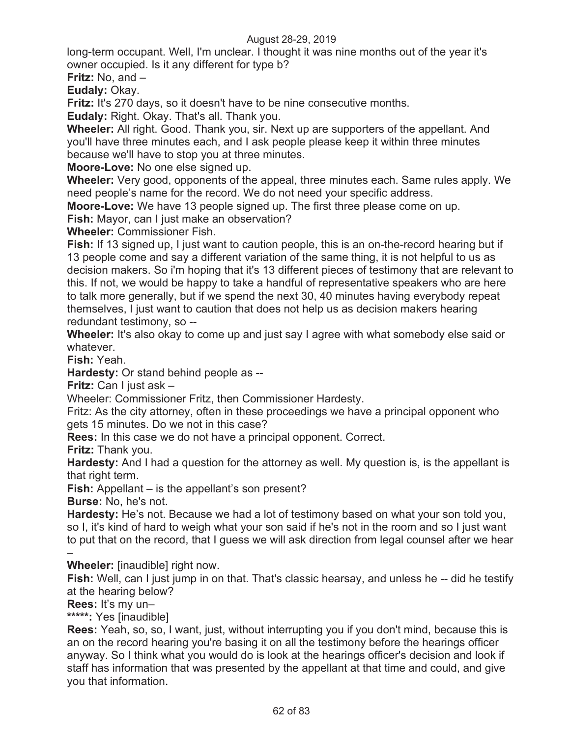long-term occupant. Well, I'm unclear. I thought it was nine months out of the year it's owner occupied. Is it any different for type b?

**Fritz:** No, and –

**Eudaly:** Okay.

**Fritz:** It's 270 days, so it doesn't have to be nine consecutive months.

**Eudaly:** Right. Okay. That's all. Thank you.

**Wheeler:** All right. Good. Thank you, sir. Next up are supporters of the appellant. And you'll have three minutes each, and I ask people please keep it within three minutes because we'll have to stop you at three minutes.

**Moore-Love:** No one else signed up.

**Wheeler:** Very good, opponents of the appeal, three minutes each. Same rules apply. We need people's name for the record. We do not need your specific address.

**Moore-Love:** We have 13 people signed up. The first three please come on up.

**Fish:** Mayor, can I just make an observation?

**Wheeler:** Commissioner Fish.

**Fish:** If 13 signed up, I just want to caution people, this is an on-the-record hearing but if 13 people come and say a different variation of the same thing, it is not helpful to us as decision makers. So i'm hoping that it's 13 different pieces of testimony that are relevant to this. If not, we would be happy to take a handful of representative speakers who are here to talk more generally, but if we spend the next 30, 40 minutes having everybody repeat themselves, I just want to caution that does not help us as decision makers hearing redundant testimony, so --

**Wheeler:** It's also okay to come up and just say I agree with what somebody else said or whatever.

**Fish:** Yeah.

**Hardesty:** Or stand behind people as --

**Fritz:** Can I just ask –

Wheeler: Commissioner Fritz, then Commissioner Hardesty.

Fritz: As the city attorney, often in these proceedings we have a principal opponent who gets 15 minutes. Do we not in this case?

**Rees:** In this case we do not have a principal opponent. Correct.

**Fritz:** Thank you.

**Hardesty:** And I had a question for the attorney as well. My question is, is the appellant is that right term.

**Fish:** Appellant – is the appellant's son present?

**Burse:** No, he's not.

**Hardesty:** He's not. Because we had a lot of testimony based on what your son told you, so I, it's kind of hard to weigh what your son said if he's not in the room and so I just want to put that on the record, that I guess we will ask direction from legal counsel after we hear –

**Wheeler:** [inaudible] right now.

**Fish:** Well, can I just jump in on that. That's classic hearsay, and unless he -- did he testify at the hearing below?

**Rees:** It's my un–

*****:** Yes [inaudible]

**Rees:** Yeah, so, so, I want, just, without interrupting you if you don't mind, because this is an on the record hearing you're basing it on all the testimony before the hearings officer anyway. So I think what you would do is look at the hearings officer's decision and look if staff has information that was presented by the appellant at that time and could, and give you that information.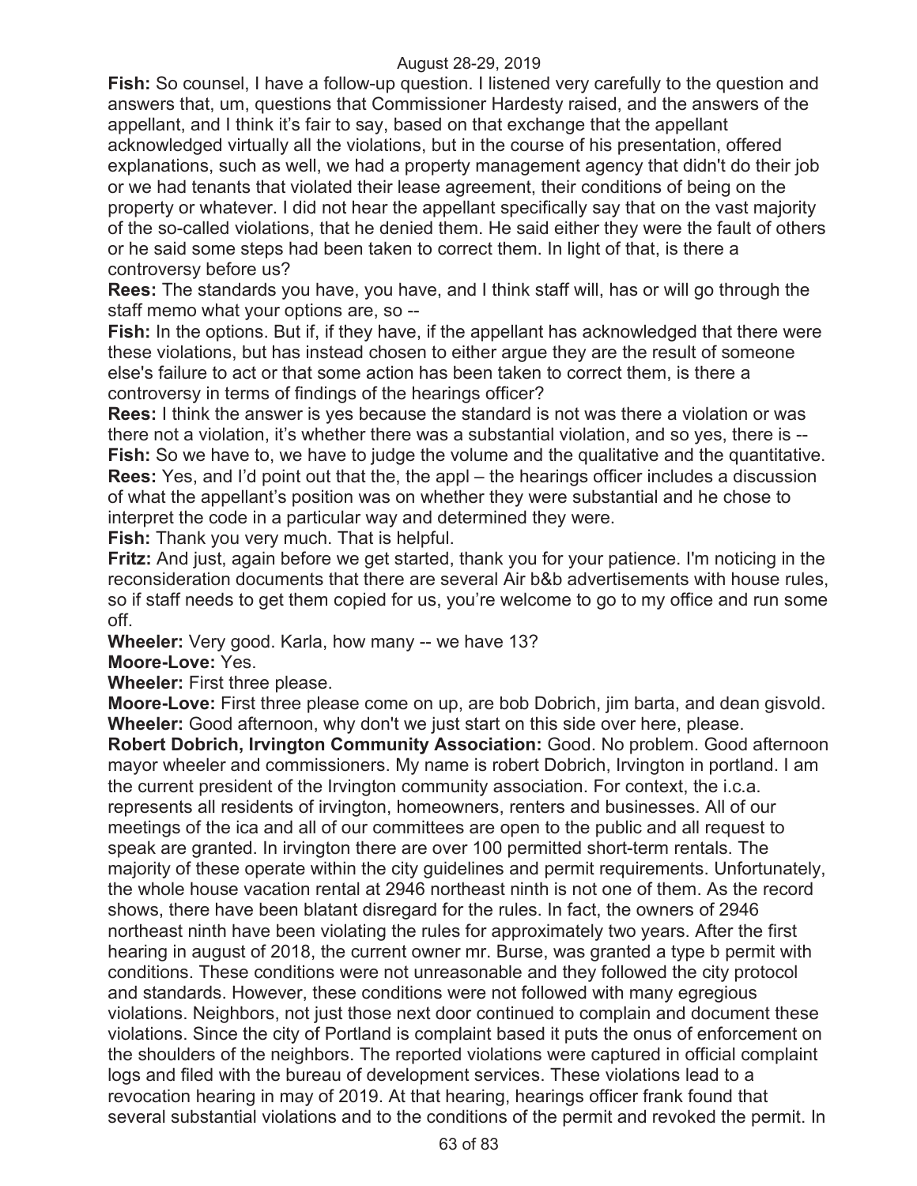**Fish:** So counsel, I have a follow-up question. I listened very carefully to the question and answers that, um, questions that Commissioner Hardesty raised, and the answers of the appellant, and I think it's fair to say, based on that exchange that the appellant acknowledged virtually all the violations, but in the course of his presentation, offered explanations, such as well, we had a property management agency that didn't do their job or we had tenants that violated their lease agreement, their conditions of being on the property or whatever. I did not hear the appellant specifically say that on the vast majority of the so-called violations, that he denied them. He said either they were the fault of others or he said some steps had been taken to correct them. In light of that, is there a controversy before us?

**Rees:** The standards you have, you have, and I think staff will, has or will go through the staff memo what your options are, so --

**Fish:** In the options. But if, if they have, if the appellant has acknowledged that there were these violations, but has instead chosen to either argue they are the result of someone else's failure to act or that some action has been taken to correct them, is there a controversy in terms of findings of the hearings officer?

**Rees:** I think the answer is yes because the standard is not was there a violation or was there not a violation, it's whether there was a substantial violation, and so yes, there is --

**Fish:** So we have to, we have to judge the volume and the qualitative and the quantitative.

**Rees:** Yes, and I'd point out that the, the appl – the hearings officer includes a discussion of what the appellant's position was on whether they were substantial and he chose to interpret the code in a particular way and determined they were.

**Fish:** Thank you very much. That is helpful.

**Fritz:** And just, again before we get started, thank you for your patience. I'm noticing in the reconsideration documents that there are several Air b&b advertisements with house rules, so if staff needs to get them copied for us, you're welcome to go to my office and run some off.

**Wheeler:** Very good. Karla, how many -- we have 13?

**Moore-Love:** Yes.

**Wheeler:** First three please.

**Moore-Love:** First three please come on up, are bob Dobrich, jim barta, and dean gisvold.

**Wheeler:** Good afternoon, why don't we just start on this side over here, please.

**Robert Dobrich, Irvington Community Association:** Good. No problem. Good afternoon mayor wheeler and commissioners. My name is robert Dobrich, Irvington in portland. I am the current president of the Irvington community association. For context, the i.c.a. represents all residents of irvington, homeowners, renters and businesses. All of our meetings of the ica and all of our committees are open to the public and all request to speak are granted. In irvington there are over 100 permitted short-term rentals. The majority of these operate within the city guidelines and permit requirements. Unfortunately, the whole house vacation rental at 2946 northeast ninth is not one of them. As the record shows, there have been blatant disregard for the rules. In fact, the owners of 2946 northeast ninth have been violating the rules for approximately two years. After the first hearing in august of 2018, the current owner mr. Burse, was granted a type b permit with conditions. These conditions were not unreasonable and they followed the city protocol and standards. However, these conditions were not followed with many egregious violations. Neighbors, not just those next door continued to complain and document these violations. Since the city of Portland is complaint based it puts the onus of enforcement on the shoulders of the neighbors. The reported violations were captured in official complaint logs and filed with the bureau of development services. These violations lead to a revocation hearing in may of 2019. At that hearing, hearings officer frank found that several substantial violations and to the conditions of the permit and revoked the permit. In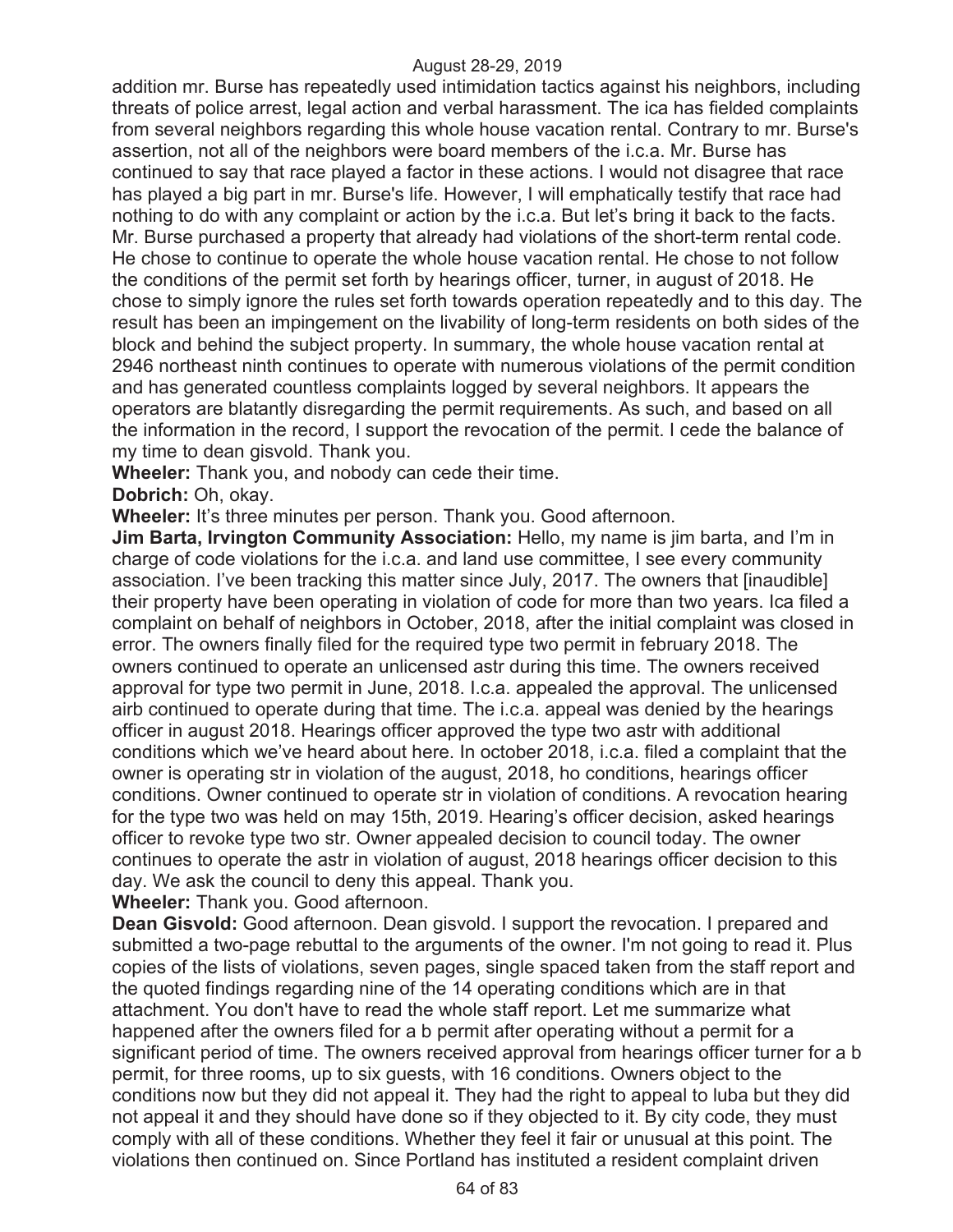addition mr. Burse has repeatedly used intimidation tactics against his neighbors, including threats of police arrest, legal action and verbal harassment. The ica has fielded complaints from several neighbors regarding this whole house vacation rental. Contrary to mr. Burse's assertion, not all of the neighbors were board members of the i.c.a. Mr. Burse has continued to say that race played a factor in these actions. I would not disagree that race has played a big part in mr. Burse's life. However, I will emphatically testify that race had nothing to do with any complaint or action by the i.c.a. But let's bring it back to the facts. Mr. Burse purchased a property that already had violations of the short-term rental code. He chose to continue to operate the whole house vacation rental. He chose to not follow the conditions of the permit set forth by hearings officer, turner, in august of 2018. He chose to simply ignore the rules set forth towards operation repeatedly and to this day. The result has been an impingement on the livability of long-term residents on both sides of the block and behind the subject property. In summary, the whole house vacation rental at 2946 northeast ninth continues to operate with numerous violations of the permit condition and has generated countless complaints logged by several neighbors. It appears the operators are blatantly disregarding the permit requirements. As such, and based on all the information in the record, I support the revocation of the permit. I cede the balance of my time to dean gisvold. Thank you.

**Wheeler:** Thank you, and nobody can cede their time.

**Dobrich:** Oh, okay.

**Wheeler:** It's three minutes per person. Thank you. Good afternoon.

**Jim Barta, Irvington Community Association:** Hello, my name is jim barta, and I'm in charge of code violations for the i.c.a. and land use committee, I see every community association. I've been tracking this matter since July, 2017. The owners that [inaudible] their property have been operating in violation of code for more than two years. Ica filed a complaint on behalf of neighbors in October, 2018, after the initial complaint was closed in error. The owners finally filed for the required type two permit in february 2018. The owners continued to operate an unlicensed astr during this time. The owners received approval for type two permit in June, 2018. I.c.a. appealed the approval. The unlicensed airb continued to operate during that time. The i.c.a. appeal was denied by the hearings officer in august 2018. Hearings officer approved the type two astr with additional conditions which we've heard about here. In october 2018, i.c.a. filed a complaint that the owner is operating str in violation of the august, 2018, ho conditions, hearings officer conditions. Owner continued to operate str in violation of conditions. A revocation hearing for the type two was held on may 15th, 2019. Hearing's officer decision, asked hearings officer to revoke type two str. Owner appealed decision to council today. The owner continues to operate the astr in violation of august, 2018 hearings officer decision to this day. We ask the council to deny this appeal. Thank you.

**Wheeler:** Thank you. Good afternoon.

**Dean Gisvold:** Good afternoon. Dean gisvold. I support the revocation. I prepared and submitted a two-page rebuttal to the arguments of the owner. I'm not going to read it. Plus copies of the lists of violations, seven pages, single spaced taken from the staff report and the quoted findings regarding nine of the 14 operating conditions which are in that attachment. You don't have to read the whole staff report. Let me summarize what happened after the owners filed for a b permit after operating without a permit for a significant period of time. The owners received approval from hearings officer turner for a b permit, for three rooms, up to six guests, with 16 conditions. Owners object to the conditions now but they did not appeal it. They had the right to appeal to luba but they did not appeal it and they should have done so if they objected to it. By city code, they must comply with all of these conditions. Whether they feel it fair or unusual at this point. The violations then continued on. Since Portland has instituted a resident complaint driven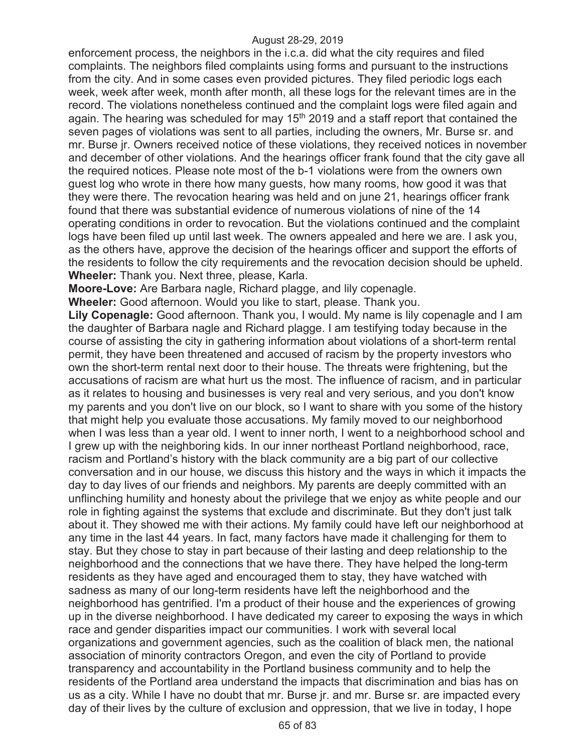enforcement process, the neighbors in the i.c.a. did what the city requires and filed complaints. The neighbors filed complaints using forms and pursuant to the instructions from the city. And in some cases even provided pictures. They filed periodic logs each week, week after week, month after month, all these logs for the relevant times are in the record. The violations nonetheless continued and the complaint logs were filed again and again. The hearing was scheduled for may 15th 2019 and a staff report that contained the seven pages of violations was sent to all parties, including the owners, Mr. Burse sr. and mr. Burse jr. Owners received notice of these violations, they received notices in november and december of other violations. And the hearings officer frank found that the city gave all the required notices. Please note most of the b-1 violations were from the owners own guest log who wrote in there how many guests, how many rooms, how good it was that they were there. The revocation hearing was held and on june 21, hearings officer frank found that there was substantial evidence of numerous violations of nine of the 14 operating conditions in order to revocation. But the violations continued and the complaint logs have been filed up until last week. The owners appealed and here we are. I ask you, as the others have, approve the decision of the hearings officer and support the efforts of the residents to follow the city requirements and the revocation decision should be upheld.

**Wheeler:** Thank you. Next three, please, Karla.

**Moore-Love:** Are Barbara nagle, Richard plagge, and lily copenagle.

**Wheeler:** Good afternoon. Would you like to start, please. Thank you.

**Lily Copenagle:** Good afternoon. Thank you, I would. My name is lily copenagle and I am the daughter of Barbara nagle and Richard plagge. I am testifying today because in the course of assisting the city in gathering information about violations of a short-term rental permit, they have been threatened and accused of racism by the property investors who own the short-term rental next door to their house. The threats were frightening, but the accusations of racism are what hurt us the most. The influence of racism, and in particular as it relates to housing and businesses is very real and very serious, and you don't know my parents and you don't live on our block, so I want to share with you some of the history that might help you evaluate those accusations. My family moved to our neighborhood when I was less than a year old. I went to inner north, I went to a neighborhood school and I grew up with the neighboring kids. In our inner northeast Portland neighborhood, race, racism and Portland's history with the black community are a big part of our collective conversation and in our house, we discuss this history and the ways in which it impacts the day to day lives of our friends and neighbors. My parents are deeply committed with an unflinching humility and honesty about the privilege that we enjoy as white people and our role in fighting against the systems that exclude and discriminate. But they don't just talk about it. They showed me with their actions. My family could have left our neighborhood at any time in the last 44 years. In fact, many factors have made it challenging for them to stay. But they chose to stay in part because of their lasting and deep relationship to the neighborhood and the connections that we have there. They have helped the long-term residents as they have aged and encouraged them to stay, they have watched with sadness as many of our long-term residents have left the neighborhood and the neighborhood has gentrified. I'm a product of their house and the experiences of growing up in the diverse neighborhood. I have dedicated my career to exposing the ways in which race and gender disparities impact our communities. I work with several local organizations and government agencies, such as the coalition of black men, the national association of minority contractors Oregon, and even the city of Portland to provide transparency and accountability in the Portland business community and to help the residents of the Portland area understand the impacts that discrimination and bias has on us as a city. While I have no doubt that mr. Burse jr. and mr. Burse sr. are impacted every day of their lives by the culture of exclusion and oppression, that we live in today, I hope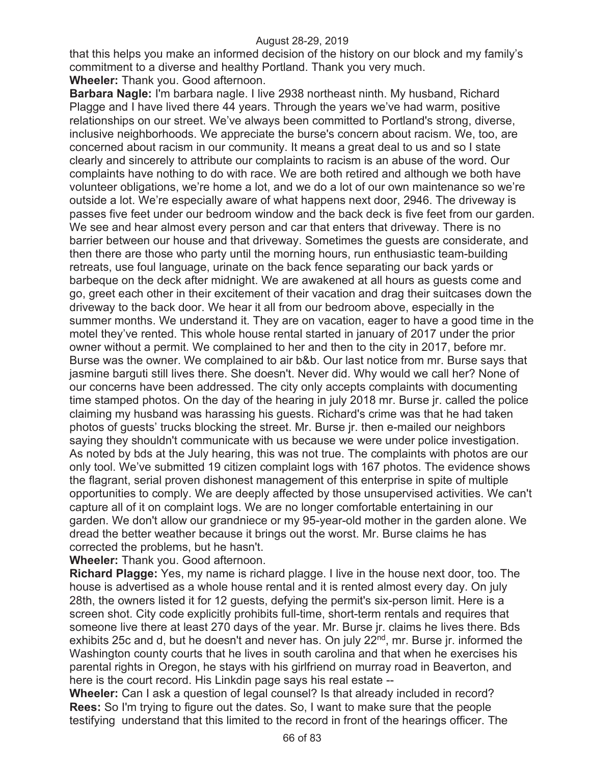that this helps you make an informed decision of the history on our block and my family's commitment to a diverse and healthy Portland. Thank you very much.

**Wheeler:** Thank you. Good afternoon.

**Barbara Nagle:** I'm barbara nagle. I live 2938 northeast ninth. My husband, Richard Plagge and I have lived there 44 years. Through the years we've had warm, positive relationships on our street. We've always been committed to Portland's strong, diverse, inclusive neighborhoods. We appreciate the burse's concern about racism. We, too, are concerned about racism in our community. It means a great deal to us and so I state clearly and sincerely to attribute our complaints to racism is an abuse of the word. Our complaints have nothing to do with race. We are both retired and although we both have volunteer obligations, we're home a lot, and we do a lot of our own maintenance so we're outside a lot. We're especially aware of what happens next door, 2946. The driveway is passes five feet under our bedroom window and the back deck is five feet from our garden. We see and hear almost every person and car that enters that driveway. There is no barrier between our house and that driveway. Sometimes the guests are considerate, and then there are those who party until the morning hours, run enthusiastic team-building retreats, use foul language, urinate on the back fence separating our back yards or barbeque on the deck after midnight. We are awakened at all hours as guests come and go, greet each other in their excitement of their vacation and drag their suitcases down the driveway to the back door. We hear it all from our bedroom above, especially in the summer months. We understand it. They are on vacation, eager to have a good time in the motel they've rented. This whole house rental started in january of 2017 under the prior owner without a permit. We complained to her and then to the city in 2017, before mr. Burse was the owner. We complained to air b&b. Our last notice from mr. Burse says that jasmine barguti still lives there. She doesn't. Never did. Why would we call her? None of our concerns have been addressed. The city only accepts complaints with documenting time stamped photos. On the day of the hearing in july 2018 mr. Burse jr. called the police claiming my husband was harassing his guests. Richard's crime was that he had taken photos of guests' trucks blocking the street. Mr. Burse jr. then e-mailed our neighbors saying they shouldn't communicate with us because we were under police investigation. As noted by bds at the July hearing, this was not true. The complaints with photos are our only tool. We've submitted 19 citizen complaint logs with 167 photos. The evidence shows the flagrant, serial proven dishonest management of this enterprise in spite of multiple opportunities to comply. We are deeply affected by those unsupervised activities. We can't capture all of it on complaint logs. We are no longer comfortable entertaining in our garden. We don't allow our grandniece or my 95-year-old mother in the garden alone. We dread the better weather because it brings out the worst. Mr. Burse claims he has corrected the problems, but he hasn't.

**Wheeler:** Thank you. Good afternoon.

**Richard Plagge:** Yes, my name is richard plagge. I live in the house next door, too. The house is advertised as a whole house rental and it is rented almost every day. On july 28th, the owners listed it for 12 guests, defying the permit's six-person limit. Here is a screen shot. City code explicitly prohibits full-time, short-term rentals and requires that someone live there at least 270 days of the year. Mr. Burse jr. claims he lives there. Bds exhibits 25c and d, but he doesn't and never has. On july 22nd, mr. Burse jr. informed the Washington county courts that he lives in south carolina and that when he exercises his parental rights in Oregon, he stays with his girlfriend on murray road in Beaverton, and here is the court record. His Linkdin page says his real estate --

**Wheeler:** Can I ask a question of legal counsel? Is that already included in record?

**Rees:** So I'm trying to figure out the dates. So, I want to make sure that the people testifying understand that this limited to the record in front of the hearings officer. The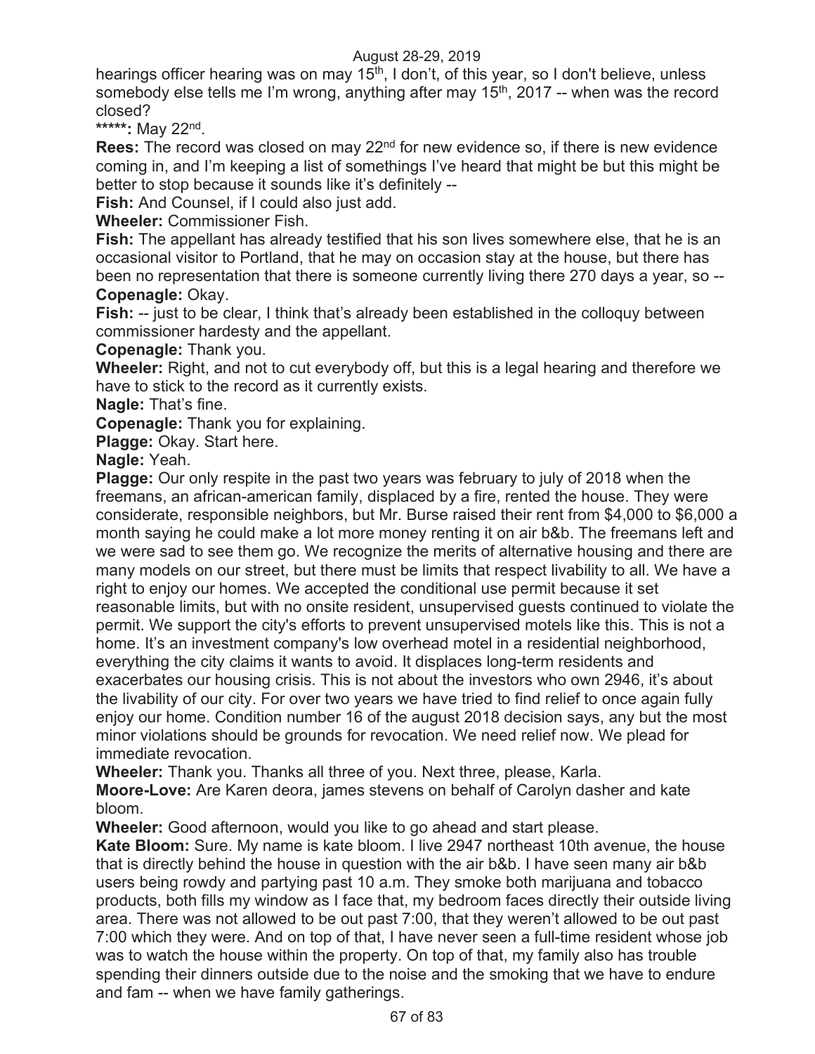hearings officer hearing was on may 15th, I don't, of this year, so I don't believe, unless somebody else tells me I'm wrong, anything after may 15th, 2017 -- when was the record closed?

**\*\*\*\*\*:** May 22nd.

**Rees:** The record was closed on may 22nd for new evidence so, if there is new evidence coming in, and I'm keeping a list of somethings I've heard that might be but this might be better to stop because it sounds like it's definitely --

**Fish:** And Counsel, if I could also just add.

**Wheeler:** Commissioner Fish.

**Fish:** The appellant has already testified that his son lives somewhere else, that he is an occasional visitor to Portland, that he may on occasion stay at the house, but there has been no representation that there is someone currently living there 270 days a year, so --

**Copenagle:** Okay.

**Fish:** -- just to be clear, I think that's already been established in the colloquy between commissioner hardesty and the appellant.

**Copenagle:** Thank you.

**Wheeler:** Right, and not to cut everybody off, but this is a legal hearing and therefore we have to stick to the record as it currently exists.

**Nagle:** That's fine.

**Copenagle:** Thank you for explaining.

**Plagge:** Okay. Start here.

**Nagle:** Yeah.

**Plagge:** Our only respite in the past two years was february to july of 2018 when the freemans, an african-american family, displaced by a fire, rented the house. They were considerate, responsible neighbors, but Mr. Burse raised their rent from $4,000 to $6,000 a month saying he could make a lot more money renting it on air b&b. The freemans left and we were sad to see them go. We recognize the merits of alternative housing and there are many models on our street, but there must be limits that respect livability to all. We have a right to enjoy our homes. We accepted the conditional use permit because it set reasonable limits, but with no onsite resident, unsupervised guests continued to violate the permit. We support the city's efforts to prevent unsupervised motels like this. This is not a home. It's an investment company's low overhead motel in a residential neighborhood, everything the city claims it wants to avoid. It displaces long-term residents and exacerbates our housing crisis. This is not about the investors who own 2946, it's about the livability of our city. For over two years we have tried to find relief to once again fully enjoy our home. Condition number 16 of the august 2018 decision says, any but the most minor violations should be grounds for revocation. We need relief now. We plead for immediate revocation.

**Wheeler:** Thank you. Thanks all three of you. Next three, please, Karla.

**Moore-Love:** Are Karen deora, james stevens on behalf of Carolyn dasher and kate bloom.

**Wheeler:** Good afternoon, would you like to go ahead and start please.

**Kate Bloom:** Sure. My name is kate bloom. I live 2947 northeast 10th avenue, the house that is directly behind the house in question with the air b&b. I have seen many air b&b users being rowdy and partying past 10 a.m. They smoke both marijuana and tobacco products, both fills my window as I face that, my bedroom faces directly their outside living area. There was not allowed to be out past 7:00, that they weren't allowed to be out past 7:00 which they were. And on top of that, I have never seen a full-time resident whose job was to watch the house within the property. On top of that, my family also has trouble spending their dinners outside due to the noise and the smoking that we have to endure and fam -- when we have family gatherings.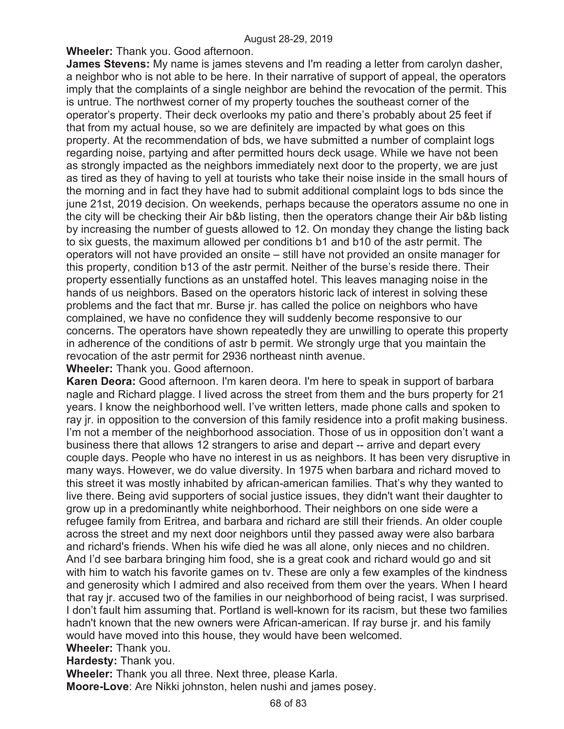**Wheeler:** Thank you. Good afternoon.

**James Stevens:** My name is james stevens and I'm reading a letter from carolyn dasher, a neighbor who is not able to be here. In their narrative of support of appeal, the operators imply that the complaints of a single neighbor are behind the revocation of the permit. This is untrue. The northwest corner of my property touches the southeast corner of the operator's property. Their deck overlooks my patio and there's probably about 25 feet if that from my actual house, so we are definitely are impacted by what goes on this property. At the recommendation of bds, we have submitted a number of complaint logs regarding noise, partying and after permitted hours deck usage. While we have not been as strongly impacted as the neighbors immediately next door to the property, we are just as tired as they of having to yell at tourists who take their noise inside in the small hours of the morning and in fact they have had to submit additional complaint logs to bds since the june 21st, 2019 decision. On weekends, perhaps because the operators assume no one in the city will be checking their Air b&b listing, then the operators change their Air b&b listing by increasing the number of guests allowed to 12. On monday they change the listing back to six guests, the maximum allowed per conditions b1 and b10 of the astr permit. The operators will not have provided an onsite – still have not provided an onsite manager for this property, condition b13 of the astr permit. Neither of the burse's reside there. Their property essentially functions as an unstaffed hotel. This leaves managing noise in the hands of us neighbors. Based on the operators historic lack of interest in solving these problems and the fact that mr. Burse jr. has called the police on neighbors who have complained, we have no confidence they will suddenly become responsive to our concerns. The operators have shown repeatedly they are unwilling to operate this property in adherence of the conditions of astr b permit. We strongly urge that you maintain the revocation of the astr permit for 2936 northeast ninth avenue.

**Wheeler:** Thank you. Good afternoon.

**Karen Deora:** Good afternoon. I'm karen deora. I'm here to speak in support of barbara nagle and Richard plagge. I lived across the street from them and the burs property for 21 years. I know the neighborhood well. I've written letters, made phone calls and spoken to ray jr. in opposition to the conversion of this family residence into a profit making business. I'm not a member of the neighborhood association. Those of us in opposition don't want a business there that allows 12 strangers to arise and depart -- arrive and depart every couple days. People who have no interest in us as neighbors. It has been very disruptive in many ways. However, we do value diversity. In 1975 when barbara and richard moved to this street it was mostly inhabited by african-american families. That's why they wanted to live there. Being avid supporters of social justice issues, they didn't want their daughter to grow up in a predominantly white neighborhood. Their neighbors on one side were a refugee family from Eritrea, and barbara and richard are still their friends. An older couple across the street and my next door neighbors until they passed away were also barbara and richard's friends. When his wife died he was all alone, only nieces and no children. And I'd see barbara bringing him food, she is a great cook and richard would go and sit with him to watch his favorite games on tv. These are only a few examples of the kindness and generosity which I admired and also received from them over the years. When I heard that ray jr. accused two of the families in our neighborhood of being racist, I was surprised. I don't fault him assuming that. Portland is well-known for its racism, but these two families hadn't known that the new owners were African-american. If ray burse jr. and his family would have moved into this house, they would have been welcomed.

**Wheeler:** Thank you.

**Hardesty:** Thank you.

**Wheeler:** Thank you all three. Next three, please Karla.

**Moore-Love**: Are Nikki johnston, helen nushi and james posey.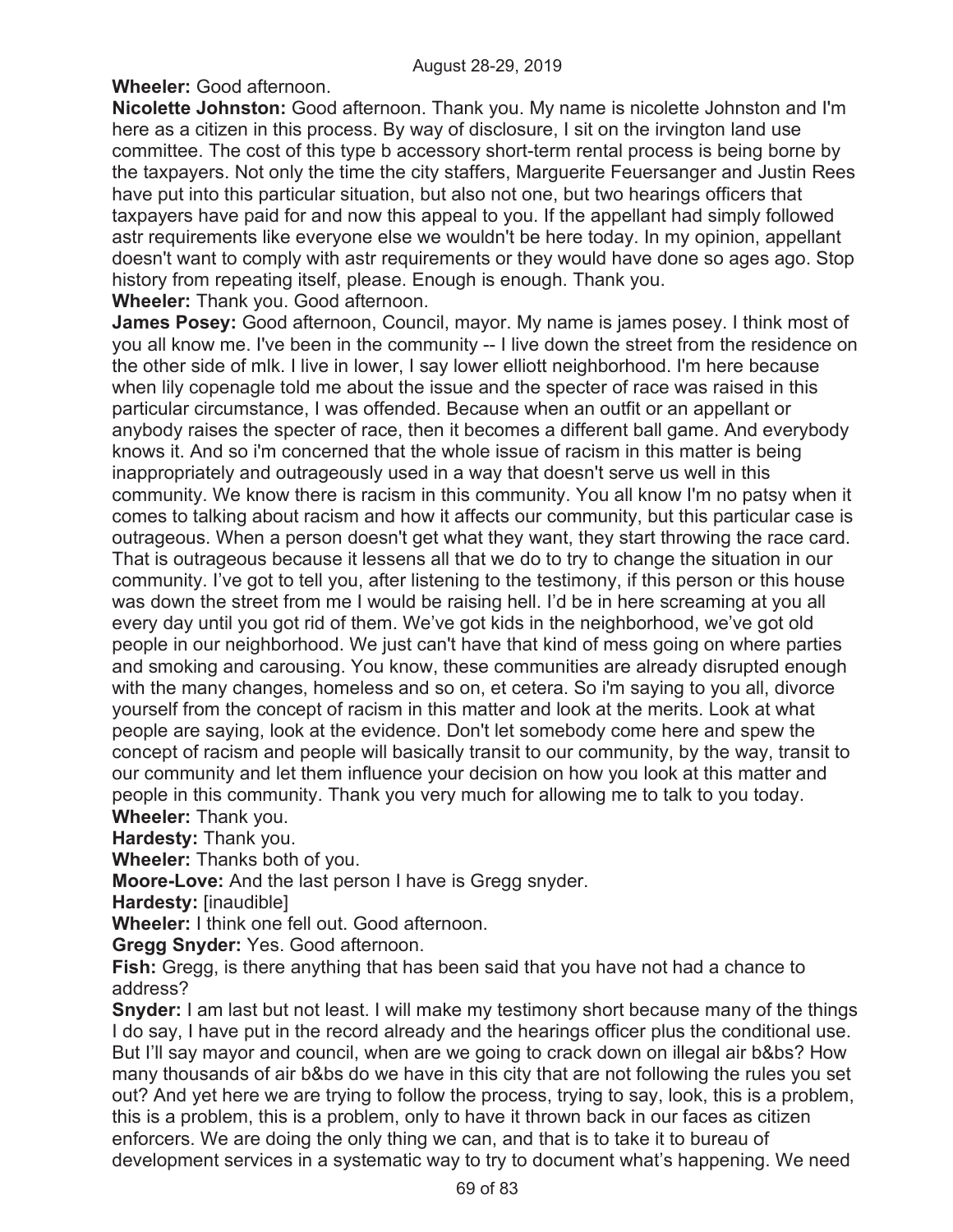**Wheeler:** Good afternoon.

**Nicolette Johnston:** Good afternoon. Thank you. My name is nicolette Johnston and I'm here as a citizen in this process. By way of disclosure, I sit on the irvington land use committee. The cost of this type b accessory short-term rental process is being borne by the taxpayers. Not only the time the city staffers, Marguerite Feuersanger and Justin Rees have put into this particular situation, but also not one, but two hearings officers that taxpayers have paid for and now this appeal to you. If the appellant had simply followed astr requirements like everyone else we wouldn't be here today. In my opinion, appellant doesn't want to comply with astr requirements or they would have done so ages ago. Stop history from repeating itself, please. Enough is enough. Thank you.

**Wheeler:** Thank you. Good afternoon.

**James Posey:** Good afternoon, Council, mayor. My name is james posey. I think most of you all know me. I've been in the community -- I live down the street from the residence on the other side of mlk. I live in lower, I say lower elliott neighborhood. I'm here because when lily copenagle told me about the issue and the specter of race was raised in this particular circumstance, I was offended. Because when an outfit or an appellant or anybody raises the specter of race, then it becomes a different ball game. And everybody knows it. And so i'm concerned that the whole issue of racism in this matter is being inappropriately and outrageously used in a way that doesn't serve us well in this community. We know there is racism in this community. You all know I'm no patsy when it comes to talking about racism and how it affects our community, but this particular case is outrageous. When a person doesn't get what they want, they start throwing the race card. That is outrageous because it lessens all that we do to try to change the situation in our community. I've got to tell you, after listening to the testimony, if this person or this house was down the street from me I would be raising hell. I'd be in here screaming at you all every day until you got rid of them. We've got kids in the neighborhood, we've got old people in our neighborhood. We just can't have that kind of mess going on where parties and smoking and carousing. You know, these communities are already disrupted enough with the many changes, homeless and so on, et cetera. So i'm saying to you all, divorce yourself from the concept of racism in this matter and look at the merits. Look at what people are saying, look at the evidence. Don't let somebody come here and spew the concept of racism and people will basically transit to our community, by the way, transit to our community and let them influence your decision on how you look at this matter and people in this community. Thank you very much for allowing me to talk to you today.

**Wheeler:** Thank you.

**Hardesty:** Thank you.

**Wheeler:** Thanks both of you.

**Moore-Love:** And the last person I have is Gregg snyder.

**Hardesty:** [inaudible]

**Wheeler:** I think one fell out. Good afternoon.

**Gregg Snyder:** Yes. Good afternoon.

**Fish:** Gregg, is there anything that has been said that you have not had a chance to address?

**Snyder:** I am last but not least. I will make my testimony short because many of the things I do say, I have put in the record already and the hearings officer plus the conditional use. But I'll say mayor and council, when are we going to crack down on illegal air b&bs? How many thousands of air b&bs do we have in this city that are not following the rules you set out? And yet here we are trying to follow the process, trying to say, look, this is a problem, this is a problem, this is a problem, only to have it thrown back in our faces as citizen enforcers. We are doing the only thing we can, and that is to take it to bureau of development services in a systematic way to try to document what's happening. We need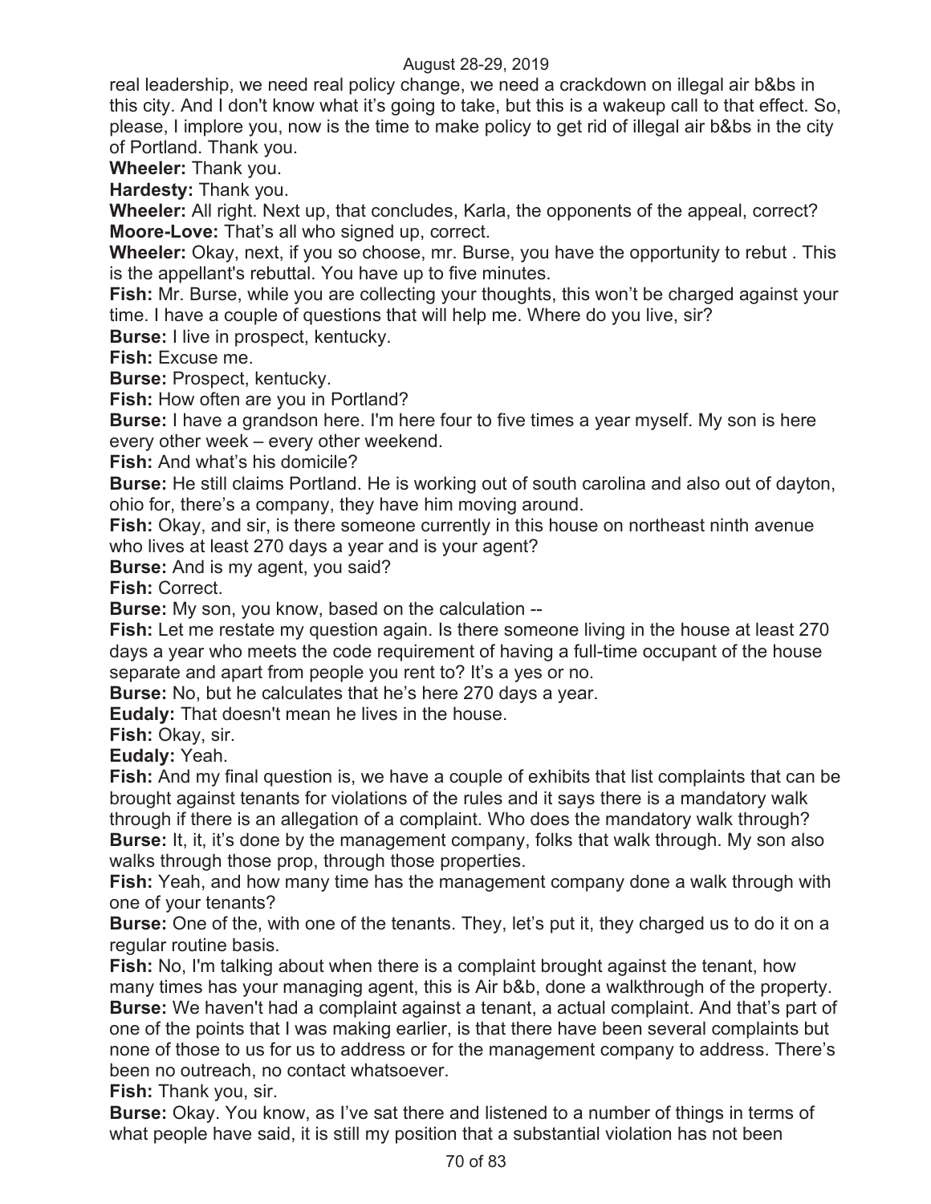real leadership, we need real policy change, we need a crackdown on illegal air b&bs in this city. And I don't know what it's going to take, but this is a wakeup call to that effect. So, please, I implore you, now is the time to make policy to get rid of illegal air b&bs in the city of Portland. Thank you.

**Wheeler:** Thank you.

**Hardesty:** Thank you.

**Wheeler:** All right. Next up, that concludes, Karla, the opponents of the appeal, correct?

**Moore-Love:** That's all who signed up, correct.

**Wheeler:** Okay, next, if you so choose, mr. Burse, you have the opportunity to rebut . This is the appellant's rebuttal. You have up to five minutes.

**Fish:** Mr. Burse, while you are collecting your thoughts, this won't be charged against your time. I have a couple of questions that will help me. Where do you live, sir?

**Burse:** I live in prospect, kentucky.

**Fish:** Excuse me.

**Burse:** Prospect, kentucky.

**Fish:** How often are you in Portland?

**Burse:** I have a grandson here. I'm here four to five times a year myself. My son is here every other week – every other weekend.

**Fish:** And what's his domicile?

**Burse:** He still claims Portland. He is working out of south carolina and also out of dayton, ohio for, there's a company, they have him moving around.

**Fish:** Okay, and sir, is there someone currently in this house on northeast ninth avenue who lives at least 270 days a year and is your agent?

**Burse:** And is my agent, you said?

**Fish:** Correct.

**Burse:** My son, you know, based on the calculation --

**Fish:** Let me restate my question again. Is there someone living in the house at least 270 days a year who meets the code requirement of having a full-time occupant of the house separate and apart from people you rent to? It's a yes or no.

**Burse:** No, but he calculates that he's here 270 days a year.

**Eudaly:** That doesn't mean he lives in the house.

**Fish:** Okay, sir.

**Eudaly:** Yeah.

**Fish:** And my final question is, we have a couple of exhibits that list complaints that can be brought against tenants for violations of the rules and it says there is a mandatory walk through if there is an allegation of a complaint. Who does the mandatory walk through?

**Burse:** It, it, it's done by the management company, folks that walk through. My son also walks through those prop, through those properties.

**Fish:** Yeah, and how many time has the management company done a walk through with one of your tenants?

**Burse:** One of the, with one of the tenants. They, let's put it, they charged us to do it on a regular routine basis.

**Fish:** No, I'm talking about when there is a complaint brought against the tenant, how many times has your managing agent, this is Air b&b, done a walkthrough of the property.

**Burse:** We haven't had a complaint against a tenant, a actual complaint. And that's part of one of the points that I was making earlier, is that there have been several complaints but none of those to us for us to address or for the management company to address. There's been no outreach, no contact whatsoever.

**Fish:** Thank you, sir.

**Burse:** Okay. You know, as I've sat there and listened to a number of things in terms of what people have said, it is still my position that a substantial violation has not been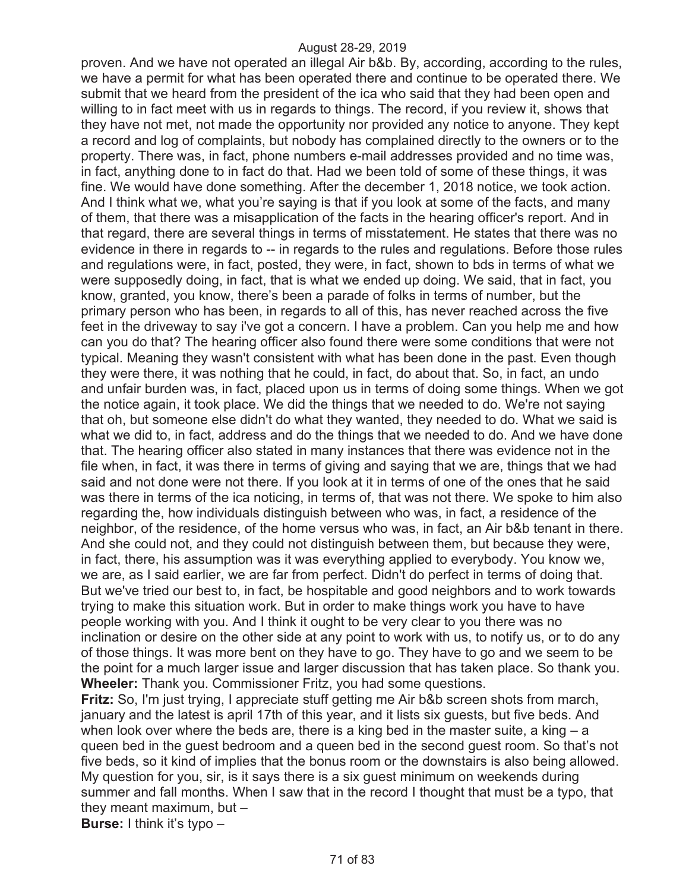proven. And we have not operated an illegal Air b&b. By, according, according to the rules, we have a permit for what has been operated there and continue to be operated there. We submit that we heard from the president of the ica who said that they had been open and willing to in fact meet with us in regards to things. The record, if you review it, shows that they have not met, not made the opportunity nor provided any notice to anyone. They kept a record and log of complaints, but nobody has complained directly to the owners or to the property. There was, in fact, phone numbers e-mail addresses provided and no time was, in fact, anything done to in fact do that. Had we been told of some of these things, it was fine. We would have done something. After the december 1, 2018 notice, we took action. And I think what we, what you're saying is that if you look at some of the facts, and many of them, that there was a misapplication of the facts in the hearing officer's report. And in that regard, there are several things in terms of misstatement. He states that there was no evidence in there in regards to -- in regards to the rules and regulations. Before those rules and regulations were, in fact, posted, they were, in fact, shown to bds in terms of what we were supposedly doing, in fact, that is what we ended up doing. We said, that in fact, you know, granted, you know, there's been a parade of folks in terms of number, but the primary person who has been, in regards to all of this, has never reached across the five feet in the driveway to say i've got a concern. I have a problem. Can you help me and how can you do that? The hearing officer also found there were some conditions that were not typical. Meaning they wasn't consistent with what has been done in the past. Even though they were there, it was nothing that he could, in fact, do about that. So, in fact, an undo and unfair burden was, in fact, placed upon us in terms of doing some things. When we got the notice again, it took place. We did the things that we needed to do. We're not saying that oh, but someone else didn't do what they wanted, they needed to do. What we said is what we did to, in fact, address and do the things that we needed to do. And we have done that. The hearing officer also stated in many instances that there was evidence not in the file when, in fact, it was there in terms of giving and saying that we are, things that we had said and not done were not there. If you look at it in terms of one of the ones that he said was there in terms of the ica noticing, in terms of, that was not there. We spoke to him also regarding the, how individuals distinguish between who was, in fact, a residence of the neighbor, of the residence, of the home versus who was, in fact, an Air b&b tenant in there. And she could not, and they could not distinguish between them, but because they were, in fact, there, his assumption was it was everything applied to everybody. You know we, we are, as I said earlier, we are far from perfect. Didn't do perfect in terms of doing that. But we've tried our best to, in fact, be hospitable and good neighbors and to work towards trying to make this situation work. But in order to make things work you have to have people working with you. And I think it ought to be very clear to you there was no inclination or desire on the other side at any point to work with us, to notify us, or to do any of those things. It was more bent on they have to go. They have to go and we seem to be the point for a much larger issue and larger discussion that has taken place. So thank you.

**Wheeler:** Thank you. Commissioner Fritz, you had some questions.

**Fritz:** So, I'm just trying, I appreciate stuff getting me Air b&b screen shots from march, january and the latest is april 17th of this year, and it lists six guests, but five beds. And when look over where the beds are, there is a king bed in the master suite, a king – a queen bed in the guest bedroom and a queen bed in the second guest room. So that's not five beds, so it kind of implies that the bonus room or the downstairs is also being allowed. My question for you, sir, is it says there is a six guest minimum on weekends during summer and fall months. When I saw that in the record I thought that must be a typo, that they meant maximum, but –

**Burse:** I think it's typo –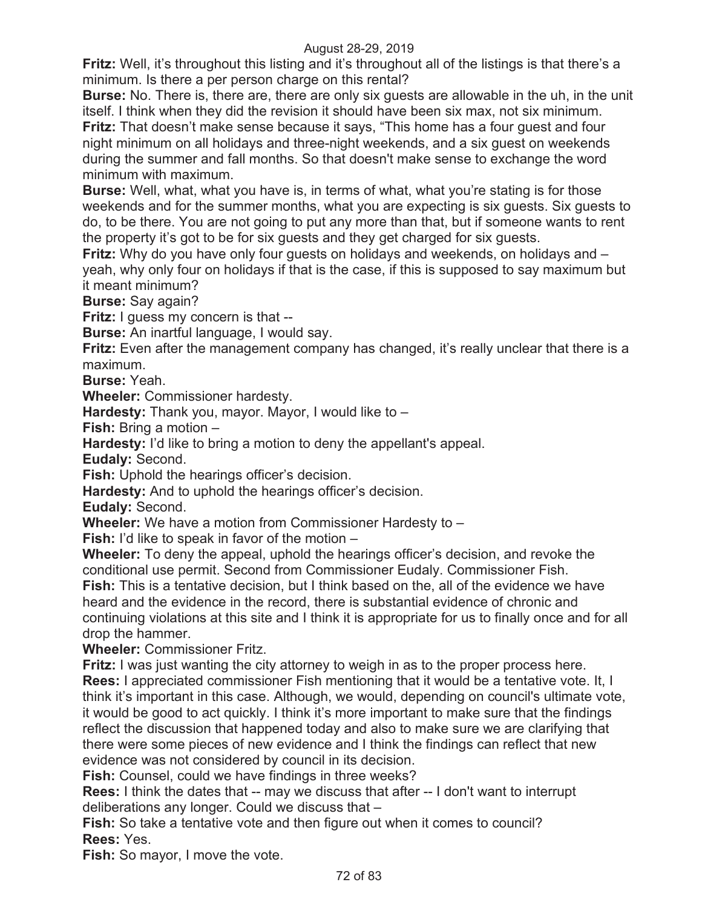**Fritz:** Well, it's throughout this listing and it's throughout all of the listings is that there's a minimum. Is there a per person charge on this rental?

**Burse:** No. There is, there are, there are only six guests are allowable in the uh, in the unit itself. I think when they did the revision it should have been six max, not six minimum.

**Fritz:** That doesn't make sense because it says, "This home has a four guest and four night minimum on all holidays and three-night weekends, and a six guest on weekends during the summer and fall months. So that doesn't make sense to exchange the word minimum with maximum.

**Burse:** Well, what, what you have is, in terms of what, what you're stating is for those weekends and for the summer months, what you are expecting is six guests. Six guests to do, to be there. You are not going to put any more than that, but if someone wants to rent the property it's got to be for six guests and they get charged for six guests.

**Fritz:** Why do you have only four guests on holidays and weekends, on holidays and – yeah, why only four on holidays if that is the case, if this is supposed to say maximum but it meant minimum?

**Burse:** Say again?

**Fritz:** I guess my concern is that --

**Burse:** An inartful language, I would say.

**Fritz:** Even after the management company has changed, it's really unclear that there is a maximum.

**Burse:** Yeah.

**Wheeler:** Commissioner hardesty.

**Hardesty:** Thank you, mayor. Mayor, I would like to –

**Fish:** Bring a motion –

**Hardesty:** I'd like to bring a motion to deny the appellant's appeal.

**Eudaly:** Second.

**Fish:** Uphold the hearings officer's decision.

**Hardesty:** And to uphold the hearings officer's decision.

**Eudaly:** Second.

**Wheeler:** We have a motion from Commissioner Hardesty to –

**Fish:** I'd like to speak in favor of the motion –

**Wheeler:** To deny the appeal, uphold the hearings officer's decision, and revoke the conditional use permit. Second from Commissioner Eudaly. Commissioner Fish.

**Fish:** This is a tentative decision, but I think based on the, all of the evidence we have heard and the evidence in the record, there is substantial evidence of chronic and continuing violations at this site and I think it is appropriate for us to finally once and for all drop the hammer.

**Wheeler:** Commissioner Fritz.

**Fritz:** I was just wanting the city attorney to weigh in as to the proper process here.

**Rees:** I appreciated commissioner Fish mentioning that it would be a tentative vote. It, I think it's important in this case. Although, we would, depending on council's ultimate vote, it would be good to act quickly. I think it's more important to make sure that the findings reflect the discussion that happened today and also to make sure we are clarifying that there were some pieces of new evidence and I think the findings can reflect that new evidence was not considered by council in its decision.

**Fish:** Counsel, could we have findings in three weeks?

**Rees:** I think the dates that -- may we discuss that after -- I don't want to interrupt deliberations any longer. Could we discuss that –

**Fish:** So take a tentative vote and then figure out when it comes to council?

**Rees:** Yes.

**Fish:** So mayor, I move the vote.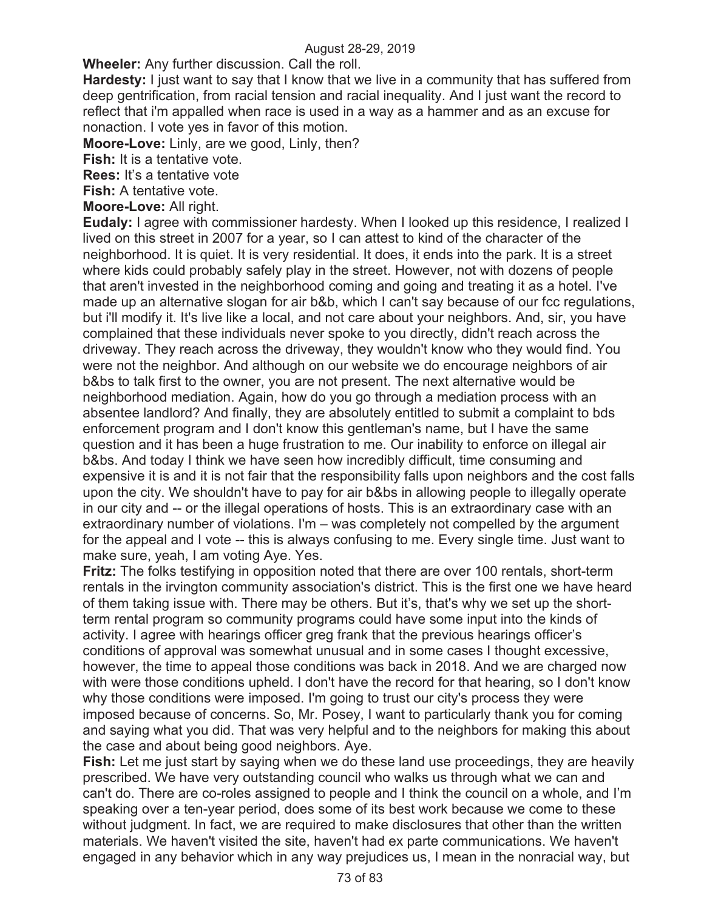**Wheeler:** Any further discussion. Call the roll.

**Hardesty:** I just want to say that I know that we live in a community that has suffered from deep gentrification, from racial tension and racial inequality. And I just want the record to reflect that i'm appalled when race is used in a way as a hammer and as an excuse for nonaction. I vote yes in favor of this motion.

**Moore-Love:** Linly, are we good, Linly, then?

**Fish:** It is a tentative vote.

**Rees:** It's a tentative vote

**Fish:** A tentative vote.

**Moore-Love:** All right.

**Eudaly:** I agree with commissioner hardesty. When I looked up this residence, I realized I lived on this street in 2007 for a year, so I can attest to kind of the character of the neighborhood. It is quiet. It is very residential. It does, it ends into the park. It is a street where kids could probably safely play in the street. However, not with dozens of people that aren't invested in the neighborhood coming and going and treating it as a hotel. I've made up an alternative slogan for air b&b, which I can't say because of our fcc regulations, but i'll modify it. It's live like a local, and not care about your neighbors. And, sir, you have complained that these individuals never spoke to you directly, didn't reach across the driveway. They reach across the driveway, they wouldn't know who they would find. You were not the neighbor. And although on our website we do encourage neighbors of air b&bs to talk first to the owner, you are not present. The next alternative would be neighborhood mediation. Again, how do you go through a mediation process with an absentee landlord? And finally, they are absolutely entitled to submit a complaint to bds enforcement program and I don't know this gentleman's name, but I have the same question and it has been a huge frustration to me. Our inability to enforce on illegal air b&bs. And today I think we have seen how incredibly difficult, time consuming and expensive it is and it is not fair that the responsibility falls upon neighbors and the cost falls upon the city. We shouldn't have to pay for air b&bs in allowing people to illegally operate in our city and -- or the illegal operations of hosts. This is an extraordinary case with an extraordinary number of violations. I'm – was completely not compelled by the argument for the appeal and I vote -- this is always confusing to me. Every single time. Just want to make sure, yeah, I am voting Aye. Yes.

**Fritz:** The folks testifying in opposition noted that there are over 100 rentals, short-term rentals in the irvington community association's district. This is the first one we have heard of them taking issue with. There may be others. But it's, that's why we set up the short-term rental program so community programs could have some input into the kinds of activity. I agree with hearings officer greg frank that the previous hearings officer's conditions of approval was somewhat unusual and in some cases I thought excessive, however, the time to appeal those conditions was back in 2018. And we are charged now with were those conditions upheld. I don't have the record for that hearing, so I don't know why those conditions were imposed. I'm going to trust our city's process they were imposed because of concerns. So, Mr. Posey, I want to particularly thank you for coming and saying what you did. That was very helpful and to the neighbors for making this about the case and about being good neighbors. Aye.

**Fish:** Let me just start by saying when we do these land use proceedings, they are heavily prescribed. We have very outstanding council who walks us through what we can and can't do. There are co-roles assigned to people and I think the council on a whole, and I'm speaking over a ten-year period, does some of its best work because we come to these without judgment. In fact, we are required to make disclosures that other than the written materials. We haven't visited the site, haven't had ex parte communications. We haven't engaged in any behavior which in any way prejudices us, I mean in the nonracial way, but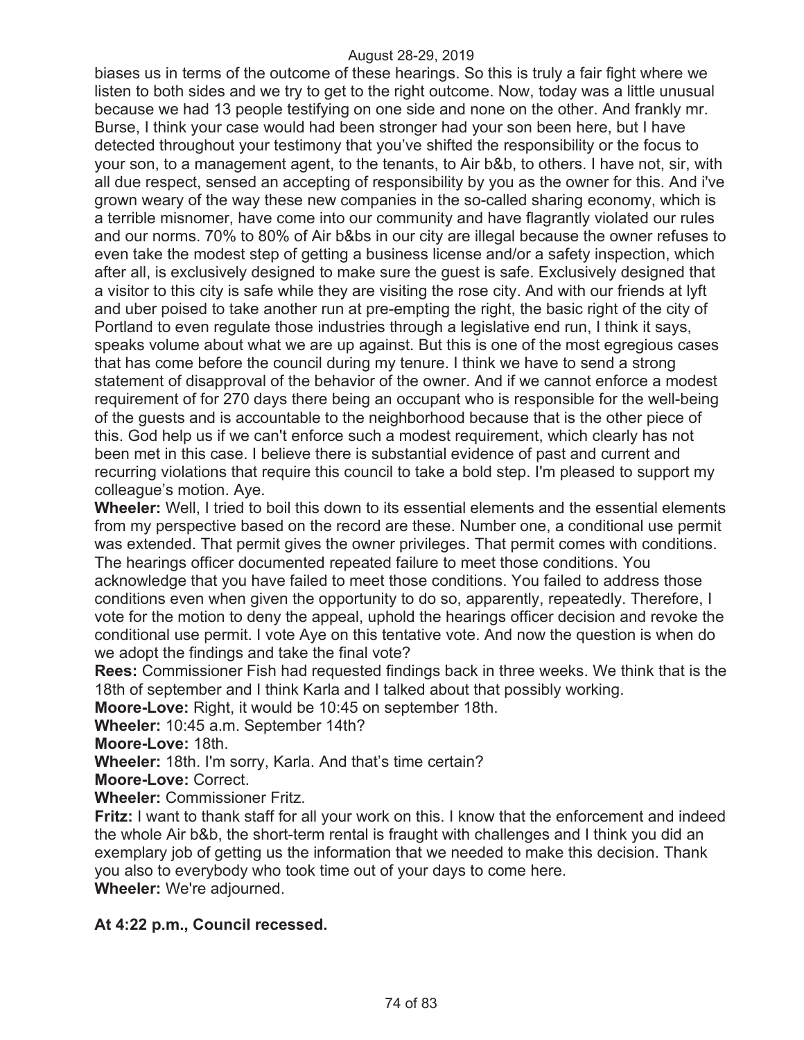biases us in terms of the outcome of these hearings. So this is truly a fair fight where we listen to both sides and we try to get to the right outcome. Now, today was a little unusual because we had 13 people testifying on one side and none on the other. And frankly mr. Burse, I think your case would had been stronger had your son been here, but I have detected throughout your testimony that you've shifted the responsibility or the focus to your son, to a management agent, to the tenants, to Air b&b, to others. I have not, sir, with all due respect, sensed an accepting of responsibility by you as the owner for this. And i've grown weary of the way these new companies in the so-called sharing economy, which is a terrible misnomer, have come into our community and have flagrantly violated our rules and our norms. 70% to 80% of Air b&bs in our city are illegal because the owner refuses to even take the modest step of getting a business license and/or a safety inspection, which after all, is exclusively designed to make sure the guest is safe. Exclusively designed that a visitor to this city is safe while they are visiting the rose city. And with our friends at lyft and uber poised to take another run at pre-empting the right, the basic right of the city of Portland to even regulate those industries through a legislative end run, I think it says, speaks volume about what we are up against. But this is one of the most egregious cases that has come before the council during my tenure. I think we have to send a strong statement of disapproval of the behavior of the owner. And if we cannot enforce a modest requirement of for 270 days there being an occupant who is responsible for the well-being of the guests and is accountable to the neighborhood because that is the other piece of this. God help us if we can't enforce such a modest requirement, which clearly has not been met in this case. I believe there is substantial evidence of past and current and recurring violations that require this council to take a bold step. I'm pleased to support my colleague's motion. Aye.

**Wheeler:** Well, I tried to boil this down to its essential elements and the essential elements from my perspective based on the record are these. Number one, a conditional use permit was extended. That permit gives the owner privileges. That permit comes with conditions. The hearings officer documented repeated failure to meet those conditions. You acknowledge that you have failed to meet those conditions. You failed to address those conditions even when given the opportunity to do so, apparently, repeatedly. Therefore, I vote for the motion to deny the appeal, uphold the hearings officer decision and revoke the conditional use permit. I vote Aye on this tentative vote. And now the question is when do we adopt the findings and take the final vote?

**Rees:** Commissioner Fish had requested findings back in three weeks. We think that is the 18th of september and I think Karla and I talked about that possibly working.

**Moore-Love:** Right, it would be 10:45 on september 18th.

**Wheeler:** 10:45 a.m. September 14th?

**Moore-Love:** 18th.

**Wheeler:** 18th. I'm sorry, Karla. And that's time certain?

**Moore-Love:** Correct.

**Wheeler:** Commissioner Fritz.

**Fritz:** I want to thank staff for all your work on this. I know that the enforcement and indeed the whole Air b&b, the short-term rental is fraught with challenges and I think you did an exemplary job of getting us the information that we needed to make this decision. Thank you also to everybody who took time out of your days to come here.

**Wheeler:** We're adjourned.

**At 4:22 p.m., Council recessed.**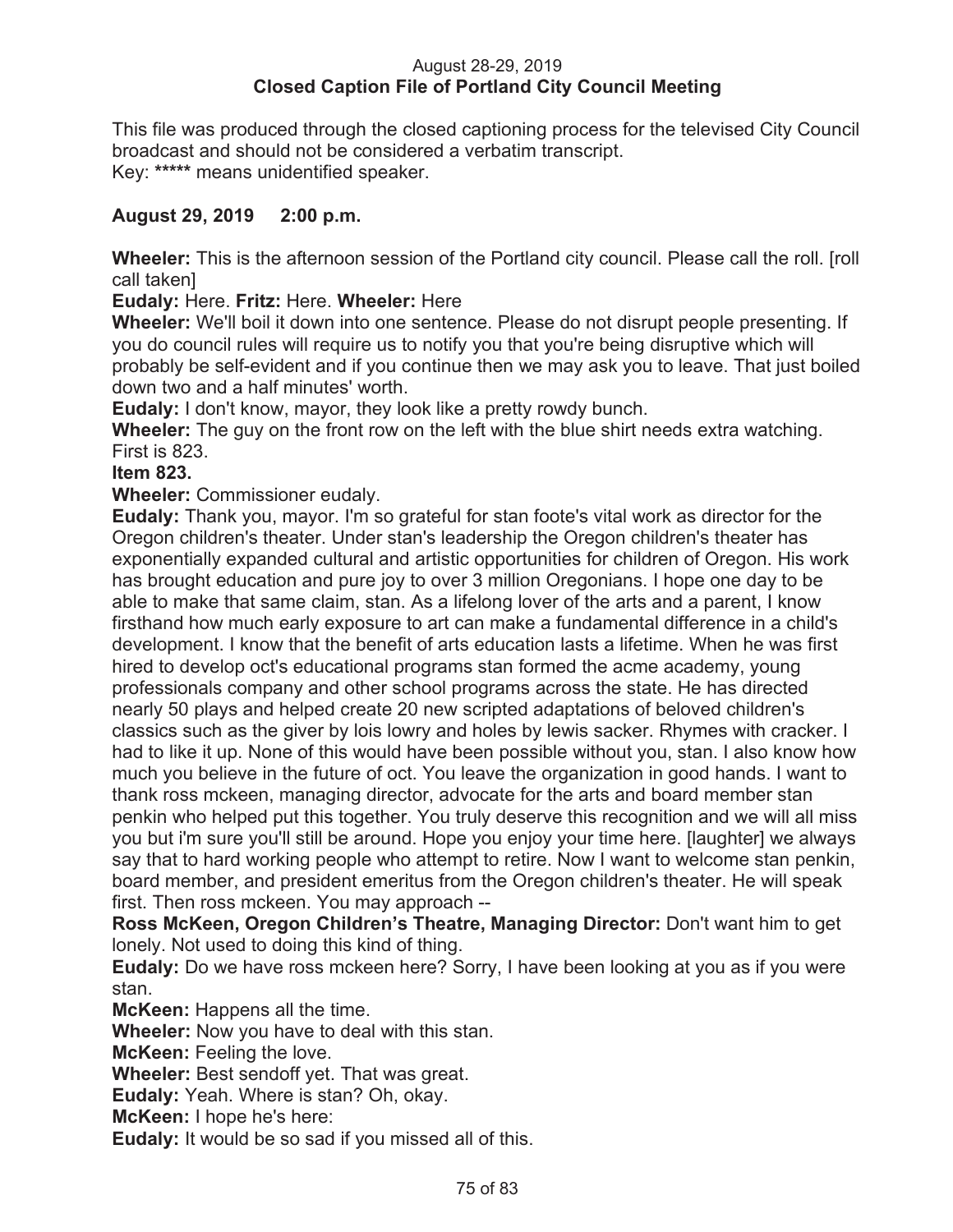August 28-29, 2019
**Closed Caption File of Portland City Council Meeting**

This file was produced through the closed captioning process for the televised City Council broadcast and should not be considered a verbatim transcript.
Key: ***** means unidentified speaker.

**August 29, 2019 2:00 p.m.**

**Wheeler:** This is the afternoon session of the Portland city council. Please call the roll. [roll call taken]

**Eudaly:** Here. **Fritz:** Here. **Wheeler:** Here

**Wheeler:** We'll boil it down into one sentence. Please do not disrupt people presenting. If you do council rules will require us to notify you that you're being disruptive which will probably be self-evident and if you continue then we may ask you to leave. That just boiled down two and a half minutes' worth.

**Eudaly:** I don't know, mayor, they look like a pretty rowdy bunch.

**Wheeler:** The guy on the front row on the left with the blue shirt needs extra watching. First is 823.

**Item 823.**

**Wheeler:** Commissioner eudaly.

**Eudaly:** Thank you, mayor. I'm so grateful for stan foote's vital work as director for the Oregon children's theater. Under stan's leadership the Oregon children's theater has exponentially expanded cultural and artistic opportunities for children of Oregon. His work has brought education and pure joy to over 3 million Oregonians. I hope one day to be able to make that same claim, stan. As a lifelong lover of the arts and a parent, I know firsthand how much early exposure to art can make a fundamental difference in a child's development. I know that the benefit of arts education lasts a lifetime. When he was first hired to develop oct's educational programs stan formed the acme academy, young professionals company and other school programs across the state. He has directed nearly 50 plays and helped create 20 new scripted adaptations of beloved children's classics such as the giver by lois lowry and holes by lewis sacker. Rhymes with cracker. I had to like it up. None of this would have been possible without you, stan. I also know how much you believe in the future of oct. You leave the organization in good hands. I want to thank ross mckeen, managing director, advocate for the arts and board member stan penkin who helped put this together. You truly deserve this recognition and we will all miss you but i'm sure you'll still be around. Hope you enjoy your time here. [laughter] we always say that to hard working people who attempt to retire. Now I want to welcome stan penkin, board member, and president emeritus from the Oregon children's theater. He will speak first. Then ross mckeen. You may approach --

**Ross McKeen, Oregon Children's Theatre, Managing Director:** Don't want him to get lonely. Not used to doing this kind of thing.

**Eudaly:** Do we have ross mckeen here? Sorry, I have been looking at you as if you were stan.

**McKeen:** Happens all the time.

**Wheeler:** Now you have to deal with this stan.

**McKeen:** Feeling the love.

**Wheeler:** Best sendoff yet. That was great.

**Eudaly:** Yeah. Where is stan? Oh, okay.

**McKeen:** I hope he's here:

**Eudaly:** It would be so sad if you missed all of this.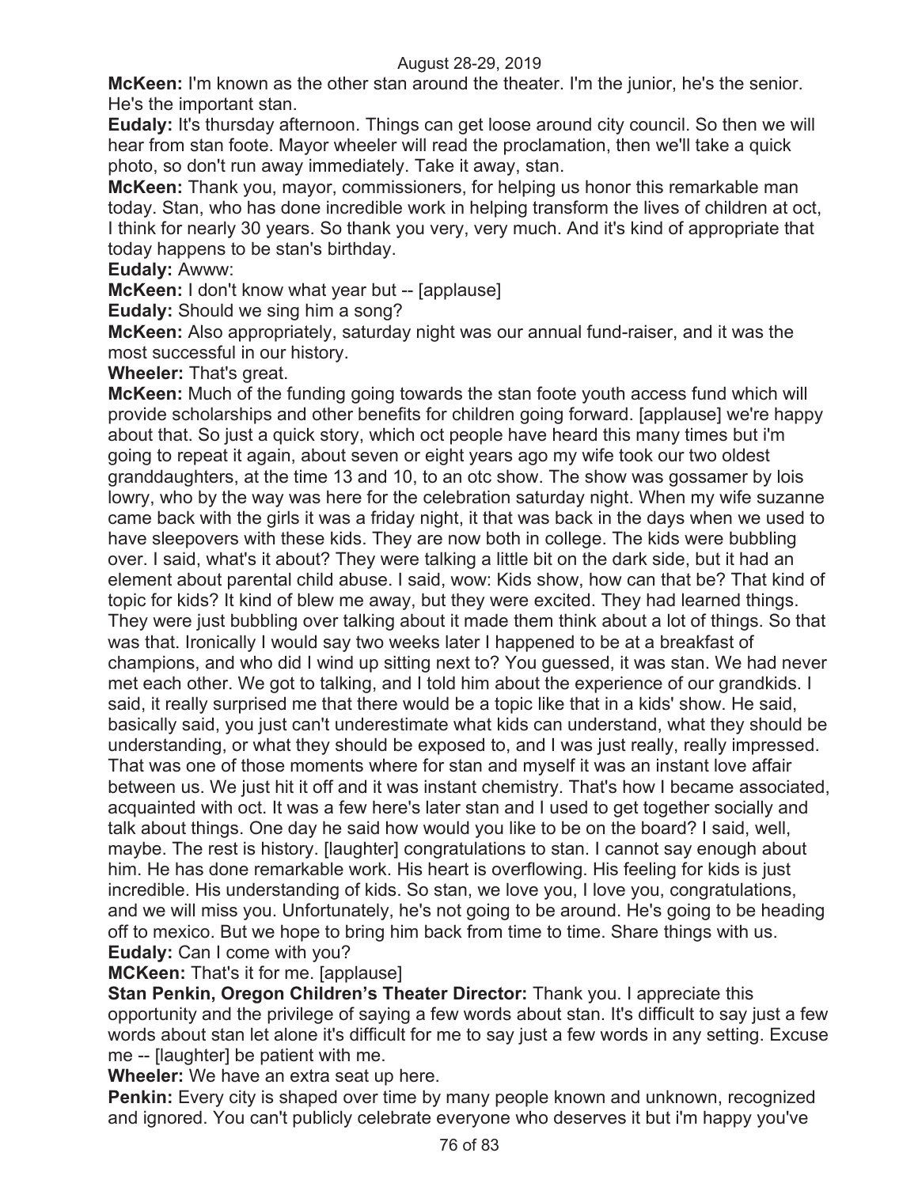**McKeen:** I'm known as the other stan around the theater. I'm the junior, he's the senior. He's the important stan.

**Eudaly:** It's thursday afternoon. Things can get loose around city council. So then we will hear from stan foote. Mayor wheeler will read the proclamation, then we'll take a quick photo, so don't run away immediately. Take it away, stan.

**McKeen:** Thank you, mayor, commissioners, for helping us honor this remarkable man today. Stan, who has done incredible work in helping transform the lives of children at oct, I think for nearly 30 years. So thank you very, very much. And it's kind of appropriate that today happens to be stan's birthday.

**Eudaly:** Awww:

**McKeen:** I don't know what year but -- [applause]

**Eudaly:** Should we sing him a song?

**McKeen:** Also appropriately, saturday night was our annual fund-raiser, and it was the most successful in our history.

**Wheeler:** That's great.

**McKeen:** Much of the funding going towards the stan foote youth access fund which will provide scholarships and other benefits for children going forward. [applause] we're happy about that. So just a quick story, which oct people have heard this many times but i'm going to repeat it again, about seven or eight years ago my wife took our two oldest granddaughters, at the time 13 and 10, to an otc show. The show was gossamer by lois lowry, who by the way was here for the celebration saturday night. When my wife suzanne came back with the girls it was a friday night, it that was back in the days when we used to have sleepovers with these kids. They are now both in college. The kids were bubbling over. I said, what's it about? They were talking a little bit on the dark side, but it had an element about parental child abuse. I said, wow: Kids show, how can that be? That kind of topic for kids? It kind of blew me away, but they were excited. They had learned things. They were just bubbling over talking about it made them think about a lot of things. So that was that. Ironically I would say two weeks later I happened to be at a breakfast of champions, and who did I wind up sitting next to? You guessed, it was stan. We had never met each other. We got to talking, and I told him about the experience of our grandkids. I said, it really surprised me that there would be a topic like that in a kids' show. He said, basically said, you just can't underestimate what kids can understand, what they should be understanding, or what they should be exposed to, and I was just really, really impressed. That was one of those moments where for stan and myself it was an instant love affair between us. We just hit it off and it was instant chemistry. That's how I became associated, acquainted with oct. It was a few here's later stan and I used to get together socially and talk about things. One day he said how would you like to be on the board? I said, well, maybe. The rest is history. [laughter] congratulations to stan. I cannot say enough about him. He has done remarkable work. His heart is overflowing. His feeling for kids is just incredible. His understanding of kids. So stan, we love you, I love you, congratulations, and we will miss you. Unfortunately, he's not going to be around. He's going to be heading off to mexico. But we hope to bring him back from time to time. Share things with us.

**Eudaly:** Can I come with you?

**MCKeen:** That's it for me. [applause]

**Stan Penkin, Oregon Children's Theater Director:** Thank you. I appreciate this opportunity and the privilege of saying a few words about stan. It's difficult to say just a few words about stan let alone it's difficult for me to say just a few words in any setting. Excuse me -- [laughter] be patient with me.

**Wheeler:** We have an extra seat up here.

**Penkin:** Every city is shaped over time by many people known and unknown, recognized and ignored. You can't publicly celebrate everyone who deserves it but i'm happy you've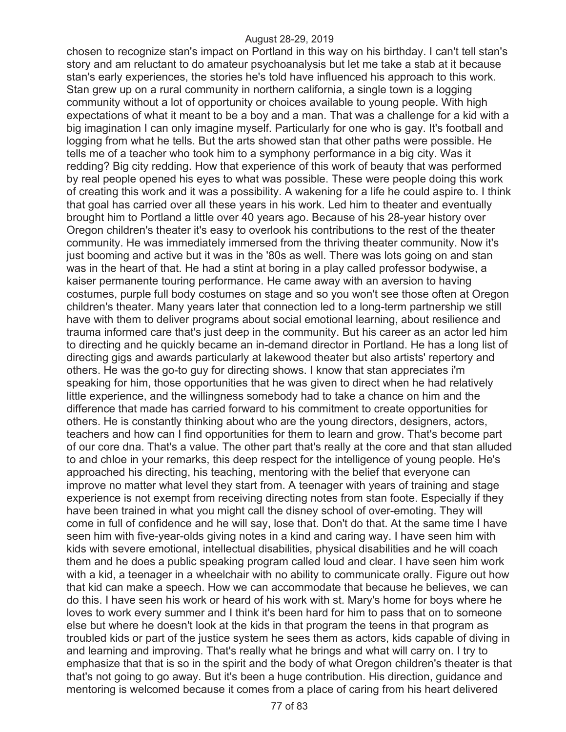chosen to recognize stan's impact on Portland in this way on his birthday. I can't tell stan's story and am reluctant to do amateur psychoanalysis but let me take a stab at it because stan's early experiences, the stories he's told have influenced his approach to this work. Stan grew up on a rural community in northern california, a single town is a logging community without a lot of opportunity or choices available to young people. With high expectations of what it meant to be a boy and a man. That was a challenge for a kid with a big imagination I can only imagine myself. Particularly for one who is gay. It's football and logging from what he tells. But the arts showed stan that other paths were possible. He tells me of a teacher who took him to a symphony performance in a big city. Was it redding? Big city redding. How that experience of this work of beauty that was performed by real people opened his eyes to what was possible. These were people doing this work of creating this work and it was a possibility. A wakening for a life he could aspire to. I think that goal has carried over all these years in his work. Led him to theater and eventually brought him to Portland a little over 40 years ago. Because of his 28-year history over Oregon children's theater it's easy to overlook his contributions to the rest of the theater community. He was immediately immersed from the thriving theater community. Now it's just booming and active but it was in the '80s as well. There was lots going on and stan was in the heart of that. He had a stint at boring in a play called professor bodywise, a kaiser permanente touring performance. He came away with an aversion to having costumes, purple full body costumes on stage and so you won't see those often at Oregon children's theater. Many years later that connection led to a long-term partnership we still have with them to deliver programs about social emotional learning, about resilience and trauma informed care that's just deep in the community. But his career as an actor led him to directing and he quickly became an in-demand director in Portland. He has a long list of directing gigs and awards particularly at lakewood theater but also artists' repertory and others. He was the go-to guy for directing shows. I know that stan appreciates i'm speaking for him, those opportunities that he was given to direct when he had relatively little experience, and the willingness somebody had to take a chance on him and the difference that made has carried forward to his commitment to create opportunities for others. He is constantly thinking about who are the young directors, designers, actors, teachers and how can I find opportunities for them to learn and grow. That's become part of our core dna. That's a value. The other part that's really at the core and that stan alluded to and chloe in your remarks, this deep respect for the intelligence of young people. He's approached his directing, his teaching, mentoring with the belief that everyone can improve no matter what level they start from. A teenager with years of training and stage experience is not exempt from receiving directing notes from stan foote. Especially if they have been trained in what you might call the disney school of over-emoting. They will come in full of confidence and he will say, lose that. Don't do that. At the same time I have seen him with five-year-olds giving notes in a kind and caring way. I have seen him with kids with severe emotional, intellectual disabilities, physical disabilities and he will coach them and he does a public speaking program called loud and clear. I have seen him work with a kid, a teenager in a wheelchair with no ability to communicate orally. Figure out how that kid can make a speech. How we can accommodate that because he believes, we can do this. I have seen his work or heard of his work with st. Mary's home for boys where he loves to work every summer and I think it's been hard for him to pass that on to someone else but where he doesn't look at the kids in that program the teens in that program as troubled kids or part of the justice system he sees them as actors, kids capable of diving in and learning and improving. That's really what he brings and what will carry on. I try to emphasize that that is so in the spirit and the body of what Oregon children's theater is that that's not going to go away. But it's been a huge contribution. His direction, guidance and mentoring is welcomed because it comes from a place of caring from his heart delivered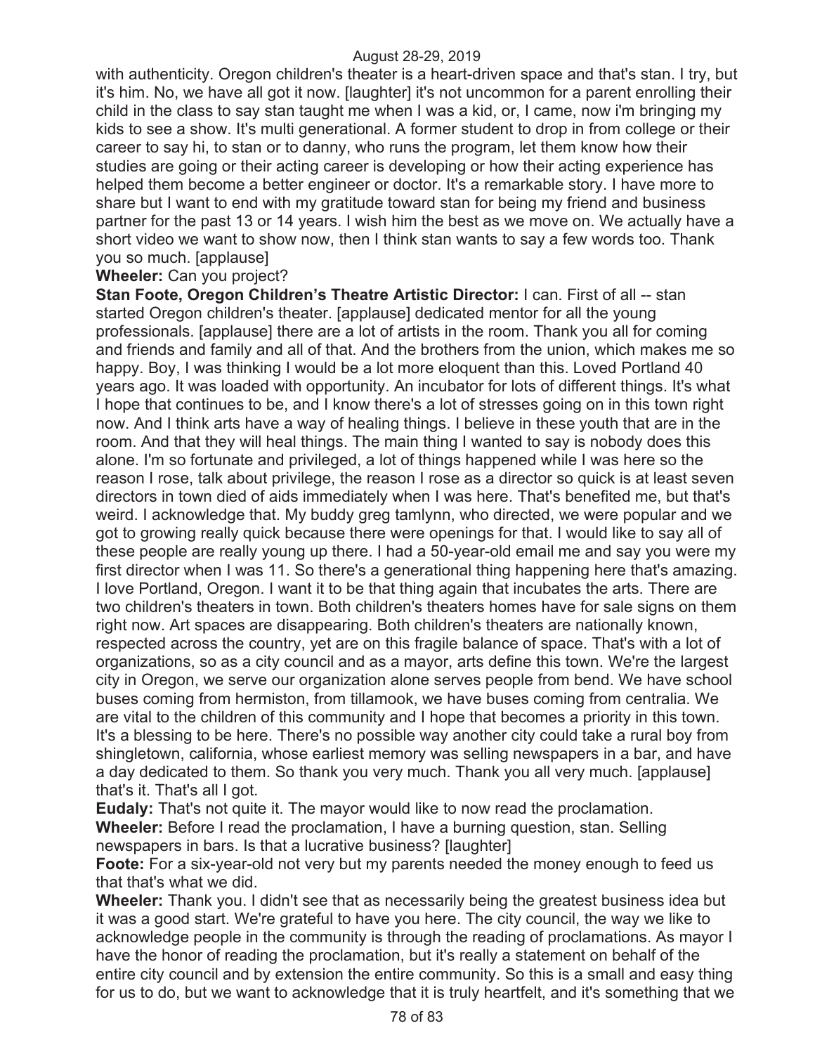with authenticity. Oregon children's theater is a heart-driven space and that's stan. I try, but it's him. No, we have all got it now. [laughter] it's not uncommon for a parent enrolling their child in the class to say stan taught me when I was a kid, or, I came, now i'm bringing my kids to see a show. It's multi generational. A former student to drop in from college or their career to say hi, to stan or to danny, who runs the program, let them know how their studies are going or their acting career is developing or how their acting experience has helped them become a better engineer or doctor. It's a remarkable story. I have more to share but I want to end with my gratitude toward stan for being my friend and business partner for the past 13 or 14 years. I wish him the best as we move on. We actually have a short video we want to show now, then I think stan wants to say a few words too. Thank you so much. [applause]

**Wheeler:** Can you project?

**Stan Foote, Oregon Children's Theatre Artistic Director:** I can. First of all -- stan started Oregon children's theater. [applause] dedicated mentor for all the young professionals. [applause] there are a lot of artists in the room. Thank you all for coming and friends and family and all of that. And the brothers from the union, which makes me so happy. Boy, I was thinking I would be a lot more eloquent than this. Loved Portland 40 years ago. It was loaded with opportunity. An incubator for lots of different things. It's what I hope that continues to be, and I know there's a lot of stresses going on in this town right now. And I think arts have a way of healing things. I believe in these youth that are in the room. And that they will heal things. The main thing I wanted to say is nobody does this alone. I'm so fortunate and privileged, a lot of things happened while I was here so the reason I rose, talk about privilege, the reason I rose as a director so quick is at least seven directors in town died of aids immediately when I was here. That's benefited me, but that's weird. I acknowledge that. My buddy greg tamlynn, who directed, we were popular and we got to growing really quick because there were openings for that. I would like to say all of these people are really young up there. I had a 50-year-old email me and say you were my first director when I was 11. So there's a generational thing happening here that's amazing. I love Portland, Oregon. I want it to be that thing again that incubates the arts. There are two children's theaters in town. Both children's theaters homes have for sale signs on them right now. Art spaces are disappearing. Both children's theaters are nationally known, respected across the country, yet are on this fragile balance of space. That's with a lot of organizations, so as a city council and as a mayor, arts define this town. We're the largest city in Oregon, we serve our organization alone serves people from bend. We have school buses coming from hermiston, from tillamook, we have buses coming from centralia. We are vital to the children of this community and I hope that becomes a priority in this town. It's a blessing to be here. There's no possible way another city could take a rural boy from shingletown, california, whose earliest memory was selling newspapers in a bar, and have a day dedicated to them. So thank you very much. Thank you all very much. [applause] that's it. That's all I got.

**Eudaly:** That's not quite it. The mayor would like to now read the proclamation.

**Wheeler:** Before I read the proclamation, I have a burning question, stan. Selling newspapers in bars. Is that a lucrative business? [laughter]

**Foote:** For a six-year-old not very but my parents needed the money enough to feed us that that's what we did.

**Wheeler:** Thank you. I didn't see that as necessarily being the greatest business idea but it was a good start. We're grateful to have you here. The city council, the way we like to acknowledge people in the community is through the reading of proclamations. As mayor I have the honor of reading the proclamation, but it's really a statement on behalf of the entire city council and by extension the entire community. So this is a small and easy thing for us to do, but we want to acknowledge that it is truly heartfelt, and it's something that we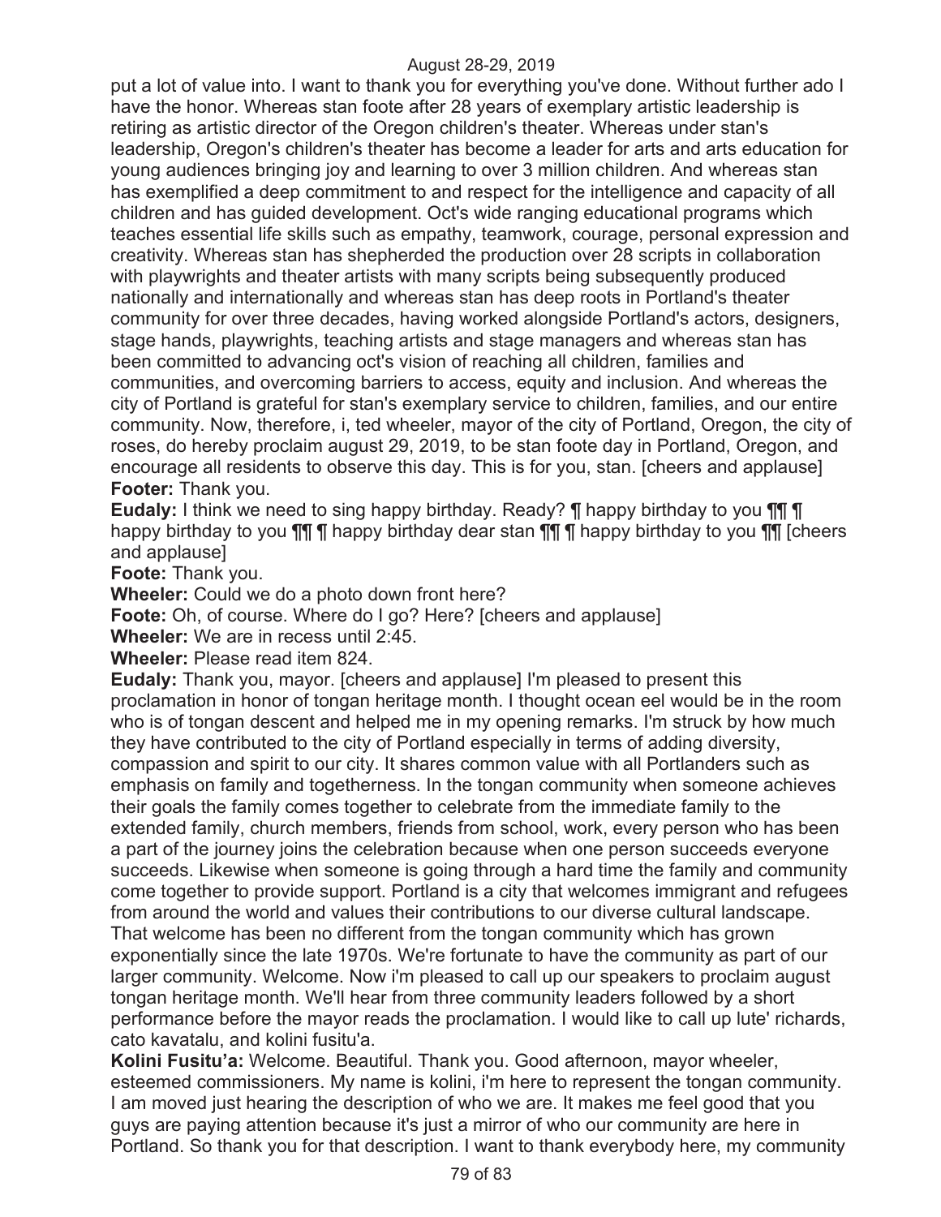put a lot of value into. I want to thank you for everything you've done. Without further ado I have the honor. Whereas stan foote after 28 years of exemplary artistic leadership is retiring as artistic director of the Oregon children's theater. Whereas under stan's leadership, Oregon's children's theater has become a leader for arts and arts education for young audiences bringing joy and learning to over 3 million children. And whereas stan has exemplified a deep commitment to and respect for the intelligence and capacity of all children and has guided development. Oct's wide ranging educational programs which teaches essential life skills such as empathy, teamwork, courage, personal expression and creativity. Whereas stan has shepherded the production over 28 scripts in collaboration with playwrights and theater artists with many scripts being subsequently produced nationally and internationally and whereas stan has deep roots in Portland's theater community for over three decades, having worked alongside Portland's actors, designers, stage hands, playwrights, teaching artists and stage managers and whereas stan has been committed to advancing oct's vision of reaching all children, families and communities, and overcoming barriers to access, equity and inclusion. And whereas the city of Portland is grateful for stan's exemplary service to children, families, and our entire community. Now, therefore, i, ted wheeler, mayor of the city of Portland, Oregon, the city of roses, do hereby proclaim august 29, 2019, to be stan foote day in Portland, Oregon, and encourage all residents to observe this day. This is for you, stan. [cheers and applause]

**Footer:** Thank you.

**Eudaly:** I think we need to sing happy birthday. Ready? ¶ happy birthday to you ¶¶ ¶ happy birthday to you ¶¶ ¶ happy birthday dear stan ¶¶ ¶ happy birthday to you ¶¶ [cheers and applause]

**Foote:** Thank you.

**Wheeler:** Could we do a photo down front here?

**Foote:** Oh, of course. Where do I go? Here? [cheers and applause]

**Wheeler:** We are in recess until 2:45.

**Wheeler:** Please read item 824.

**Eudaly:** Thank you, mayor. [cheers and applause] I'm pleased to present this proclamation in honor of tongan heritage month. I thought ocean eel would be in the room who is of tongan descent and helped me in my opening remarks. I'm struck by how much they have contributed to the city of Portland especially in terms of adding diversity, compassion and spirit to our city. It shares common value with all Portlanders such as emphasis on family and togetherness. In the tongan community when someone achieves their goals the family comes together to celebrate from the immediate family to the extended family, church members, friends from school, work, every person who has been a part of the journey joins the celebration because when one person succeeds everyone succeeds. Likewise when someone is going through a hard time the family and community come together to provide support. Portland is a city that welcomes immigrant and refugees from around the world and values their contributions to our diverse cultural landscape. That welcome has been no different from the tongan community which has grown exponentially since the late 1970s. We're fortunate to have the community as part of our larger community. Welcome. Now i'm pleased to call up our speakers to proclaim august tongan heritage month. We'll hear from three community leaders followed by a short performance before the mayor reads the proclamation. I would like to call up lute' richards, cato kavatalu, and kolini fusitu'a.

**Kolini Fusitu'a:** Welcome. Beautiful. Thank you. Good afternoon, mayor wheeler, esteemed commissioners. My name is kolini, i'm here to represent the tongan community. I am moved just hearing the description of who we are. It makes me feel good that you guys are paying attention because it's just a mirror of who our community are here in Portland. So thank you for that description. I want to thank everybody here, my community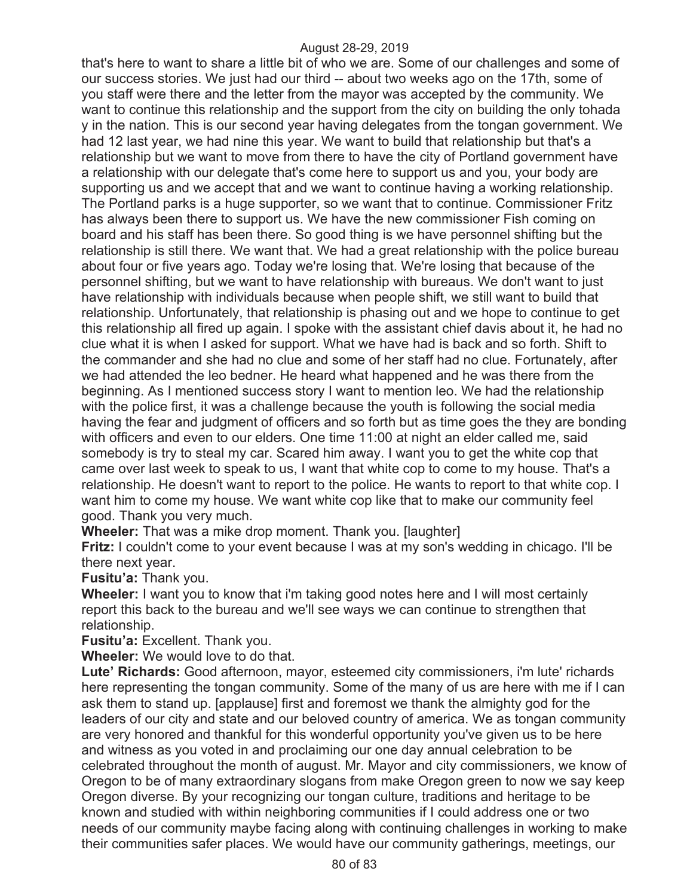that's here to want to share a little bit of who we are. Some of our challenges and some of our success stories. We just had our third -- about two weeks ago on the 17th, some of you staff were there and the letter from the mayor was accepted by the community. We want to continue this relationship and the support from the city on building the only tohada y in the nation. This is our second year having delegates from the tongan government. We had 12 last year, we had nine this year. We want to build that relationship but that's a relationship but we want to move from there to have the city of Portland government have a relationship with our delegate that's come here to support us and you, your body are supporting us and we accept that and we want to continue having a working relationship. The Portland parks is a huge supporter, so we want that to continue. Commissioner Fritz has always been there to support us. We have the new commissioner Fish coming on board and his staff has been there. So good thing is we have personnel shifting but the relationship is still there. We want that. We had a great relationship with the police bureau about four or five years ago. Today we're losing that. We're losing that because of the personnel shifting, but we want to have relationship with bureaus. We don't want to just have relationship with individuals because when people shift, we still want to build that relationship. Unfortunately, that relationship is phasing out and we hope to continue to get this relationship all fired up again. I spoke with the assistant chief davis about it, he had no clue what it is when I asked for support. What we have had is back and so forth. Shift to the commander and she had no clue and some of her staff had no clue. Fortunately, after we had attended the leo bedner. He heard what happened and he was there from the beginning. As I mentioned success story I want to mention leo. We had the relationship with the police first, it was a challenge because the youth is following the social media having the fear and judgment of officers and so forth but as time goes the they are bonding with officers and even to our elders. One time 11:00 at night an elder called me, said somebody is try to steal my car. Scared him away. I want you to get the white cop that came over last week to speak to us, I want that white cop to come to my house. That's a relationship. He doesn't want to report to the police. He wants to report to that white cop. I want him to come my house. We want white cop like that to make our community feel good. Thank you very much.

**Wheeler:** That was a mike drop moment. Thank you. [laughter]

**Fritz:** I couldn't come to your event because I was at my son's wedding in chicago. I'll be there next year.

**Fusitu'a:** Thank you.

**Wheeler:** I want you to know that i'm taking good notes here and I will most certainly report this back to the bureau and we'll see ways we can continue to strengthen that relationship.

**Fusitu'a:** Excellent. Thank you.

**Wheeler:** We would love to do that.

**Lute' Richards:** Good afternoon, mayor, esteemed city commissioners, i'm lute' richards here representing the tongan community. Some of the many of us are here with me if I can ask them to stand up. [applause] first and foremost we thank the almighty god for the leaders of our city and state and our beloved country of america. We as tongan community are very honored and thankful for this wonderful opportunity you've given us to be here and witness as you voted in and proclaiming our one day annual celebration to be celebrated throughout the month of august. Mr. Mayor and city commissioners, we know of Oregon to be of many extraordinary slogans from make Oregon green to now we say keep Oregon diverse. By your recognizing our tongan culture, traditions and heritage to be known and studied with within neighboring communities if I could address one or two needs of our community maybe facing along with continuing challenges in working to make their communities safer places. We would have our community gatherings, meetings, our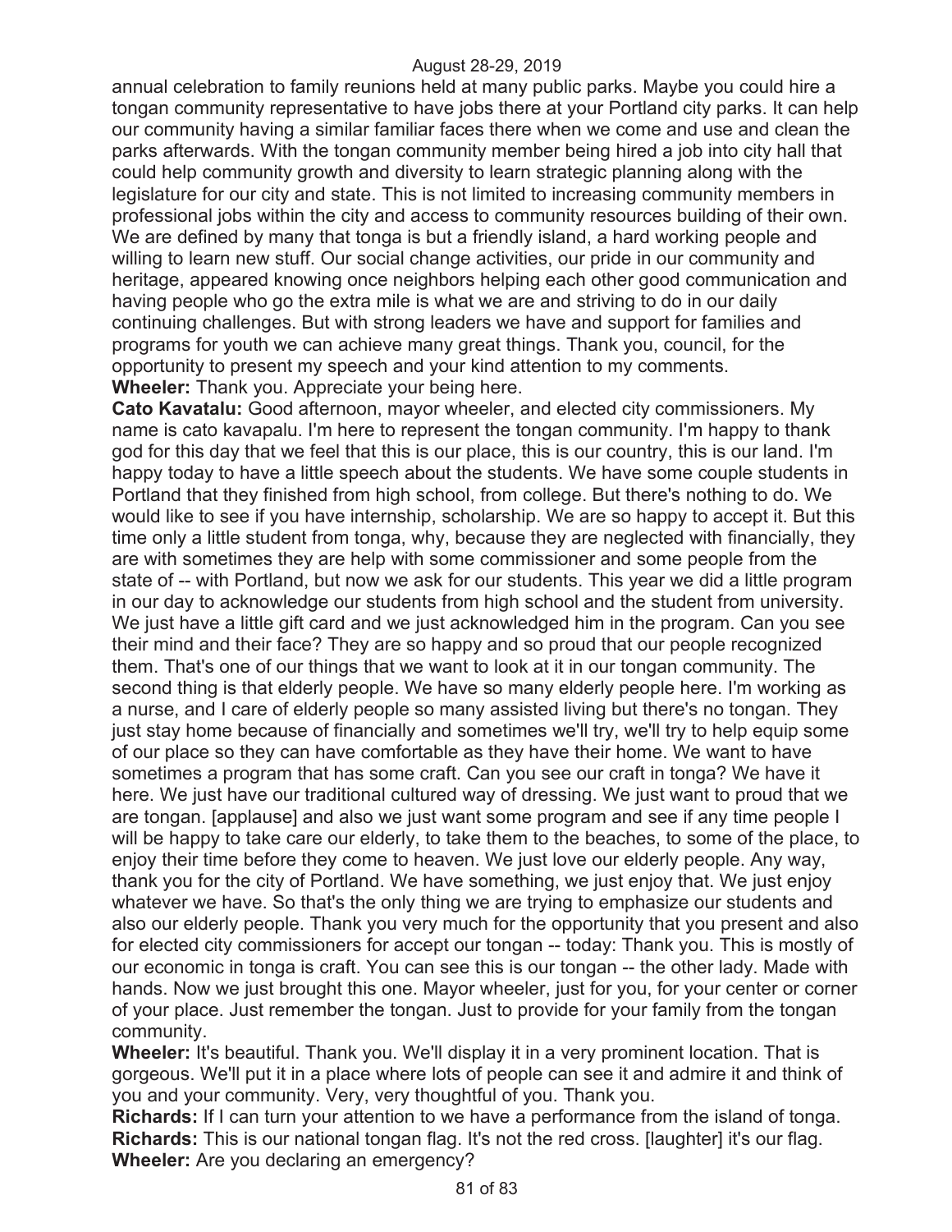annual celebration to family reunions held at many public parks. Maybe you could hire a tongan community representative to have jobs there at your Portland city parks. It can help our community having a similar familiar faces there when we come and use and clean the parks afterwards. With the tongan community member being hired a job into city hall that could help community growth and diversity to learn strategic planning along with the legislature for our city and state. This is not limited to increasing community members in professional jobs within the city and access to community resources building of their own. We are defined by many that tonga is but a friendly island, a hard working people and willing to learn new stuff. Our social change activities, our pride in our community and heritage, appeared knowing once neighbors helping each other good communication and having people who go the extra mile is what we are and striving to do in our daily continuing challenges. But with strong leaders we have and support for families and programs for youth we can achieve many great things. Thank you, council, for the opportunity to present my speech and your kind attention to my comments.

**Wheeler:** Thank you. Appreciate your being here.

**Cato Kavatalu:** Good afternoon, mayor wheeler, and elected city commissioners. My name is cato kavapalu. I'm here to represent the tongan community. I'm happy to thank god for this day that we feel that this is our place, this is our country, this is our land. I'm happy today to have a little speech about the students. We have some couple students in Portland that they finished from high school, from college. But there's nothing to do. We would like to see if you have internship, scholarship. We are so happy to accept it. But this time only a little student from tonga, why, because they are neglected with financially, they are with sometimes they are help with some commissioner and some people from the state of -- with Portland, but now we ask for our students. This year we did a little program in our day to acknowledge our students from high school and the student from university. We just have a little gift card and we just acknowledged him in the program. Can you see their mind and their face? They are so happy and so proud that our people recognized them. That's one of our things that we want to look at it in our tongan community. The second thing is that elderly people. We have so many elderly people here. I'm working as a nurse, and I care of elderly people so many assisted living but there's no tongan. They just stay home because of financially and sometimes we'll try, we'll try to help equip some of our place so they can have comfortable as they have their home. We want to have sometimes a program that has some craft. Can you see our craft in tonga? We have it here. We just have our traditional cultured way of dressing. We just want to proud that we are tongan. [applause] and also we just want some program and see if any time people I will be happy to take care our elderly, to take them to the beaches, to some of the place, to enjoy their time before they come to heaven. We just love our elderly people. Any way, thank you for the city of Portland. We have something, we just enjoy that. We just enjoy whatever we have. So that's the only thing we are trying to emphasize our students and also our elderly people. Thank you very much for the opportunity that you present and also for elected city commissioners for accept our tongan -- today: Thank you. This is mostly of our economic in tonga is craft. You can see this is our tongan -- the other lady. Made with hands. Now we just brought this one. Mayor wheeler, just for you, for your center or corner of your place. Just remember the tongan. Just to provide for your family from the tongan community.

**Wheeler:** It's beautiful. Thank you. We'll display it in a very prominent location. That is gorgeous. We'll put it in a place where lots of people can see it and admire it and think of you and your community. Very, very thoughtful of you. Thank you.

**Richards:** If I can turn your attention to we have a performance from the island of tonga.

**Richards:** This is our national tongan flag. It's not the red cross. [laughter] it's our flag.

**Wheeler:** Are you declaring an emergency?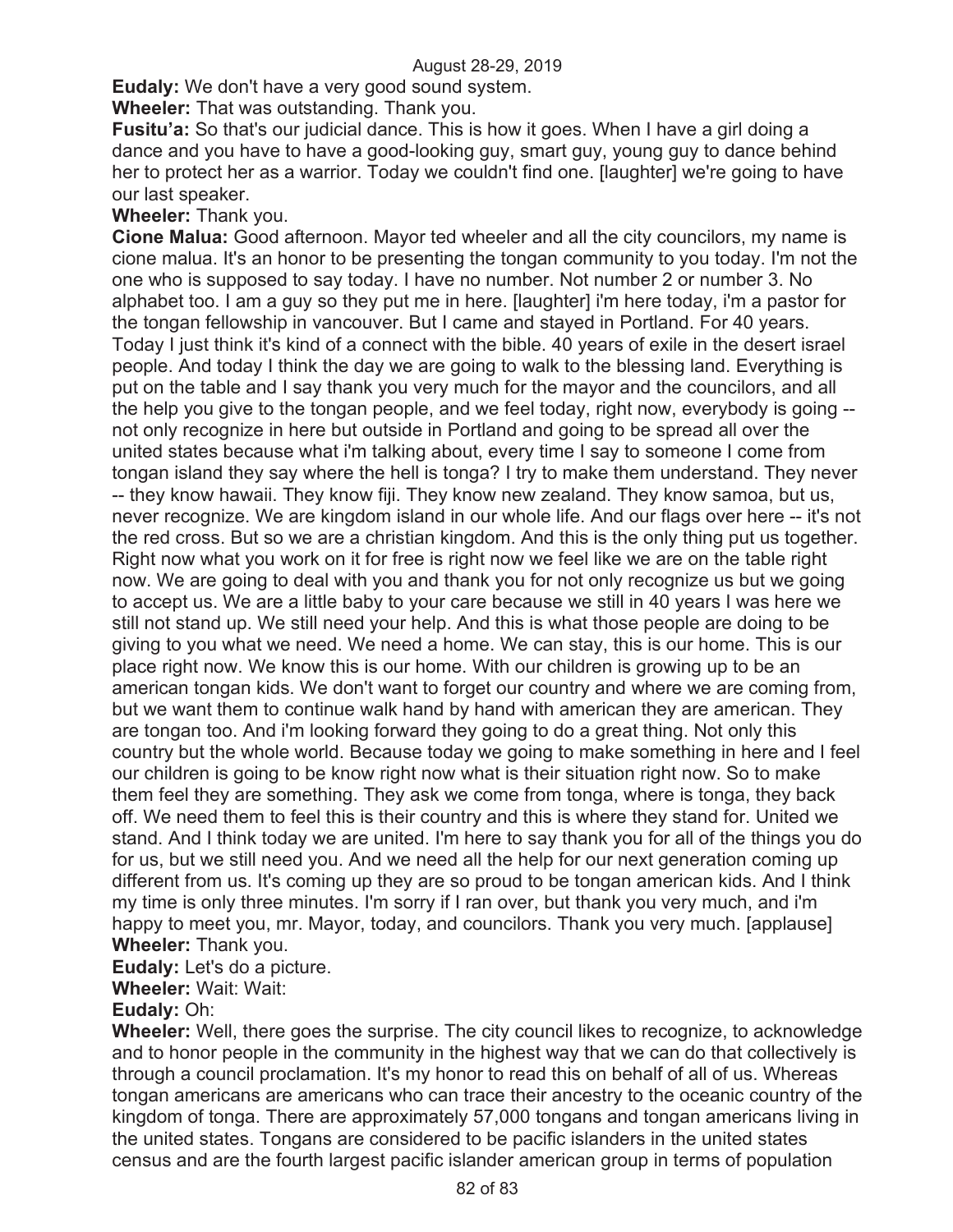**Eudaly:** We don't have a very good sound system.

**Wheeler:** That was outstanding. Thank you.

**Fusitu'a:** So that's our judicial dance. This is how it goes. When I have a girl doing a dance and you have to have a good-looking guy, smart guy, young guy to dance behind her to protect her as a warrior. Today we couldn't find one. [laughter] we're going to have our last speaker.

**Wheeler:** Thank you.

**Cione Malua:** Good afternoon. Mayor ted wheeler and all the city councilors, my name is cione malua. It's an honor to be presenting the tongan community to you today. I'm not the one who is supposed to say today. I have no number. Not number 2 or number 3. No alphabet too. I am a guy so they put me in here. [laughter] i'm here today, i'm a pastor for the tongan fellowship in vancouver. But I came and stayed in Portland. For 40 years. Today I just think it's kind of a connect with the bible. 40 years of exile in the desert israel people. And today I think the day we are going to walk to the blessing land. Everything is put on the table and I say thank you very much for the mayor and the councilors, and all the help you give to the tongan people, and we feel today, right now, everybody is going -- not only recognize in here but outside in Portland and going to be spread all over the united states because what i'm talking about, every time I say to someone I come from tongan island they say where the hell is tonga? I try to make them understand. They never -- they know hawaii. They know fiji. They know new zealand. They know samoa, but us, never recognize. We are kingdom island in our whole life. And our flags over here -- it's not the red cross. But so we are a christian kingdom. And this is the only thing put us together. Right now what you work on it for free is right now we feel like we are on the table right now. We are going to deal with you and thank you for not only recognize us but we going to accept us. We are a little baby to your care because we still in 40 years I was here we still not stand up. We still need your help. And this is what those people are doing to be giving to you what we need. We need a home. We can stay, this is our home. This is our place right now. We know this is our home. With our children is growing up to be an american tongan kids. We don't want to forget our country and where we are coming from, but we want them to continue walk hand by hand with american they are american. They are tongan too. And i'm looking forward they going to do a great thing. Not only this country but the whole world. Because today we going to make something in here and I feel our children is going to be know right now what is their situation right now. So to make them feel they are something. They ask we come from tonga, where is tonga, they back off. We need them to feel this is their country and this is where they stand for. United we stand. And I think today we are united. I'm here to say thank you for all of the things you do for us, but we still need you. And we need all the help for our next generation coming up different from us. It's coming up they are so proud to be tongan american kids. And I think my time is only three minutes. I'm sorry if I ran over, but thank you very much, and i'm happy to meet you, mr. Mayor, today, and councilors. Thank you very much. [applause]

**Wheeler:** Thank you.

**Eudaly:** Let's do a picture.

**Wheeler:** Wait: Wait:

**Eudaly:** Oh:

**Wheeler:** Well, there goes the surprise. The city council likes to recognize, to acknowledge and to honor people in the community in the highest way that we can do that collectively is through a council proclamation. It's my honor to read this on behalf of all of us. Whereas tongan americans are americans who can trace their ancestry to the oceanic country of the kingdom of tonga. There are approximately 57,000 tongans and tongan americans living in the united states. Tongans are considered to be pacific islanders in the united states census and are the fourth largest pacific islander american group in terms of population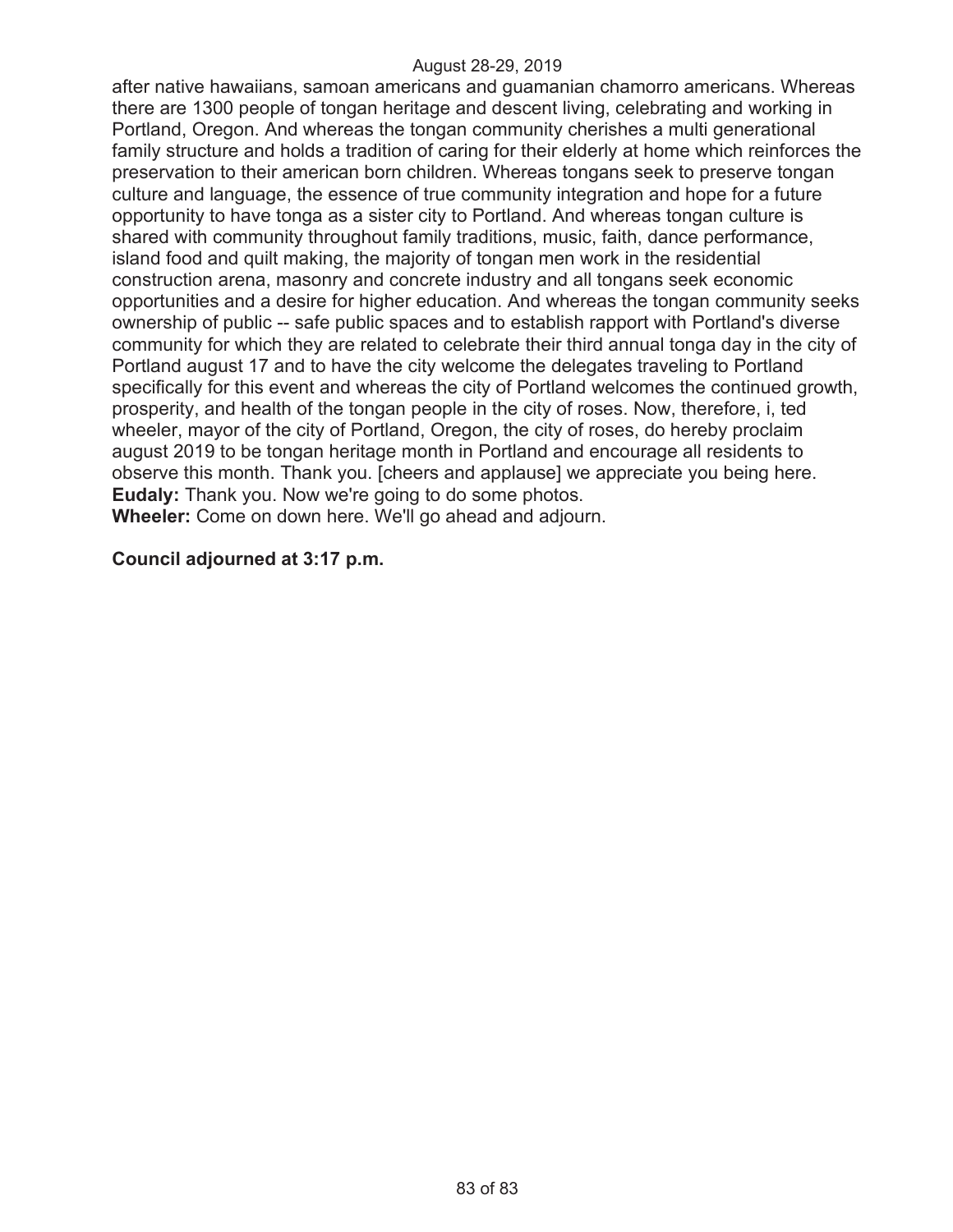after native hawaiians, samoan americans and guamanian chamorro americans. Whereas there are 1300 people of tongan heritage and descent living, celebrating and working in Portland, Oregon. And whereas the tongan community cherishes a multi generational family structure and holds a tradition of caring for their elderly at home which reinforces the preservation to their american born children. Whereas tongans seek to preserve tongan culture and language, the essence of true community integration and hope for a future opportunity to have tonga as a sister city to Portland. And whereas tongan culture is shared with community throughout family traditions, music, faith, dance performance, island food and quilt making, the majority of tongan men work in the residential construction arena, masonry and concrete industry and all tongans seek economic opportunities and a desire for higher education. And whereas the tongan community seeks ownership of public -- safe public spaces and to establish rapport with Portland's diverse community for which they are related to celebrate their third annual tonga day in the city of Portland august 17 and to have the city welcome the delegates traveling to Portland specifically for this event and whereas the city of Portland welcomes the continued growth, prosperity, and health of the tongan people in the city of roses. Now, therefore, i, ted wheeler, mayor of the city of Portland, Oregon, the city of roses, do hereby proclaim august 2019 to be tongan heritage month in Portland and encourage all residents to observe this month. Thank you. [cheers and applause] we appreciate you being here.
**Eudaly:** Thank you. Now we're going to do some photos.
**Wheeler:** Come on down here. We'll go ahead and adjourn.

**Council adjourned at 3:17 p.m.**